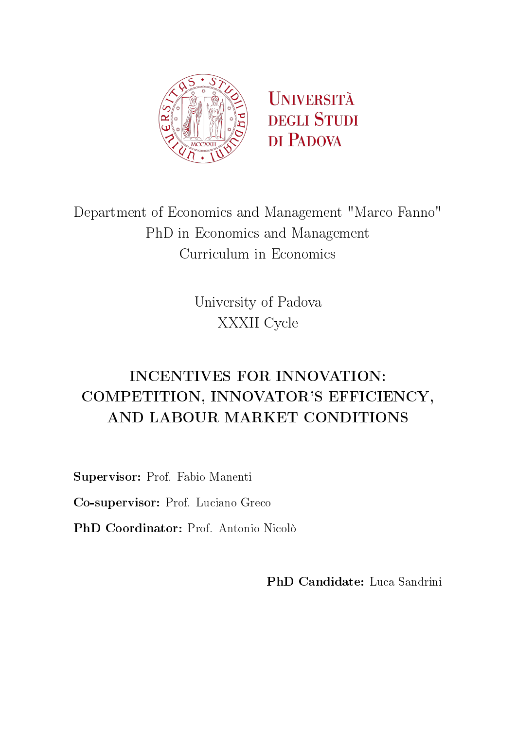Università degli Studi di Padova

Department of Economics and Management "Marco Fanno"
PhD in Economics and Management
Curriculum in Economics

University of Padova
XXXII Cycle

# INCENTIVES FOR INNOVATION: COMPETITION, INNOVATOR'S EFFICIENCY, AND LABOUR MARKET CONDITIONS

**Supervisor:** Prof. Fabio Manenti

**Co-supervisor:** Prof. Luciano Greco

**PhD Coordinator:** Prof. Antonio Nicolò

**PhD Candidate:** Luca Sandrini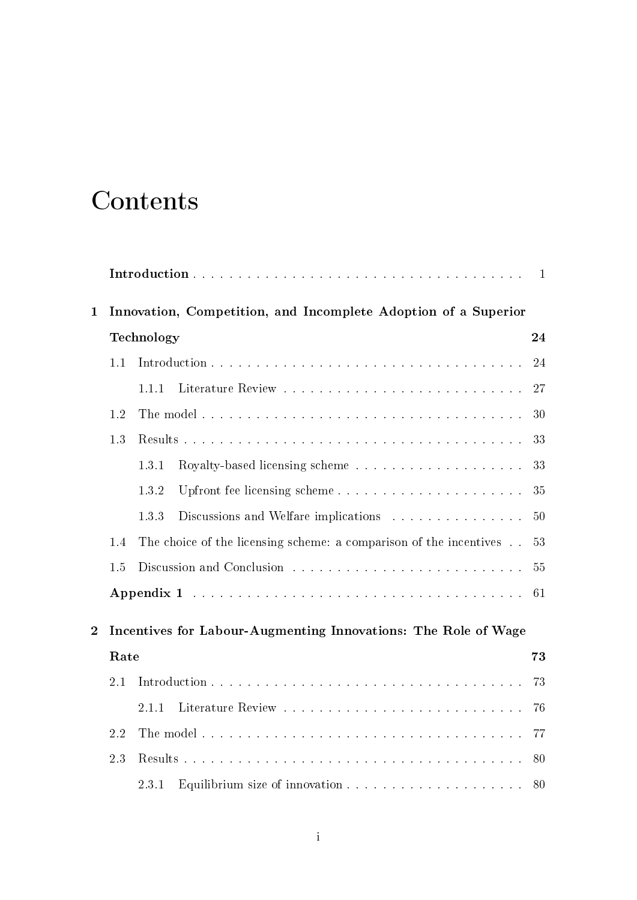# Contents

**Introduction** . . . . . . . . . . . . . . . . . . . . . . . . . . . . . . . . . . . . . 1

**1 Innovation, Competition, and Incomplete Adoption of a Superior Technology** **24**

1.1 Introduction . . . . . . . . . . . . . . . . . . . . . . . . . . . . . . . . . . . . 24

1.1.1 Literature Review . . . . . . . . . . . . . . . . . . . . . . . . . . . 27

1.2 The model . . . . . . . . . . . . . . . . . . . . . . . . . . . . . . . . . . . . 30

1.3 Results . . . . . . . . . . . . . . . . . . . . . . . . . . . . . . . . . . . . . . 33

1.3.1 Royalty-based licensing scheme . . . . . . . . . . . . . . . . . . . . 33

1.3.2 Upfront fee licensing scheme . . . . . . . . . . . . . . . . . . . . . . 35

1.3.3 Discussions and Welfare implications . . . . . . . . . . . . . . . . 50

1.4 The choice of the licensing scheme: a comparison of the incentives . . 53

1.5 Discussion and Conclusion . . . . . . . . . . . . . . . . . . . . . . . . . . 55

**Appendix 1** . . . . . . . . . . . . . . . . . . . . . . . . . . . . . . . . . . . . . 61

**2 Incentives for Labour-Augmenting Innovations: The Role of Wage Rate** **73**

2.1 Introduction . . . . . . . . . . . . . . . . . . . . . . . . . . . . . . . . . . . . 73

2.1.1 Literature Review . . . . . . . . . . . . . . . . . . . . . . . . . . . 76

2.2 The model . . . . . . . . . . . . . . . . . . . . . . . . . . . . . . . . . . . . 77

2.3 Results . . . . . . . . . . . . . . . . . . . . . . . . . . . . . . . . . . . . . . 80

2.3.1 Equilibrium size of innovation . . . . . . . . . . . . . . . . . . . . . 80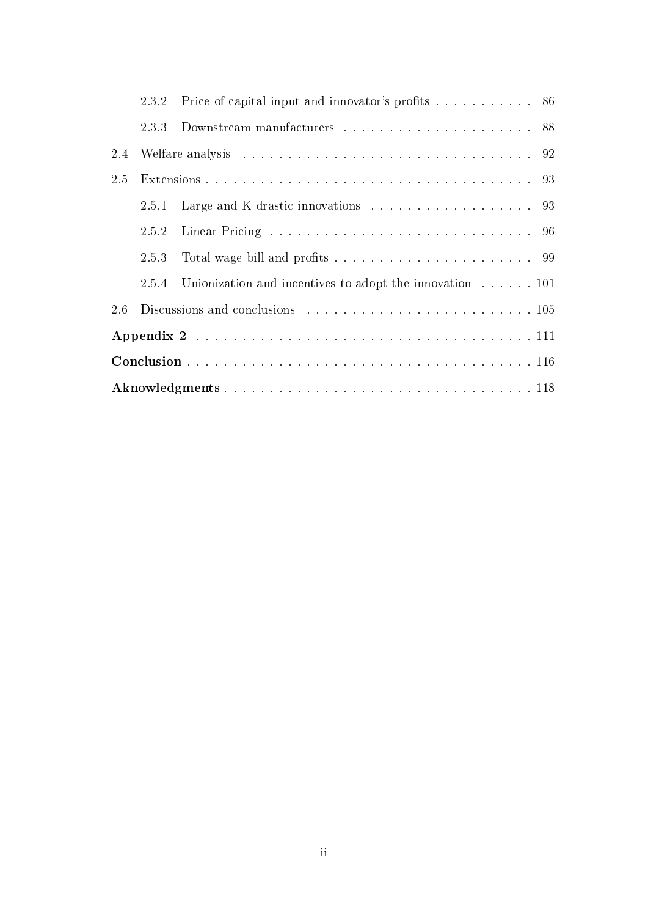- 2.3.2 Price of capital input and innovator's profits . . . . . . . . . . . . 86
- 2.3.3 Downstream manufacturers . . . . . . . . . . . . . . . . . . . . . . 88

2.4 Welfare analysis . . . . . . . . . . . . . . . . . . . . . . . . . . . . . . 92

2.5 Extensions . . . . . . . . . . . . . . . . . . . . . . . . . . . . . . . . . 93

- 2.5.1 Large and K-drastic innovations . . . . . . . . . . . . . . . . . . . 93
- 2.5.2 Linear Pricing . . . . . . . . . . . . . . . . . . . . . . . . . . . . . 96
- 2.5.3 Total wage bill and profits . . . . . . . . . . . . . . . . . . . . . . 99
- 2.5.4 Unionization and incentives to adopt the innovation . . . . . . 101

2.6 Discussions and conclusions . . . . . . . . . . . . . . . . . . . . . . . . 105

**Appendix 2** . . . . . . . . . . . . . . . . . . . . . . . . . . . . . . . . . 111

**Conclusion** . . . . . . . . . . . . . . . . . . . . . . . . . . . . . . . . . 116

**Aknowledgments** . . . . . . . . . . . . . . . . . . . . . . . . . . . . . . 118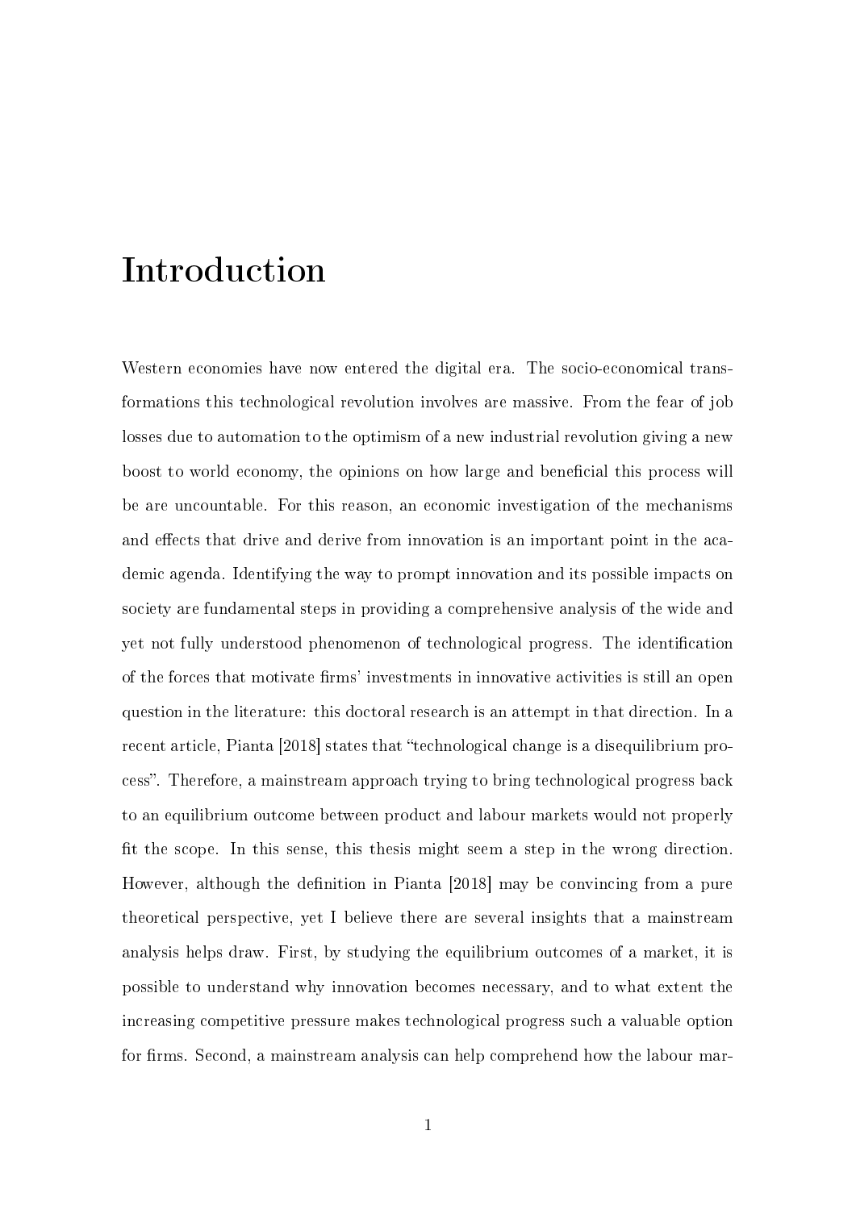# Introduction

Western economies have now entered the digital era. The socio-economical transformations this technological revolution involves are massive. From the fear of job losses due to automation to the optimism of a new industrial revolution giving a new boost to world economy, the opinions on how large and beneficial this process will be are uncountable. For this reason, an economic investigation of the mechanisms and effects that drive and derive from innovation is an important point in the academic agenda. Identifying the way to prompt innovation and its possible impacts on society are fundamental steps in providing a comprehensive analysis of the wide and yet not fully understood phenomenon of technological progress. The identification of the forces that motivate firms' investments in innovative activities is still an open question in the literature: this doctoral research is an attempt in that direction. In a recent article, Pianta [2018] states that "technological change is a disequilibrium process". Therefore, a mainstream approach trying to bring technological progress back to an equilibrium outcome between product and labour markets would not properly fit the scope. In this sense, this thesis might seem a step in the wrong direction. However, although the definition in Pianta [2018] may be convincing from a pure theoretical perspective, yet I believe there are several insights that a mainstream analysis helps draw. First, by studying the equilibrium outcomes of a market, it is possible to understand why innovation becomes necessary, and to what extent the increasing competitive pressure makes technological progress such a valuable option for firms. Second, a mainstream analysis can help comprehend how the labour mar-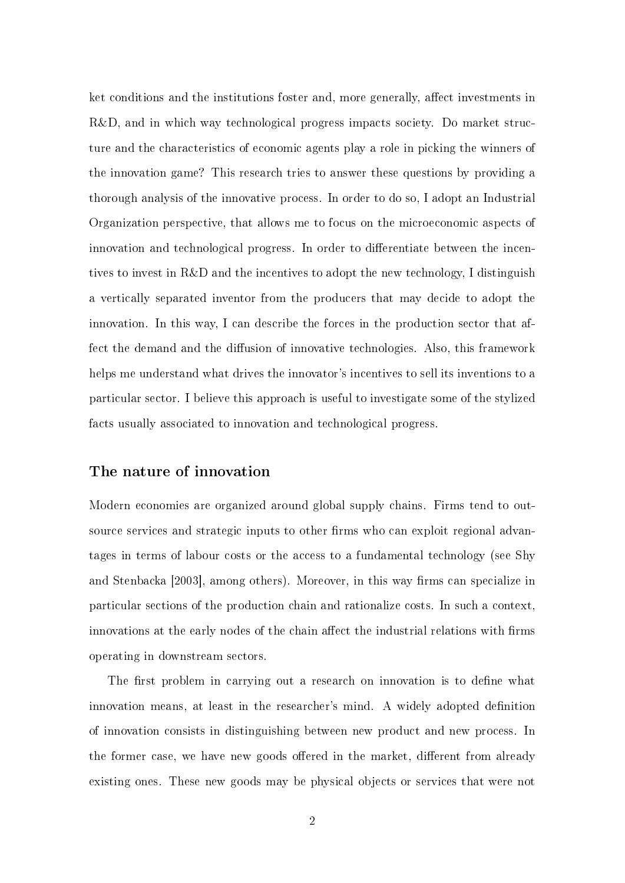ket conditions and the institutions foster and, more generally, affect investments in R&D, and in which way technological progress impacts society. Do market structure and the characteristics of economic agents play a role in picking the winners of the innovation game? This research tries to answer these questions by providing a thorough analysis of the innovative process. In order to do so, I adopt an Industrial Organization perspective, that allows me to focus on the microeconomic aspects of innovation and technological progress. In order to differentiate between the incentives to invest in R&D and the incentives to adopt the new technology, I distinguish a vertically separated inventor from the producers that may decide to adopt the innovation. In this way, I can describe the forces in the production sector that affect the demand and the diffusion of innovative technologies. Also, this framework helps me understand what drives the innovator's incentives to sell its inventions to a particular sector. I believe this approach is useful to investigate some of the stylized facts usually associated to innovation and technological progress.

## The nature of innovation

Modern economies are organized around global supply chains. Firms tend to outsource services and strategic inputs to other firms who can exploit regional advantages in terms of labour costs or the access to a fundamental technology (see Shy and Stenbacka [2003], among others). Moreover, in this way firms can specialize in particular sections of the production chain and rationalize costs. In such a context, innovations at the early nodes of the chain affect the industrial relations with firms operating in downstream sectors.

The first problem in carrying out a research on innovation is to define what innovation means, at least in the researcher's mind. A widely adopted definition of innovation consists in distinguishing between new product and new process. In the former case, we have new goods offered in the market, different from already existing ones. These new goods may be physical objects or services that were not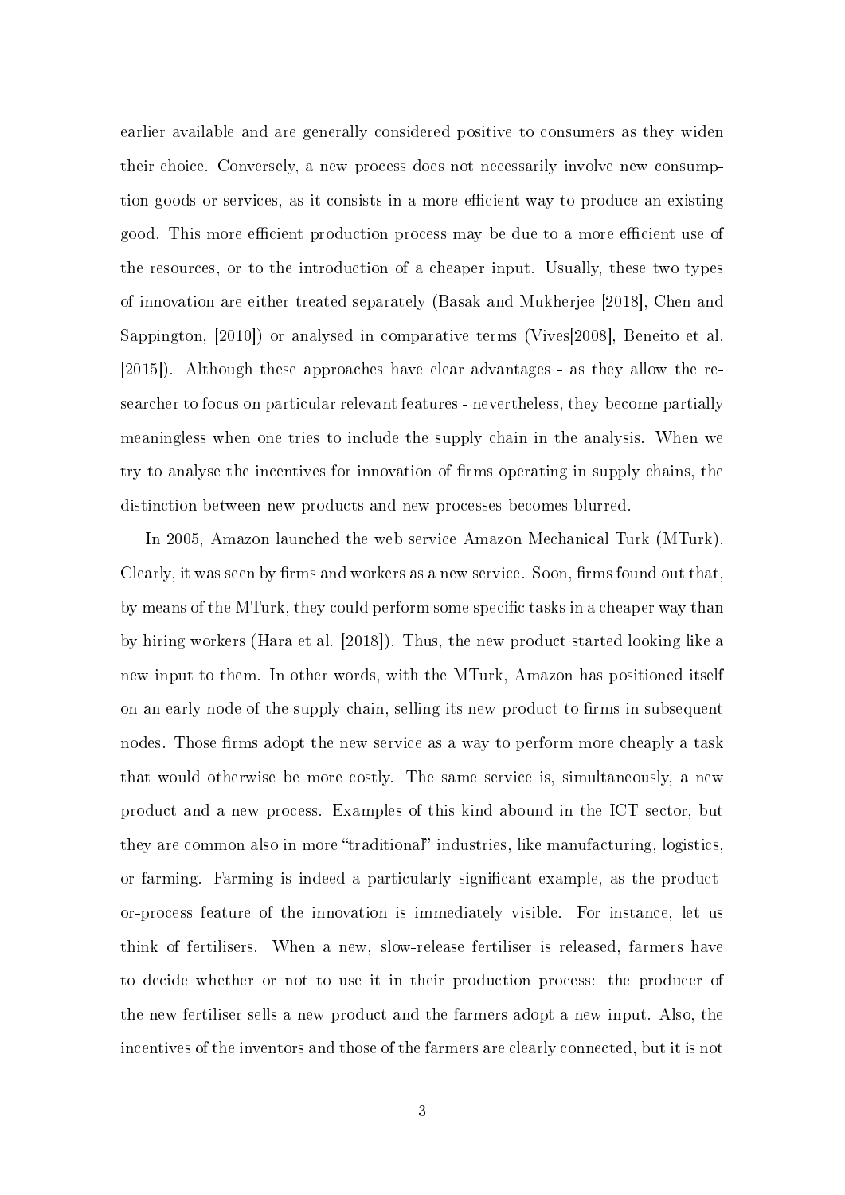earlier available and are generally considered positive to consumers as they widen their choice. Conversely, a new process does not necessarily involve new consumption goods or services, as it consists in a more efficient way to produce an existing good. This more efficient production process may be due to a more efficient use of the resources, or to the introduction of a cheaper input. Usually, these two types of innovation are either treated separately (Basak and Mukherjee [2018], Chen and Sappington, [2010]) or analysed in comparative terms (Vives[2008], Beneito et al. [2015]). Although these approaches have clear advantages - as they allow the researcher to focus on particular relevant features - nevertheless, they become partially meaningless when one tries to include the supply chain in the analysis. When we try to analyse the incentives for innovation of firms operating in supply chains, the distinction between new products and new processes becomes blurred.

In 2005, Amazon launched the web service Amazon Mechanical Turk (MTurk). Clearly, it was seen by firms and workers as a new service. Soon, firms found out that, by means of the MTurk, they could perform some specific tasks in a cheaper way than by hiring workers (Hara et al. [2018]). Thus, the new product started looking like a new input to them. In other words, with the MTurk, Amazon has positioned itself on an early node of the supply chain, selling its new product to firms in subsequent nodes. Those firms adopt the new service as a way to perform more cheaply a task that would otherwise be more costly. The same service is, simultaneously, a new product and a new process. Examples of this kind abound in the ICT sector, but they are common also in more "traditional" industries, like manufacturing, logistics, or farming. Farming is indeed a particularly significant example, as the product-or-process feature of the innovation is immediately visible. For instance, let us think of fertilisers. When a new, slow-release fertiliser is released, farmers have to decide whether or not to use it in their production process: the producer of the new fertiliser sells a new product and the farmers adopt a new input. Also, the incentives of the inventors and those of the farmers are clearly connected, but it is not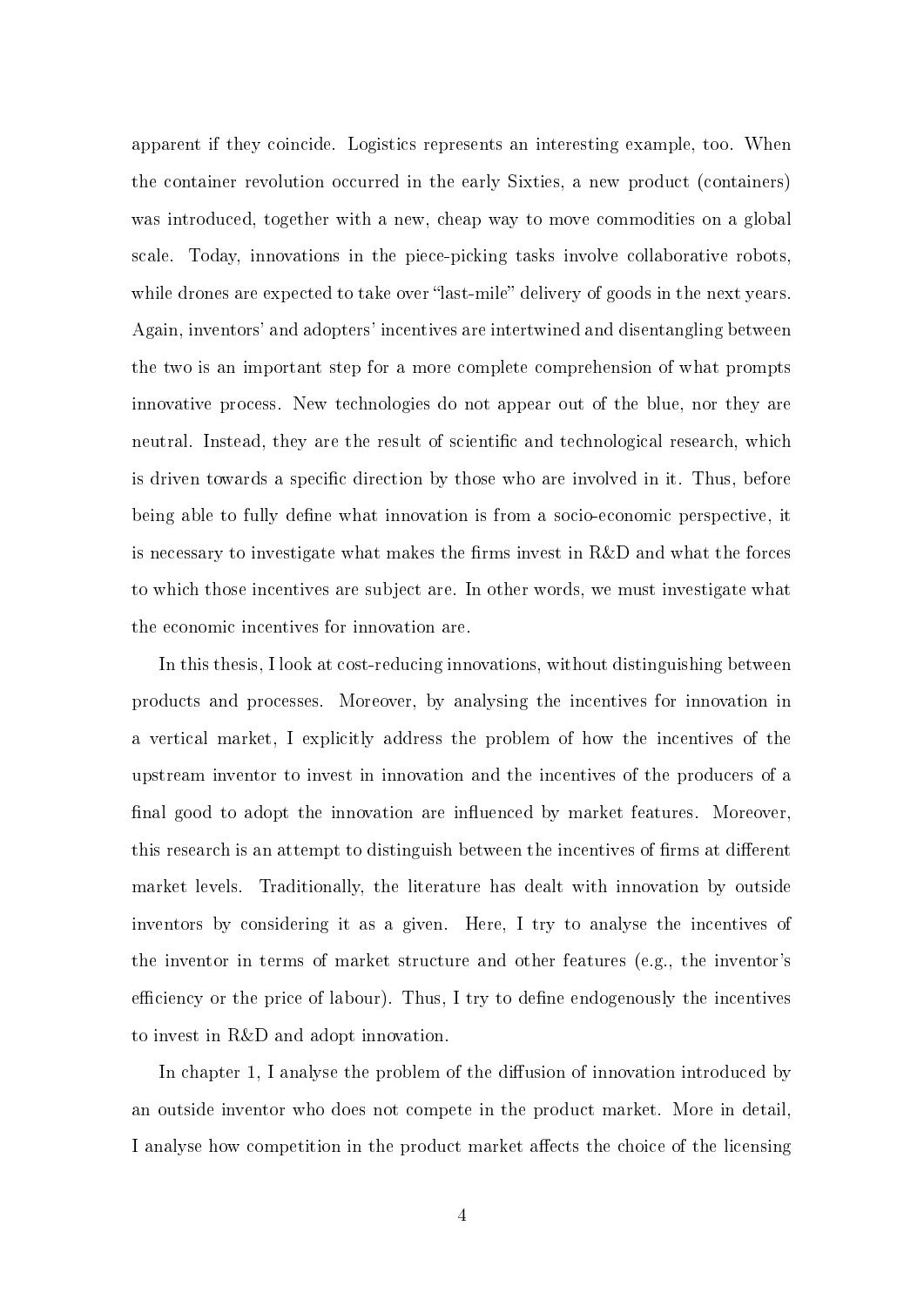apparent if they coincide. Logistics represents an interesting example, too. When the container revolution occurred in the early Sixties, a new product (containers) was introduced, together with a new, cheap way to move commodities on a global scale. Today, innovations in the piece-picking tasks involve collaborative robots, while drones are expected to take over "last-mile" delivery of goods in the next years. Again, inventors' and adopters' incentives are intertwined and disentangling between the two is an important step for a more complete comprehension of what prompts innovative process. New technologies do not appear out of the blue, nor they are neutral. Instead, they are the result of scientific and technological research, which is driven towards a specific direction by those who are involved in it. Thus, before being able to fully define what innovation is from a socio-economic perspective, it is necessary to investigate what makes the firms invest in R&D and what the forces to which those incentives are subject are. In other words, we must investigate what the economic incentives for innovation are.

In this thesis, I look at cost-reducing innovations, without distinguishing between products and processes. Moreover, by analysing the incentives for innovation in a vertical market, I explicitly address the problem of how the incentives of the upstream inventor to invest in innovation and the incentives of the producers of a final good to adopt the innovation are influenced by market features. Moreover, this research is an attempt to distinguish between the incentives of firms at different market levels. Traditionally, the literature has dealt with innovation by outside inventors by considering it as a given. Here, I try to analyse the incentives of the inventor in terms of market structure and other features (e.g., the inventor's efficiency or the price of labour). Thus, I try to define endogenously the incentives to invest in R&D and adopt innovation.

In chapter 1, I analyse the problem of the diffusion of innovation introduced by an outside inventor who does not compete in the product market. More in detail, I analyse how competition in the product market affects the choice of the licensing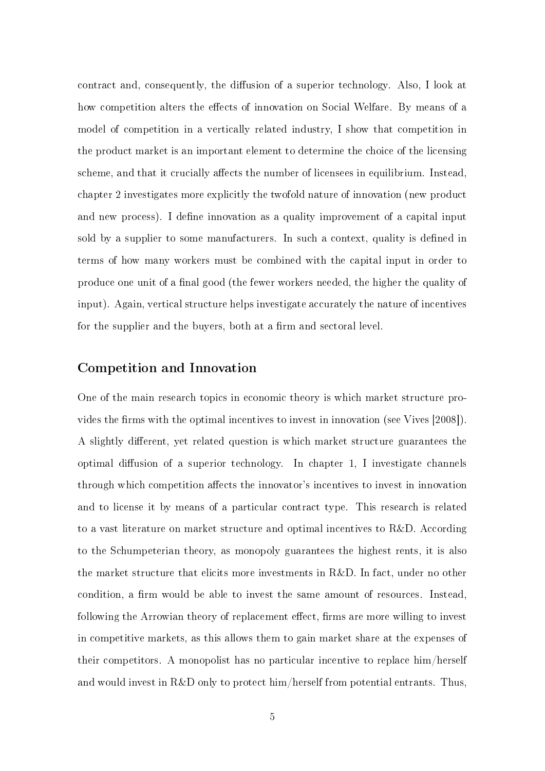contract and, consequently, the diffusion of a superior technology. Also, I look at how competition alters the effects of innovation on Social Welfare. By means of a model of competition in a vertically related industry, I show that competition in the product market is an important element to determine the choice of the licensing scheme, and that it crucially affects the number of licensees in equilibrium. Instead, chapter 2 investigates more explicitly the twofold nature of innovation (new product and new process). I define innovation as a quality improvement of a capital input sold by a supplier to some manufacturers. In such a context, quality is defined in terms of how many workers must be combined with the capital input in order to produce one unit of a final good (the fewer workers needed, the higher the quality of input). Again, vertical structure helps investigate accurately the nature of incentives for the supplier and the buyers, both at a firm and sectoral level.

## Competition and Innovation

One of the main research topics in economic theory is which market structure provides the firms with the optimal incentives to invest in innovation (see Vives [2008]). A slightly different, yet related question is which market structure guarantees the optimal diffusion of a superior technology. In chapter 1, I investigate channels through which competition affects the innovator's incentives to invest in innovation and to license it by means of a particular contract type. This research is related to a vast literature on market structure and optimal incentives to R&D. According to the Schumpeterian theory, as monopoly guarantees the highest rents, it is also the market structure that elicits more investments in R&D. In fact, under no other condition, a firm would be able to invest the same amount of resources. Instead, following the Arrowian theory of replacement effect, firms are more willing to invest in competitive markets, as this allows them to gain market share at the expenses of their competitors. A monopolist has no particular incentive to replace him/herself and would invest in R&D only to protect him/herself from potential entrants. Thus,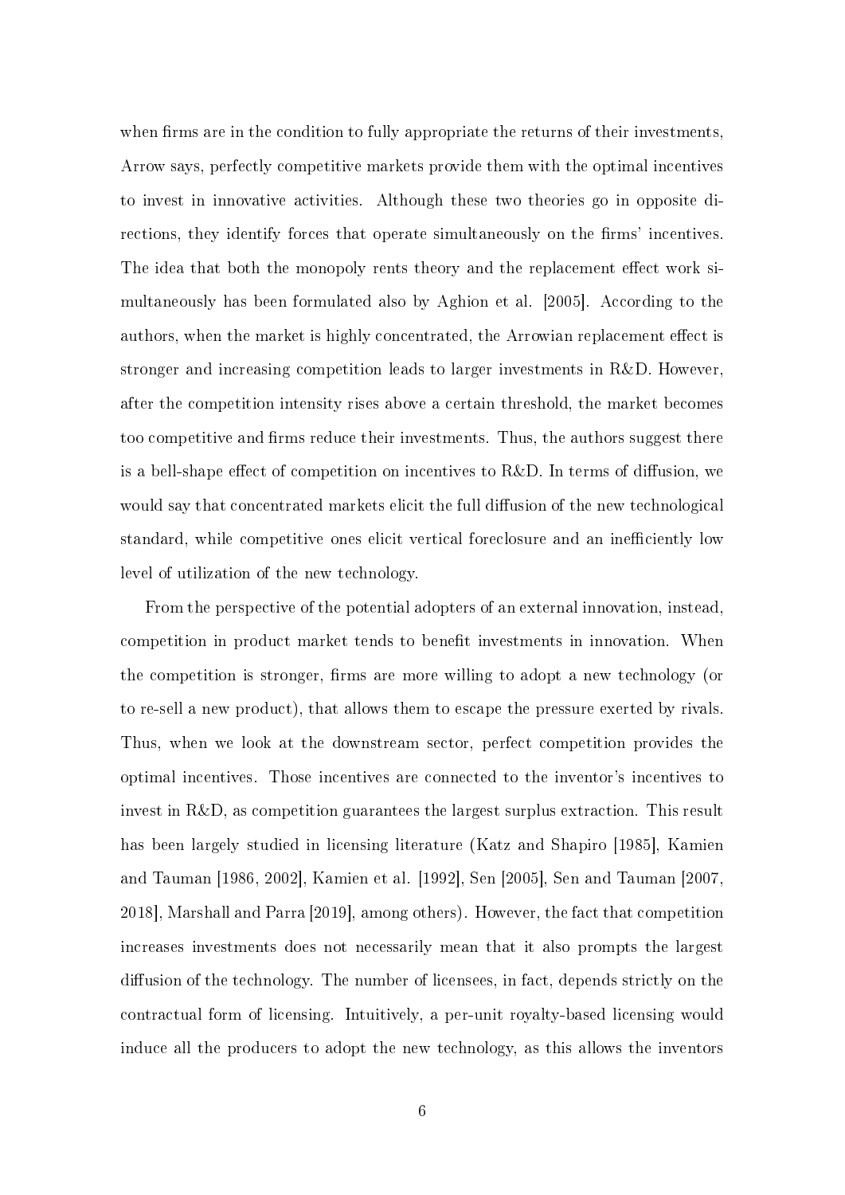when firms are in the condition to fully appropriate the returns of their investments, Arrow says, perfectly competitive markets provide them with the optimal incentives to invest in innovative activities. Although these two theories go in opposite directions, they identify forces that operate simultaneously on the firms' incentives. The idea that both the monopoly rents theory and the replacement effect work simultaneously has been formulated also by Aghion et al. [2005]. According to the authors, when the market is highly concentrated, the Arrowian replacement effect is stronger and increasing competition leads to larger investments in R&D. However, after the competition intensity rises above a certain threshold, the market becomes too competitive and firms reduce their investments. Thus, the authors suggest there is a bell-shape effect of competition on incentives to R&D. In terms of diffusion, we would say that concentrated markets elicit the full diffusion of the new technological standard, while competitive ones elicit vertical foreclosure and an inefficiently low level of utilization of the new technology.

From the perspective of the potential adopters of an external innovation, instead, competition in product market tends to benefit investments in innovation. When the competition is stronger, firms are more willing to adopt a new technology (or to re-sell a new product), that allows them to escape the pressure exerted by rivals. Thus, when we look at the downstream sector, perfect competition provides the optimal incentives. Those incentives are connected to the inventor's incentives to invest in R&D, as competition guarantees the largest surplus extraction. This result has been largely studied in licensing literature (Katz and Shapiro [1985], Kamien and Tauman [1986, 2002], Kamien et al. [1992], Sen [2005], Sen and Tauman [2007, 2018], Marshall and Parra [2019], among others). However, the fact that competition increases investments does not necessarily mean that it also prompts the largest diffusion of the technology. The number of licensees, in fact, depends strictly on the contractual form of licensing. Intuitively, a per-unit royalty-based licensing would induce all the producers to adopt the new technology, as this allows the inventors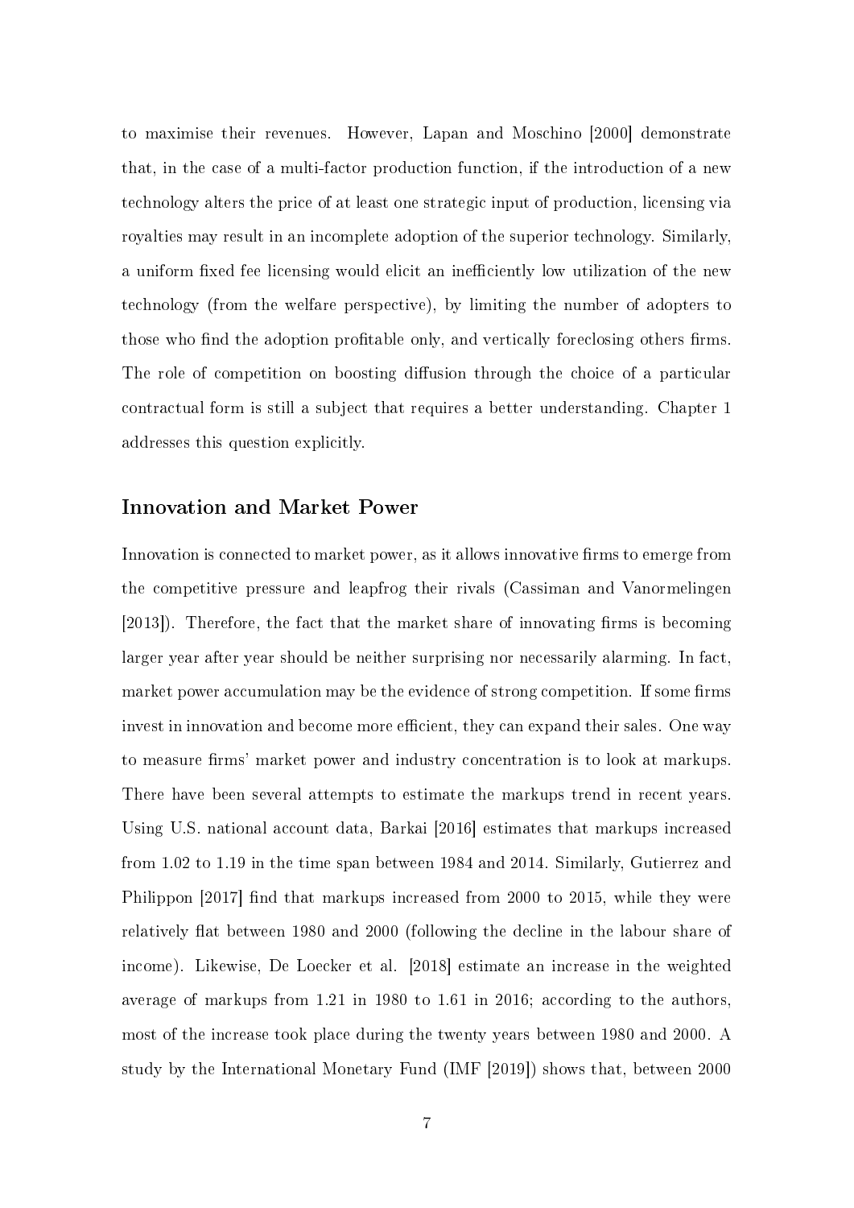to maximise their revenues. However, Lapan and Moschino [2000] demonstrate that, in the case of a multi-factor production function, if the introduction of a new technology alters the price of at least one strategic input of production, licensing via royalties may result in an incomplete adoption of the superior technology. Similarly, a uniform fixed fee licensing would elicit an inefficiently low utilization of the new technology (from the welfare perspective), by limiting the number of adopters to those who find the adoption profitable only, and vertically foreclosing others firms. The role of competition on boosting diffusion through the choice of a particular contractual form is still a subject that requires a better understanding. Chapter 1 addresses this question explicitly.

### Innovation and Market Power

Innovation is connected to market power, as it allows innovative firms to emerge from the competitive pressure and leapfrog their rivals (Cassiman and Vanormelingen [2013]). Therefore, the fact that the market share of innovating firms is becoming larger year after year should be neither surprising nor necessarily alarming. In fact, market power accumulation may be the evidence of strong competition. If some firms invest in innovation and become more efficient, they can expand their sales. One way to measure firms' market power and industry concentration is to look at markups. There have been several attempts to estimate the markups trend in recent years. Using U.S. national account data, Barkai [2016] estimates that markups increased from 1.02 to 1.19 in the time span between 1984 and 2014. Similarly, Gutierrez and Philippon [2017] find that markups increased from 2000 to 2015, while they were relatively flat between 1980 and 2000 (following the decline in the labour share of income). Likewise, De Loecker et al. [2018] estimate an increase in the weighted average of markups from 1.21 in 1980 to 1.61 in 2016; according to the authors, most of the increase took place during the twenty years between 1980 and 2000. A study by the International Monetary Fund (IMF [2019]) shows that, between 2000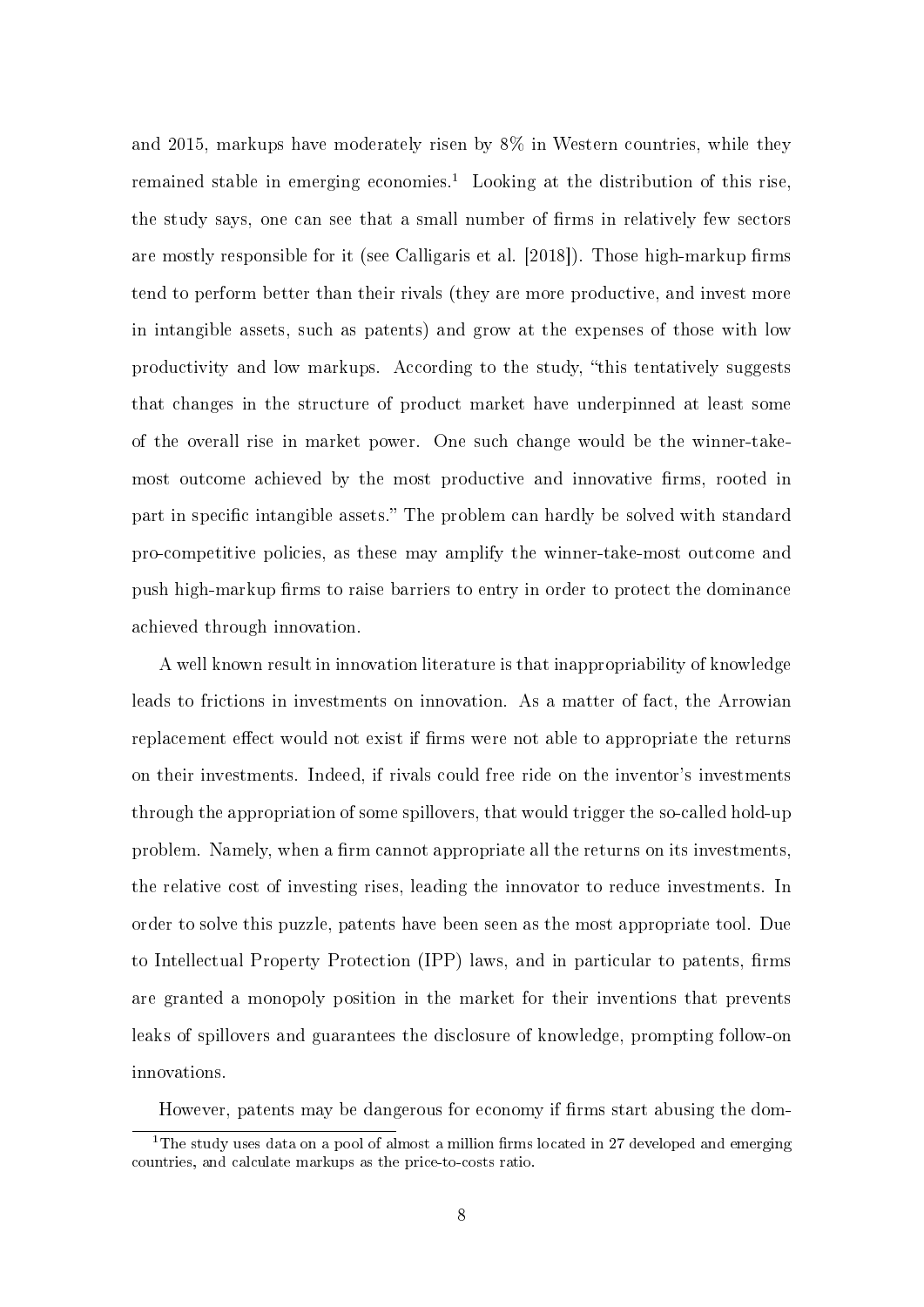and 2015, markups have moderately risen by 8% in Western countries, while they remained stable in emerging economies.[1] Looking at the distribution of this rise, the study says, one can see that a small number of firms in relatively few sectors are mostly responsible for it (see Calligaris et al. [2018]). Those high-markup firms tend to perform better than their rivals (they are more productive, and invest more in intangible assets, such as patents) and grow at the expenses of those with low productivity and low markups. According to the study, "this tentatively suggests that changes in the structure of product market have underpinned at least some of the overall rise in market power. One such change would be the winner-take-most outcome achieved by the most productive and innovative firms, rooted in part in specific intangible assets." The problem can hardly be solved with standard pro-competitive policies, as these may amplify the winner-take-most outcome and push high-markup firms to raise barriers to entry in order to protect the dominance achieved through innovation.

A well known result in innovation literature is that inappropriability of knowledge leads to frictions in investments on innovation. As a matter of fact, the Arrowian replacement effect would not exist if firms were not able to appropriate the returns on their investments. Indeed, if rivals could free ride on the inventor's investments through the appropriation of some spillovers, that would trigger the so-called hold-up problem. Namely, when a firm cannot appropriate all the returns on its investments, the relative cost of investing rises, leading the innovator to reduce investments. In order to solve this puzzle, patents have been seen as the most appropriate tool. Due to Intellectual Property Protection (IPP) laws, and in particular to patents, firms are granted a monopoly position in the market for their inventions that prevents leaks of spillovers and guarantees the disclosure of knowledge, prompting follow-on innovations.

However, patents may be dangerous for economy if firms start abusing the dom-

[1] The study uses data on a pool of almost a million firms located in 27 developed and emerging countries, and calculate markups as the price-to-costs ratio.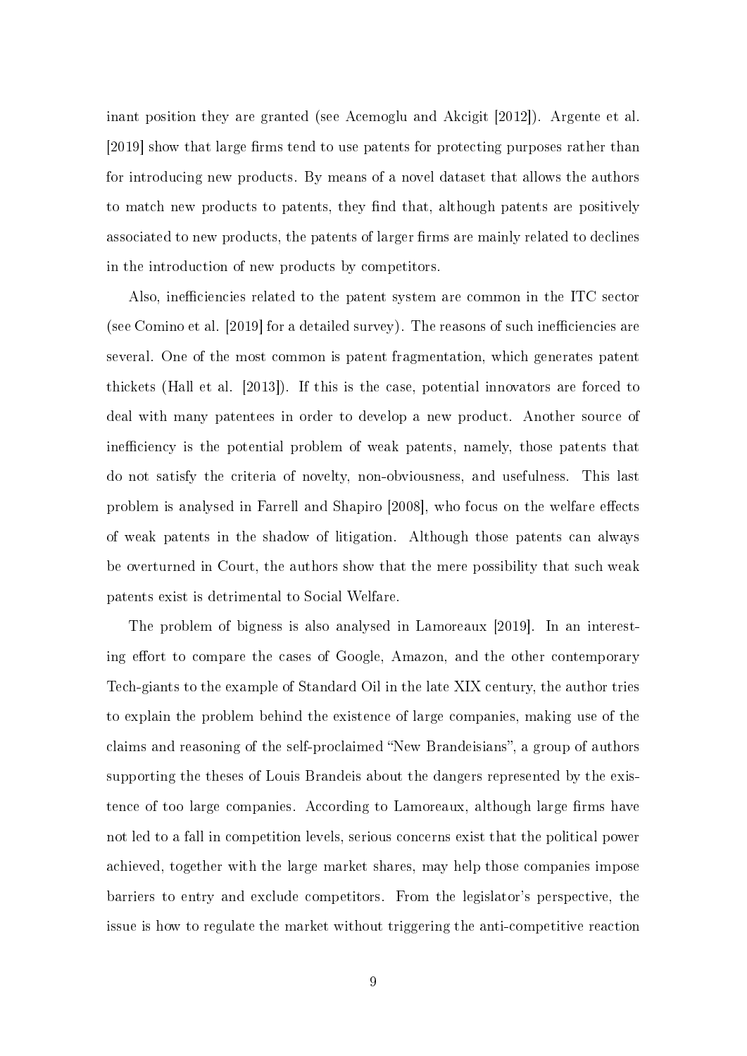inant position they are granted (see Acemoglu and Akcigit [2012]). Argente et al. [2019] show that large firms tend to use patents for protecting purposes rather than for introducing new products. By means of a novel dataset that allows the authors to match new products to patents, they find that, although patents are positively associated to new products, the patents of larger firms are mainly related to declines in the introduction of new products by competitors.

Also, inefficiencies related to the patent system are common in the ITC sector (see Comino et al. [2019] for a detailed survey). The reasons of such inefficiencies are several. One of the most common is patent fragmentation, which generates patent thickets (Hall et al. [2013]). If this is the case, potential innovators are forced to deal with many patentees in order to develop a new product. Another source of inefficiency is the potential problem of weak patents, namely, those patents that do not satisfy the criteria of novelty, non-obviousness, and usefulness. This last problem is analysed in Farrell and Shapiro [2008], who focus on the welfare effects of weak patents in the shadow of litigation. Although those patents can always be overturned in Court, the authors show that the mere possibility that such weak patents exist is detrimental to Social Welfare.

The problem of bigness is also analysed in Lamoreaux [2019]. In an interesting effort to compare the cases of Google, Amazon, and the other contemporary Tech-giants to the example of Standard Oil in the late XIX century, the author tries to explain the problem behind the existence of large companies, making use of the claims and reasoning of the self-proclaimed "New Brandeisians", a group of authors supporting the theses of Louis Brandeis about the dangers represented by the existence of too large companies. According to Lamoreaux, although large firms have not led to a fall in competition levels, serious concerns exist that the political power achieved, together with the large market shares, may help those companies impose barriers to entry and exclude competitors. From the legislator's perspective, the issue is how to regulate the market without triggering the anti-competitive reaction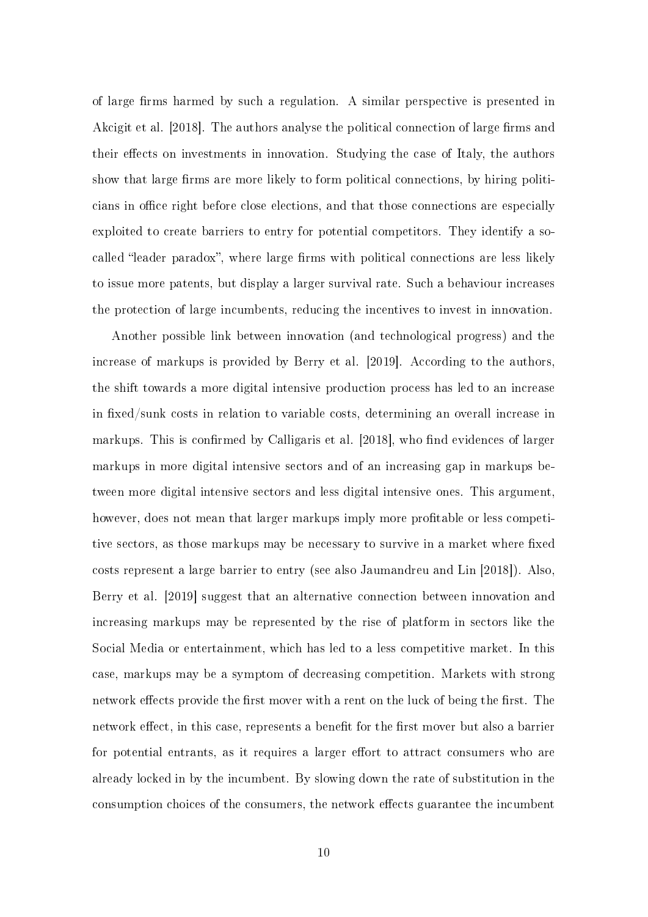of large firms harmed by such a regulation. A similar perspective is presented in Akcigit et al. [2018]. The authors analyse the political connection of large firms and their effects on investments in innovation. Studying the case of Italy, the authors show that large firms are more likely to form political connections, by hiring politicians in office right before close elections, and that those connections are especially exploited to create barriers to entry for potential competitors. They identify a so-called "leader paradox", where large firms with political connections are less likely to issue more patents, but display a larger survival rate. Such a behaviour increases the protection of large incumbents, reducing the incentives to invest in innovation.

Another possible link between innovation (and technological progress) and the increase of markups is provided by Berry et al. [2019]. According to the authors, the shift towards a more digital intensive production process has led to an increase in fixed/sunk costs in relation to variable costs, determining an overall increase in markups. This is confirmed by Calligaris et al. [2018], who find evidences of larger markups in more digital intensive sectors and of an increasing gap in markups between more digital intensive sectors and less digital intensive ones. This argument, however, does not mean that larger markups imply more profitable or less competitive sectors, as those markups may be necessary to survive in a market where fixed costs represent a large barrier to entry (see also Jaumandreu and Lin [2018]). Also, Berry et al. [2019] suggest that an alternative connection between innovation and increasing markups may be represented by the rise of platform in sectors like the Social Media or entertainment, which has led to a less competitive market. In this case, markups may be a symptom of decreasing competition. Markets with strong network effects provide the first mover with a rent on the luck of being the first. The network effect, in this case, represents a benefit for the first mover but also a barrier for potential entrants, as it requires a larger effort to attract consumers who are already locked in by the incumbent. By slowing down the rate of substitution in the consumption choices of the consumers, the network effects guarantee the incumbent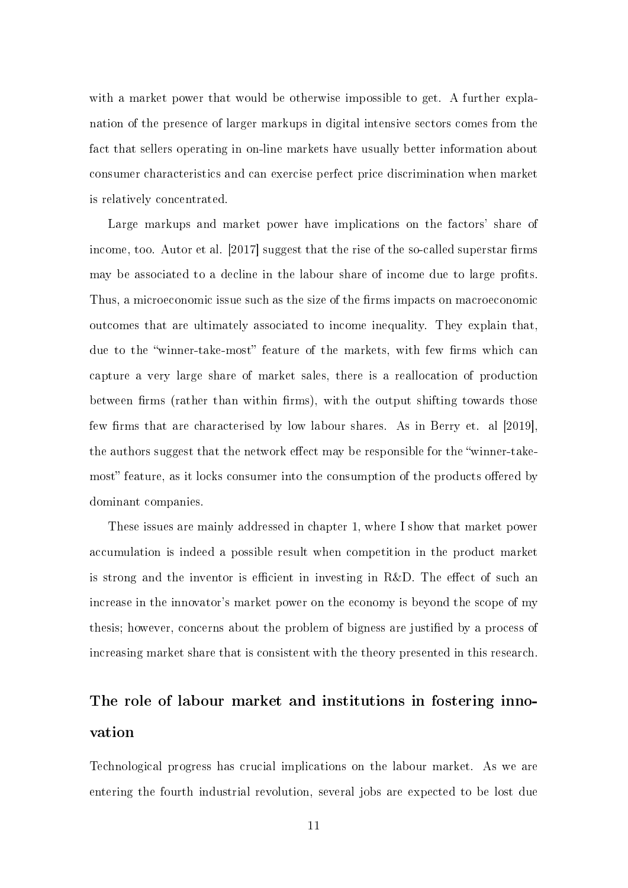with a market power that would be otherwise impossible to get. A further explanation of the presence of larger markups in digital intensive sectors comes from the fact that sellers operating in on-line markets have usually better information about consumer characteristics and can exercise perfect price discrimination when market is relatively concentrated.

Large markups and market power have implications on the factors' share of income, too. Autor et al. [2017] suggest that the rise of the so-called superstar firms may be associated to a decline in the labour share of income due to large profits. Thus, a microeconomic issue such as the size of the firms impacts on macroeconomic outcomes that are ultimately associated to income inequality. They explain that, due to the "winner-take-most" feature of the markets, with few firms which can capture a very large share of market sales, there is a reallocation of production between firms (rather than within firms), with the output shifting towards those few firms that are characterised by low labour shares. As in Berry et. al [2019], the authors suggest that the network effect may be responsible for the "winner-take-most" feature, as it locks consumer into the consumption of the products offered by dominant companies.

These issues are mainly addressed in chapter 1, where I show that market power accumulation is indeed a possible result when competition in the product market is strong and the inventor is efficient in investing in R&D. The effect of such an increase in the innovator's market power on the economy is beyond the scope of my thesis; however, concerns about the problem of bigness are justified by a process of increasing market share that is consistent with the theory presented in this research.

## The role of labour market and institutions in fostering innovation

Technological progress has crucial implications on the labour market. As we are entering the fourth industrial revolution, several jobs are expected to be lost due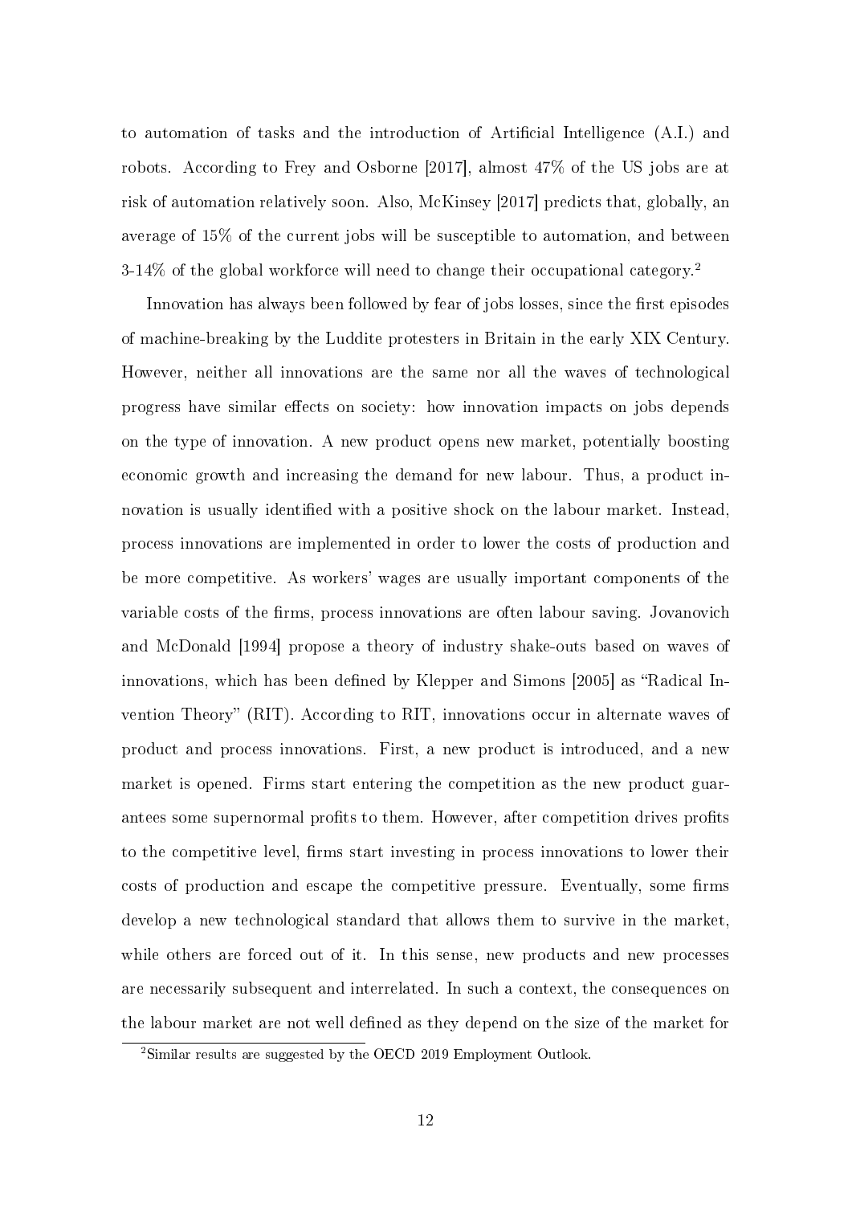to automation of tasks and the introduction of Artificial Intelligence (A.I.) and robots. According to Frey and Osborne [2017], almost 47% of the US jobs are at risk of automation relatively soon. Also, McKinsey [2017] predicts that, globally, an average of 15% of the current jobs will be susceptible to automation, and between 3-14% of the global workforce will need to change their occupational category.[2]

Innovation has always been followed by fear of jobs losses, since the first episodes of machine-breaking by the Luddite protesters in Britain in the early XIX Century. However, neither all innovations are the same nor all the waves of technological progress have similar effects on society: how innovation impacts on jobs depends on the type of innovation. A new product opens new market, potentially boosting economic growth and increasing the demand for new labour. Thus, a product innovation is usually identified with a positive shock on the labour market. Instead, process innovations are implemented in order to lower the costs of production and be more competitive. As workers' wages are usually important components of the variable costs of the firms, process innovations are often labour saving. Jovanovich and McDonald [1994] propose a theory of industry shake-outs based on waves of innovations, which has been defined by Klepper and Simons [2005] as "Radical Invention Theory" (RIT). According to RIT, innovations occur in alternate waves of product and process innovations. First, a new product is introduced, and a new market is opened. Firms start entering the competition as the new product guarantees some supernormal profits to them. However, after competition drives profits to the competitive level, firms start investing in process innovations to lower their costs of production and escape the competitive pressure. Eventually, some firms develop a new technological standard that allows them to survive in the market, while others are forced out of it. In this sense, new products and new processes are necessarily subsequent and interrelated. In such a context, the consequences on the labour market are not well defined as they depend on the size of the market for

[2] Similar results are suggested by the OECD 2019 Employment Outlook.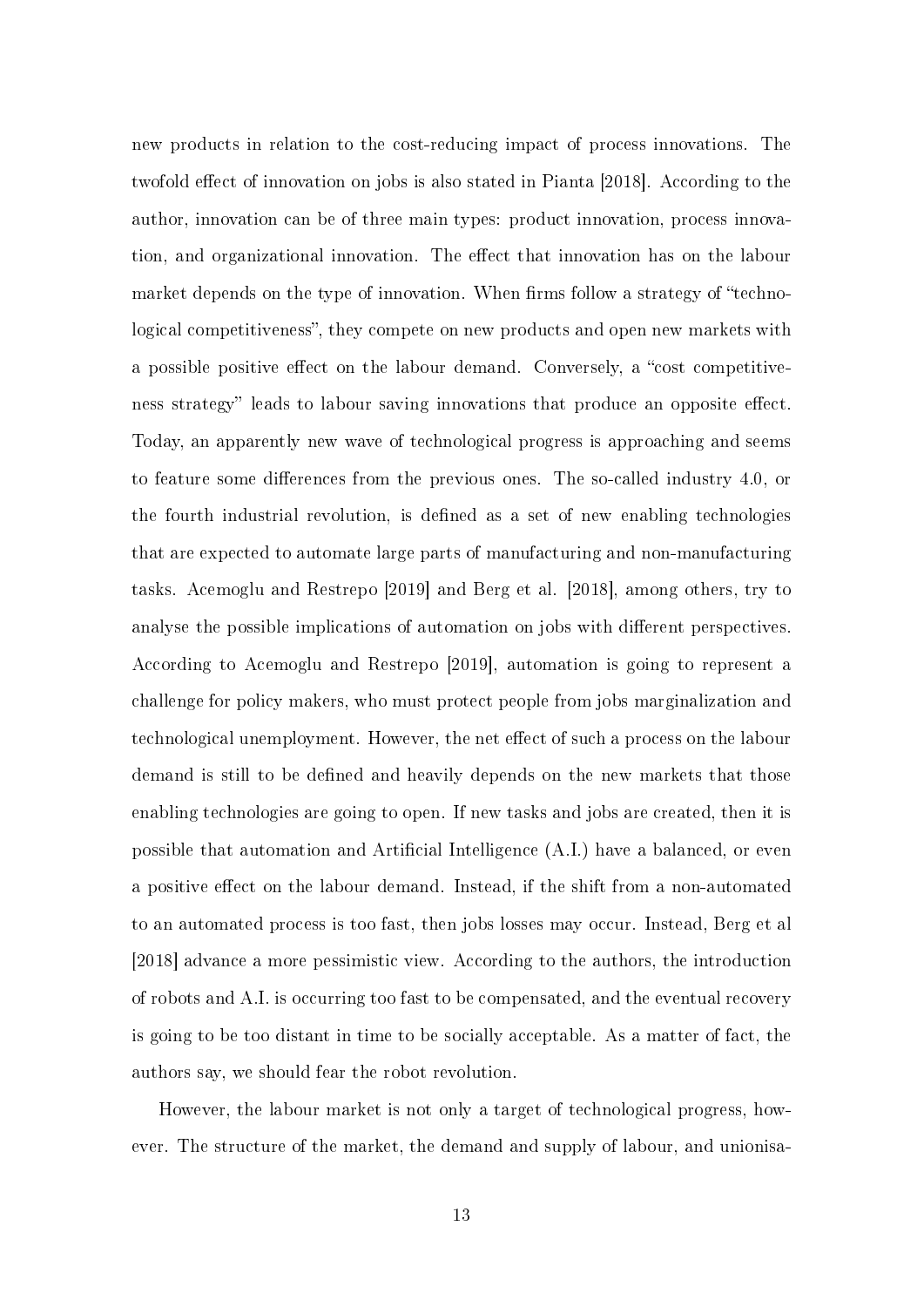new products in relation to the cost-reducing impact of process innovations. The twofold effect of innovation on jobs is also stated in Pianta [2018]. According to the author, innovation can be of three main types: product innovation, process innovation, and organizational innovation. The effect that innovation has on the labour market depends on the type of innovation. When firms follow a strategy of "technological competitiveness", they compete on new products and open new markets with a possible positive effect on the labour demand. Conversely, a "cost competitiveness strategy" leads to labour saving innovations that produce an opposite effect. Today, an apparently new wave of technological progress is approaching and seems to feature some differences from the previous ones. The so-called industry 4.0, or the fourth industrial revolution, is defined as a set of new enabling technologies that are expected to automate large parts of manufacturing and non-manufacturing tasks. Acemoglu and Restrepo [2019] and Berg et al. [2018], among others, try to analyse the possible implications of automation on jobs with different perspectives. According to Acemoglu and Restrepo [2019], automation is going to represent a challenge for policy makers, who must protect people from jobs marginalization and technological unemployment. However, the net effect of such a process on the labour demand is still to be defined and heavily depends on the new markets that those enabling technologies are going to open. If new tasks and jobs are created, then it is possible that automation and Artificial Intelligence (A.I.) have a balanced, or even a positive effect on the labour demand. Instead, if the shift from a non-automated to an automated process is too fast, then jobs losses may occur. Instead, Berg et al [2018] advance a more pessimistic view. According to the authors, the introduction of robots and A.I. is occurring too fast to be compensated, and the eventual recovery is going to be too distant in time to be socially acceptable. As a matter of fact, the authors say, we should fear the robot revolution.

However, the labour market is not only a target of technological progress, however. The structure of the market, the demand and supply of labour, and unionisa-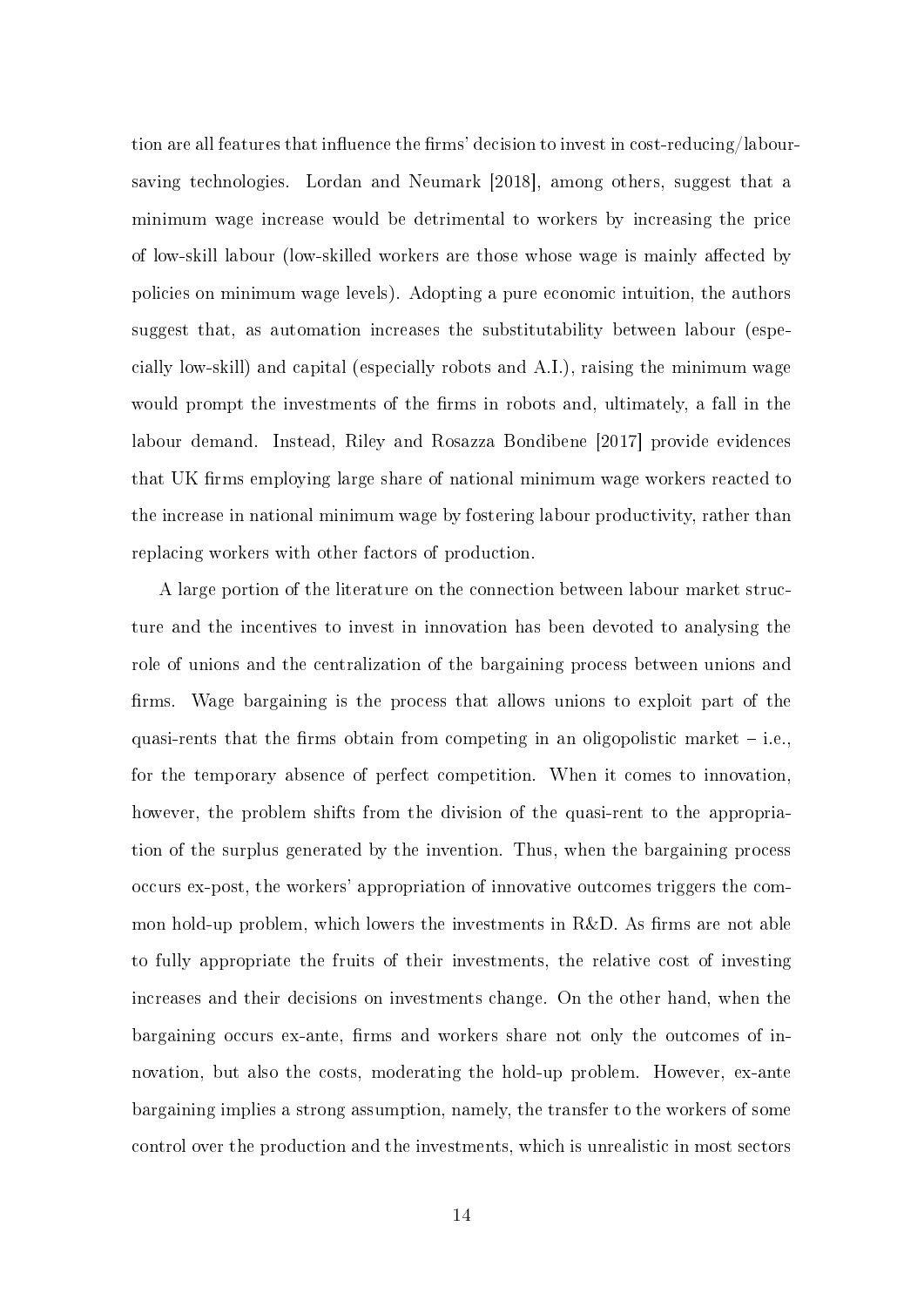tion are all features that influence the firms' decision to invest in cost-reducing/labour-saving technologies. Lordan and Neumark [2018], among others, suggest that a minimum wage increase would be detrimental to workers by increasing the price of low-skill labour (low-skilled workers are those whose wage is mainly affected by policies on minimum wage levels). Adopting a pure economic intuition, the authors suggest that, as automation increases the substitutability between labour (especially low-skill) and capital (especially robots and A.I.), raising the minimum wage would prompt the investments of the firms in robots and, ultimately, a fall in the labour demand. Instead, Riley and Rosazza Bondibene [2017] provide evidences that UK firms employing large share of national minimum wage workers reacted to the increase in national minimum wage by fostering labour productivity, rather than replacing workers with other factors of production.

A large portion of the literature on the connection between labour market structure and the incentives to invest in innovation has been devoted to analysing the role of unions and the centralization of the bargaining process between unions and firms. Wage bargaining is the process that allows unions to exploit part of the quasi-rents that the firms obtain from competing in an oligopolistic market – i.e., for the temporary absence of perfect competition. When it comes to innovation, however, the problem shifts from the division of the quasi-rent to the appropriation of the surplus generated by the invention. Thus, when the bargaining process occurs ex-post, the workers' appropriation of innovative outcomes triggers the common hold-up problem, which lowers the investments in R&D. As firms are not able to fully appropriate the fruits of their investments, the relative cost of investing increases and their decisions on investments change. On the other hand, when the bargaining occurs ex-ante, firms and workers share not only the outcomes of innovation, but also the costs, moderating the hold-up problem. However, ex-ante bargaining implies a strong assumption, namely, the transfer to the workers of some control over the production and the investments, which is unrealistic in most sectors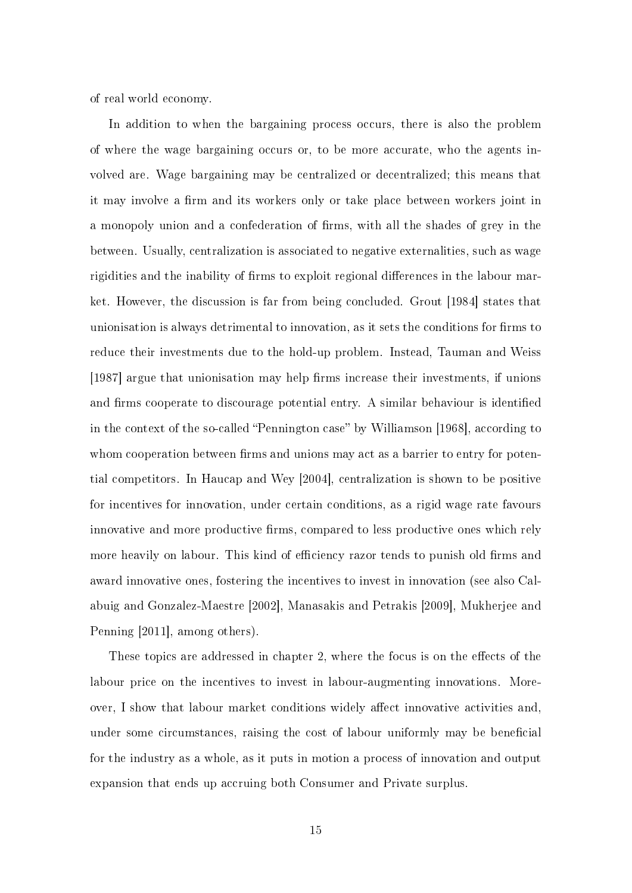of real world economy.

In addition to when the bargaining process occurs, there is also the problem of where the wage bargaining occurs or, to be more accurate, who the agents involved are. Wage bargaining may be centralized or decentralized; this means that it may involve a firm and its workers only or take place between workers joint in a monopoly union and a confederation of firms, with all the shades of grey in the between. Usually, centralization is associated to negative externalities, such as wage rigidities and the inability of firms to exploit regional differences in the labour market. However, the discussion is far from being concluded. Grout [1984] states that unionisation is always detrimental to innovation, as it sets the conditions for firms to reduce their investments due to the hold-up problem. Instead, Tauman and Weiss [1987] argue that unionisation may help firms increase their investments, if unions and firms cooperate to discourage potential entry. A similar behaviour is identified in the context of the so-called "Pennington case" by Williamson [1968], according to whom cooperation between firms and unions may act as a barrier to entry for potential competitors. In Haucap and Wey [2004], centralization is shown to be positive for incentives for innovation, under certain conditions, as a rigid wage rate favours innovative and more productive firms, compared to less productive ones which rely more heavily on labour. This kind of efficiency razor tends to punish old firms and award innovative ones, fostering the incentives to invest in innovation (see also Calabuig and Gonzalez-Maestre [2002], Manasakis and Petrakis [2009], Mukherjee and Penning [2011], among others).

These topics are addressed in chapter 2, where the focus is on the effects of the labour price on the incentives to invest in labour-augmenting innovations. Moreover, I show that labour market conditions widely affect innovative activities and, under some circumstances, raising the cost of labour uniformly may be beneficial for the industry as a whole, as it puts in motion a process of innovation and output expansion that ends up accruing both Consumer and Private surplus.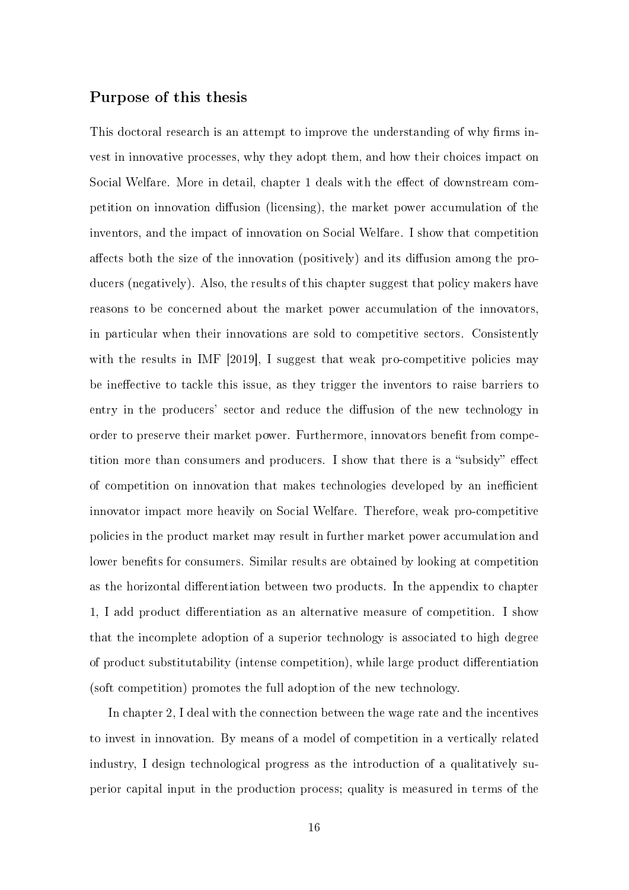### Purpose of this thesis

This doctoral research is an attempt to improve the understanding of why firms invest in innovative processes, why they adopt them, and how their choices impact on Social Welfare. More in detail, chapter 1 deals with the effect of downstream competition on innovation diffusion (licensing), the market power accumulation of the inventors, and the impact of innovation on Social Welfare. I show that competition affects both the size of the innovation (positively) and its diffusion among the producers (negatively). Also, the results of this chapter suggest that policy makers have reasons to be concerned about the market power accumulation of the innovators, in particular when their innovations are sold to competitive sectors. Consistently with the results in IMF [2019], I suggest that weak pro-competitive policies may be ineffective to tackle this issue, as they trigger the inventors to raise barriers to entry in the producers' sector and reduce the diffusion of the new technology in order to preserve their market power. Furthermore, innovators benefit from competition more than consumers and producers. I show that there is a "subsidy" effect of competition on innovation that makes technologies developed by an inefficient innovator impact more heavily on Social Welfare. Therefore, weak pro-competitive policies in the product market may result in further market power accumulation and lower benefits for consumers. Similar results are obtained by looking at competition as the horizontal differentiation between two products. In the appendix to chapter 1, I add product differentiation as an alternative measure of competition. I show that the incomplete adoption of a superior technology is associated to high degree of product substitutability (intense competition), while large product differentiation (soft competition) promotes the full adoption of the new technology.

In chapter 2, I deal with the connection between the wage rate and the incentives to invest in innovation. By means of a model of competition in a vertically related industry, I design technological progress as the introduction of a qualitatively superior capital input in the production process; quality is measured in terms of the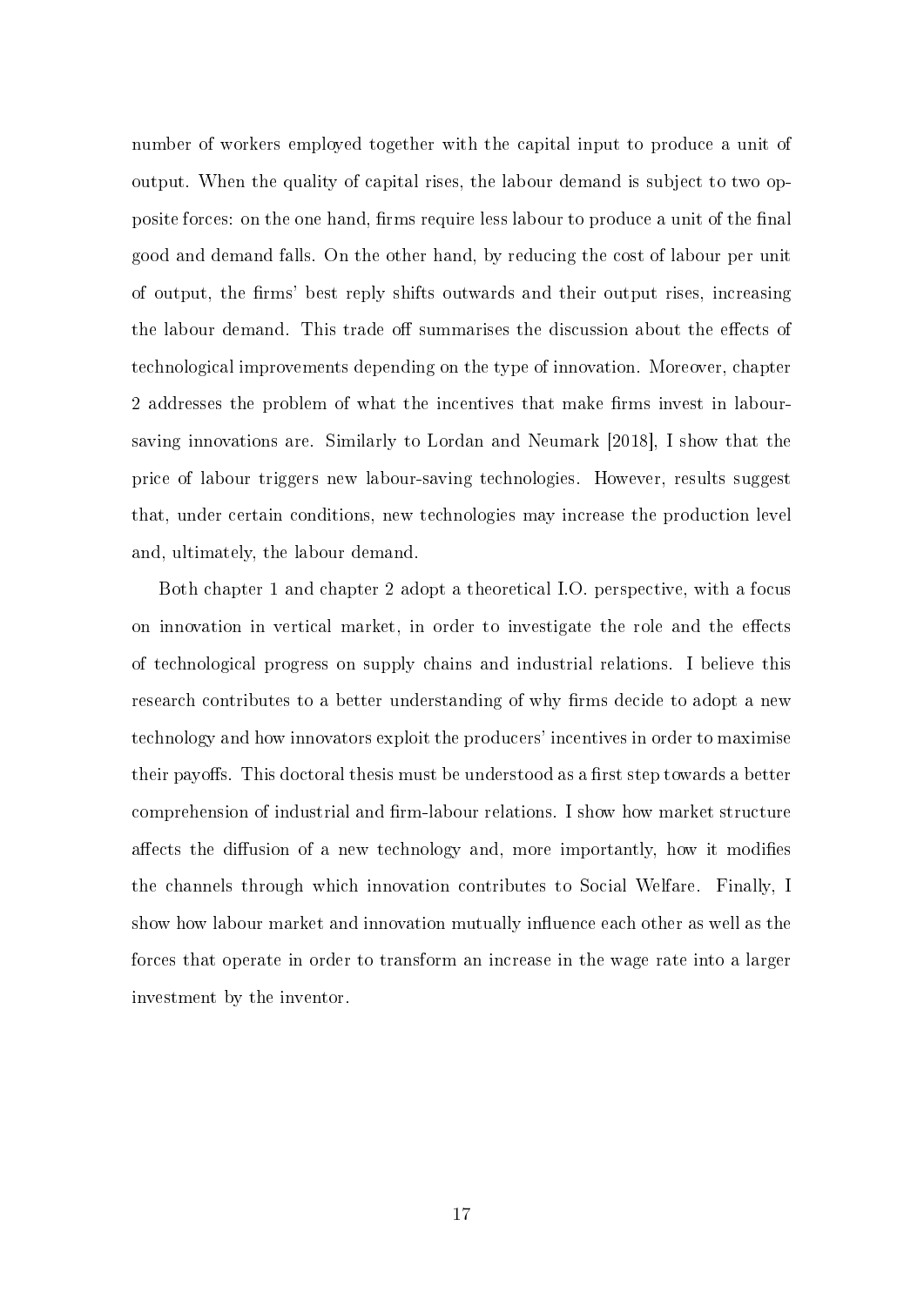number of workers employed together with the capital input to produce a unit of output. When the quality of capital rises, the labour demand is subject to two opposite forces: on the one hand, firms require less labour to produce a unit of the final good and demand falls. On the other hand, by reducing the cost of labour per unit of output, the firms' best reply shifts outwards and their output rises, increasing the labour demand. This trade off summarises the discussion about the effects of technological improvements depending on the type of innovation. Moreover, chapter 2 addresses the problem of what the incentives that make firms invest in labour-saving innovations are. Similarly to Lordan and Neumark [2018], I show that the price of labour triggers new labour-saving technologies. However, results suggest that, under certain conditions, new technologies may increase the production level and, ultimately, the labour demand.

Both chapter 1 and chapter 2 adopt a theoretical I.O. perspective, with a focus on innovation in vertical market, in order to investigate the role and the effects of technological progress on supply chains and industrial relations. I believe this research contributes to a better understanding of why firms decide to adopt a new technology and how innovators exploit the producers' incentives in order to maximise their payoffs. This doctoral thesis must be understood as a first step towards a better comprehension of industrial and firm-labour relations. I show how market structure affects the diffusion of a new technology and, more importantly, how it modifies the channels through which innovation contributes to Social Welfare. Finally, I show how labour market and innovation mutually influence each other as well as the forces that operate in order to transform an increase in the wage rate into a larger investment by the inventor.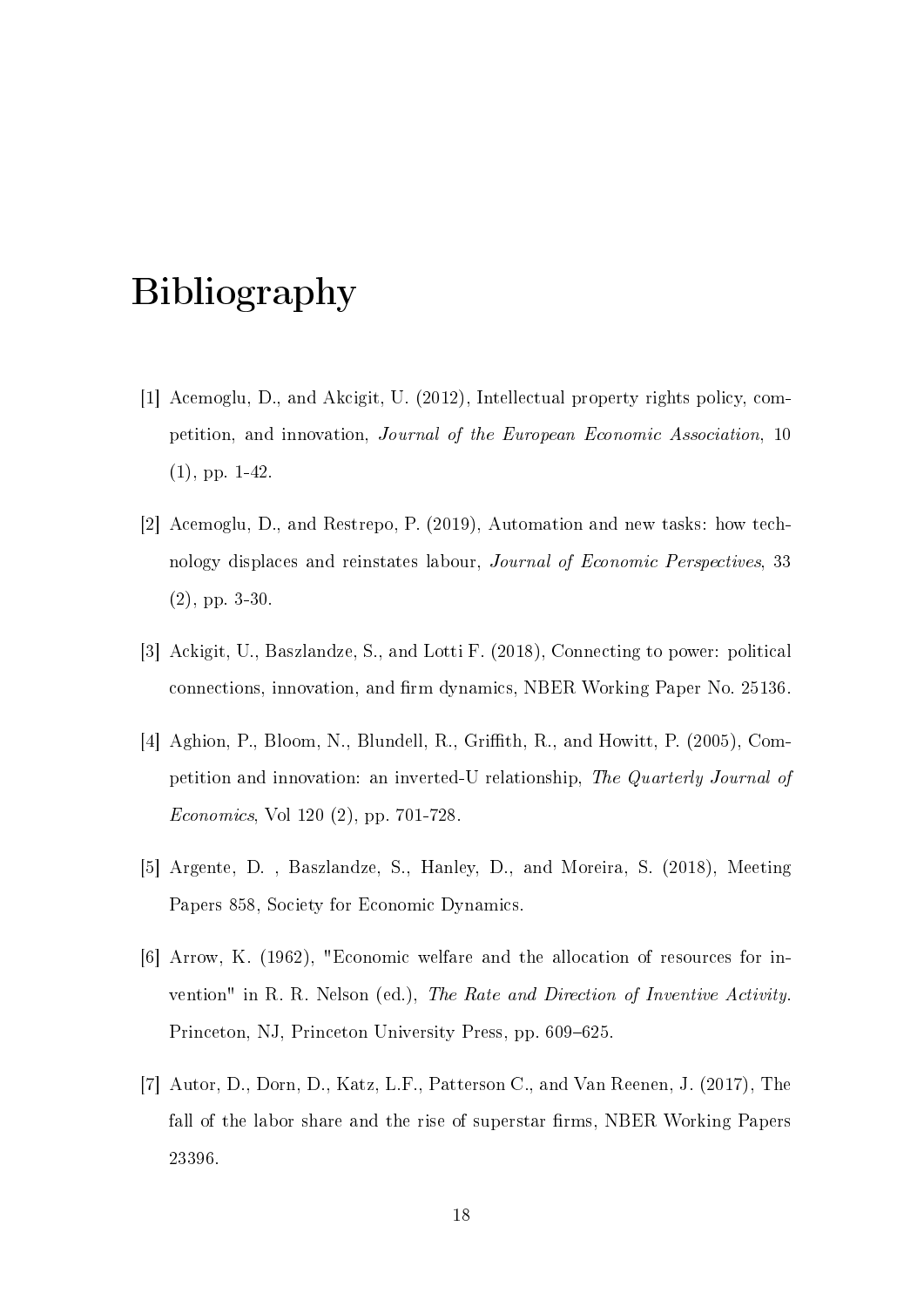# Bibliography

[1] Acemoglu, D., and Akcigit, U. (2012), Intellectual property rights policy, competition, and innovation, *Journal of the European Economic Association*, 10 (1), pp. 1-42.

[2] Acemoglu, D., and Restrepo, P. (2019), Automation and new tasks: how technology displaces and reinstates labour, *Journal of Economic Perspectives*, 33 (2), pp. 3-30.

[3] Ackigit, U., Baszlandze, S., and Lotti F. (2018), Connecting to power: political connections, innovation, and firm dynamics, NBER Working Paper No. 25136.

[4] Aghion, P., Bloom, N., Blundell, R., Griffith, R., and Howitt, P. (2005), Competition and innovation: an inverted-U relationship, *The Quarterly Journal of Economics*, Vol 120 (2), pp. 701-728.

[5] Argente, D. , Baszlandze, S., Hanley, D., and Moreira, S. (2018), Meeting Papers 858, Society for Economic Dynamics.

[6] Arrow, K. (1962), "Economic welfare and the allocation of resources for invention" in R. R. Nelson (ed.), *The Rate and Direction of Inventive Activity*. Princeton, NJ, Princeton University Press, pp. 609–625.

[7] Autor, D., Dorn, D., Katz, L.F., Patterson C., and Van Reenen, J. (2017), The fall of the labor share and the rise of superstar firms, NBER Working Papers 23396.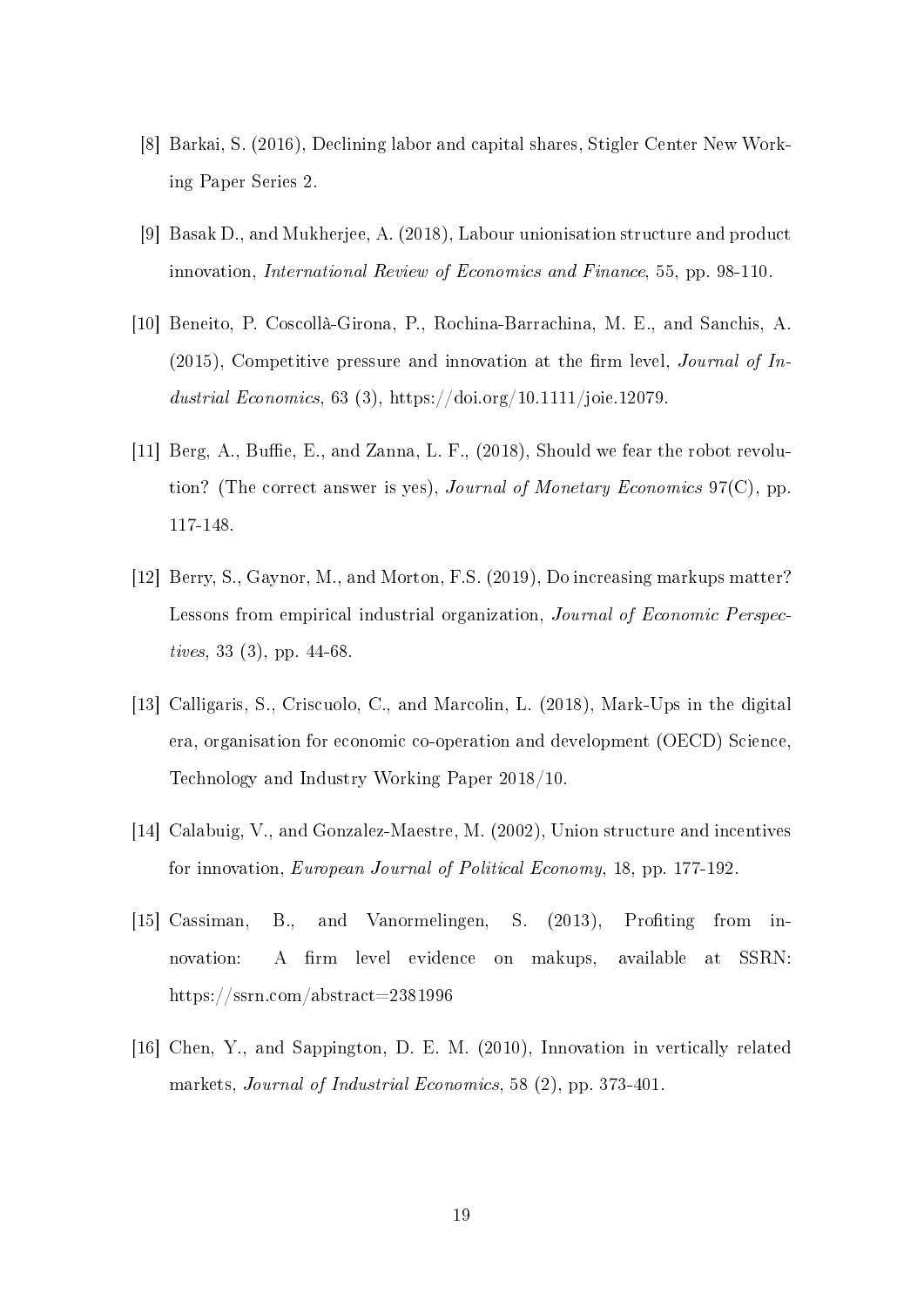[8] Barkai, S. (2016), Declining labor and capital shares, Stigler Center New Working Paper Series 2.

[9] Basak D., and Mukherjee, A. (2018), Labour unionisation structure and product innovation, *International Review of Economics and Finance*, 55, pp. 98-110.

[10] Beneito, P. Coscollà-Girona, P., Rochina-Barrachina, M. E., and Sanchis, A. (2015), Competitive pressure and innovation at the firm level, *Journal of Industrial Economics*, 63 (3), https://doi.org/10.1111/joie.12079.

[11] Berg, A., Buffie, E., and Zanna, L. F., (2018), Should we fear the robot revolution? (The correct answer is yes), *Journal of Monetary Economics* 97(C), pp. 117-148.

[12] Berry, S., Gaynor, M., and Morton, F.S. (2019), Do increasing markups matter? Lessons from empirical industrial organization, *Journal of Economic Perspectives*, 33 (3), pp. 44-68.

[13] Calligaris, S., Criscuolo, C., and Marcolin, L. (2018), Mark-Ups in the digital era, organisation for economic co-operation and development (OECD) Science, Technology and Industry Working Paper 2018/10.

[14] Calabuig, V., and Gonzalez-Maestre, M. (2002), Union structure and incentives for innovation, *European Journal of Political Economy*, 18, pp. 177-192.

[15] Cassiman, B., and Vanormelingen, S. (2013), Profiting from innovation: A firm level evidence on makups, available at SSRN: https://ssrn.com/abstract=2381996

[16] Chen, Y., and Sappington, D. E. M. (2010), Innovation in vertically related markets, *Journal of Industrial Economics*, 58 (2), pp. 373-401.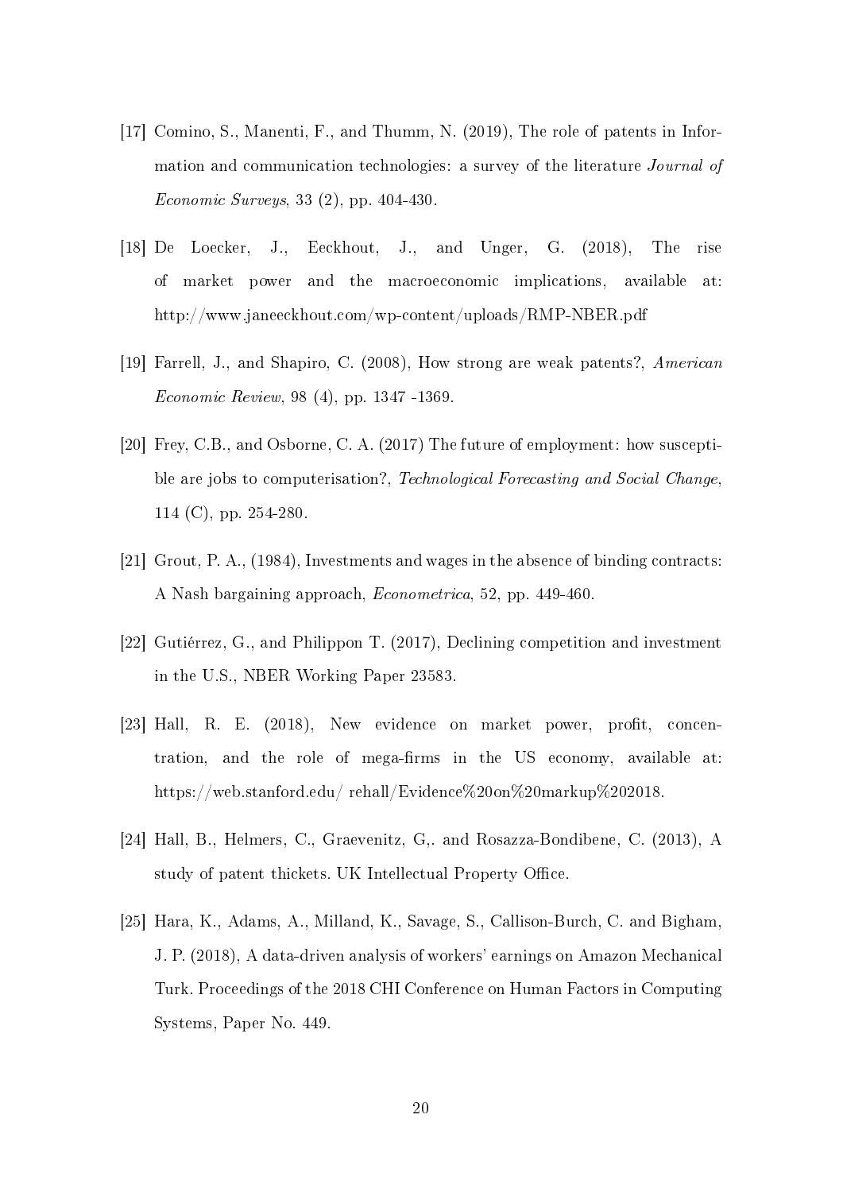[17] Comino, S., Manenti, F., and Thumm, N. (2019), The role of patents in Information and communication technologies: a survey of the literature *Journal of Economic Surveys*, 33 (2), pp. 404-430.

[18] De Loecker, J., Eeckhout, J., and Unger, G. (2018), The rise of market power and the macroeconomic implications, available at: http://www.janeeckhout.com/wp-content/uploads/RMP-NBER.pdf

[19] Farrell, J., and Shapiro, C. (2008), How strong are weak patents?, *American Economic Review*, 98 (4), pp. 1347 -1369.

[20] Frey, C.B., and Osborne, C. A. (2017) The future of employment: how susceptible are jobs to computerisation?, *Technological Forecasting and Social Change*, 114 (C), pp. 254-280.

[21] Grout, P. A., (1984), Investments and wages in the absence of binding contracts: A Nash bargaining approach, *Econometrica*, 52, pp. 449-460.

[22] Gutiérrez, G., and Philippon T. (2017), Declining competition and investment in the U.S., NBER Working Paper 23583.

[23] Hall, R. E. (2018), New evidence on market power, profit, concentration, and the role of mega-firms in the US economy, available at: https://web.stanford.edu/ rehall/Evidence%20on%20markup%202018.

[24] Hall, B., Helmers, C., Graevenitz, G,. and Rosazza-Bondibene, C. (2013), A study of patent thickets. UK Intellectual Property Office.

[25] Hara, K., Adams, A., Milland, K., Savage, S., Callison-Burch, C. and Bigham, J. P. (2018), A data-driven analysis of workers' earnings on Amazon Mechanical Turk. Proceedings of the 2018 CHI Conference on Human Factors in Computing Systems, Paper No. 449.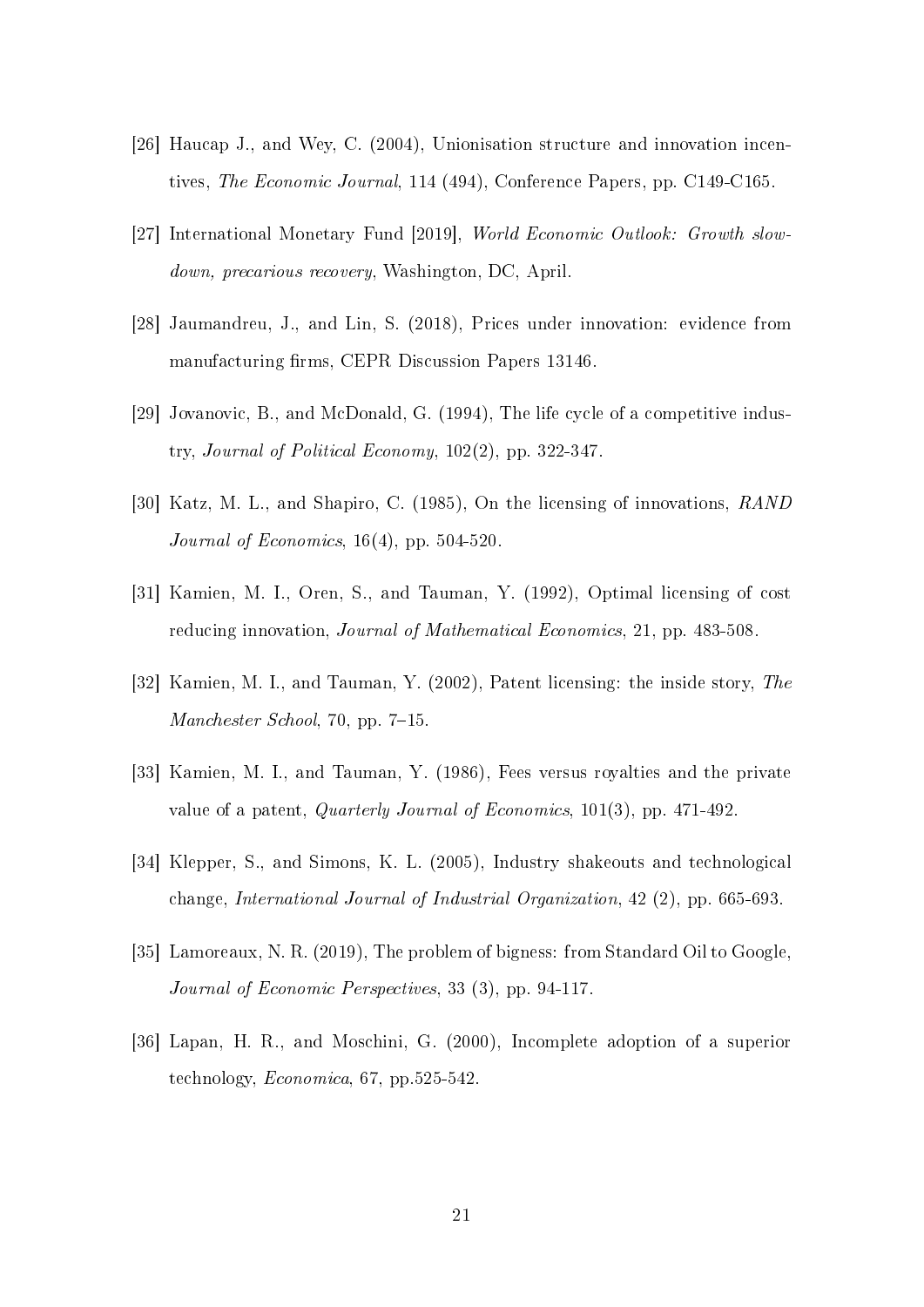[26] Haucap J., and Wey, C. (2004), Unionisation structure and innovation incentives, *The Economic Journal*, 114 (494), Conference Papers, pp. C149-C165.

[27] International Monetary Fund [2019], *World Economic Outlook: Growth slowdown, precarious recovery*, Washington, DC, April.

[28] Jaumandreu, J., and Lin, S. (2018), Prices under innovation: evidence from manufacturing firms, CEPR Discussion Papers 13146.

[29] Jovanovic, B., and McDonald, G. (1994), The life cycle of a competitive industry, *Journal of Political Economy*, 102(2), pp. 322-347.

[30] Katz, M. L., and Shapiro, C. (1985), On the licensing of innovations, *RAND Journal of Economics*, 16(4), pp. 504-520.

[31] Kamien, M. I., Oren, S., and Tauman, Y. (1992), Optimal licensing of cost reducing innovation, *Journal of Mathematical Economics*, 21, pp. 483-508.

[32] Kamien, M. I., and Tauman, Y. (2002), Patent licensing: the inside story, *The Manchester School*, 70, pp. 7–15.

[33] Kamien, M. I., and Tauman, Y. (1986), Fees versus royalties and the private value of a patent, *Quarterly Journal of Economics*, 101(3), pp. 471-492.

[34] Klepper, S., and Simons, K. L. (2005), Industry shakeouts and technological change, *International Journal of Industrial Organization*, 42 (2), pp. 665-693.

[35] Lamoreaux, N. R. (2019), The problem of bigness: from Standard Oil to Google, *Journal of Economic Perspectives*, 33 (3), pp. 94-117.

[36] Lapan, H. R., and Moschini, G. (2000), Incomplete adoption of a superior technology, *Economica*, 67, pp.525-542.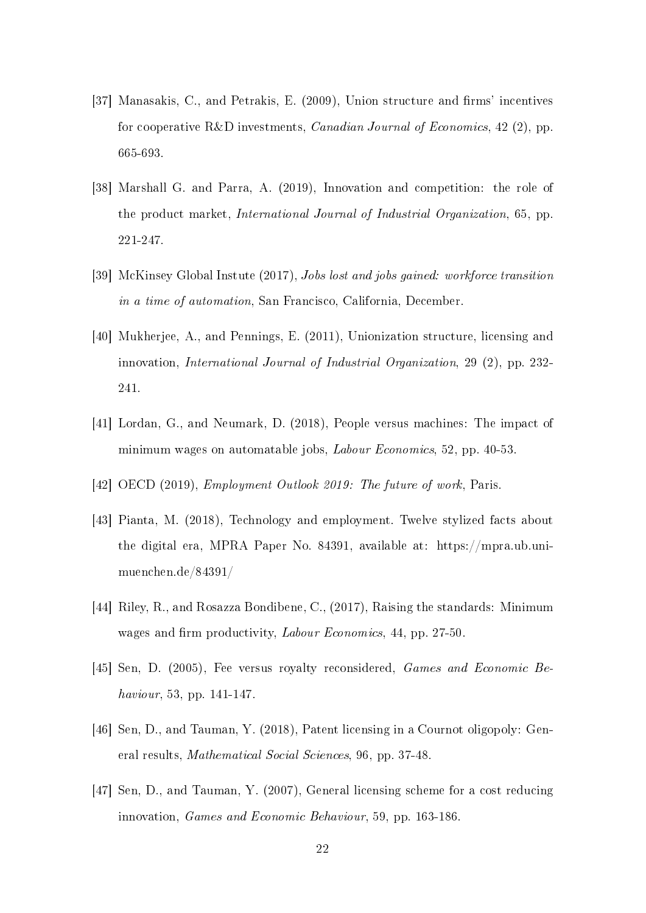[37] Manasakis, C., and Petrakis, E. (2009), Union structure and firms' incentives for cooperative R&D investments, *Canadian Journal of Economics*, 42 (2), pp. 665-693.

[38] Marshall G. and Parra, A. (2019), Innovation and competition: the role of the product market, *International Journal of Industrial Organization*, 65, pp. 221-247.

[39] McKinsey Global Instute (2017), *Jobs lost and jobs gained: workforce transition in a time of automation*, San Francisco, California, December.

[40] Mukherjee, A., and Pennings, E. (2011), Unionization structure, licensing and innovation, *International Journal of Industrial Organization*, 29 (2), pp. 232-241.

[41] Lordan, G., and Neumark, D. (2018), People versus machines: The impact of minimum wages on automatable jobs, *Labour Economics*, 52, pp. 40-53.

[42] OECD (2019), *Employment Outlook 2019: The future of work*, Paris.

[43] Pianta, M. (2018), Technology and employment. Twelve stylized facts about the digital era, MPRA Paper No. 84391, available at: https://mpra.ub.uni-muenchen.de/84391/

[44] Riley, R., and Rosazza Bondibene, C., (2017), Raising the standards: Minimum wages and firm productivity, *Labour Economics*, 44, pp. 27-50.

[45] Sen, D. (2005), Fee versus royalty reconsidered, *Games and Economic Behaviour*, 53, pp. 141-147.

[46] Sen, D., and Tauman, Y. (2018), Patent licensing in a Cournot oligopoly: General results, *Mathematical Social Sciences*, 96, pp. 37-48.

[47] Sen, D., and Tauman, Y. (2007), General licensing scheme for a cost reducing innovation, *Games and Economic Behaviour*, 59, pp. 163-186.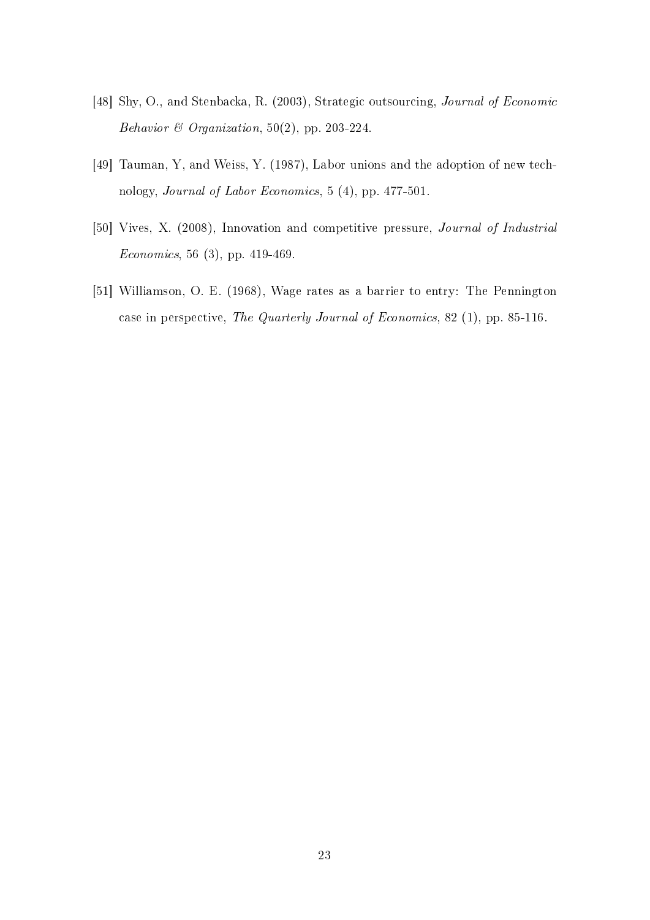[48] Shy, O., and Stenbacka, R. (2003), Strategic outsourcing, *Journal of Economic Behavior & Organization*, 50(2), pp. 203-224.

[49] Tauman, Y, and Weiss, Y. (1987), Labor unions and the adoption of new technology, *Journal of Labor Economics*, 5 (4), pp. 477-501.

[50] Vives, X. (2008), Innovation and competitive pressure, *Journal of Industrial Economics*, 56 (3), pp. 419-469.

[51] Williamson, O. E. (1968), Wage rates as a barrier to entry: The Pennington case in perspective, *The Quarterly Journal of Economics*, 82 (1), pp. 85-116.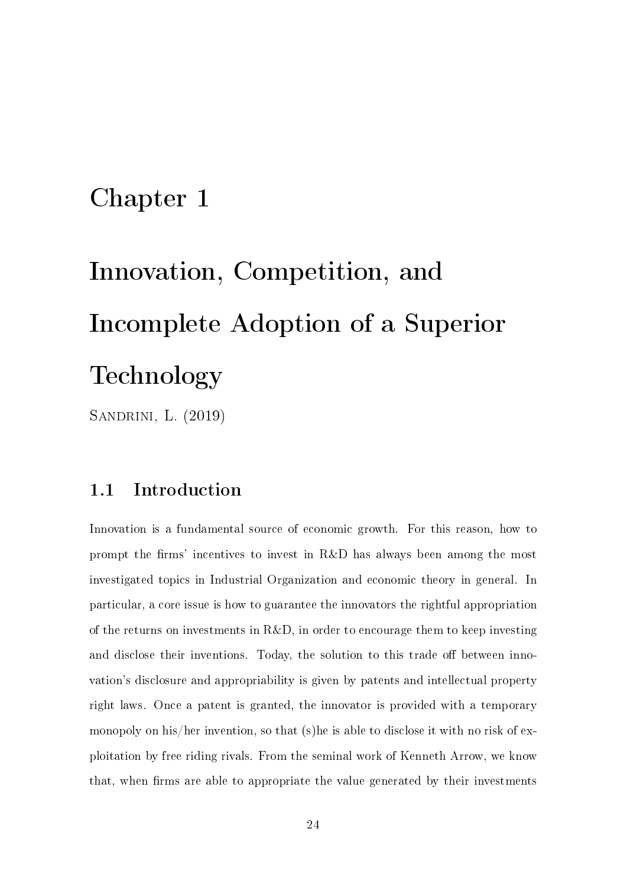# Chapter 1

# Innovation, Competition, and Incomplete Adoption of a Superior Technology

Sandrini, L. (2019)

## 1.1 Introduction

Innovation is a fundamental source of economic growth. For this reason, how to prompt the firms' incentives to invest in R&D has always been among the most investigated topics in Industrial Organization and economic theory in general. In particular, a core issue is how to guarantee the innovators the rightful appropriation of the returns on investments in R&D, in order to encourage them to keep investing and disclose their inventions. Today, the solution to this trade off between innovation's disclosure and appropriability is given by patents and intellectual property right laws. Once a patent is granted, the innovator is provided with a temporary monopoly on his/her invention, so that (s)he is able to disclose it with no risk of exploitation by free riding rivals. From the seminal work of Kenneth Arrow, we know that, when firms are able to appropriate the value generated by their investments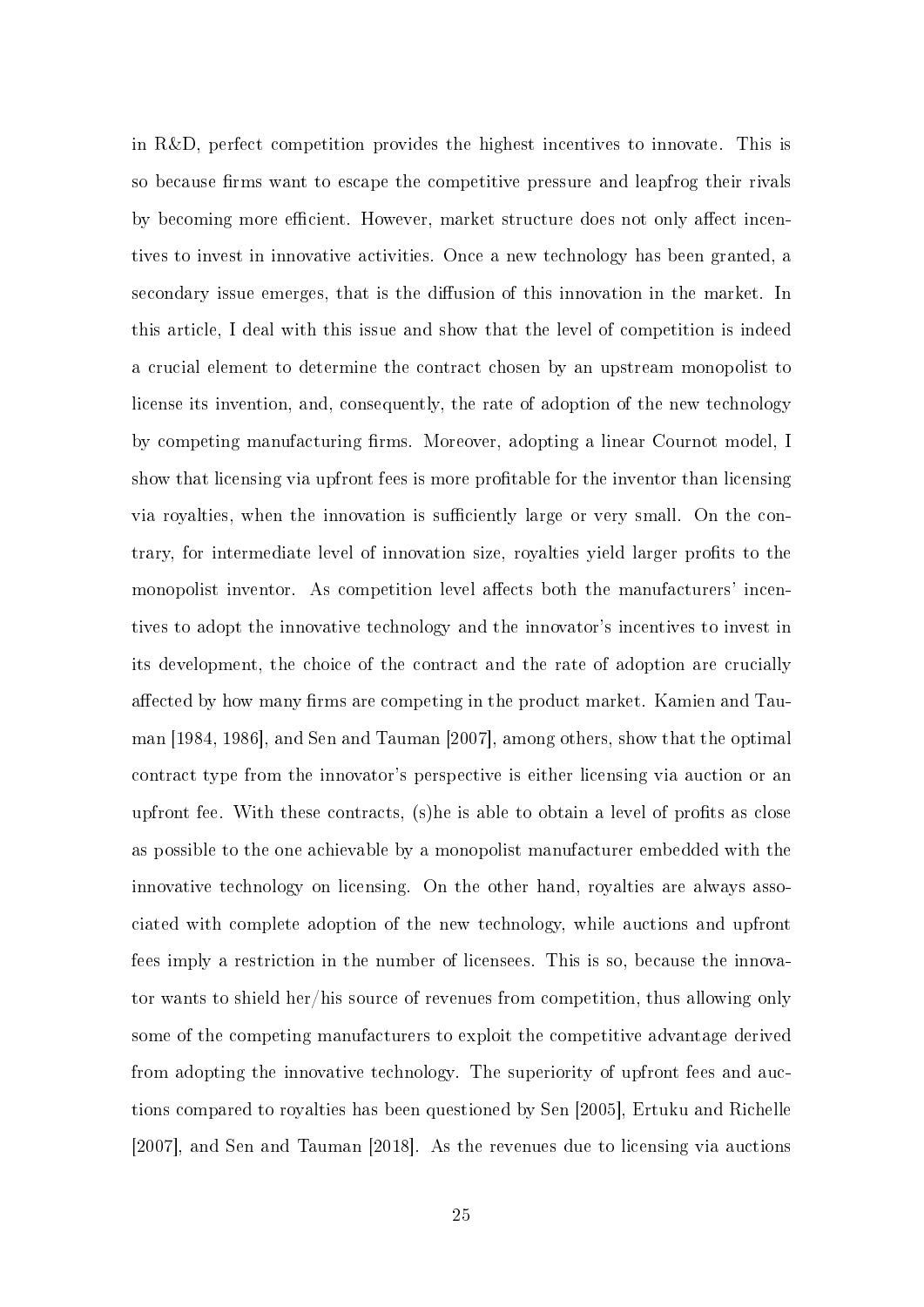in R&D, perfect competition provides the highest incentives to innovate. This is so because firms want to escape the competitive pressure and leapfrog their rivals by becoming more efficient. However, market structure does not only affect incentives to invest in innovative activities. Once a new technology has been granted, a secondary issue emerges, that is the diffusion of this innovation in the market. In this article, I deal with this issue and show that the level of competition is indeed a crucial element to determine the contract chosen by an upstream monopolist to license its invention, and, consequently, the rate of adoption of the new technology by competing manufacturing firms. Moreover, adopting a linear Cournot model, I show that licensing via upfront fees is more profitable for the inventor than licensing via royalties, when the innovation is sufficiently large or very small. On the contrary, for intermediate level of innovation size, royalties yield larger profits to the monopolist inventor. As competition level affects both the manufacturers' incentives to adopt the innovative technology and the innovator's incentives to invest in its development, the choice of the contract and the rate of adoption are crucially affected by how many firms are competing in the product market. Kamien and Tauman [1984, 1986], and Sen and Tauman [2007], among others, show that the optimal contract type from the innovator's perspective is either licensing via auction or an upfront fee. With these contracts, (s)he is able to obtain a level of profits as close as possible to the one achievable by a monopolist manufacturer embedded with the innovative technology on licensing. On the other hand, royalties are always associated with complete adoption of the new technology, while auctions and upfront fees imply a restriction in the number of licensees. This is so, because the innovator wants to shield her/his source of revenues from competition, thus allowing only some of the competing manufacturers to exploit the competitive advantage derived from adopting the innovative technology. The superiority of upfront fees and auctions compared to royalties has been questioned by Sen [2005], Ertuku and Richelle [2007], and Sen and Tauman [2018]. As the revenues due to licensing via auctions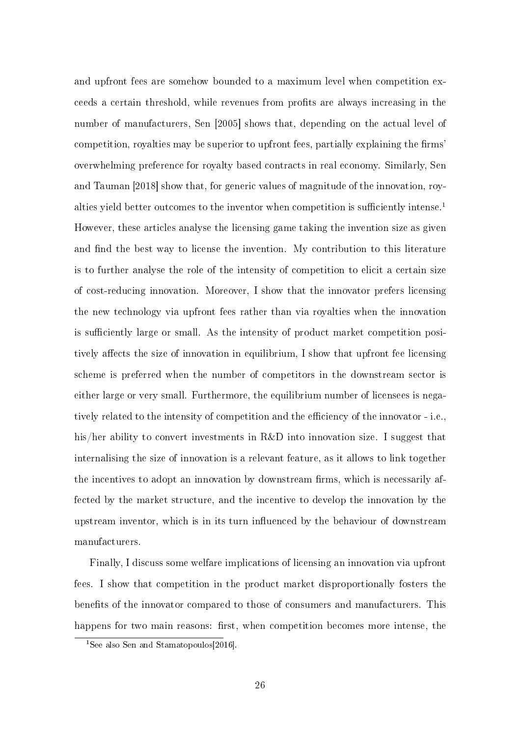and upfront fees are somehow bounded to a maximum level when competition exceeds a certain threshold, while revenues from profits are always increasing in the number of manufacturers, Sen [2005] shows that, depending on the actual level of competition, royalties may be superior to upfront fees, partially explaining the firms' overwhelming preference for royalty based contracts in real economy. Similarly, Sen and Tauman [2018] show that, for generic values of magnitude of the innovation, royalties yield better outcomes to the inventor when competition is sufficiently intense.[1] However, these articles analyse the licensing game taking the invention size as given and find the best way to license the invention. My contribution to this literature is to further analyse the role of the intensity of competition to elicit a certain size of cost-reducing innovation. Moreover, I show that the innovator prefers licensing the new technology via upfront fees rather than via royalties when the innovation is sufficiently large or small. As the intensity of product market competition positively affects the size of innovation in equilibrium, I show that upfront fee licensing scheme is preferred when the number of competitors in the downstream sector is either large or very small. Furthermore, the equilibrium number of licensees is negatively related to the intensity of competition and the efficiency of the innovator - i.e., his/her ability to convert investments in R&D into innovation size. I suggest that internalising the size of innovation is a relevant feature, as it allows to link together the incentives to adopt an innovation by downstream firms, which is necessarily affected by the market structure, and the incentive to develop the innovation by the upstream inventor, which is in its turn influenced by the behaviour of downstream manufacturers.

Finally, I discuss some welfare implications of licensing an innovation via upfront fees. I show that competition in the product market disproportionally fosters the benefits of the innovator compared to those of consumers and manufacturers. This happens for two main reasons: first, when competition becomes more intense, the

[1] See also Sen and Stamatopoulos[2016].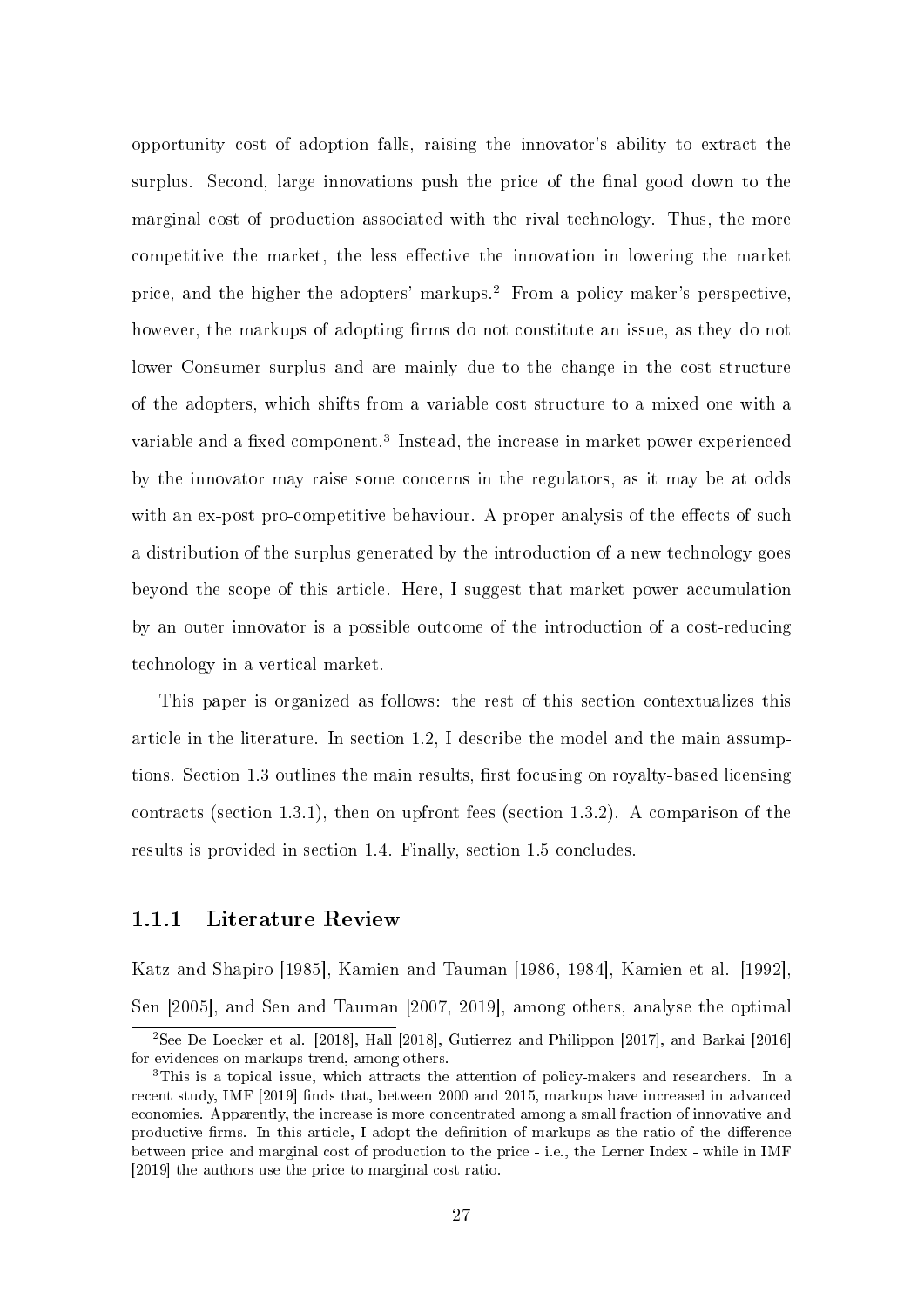opportunity cost of adoption falls, raising the innovator's ability to extract the surplus. Second, large innovations push the price of the final good down to the marginal cost of production associated with the rival technology. Thus, the more competitive the market, the less effective the innovation in lowering the market price, and the higher the adopters' markups.[2] From a policy-maker's perspective, however, the markups of adopting firms do not constitute an issue, as they do not lower Consumer surplus and are mainly due to the change in the cost structure of the adopters, which shifts from a variable cost structure to a mixed one with a variable and a fixed component.[3] Instead, the increase in market power experienced by the innovator may raise some concerns in the regulators, as it may be at odds with an ex-post pro-competitive behaviour. A proper analysis of the effects of such a distribution of the surplus generated by the introduction of a new technology goes beyond the scope of this article. Here, I suggest that market power accumulation by an outer innovator is a possible outcome of the introduction of a cost-reducing technology in a vertical market.

This paper is organized as follows: the rest of this section contextualizes this article in the literature. In section 1.2, I describe the model and the main assumptions. Section 1.3 outlines the main results, first focusing on royalty-based licensing contracts (section 1.3.1), then on upfront fees (section 1.3.2). A comparison of the results is provided in section 1.4. Finally, section 1.5 concludes.

### 1.1.1 Literature Review

Katz and Shapiro [1985], Kamien and Tauman [1986, 1984], Kamien et al. [1992], Sen [2005], and Sen and Tauman [2007, 2019], among others, analyse the optimal

[2] See De Loecker et al. [2018], Hall [2018], Gutierrez and Philippon [2017], and Barkai [2016] for evidences on markups trend, among others.

[3] This is a topical issue, which attracts the attention of policy-makers and researchers. In a recent study, IMF [2019] finds that, between 2000 and 2015, markups have increased in advanced economies. Apparently, the increase is more concentrated among a small fraction of innovative and productive firms. In this article, I adopt the definition of markups as the ratio of the difference between price and marginal cost of production to the price - i.e., the Lerner Index - while in IMF [2019] the authors use the price to marginal cost ratio.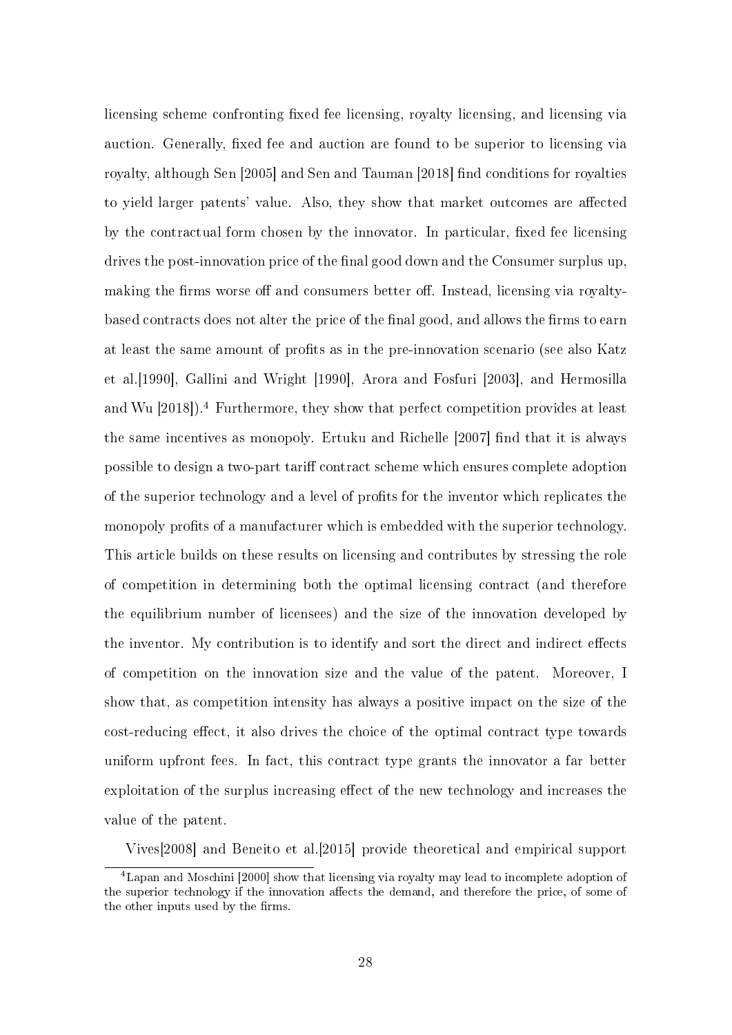licensing scheme confronting fixed fee licensing, royalty licensing, and licensing via auction. Generally, fixed fee and auction are found to be superior to licensing via royalty, although Sen [2005] and Sen and Tauman [2018] find conditions for royalties to yield larger patents' value. Also, they show that market outcomes are affected by the contractual form chosen by the innovator. In particular, fixed fee licensing drives the post-innovation price of the final good down and the Consumer surplus up, making the firms worse off and consumers better off. Instead, licensing via royalty-based contracts does not alter the price of the final good, and allows the firms to earn at least the same amount of profits as in the pre-innovation scenario (see also Katz et al.[1990], Gallini and Wright [1990], Arora and Fosfuri [2003], and Hermosilla and Wu [2018]).[4] Furthermore, they show that perfect competition provides at least the same incentives as monopoly. Ertuku and Richelle [2007] find that it is always possible to design a two-part tariff contract scheme which ensures complete adoption of the superior technology and a level of profits for the inventor which replicates the monopoly profits of a manufacturer which is embedded with the superior technology. This article builds on these results on licensing and contributes by stressing the role of competition in determining both the optimal licensing contract (and therefore the equilibrium number of licensees) and the size of the innovation developed by the inventor. My contribution is to identify and sort the direct and indirect effects of competition on the innovation size and the value of the patent. Moreover, I show that, as competition intensity has always a positive impact on the size of the cost-reducing effect, it also drives the choice of the optimal contract type towards uniform upfront fees. In fact, this contract type grants the innovator a far better exploitation of the surplus increasing effect of the new technology and increases the value of the patent.

Vives[2008] and Beneito et al.[2015] provide theoretical and empirical support

[4] Lapan and Moschini [2000] show that licensing via royalty may lead to incomplete adoption of the superior technology if the innovation affects the demand, and therefore the price, of some of the other inputs used by the firms.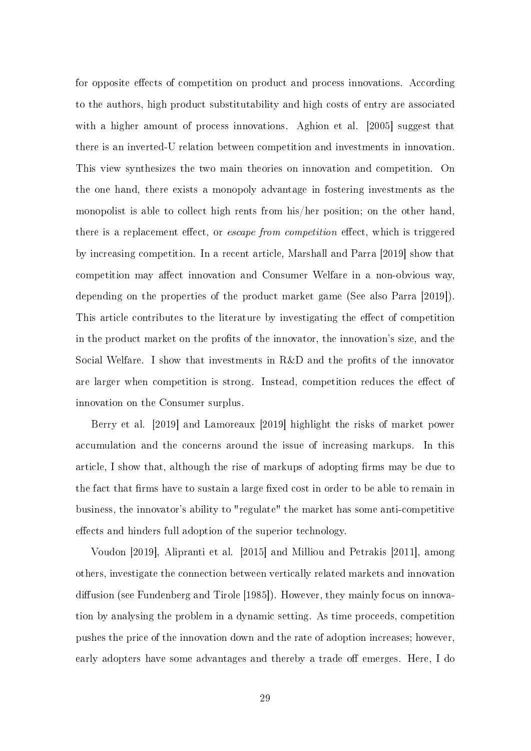for opposite effects of competition on product and process innovations. According to the authors, high product substitutability and high costs of entry are associated with a higher amount of process innovations. Aghion et al. [2005] suggest that there is an inverted-U relation between competition and investments in innovation. This view synthesizes the two main theories on innovation and competition. On the one hand, there exists a monopoly advantage in fostering investments as the monopolist is able to collect high rents from his/her position; on the other hand, there is a replacement effect, or *escape from competition* effect, which is triggered by increasing competition. In a recent article, Marshall and Parra [2019] show that competition may affect innovation and Consumer Welfare in a non-obvious way, depending on the properties of the product market game (See also Parra [2019]). This article contributes to the literature by investigating the effect of competition in the product market on the profits of the innovator, the innovation's size, and the Social Welfare. I show that investments in R&D and the profits of the innovator are larger when competition is strong. Instead, competition reduces the effect of innovation on the Consumer surplus.

Berry et al. [2019] and Lamoreaux [2019] highlight the risks of market power accumulation and the concerns around the issue of increasing markups. In this article, I show that, although the rise of markups of adopting firms may be due to the fact that firms have to sustain a large fixed cost in order to be able to remain in business, the innovator's ability to "regulate" the market has some anti-competitive effects and hinders full adoption of the superior technology.

Voudon [2019], Alipranti et al. [2015] and Milliou and Petrakis [2011], among others, investigate the connection between vertically related markets and innovation diffusion (see Fundenberg and Tirole [1985]). However, they mainly focus on innovation by analysing the problem in a dynamic setting. As time proceeds, competition pushes the price of the innovation down and the rate of adoption increases; however, early adopters have some advantages and thereby a trade off emerges. Here, I do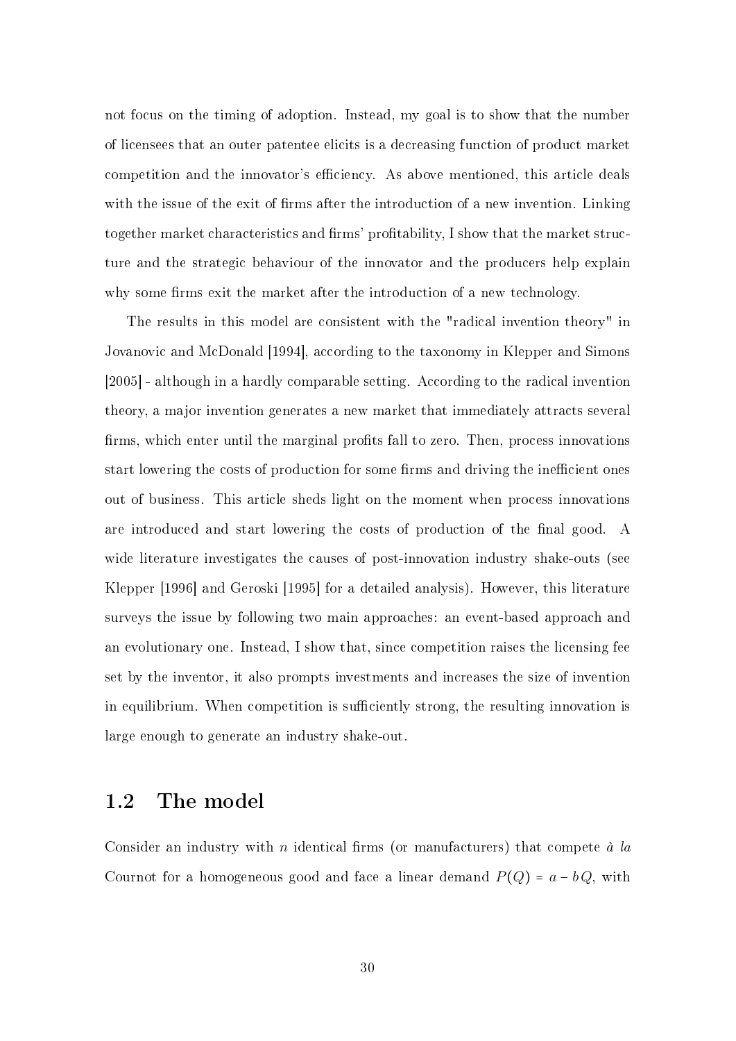not focus on the timing of adoption. Instead, my goal is to show that the number of licensees that an outer patentee elicits is a decreasing function of product market competition and the innovator's efficiency. As above mentioned, this article deals with the issue of the exit of firms after the introduction of a new invention. Linking together market characteristics and firms' profitability, I show that the market structure and the strategic behaviour of the innovator and the producers help explain why some firms exit the market after the introduction of a new technology.

The results in this model are consistent with the "radical invention theory" in Jovanovic and McDonald [1994], according to the taxonomy in Klepper and Simons [2005] - although in a hardly comparable setting. According to the radical invention theory, a major invention generates a new market that immediately attracts several firms, which enter until the marginal profits fall to zero. Then, process innovations start lowering the costs of production for some firms and driving the inefficient ones out of business. This article sheds light on the moment when process innovations are introduced and start lowering the costs of production of the final good. A wide literature investigates the causes of post-innovation industry shake-outs (see Klepper [1996] and Geroski [1995] for a detailed analysis). However, this literature surveys the issue by following two main approaches: an event-based approach and an evolutionary one. Instead, I show that, since competition raises the licensing fee set by the inventor, it also prompts investments and increases the size of invention in equilibrium. When competition is sufficiently strong, the resulting innovation is large enough to generate an industry shake-out.

## 1.2 The model

Consider an industry with $n$ identical firms (or manufacturers) that compete *à la* Cournot for a homogeneous good and face a linear demand $P(Q) = a - bQ$, with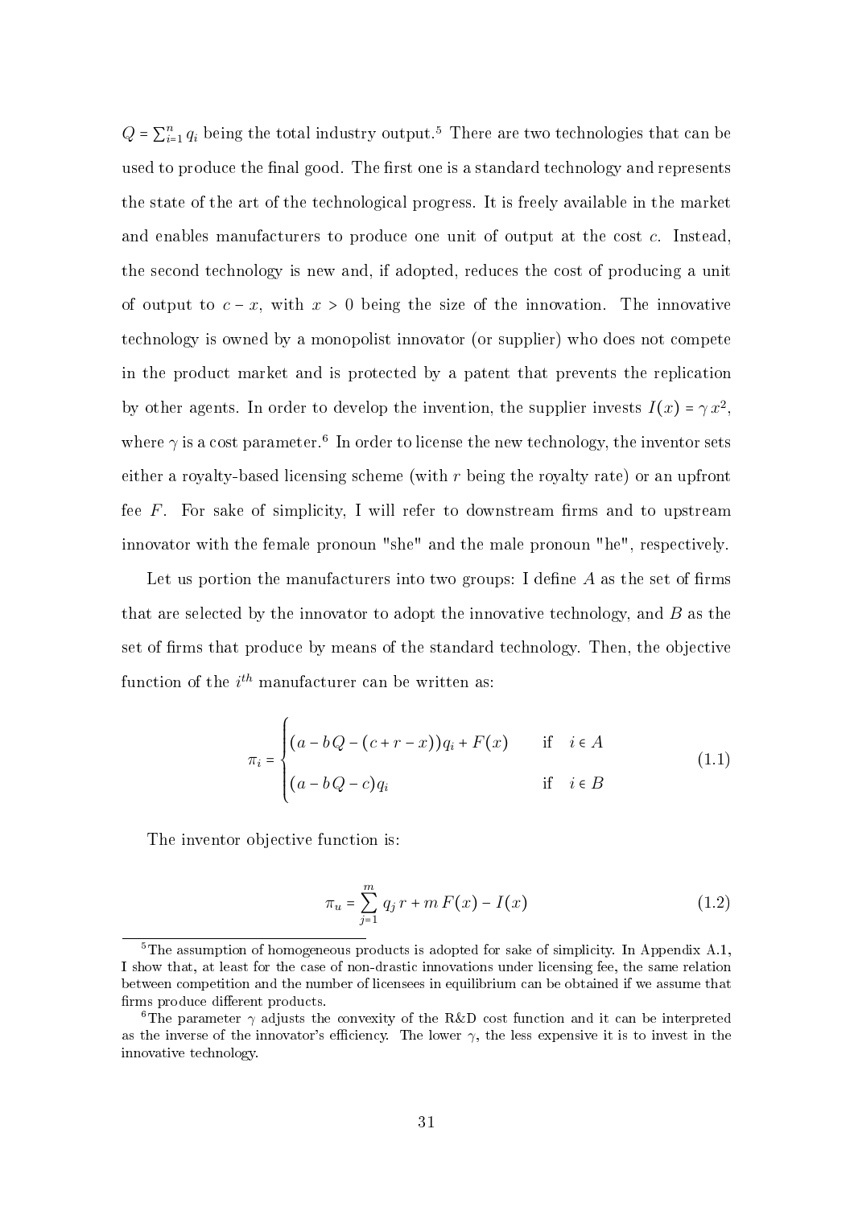$Q = \sum_{i=1}^{n} q_i$ being the total industry output.[5] There are two technologies that can be used to produce the final good. The first one is a standard technology and represents the state of the art of the technological progress. It is freely available in the market and enables manufacturers to produce one unit of output at the cost $c$. Instead, the second technology is new and, if adopted, reduces the cost of producing a unit of output to $c - x$, with $x > 0$ being the size of the innovation. The innovative technology is owned by a monopolist innovator (or supplier) who does not compete in the product market and is protected by a patent that prevents the replication by other agents. In order to develop the invention, the supplier invests $I(x) = \gamma x^2$, where $\gamma$ is a cost parameter.[6] In order to license the new technology, the inventor sets either a royalty-based licensing scheme (with $r$ being the royalty rate) or an upfront fee $F$. For sake of simplicity, I will refer to downstream firms and to upstream innovator with the female pronoun "she" and the male pronoun "he", respectively.

Let us portion the manufacturers into two groups: I define $A$ as the set of firms that are selected by the innovator to adopt the innovative technology, and $B$ as the set of firms that produce by means of the standard technology. Then, the objective function of the $i^{th}$ manufacturer can be written as:

$$\pi_i = \begin{cases} (a - bQ - (c + r - x))q_i + F(x) & \text{if} \quad i \in A \\ (a - bQ - c)q_i & \text{if} \quad i \in B \end{cases} \tag{1.1}$$

The inventor objective function is:

$$\pi_u = \sum_{j=1}^{m} q_j \, r + m \, F(x) - I(x) \tag{1.2}$$

[5] The assumption of homogeneous products is adopted for sake of simplicity. In Appendix A.1, I show that, at least for the case of non-drastic innovations under licensing fee, the same relation between competition and the number of licensees in equilibrium can be obtained if we assume that firms produce different products.

[6] The parameter $\gamma$ adjusts the convexity of the R&D cost function and it can be interpreted as the inverse of the innovator's efficiency. The lower $\gamma$, the less expensive it is to invest in the innovative technology.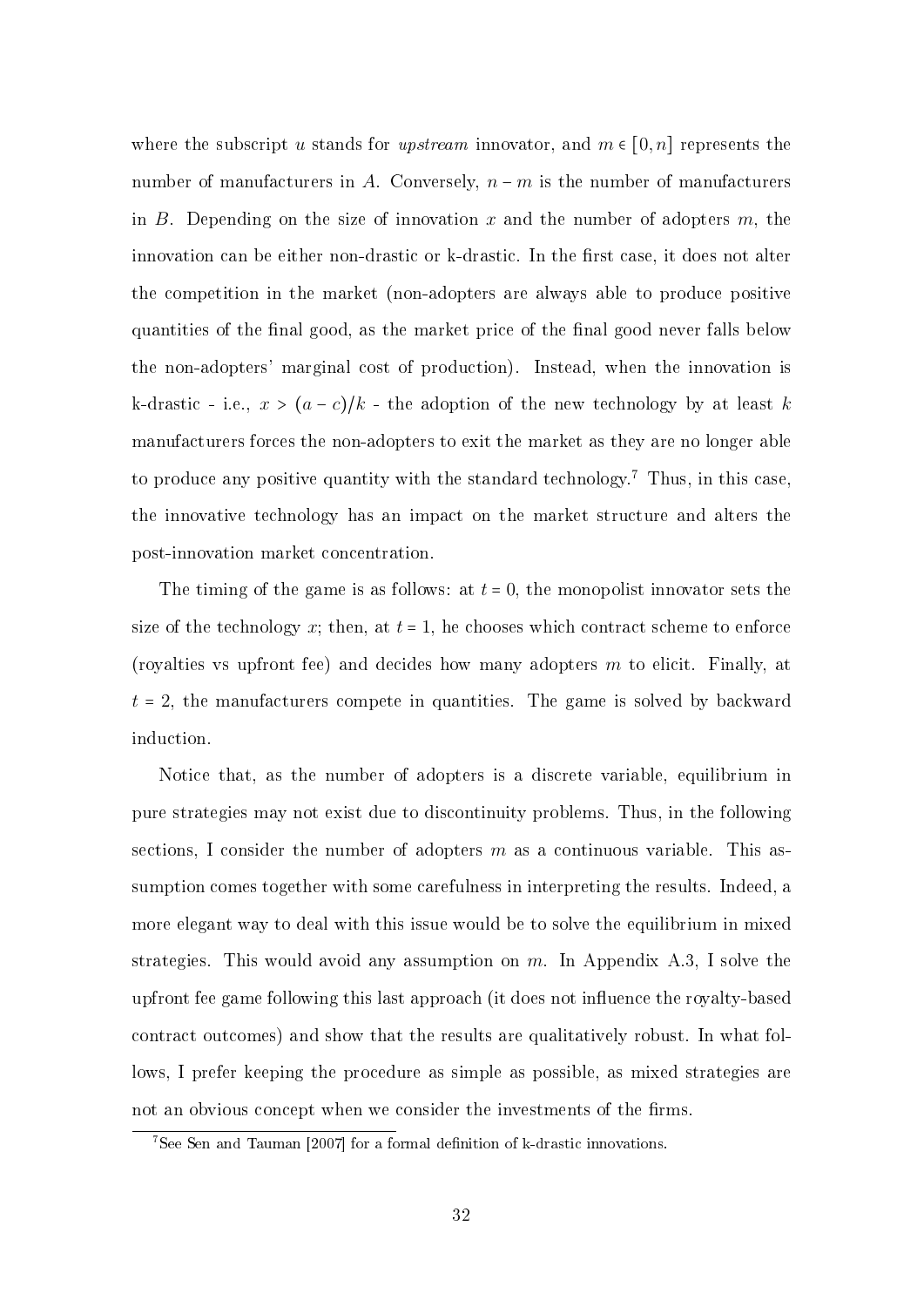where the subscript $u$ stands for *upstream* innovator, and $m \in [0, n]$ represents the number of manufacturers in $A$. Conversely, $n - m$ is the number of manufacturers in $B$. Depending on the size of innovation $x$ and the number of adopters $m$, the innovation can be either non-drastic or k-drastic. In the first case, it does not alter the competition in the market (non-adopters are always able to produce positive quantities of the final good, as the market price of the final good never falls below the non-adopters' marginal cost of production). Instead, when the innovation is k-drastic - i.e., $x > (a - c)/k$ - the adoption of the new technology by at least $k$ manufacturers forces the non-adopters to exit the market as they are no longer able to produce any positive quantity with the standard technology.[7] Thus, in this case, the innovative technology has an impact on the market structure and alters the post-innovation market concentration.

The timing of the game is as follows: at $t = 0$, the monopolist innovator sets the size of the technology $x$; then, at $t = 1$, he chooses which contract scheme to enforce (royalties vs upfront fee) and decides how many adopters $m$ to elicit. Finally, at $t = 2$, the manufacturers compete in quantities. The game is solved by backward induction.

Notice that, as the number of adopters is a discrete variable, equilibrium in pure strategies may not exist due to discontinuity problems. Thus, in the following sections, I consider the number of adopters $m$ as a continuous variable. This assumption comes together with some carefulness in interpreting the results. Indeed, a more elegant way to deal with this issue would be to solve the equilibrium in mixed strategies. This would avoid any assumption on $m$. In Appendix A.3, I solve the upfront fee game following this last approach (it does not influence the royalty-based contract outcomes) and show that the results are qualitatively robust. In what follows, I prefer keeping the procedure as simple as possible, as mixed strategies are not an obvious concept when we consider the investments of the firms.

[7] See Sen and Tauman [2007] for a formal definition of k-drastic innovations.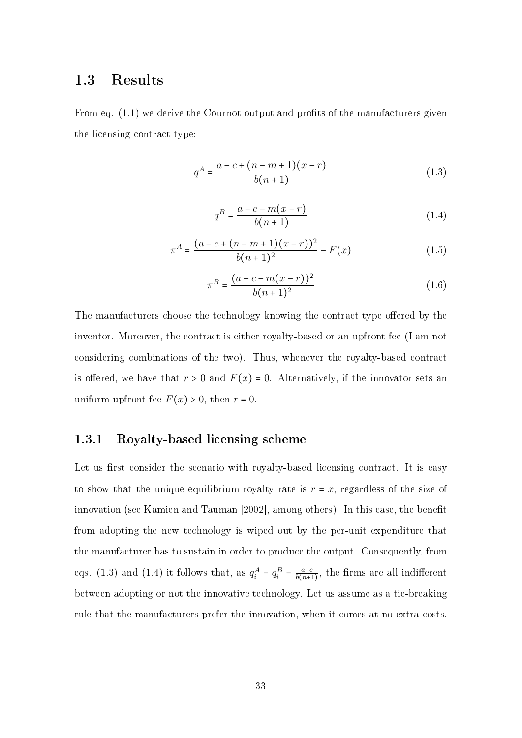## 1.3 Results

From eq. (1.1) we derive the Cournot output and profits of the manufacturers given the licensing contract type:

$$q^A = \frac{a - c + (n - m + 1)(x - r)}{b(n+1)} \tag{1.3}$$

$$q^B = \frac{a - c - m(x - r)}{b(n+1)} \tag{1.4}$$

$$\pi^A = \frac{(a - c + (n - m + 1)(x - r))^2}{b(n+1)^2} - F(x) \tag{1.5}$$

$$\pi^B = \frac{(a - c - m(x - r))^2}{b(n+1)^2} \tag{1.6}$$

The manufacturers choose the technology knowing the contract type offered by the inventor. Moreover, the contract is either royalty-based or an upfront fee (I am not considering combinations of the two). Thus, whenever the royalty-based contract is offered, we have that $r > 0$ and $F(x) = 0$. Alternatively, if the innovator sets an uniform upfront fee $F(x) > 0$, then $r = 0$.

### 1.3.1 Royalty-based licensing scheme

Let us first consider the scenario with royalty-based licensing contract. It is easy to show that the unique equilibrium royalty rate is $r = x$, regardless of the size of innovation (see Kamien and Tauman [2002], among others). In this case, the benefit from adopting the new technology is wiped out by the per-unit expenditure that the manufacturer has to sustain in order to produce the output. Consequently, from eqs. (1.3) and (1.4) it follows that, as $q_i^A = q_i^B = \frac{a-c}{b(n+1)}$, the firms are all indifferent between adopting or not the innovative technology. Let us assume as a tie-breaking rule that the manufacturers prefer the innovation, when it comes at no extra costs.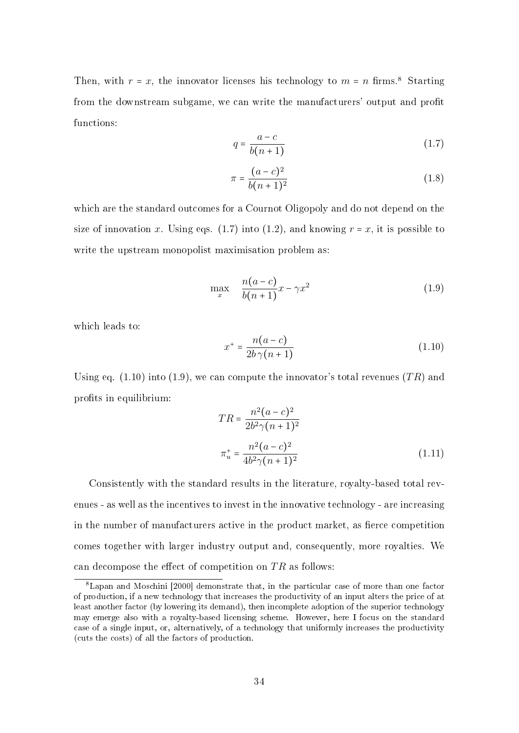Then, with $r = x$, the innovator licenses his technology to $m = n$ firms.[8] Starting from the downstream subgame, we can write the manufacturers' output and profit functions:

$$q = \frac{a - c}{b(n+1)} \tag{1.7}$$

$$\pi = \frac{(a - c)^2}{b(n+1)^2} \tag{1.8}$$

which are the standard outcomes for a Cournot Oligopoly and do not depend on the size of innovation $x$. Using eqs. (1.7) into (1.2), and knowing $r = x$, it is possible to write the upstream monopolist maximisation problem as:

$$\max_{x} \quad \frac{n(a - c)}{b(n+1)} x - \gamma x^2 \tag{1.9}$$

which leads to:

$$x^{+} = \frac{n(a - c)}{2b\gamma(n+1)} \tag{1.10}$$

Using eq. (1.10) into (1.9), we can compute the innovator's total revenues ($TR$) and profits in equilibrium:

$$TR = \frac{n^2(a - c)^2}{2b^2\gamma(n+1)^2}$$

$$\pi_u^{+} = \frac{n^2(a - c)^2}{4b^2\gamma(n+1)^2} \tag{1.11}$$

Consistently with the standard results in the literature, royalty-based total revenues - as well as the incentives to invest in the innovative technology - are increasing in the number of manufacturers active in the product market, as fierce competition comes together with larger industry output and, consequently, more royalties. We can decompose the effect of competition on $TR$ as follows:

[8] Lapan and Moschini [2000] demonstrate that, in the particular case of more than one factor of production, if a new technology that increases the productivity of an input alters the price of at least another factor (by lowering its demand), then incomplete adoption of the superior technology may emerge also with a royalty-based licensing scheme. However, here I focus on the standard case of a single input, or, alternatively, of a technology that uniformly increases the productivity (cuts the costs) of all the factors of production.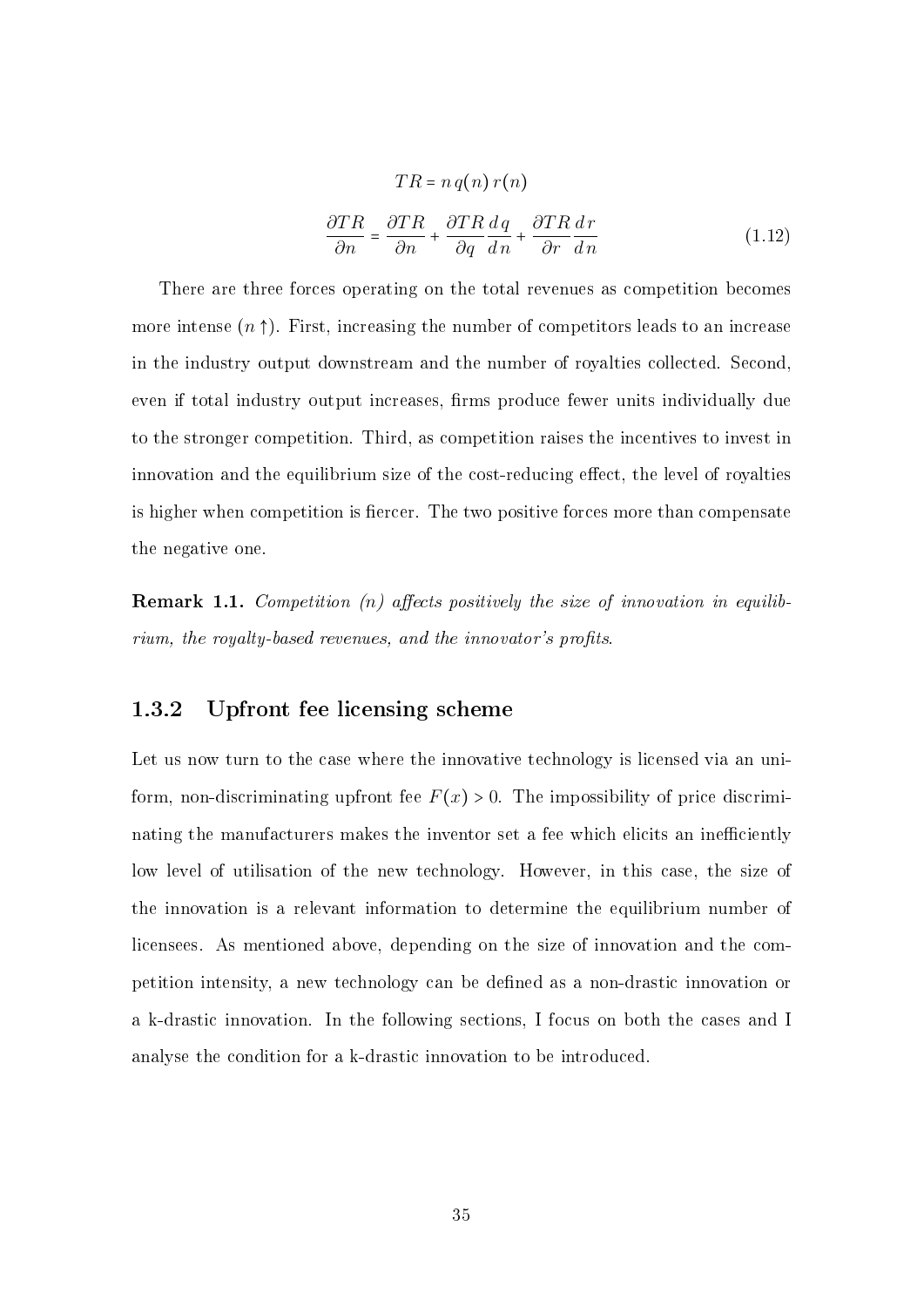$$TR = n\,q(n)\,r(n)$$

$$\frac{\partial TR}{\partial n} = \frac{\partial TR}{\partial n} + \frac{\partial TR}{\partial q}\frac{d\,q}{d\,n} + \frac{\partial TR}{\partial r}\frac{d\,r}{d\,n} \tag{1.12}$$

There are three forces operating on the total revenues as competition becomes more intense ($n \uparrow$). First, increasing the number of competitors leads to an increase in the industry output downstream and the number of royalties collected. Second, even if total industry output increases, firms produce fewer units individually due to the stronger competition. Third, as competition raises the incentives to invest in innovation and the equilibrium size of the cost-reducing effect, the level of royalties is higher when competition is fiercer. The two positive forces more than compensate the negative one.

**Remark 1.1.** *Competition ($n$) affects positively the size of innovation in equilibrium, the royalty-based revenues, and the innovator's profits.*

### 1.3.2 Upfront fee licensing scheme

Let us now turn to the case where the innovative technology is licensed via an uniform, non-discriminating upfront fee $F(x) > 0$. The impossibility of price discriminating the manufacturers makes the inventor set a fee which elicits an inefficiently low level of utilisation of the new technology. However, in this case, the size of the innovation is a relevant information to determine the equilibrium number of licensees. As mentioned above, depending on the size of innovation and the competition intensity, a new technology can be defined as a non-drastic innovation or a k-drastic innovation. In the following sections, I focus on both the cases and I analyse the condition for a k-drastic innovation to be introduced.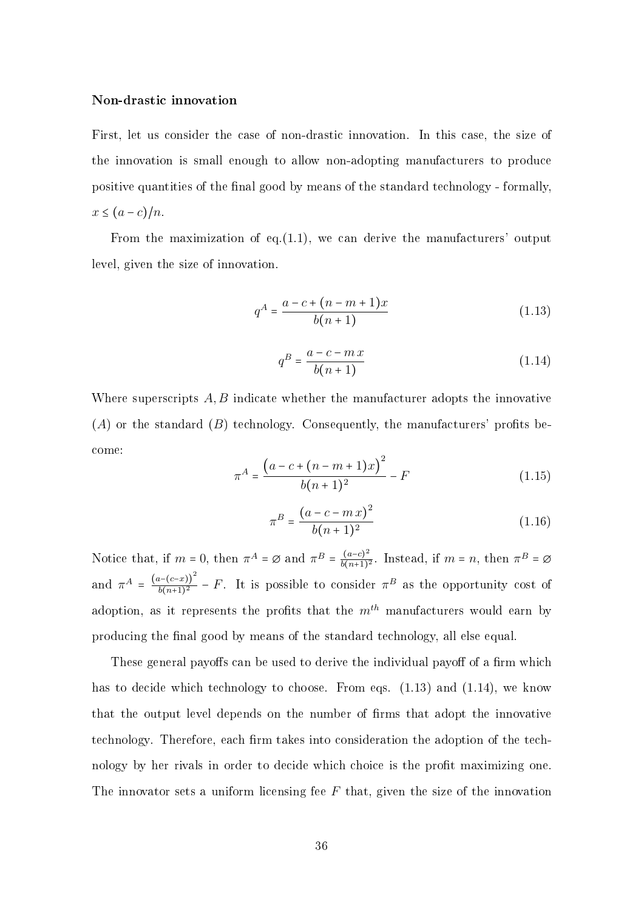**Non-drastic innovation**

First, let us consider the case of non-drastic innovation. In this case, the size of the innovation is small enough to allow non-adopting manufacturers to produce positive quantities of the final good by means of the standard technology - formally, $x \leq (a-c)/n$.

From the maximization of eq.(1.1), we can derive the manufacturers' output level, given the size of innovation.

$$q^A = \frac{a - c + (n - m + 1)x}{b(n+1)} \tag{1.13}$$

$$q^B = \frac{a - c - m\,x}{b(n+1)} \tag{1.14}$$

Where superscripts $A, B$ indicate whether the manufacturer adopts the innovative ($A$) or the standard ($B$) technology. Consequently, the manufacturers' profits become:

$$\pi^A = \frac{\left(a - c + (n - m + 1)x\right)^2}{b(n+1)^2} - F \tag{1.15}$$

$$\pi^B = \frac{\left(a - c - m\,x\right)^2}{b(n+1)^2} \tag{1.16}$$

Notice that, if $m = 0$, then $\pi^A = \varnothing$ and $\pi^B = \frac{(a-c)^2}{b(n+1)^2}$. Instead, if $m = n$, then $\pi^B = \varnothing$ and $\pi^A = \frac{\left(a-(c-x)\right)^2}{b(n+1)^2} - F$. It is possible to consider $\pi^B$ as the opportunity cost of adoption, as it represents the profits that the $m^{th}$ manufacturers would earn by producing the final good by means of the standard technology, all else equal.

These general payoffs can be used to derive the individual payoff of a firm which has to decide which technology to choose. From eqs. (1.13) and (1.14), we know that the output level depends on the number of firms that adopt the innovative technology. Therefore, each firm takes into consideration the adoption of the technology by her rivals in order to decide which choice is the profit maximizing one. The innovator sets a uniform licensing fee $F$ that, given the size of the innovation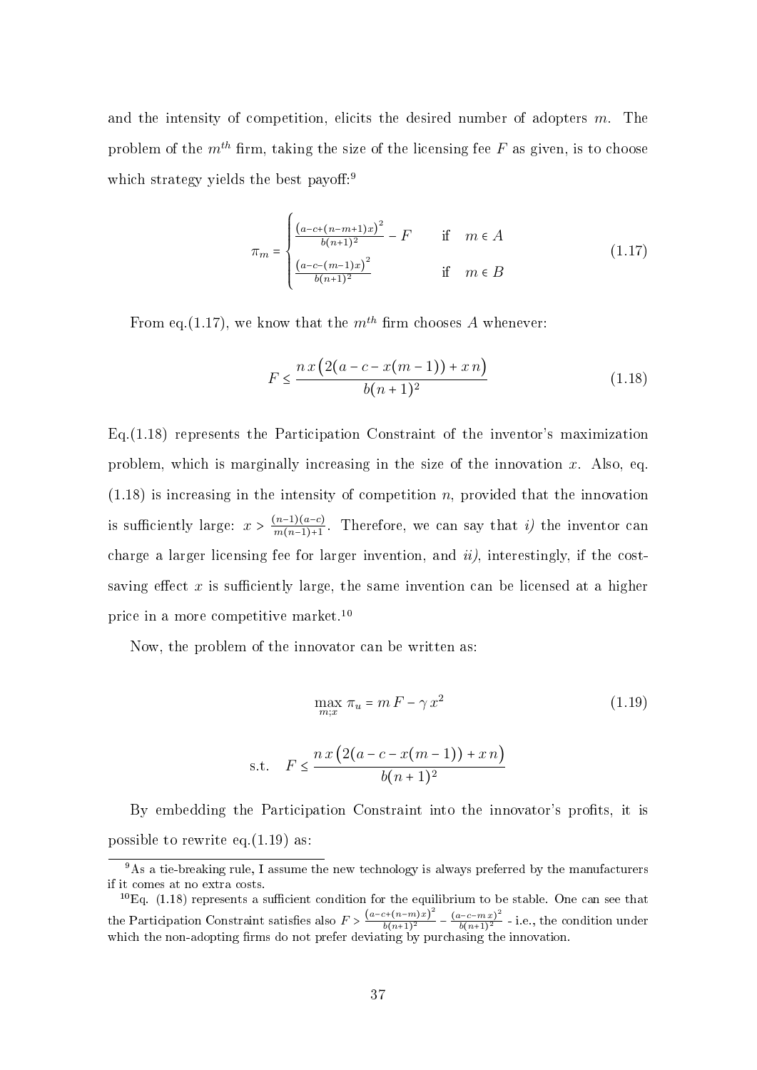and the intensity of competition, elicits the desired number of adopters $m$. The problem of the $m^{th}$ firm, taking the size of the licensing fee $F$ as given, is to choose which strategy yields the best payoff:[9]

$$\pi_m = \begin{cases} \frac{\left(a-c+(n-m+1)x\right)^2}{b(n+1)^2} - F & \text{if} \quad m \in A \\ \frac{\left(a-c-(m-1)x\right)^2}{b(n+1)^2} & \text{if} \quad m \in B \end{cases} \tag{1.17}$$

From eq.(1.17), we know that the $m^{th}$ firm chooses $A$ whenever:

$$F \leq \frac{n\,x\left(2(a-c-x(m-1)) + x\,n\right)}{b(n+1)^2} \tag{1.18}$$

Eq.(1.18) represents the Participation Constraint of the inventor's maximization problem, which is marginally increasing in the size of the innovation $x$. Also, eq. (1.18) is increasing in the intensity of competition $n$, provided that the innovation is sufficiently large: $x > \frac{(n-1)(a-c)}{m(n-1)+1}$. Therefore, we can say that *i)* the inventor can charge a larger licensing fee for larger invention, and *ii)*, interestingly, if the cost-saving effect $x$ is sufficiently large, the same invention can be licensed at a higher price in a more competitive market.[10]

Now, the problem of the innovator can be written as:

$$\max_{m;x} \pi_u = m\,F - \gamma\,x^2 \tag{1.19}$$

$$\text{s.t.} \quad F \leq \frac{n\,x\left(2(a-c-x(m-1)) + x\,n\right)}{b(n+1)^2}$$

By embedding the Participation Constraint into the innovator's profits, it is possible to rewrite eq.(1.19) as:

[9] As a tie-breaking rule, I assume the new technology is always preferred by the manufacturers if it comes at no extra costs.

[10] Eq. (1.18) represents a sufficient condition for the equilibrium to be stable. One can see that the Participation Constraint satisfies also $F > \frac{\left(a-c+(n-m)x\right)^2}{b(n+1)^2} - \frac{\left(a-c-m\,x\right)^2}{b(n+1)^2}$ - i.e., the condition under which the non-adopting firms do not prefer deviating by purchasing the innovation.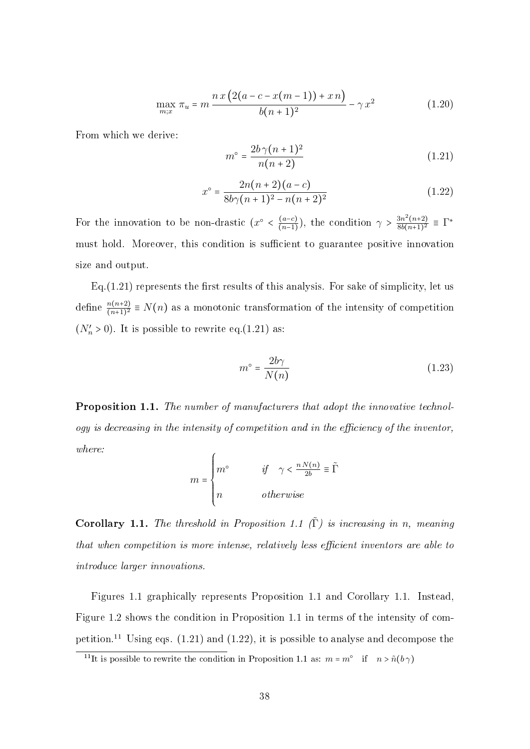$$\max_{m;x} \pi_u = m \frac{n\, x\left(2(a - c - x(m-1)) + x\, n\right)}{b(n+1)^2} - \gamma\, x^2 \tag{1.20}$$

From which we derive:

$$m^{\circ} = \frac{2b\,\gamma(n+1)^2}{n(n+2)} \tag{1.21}$$

$$x^{\circ} = \frac{2n(n+2)(a-c)}{8b\gamma(n+1)^2 - n(n+2)^2} \tag{1.22}$$

For the innovation to be non-drastic ($x^{\circ} < \frac{(a-c)}{(n-1)}$), the condition $\gamma > \frac{3n^2(n+2)}{8b(n+1)^2} \equiv \Gamma^*$ must hold. Moreover, this condition is sufficient to guarantee positive innovation size and output.

Eq.(1.21) represents the first results of this analysis. For sake of simplicity, let us define $\frac{n(n+2)}{(n+1)^2} \equiv N(n)$ as a monotonic transformation of the intensity of competition ($N'_n > 0$). It is possible to rewrite eq.(1.21) as:

$$m^{\circ} = \frac{2b\gamma}{N(n)} \tag{1.23}$$

**Proposition 1.1.** *The number of manufacturers that adopt the innovative technology is decreasing in the intensity of competition and in the efficiency of the inventor, where:*

$$m = \begin{cases} m^{\circ} & \textit{if} \quad \gamma < \frac{n\,N(n)}{2b} \equiv \tilde{\Gamma} \\ n & \textit{otherwise} \end{cases}$$

**Corollary 1.1.** *The threshold in Proposition 1.1 ($\tilde{\Gamma}$) is increasing in n, meaning that when competition is more intense, relatively less efficient inventors are able to introduce larger innovations.*

Figures 1.1 graphically represents Proposition 1.1 and Corollary 1.1. Instead, Figure 1.2 shows the condition in Proposition 1.1 in terms of the intensity of competition.[11] Using eqs. (1.21) and (1.22), it is possible to analyse and decompose the

[11] It is possible to rewrite the condition in Proposition 1.1 as: $m = m^{\circ}$ if $n > \tilde{n}(b\,\gamma)$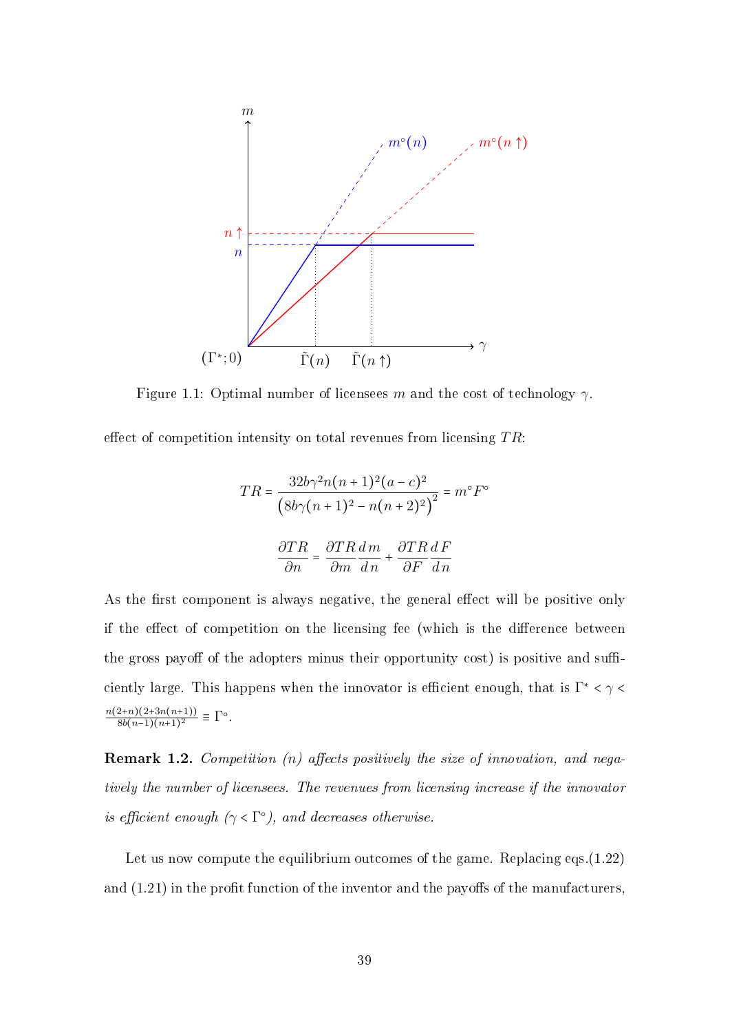$m$

$m^\circ(n)$

$m^\circ(n\uparrow)$

$n\uparrow$

$n$

$(\Gamma^*;0)$

$\tilde{\Gamma}(n)$

$\tilde{\Gamma}(n\uparrow)$

$\gamma$

Figure 1.1: Optimal number of licensees $m$ and the cost of technology $\gamma$.

effect of competition intensity on total revenues from licensing $TR$:

$$TR = \frac{32b\gamma^2 n(n+1)^2(a-c)^2}{\left(8b\gamma(n+1)^2 - n(n+2)^2\right)^2} = m^\circ F^\circ$$

$$\frac{\partial TR}{\partial n} = \frac{\partial TR}{\partial m}\frac{dm}{dn} + \frac{\partial TR}{\partial F}\frac{dF}{dn}$$

As the first component is always negative, the general effect will be positive only if the effect of competition on the licensing fee (which is the difference between the gross payoff of the adopters minus their opportunity cost) is positive and sufficiently large. This happens when the innovator is efficient enough, that is $\Gamma^* < \gamma < \frac{n(2+n)(2+3n(n+1))}{8b(n-1)(n+1)^2} \equiv \Gamma^\circ$.

**Remark 1.2.** *Competition ($n$) affects positively the size of innovation, and negatively the number of licensees. The revenues from licensing increase if the innovator is efficient enough ($\gamma < \Gamma^\circ$), and decreases otherwise.*

Let us now compute the equilibrium outcomes of the game. Replacing eqs.(1.22) and (1.21) in the profit function of the inventor and the payoffs of the manufacturers,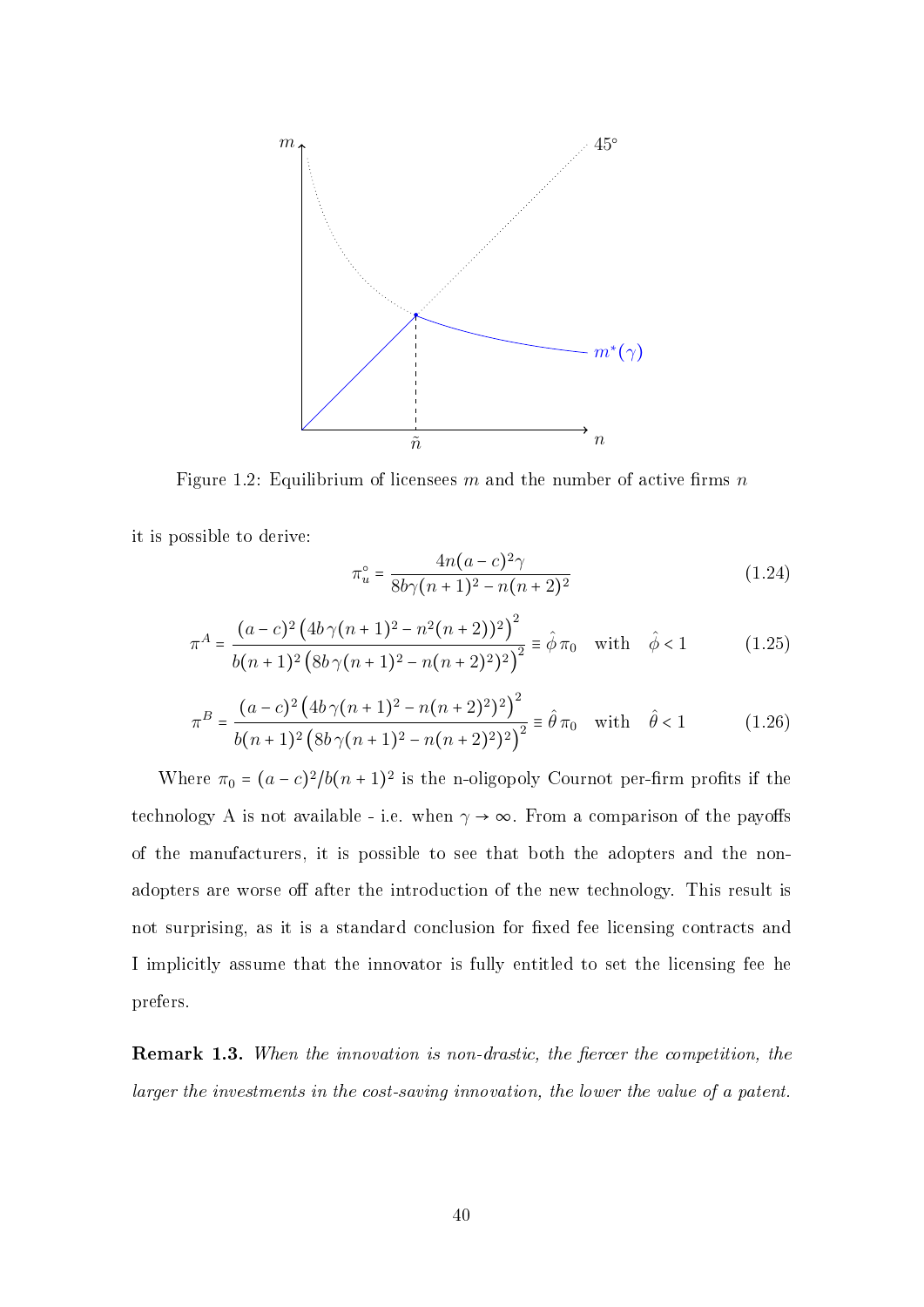m

45°

$m^*(\gamma)$

$\tilde{n}$

n

Figure 1.2: Equilibrium of licensees $m$ and the number of active firms $n$

it is possible to derive:

$$\pi_u^\circ = \frac{4n(a-c)^2\gamma}{8b\gamma(n+1)^2 - n(n+2)^2} \tag{1.24}$$

$$\pi^A = \frac{(a-c)^2 \left(4b\,\gamma(n+1)^2 - n^2(n+2))^2\right)^2}{b(n+1)^2 \left(8b\,\gamma(n+1)^2 - n(n+2)^2)^2\right)^2} \equiv \hat{\phi}\,\pi_0 \quad \text{with} \quad \hat{\phi} < 1 \tag{1.25}$$

$$\pi^B = \frac{(a-c)^2 \left(4b\,\gamma(n+1)^2 - n(n+2)^2)^2\right)^2}{b(n+1)^2 \left(8b\,\gamma(n+1)^2 - n(n+2)^2)^2\right)^2} \equiv \hat{\theta}\,\pi_0 \quad \text{with} \quad \hat{\theta} < 1 \tag{1.26}$$

Where $\pi_0 = (a-c)^2/b(n+1)^2$ is the n-oligopoly Cournot per-firm profits if the technology A is not available - i.e. when $\gamma \to \infty$. From a comparison of the payoffs of the manufacturers, it is possible to see that both the adopters and the non-adopters are worse off after the introduction of the new technology. This result is not surprising, as it is a standard conclusion for fixed fee licensing contracts and I implicitly assume that the innovator is fully entitled to set the licensing fee he prefers.

**Remark 1.3.** *When the innovation is non-drastic, the fiercer the competition, the larger the investments in the cost-saving innovation, the lower the value of a patent.*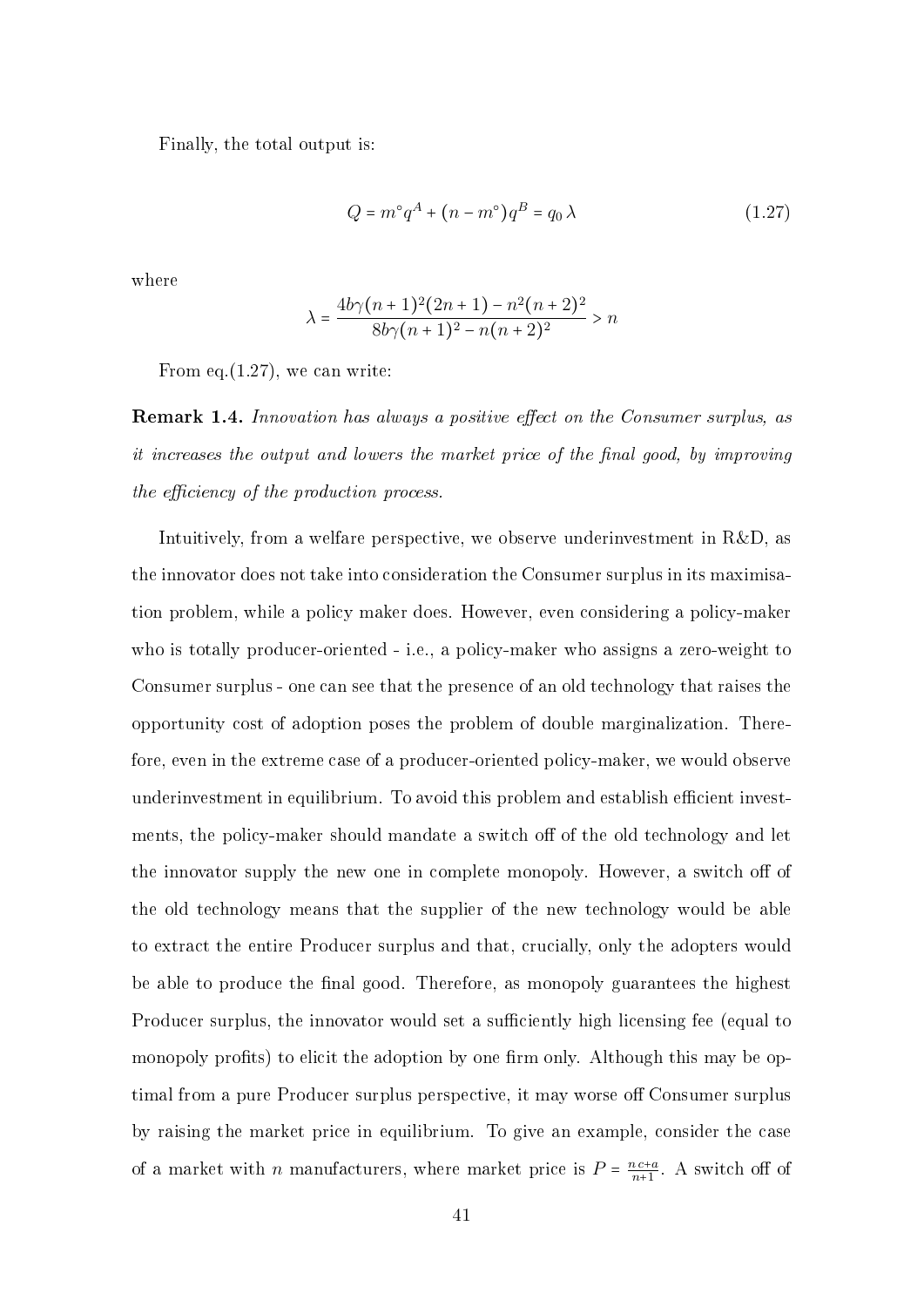Finally, the total output is:

$$Q = m^{\circ} q^{A} + (n - m^{\circ}) q^{B} = q_0 \, \lambda \tag{1.27}$$

where

$$\lambda = \frac{4b\gamma(n+1)^2(2n+1) - n^2(n+2)^2}{8b\gamma(n+1)^2 - n(n+2)^2} > n$$

From eq.(1.27), we can write:

**Remark 1.4.** *Innovation has always a positive effect on the Consumer surplus, as it increases the output and lowers the market price of the final good, by improving the efficiency of the production process.*

Intuitively, from a welfare perspective, we observe underinvestment in R&D, as the innovator does not take into consideration the Consumer surplus in its maximisation problem, while a policy maker does. However, even considering a policy-maker who is totally producer-oriented - i.e., a policy-maker who assigns a zero-weight to Consumer surplus - one can see that the presence of an old technology that raises the opportunity cost of adoption poses the problem of double marginalization. Therefore, even in the extreme case of a producer-oriented policy-maker, we would observe underinvestment in equilibrium. To avoid this problem and establish efficient investments, the policy-maker should mandate a switch off of the old technology and let the innovator supply the new one in complete monopoly. However, a switch off of the old technology means that the supplier of the new technology would be able to extract the entire Producer surplus and that, crucially, only the adopters would be able to produce the final good. Therefore, as monopoly guarantees the highest Producer surplus, the innovator would set a sufficiently high licensing fee (equal to monopoly profits) to elicit the adoption by one firm only. Although this may be optimal from a pure Producer surplus perspective, it may worse off Consumer surplus by raising the market price in equilibrium. To give an example, consider the case of a market with $n$ manufacturers, where market price is $P = \frac{n\,c + a}{n+1}$. A switch off of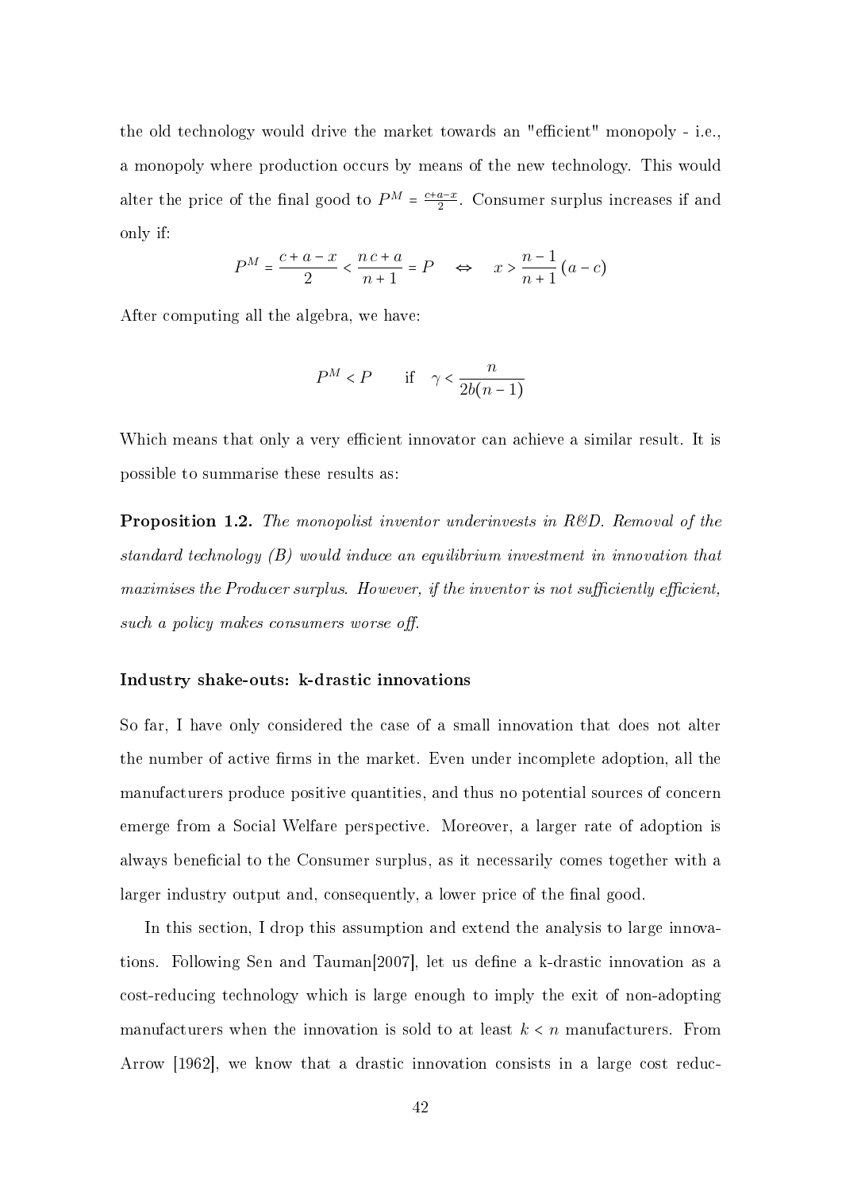the old technology would drive the market towards an "efficient" monopoly - i.e., a monopoly where production occurs by means of the new technology. This would alter the price of the final good to $P^M = \frac{c+a-x}{2}$. Consumer surplus increases if and only if:

$$P^M = \frac{c+a-x}{2} < \frac{n\,c+a}{n+1} = P \quad \Leftrightarrow \quad x > \frac{n-1}{n+1}\,(a-c)$$

After computing all the algebra, we have:

$$P^M < P \qquad \text{if} \quad \gamma < \frac{n}{2b(n-1)}$$

Which means that only a very efficient innovator can achieve a similar result. It is possible to summarise these results as:

**Proposition 1.2.** *The monopolist inventor underinvests in R&D. Removal of the standard technology (B) would induce an equilibrium investment in innovation that maximises the Producer surplus. However, if the inventor is not sufficiently efficient, such a policy makes consumers worse off.*

### Industry shake-outs: k-drastic innovations

So far, I have only considered the case of a small innovation that does not alter the number of active firms in the market. Even under incomplete adoption, all the manufacturers produce positive quantities, and thus no potential sources of concern emerge from a Social Welfare perspective. Moreover, a larger rate of adoption is always beneficial to the Consumer surplus, as it necessarily comes together with a larger industry output and, consequently, a lower price of the final good.

In this section, I drop this assumption and extend the analysis to large innovations. Following Sen and Tauman[2007], let us define a k-drastic innovation as a cost-reducing technology which is large enough to imply the exit of non-adopting manufacturers when the innovation is sold to at least $k < n$ manufacturers. From Arrow [1962], we know that a drastic innovation consists in a large cost reduc-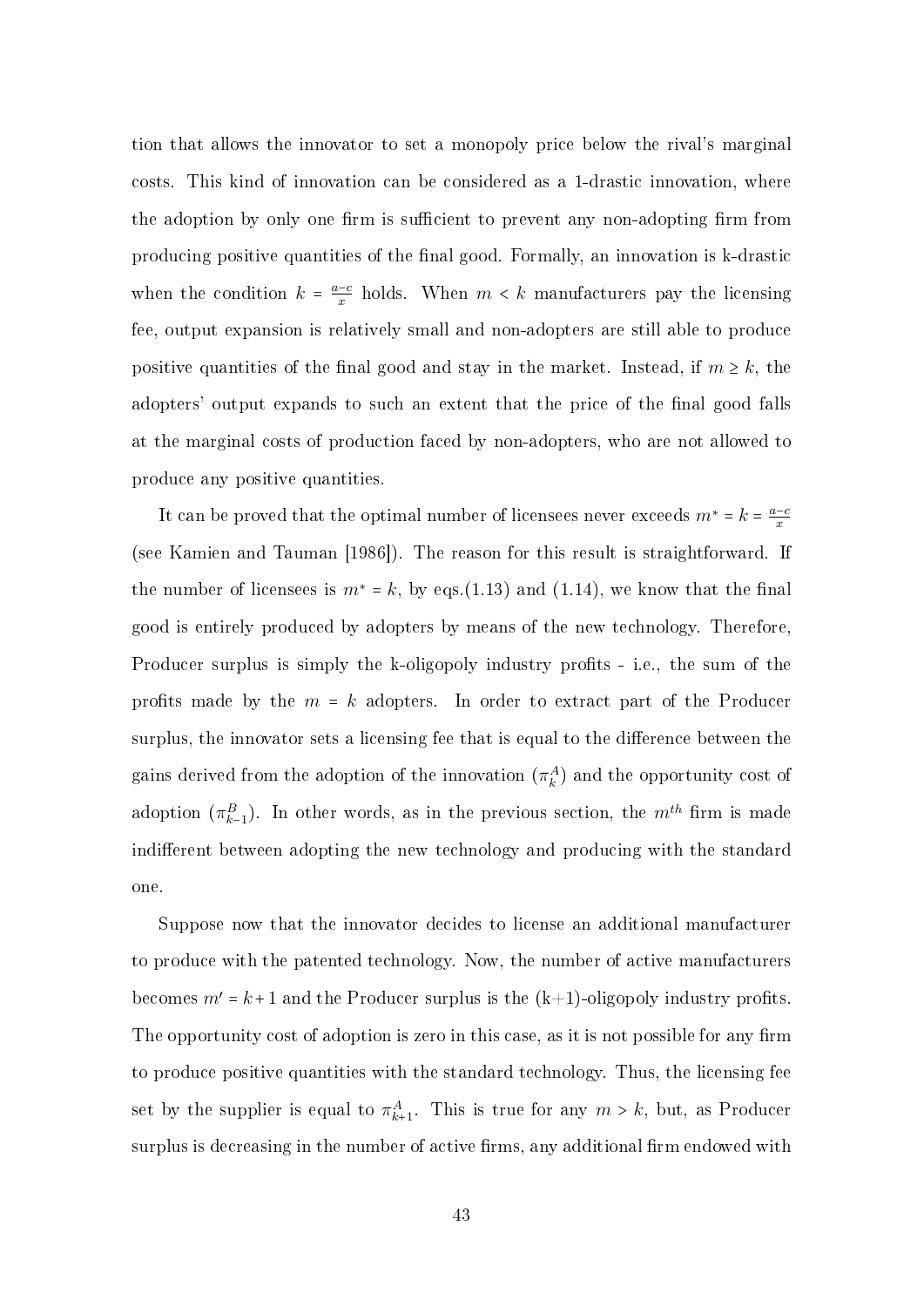tion that allows the innovator to set a monopoly price below the rival's marginal costs. This kind of innovation can be considered as a 1-drastic innovation, where the adoption by only one firm is sufficient to prevent any non-adopting firm from producing positive quantities of the final good. Formally, an innovation is k-drastic when the condition $k = \frac{a-c}{x}$ holds. When $m < k$ manufacturers pay the licensing fee, output expansion is relatively small and non-adopters are still able to produce positive quantities of the final good and stay in the market. Instead, if $m \geq k$, the adopters' output expands to such an extent that the price of the final good falls at the marginal costs of production faced by non-adopters, who are not allowed to produce any positive quantities.

It can be proved that the optimal number of licensees never exceeds $m^* = k = \frac{a-c}{x}$ (see Kamien and Tauman [1986]). The reason for this result is straightforward. If the number of licensees is $m^* = k$, by eqs.(1.13) and (1.14), we know that the final good is entirely produced by adopters by means of the new technology. Therefore, Producer surplus is simply the k-oligopoly industry profits - i.e., the sum of the profits made by the $m = k$ adopters. In order to extract part of the Producer surplus, the innovator sets a licensing fee that is equal to the difference between the gains derived from the adoption of the innovation ($\pi_k^A$) and the opportunity cost of adoption ($\pi_{k-1}^B$). In other words, as in the previous section, the $m^{th}$ firm is made indifferent between adopting the new technology and producing with the standard one.

Suppose now that the innovator decides to license an additional manufacturer to produce with the patented technology. Now, the number of active manufacturers becomes $m' = k + 1$ and the Producer surplus is the (k+1)-oligopoly industry profits. The opportunity cost of adoption is zero in this case, as it is not possible for any firm to produce positive quantities with the standard technology. Thus, the licensing fee set by the supplier is equal to $\pi_{k+1}^A$. This is true for any $m > k$, but, as Producer surplus is decreasing in the number of active firms, any additional firm endowed with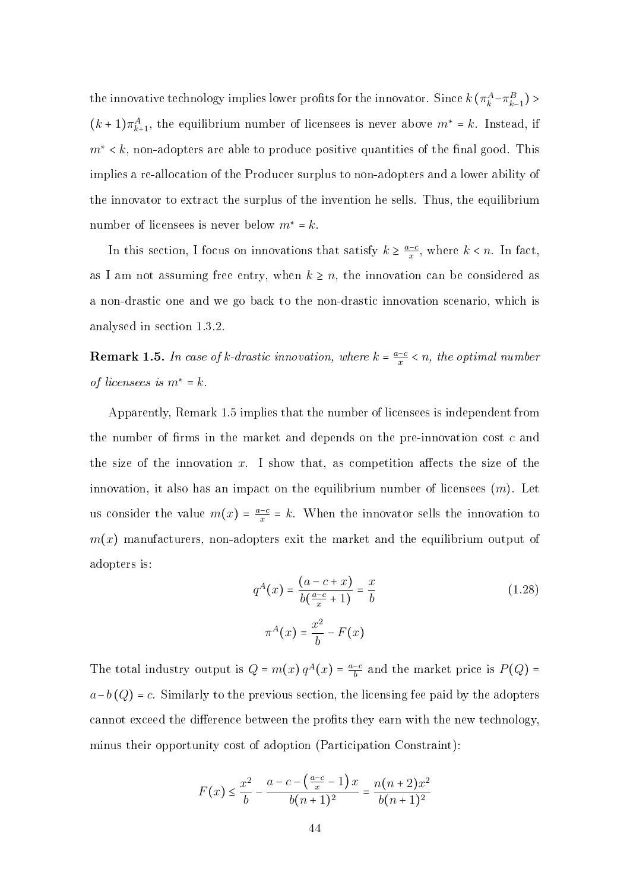the innovative technology implies lower profits for the innovator. Since $k\,(\pi_k^A - \pi_{k-1}^B) > (k+1)\pi_{k+1}^A$, the equilibrium number of licensees is never above $m^* = k$. Instead, if $m^* < k$, non-adopters are able to produce positive quantities of the final good. This implies a re-allocation of the Producer surplus to non-adopters and a lower ability of the innovator to extract the surplus of the invention he sells. Thus, the equilibrium number of licensees is never below $m^* = k$.

In this section, I focus on innovations that satisfy $k \geq \frac{a-c}{x}$, where $k < n$. In fact, as I am not assuming free entry, when $k \geq n$, the innovation can be considered as a non-drastic one and we go back to the non-drastic innovation scenario, which is analysed in section 1.3.2.

**Remark 1.5.** *In case of k-drastic innovation, where $k = \frac{a-c}{x} < n$, the optimal number of licensees is $m^* = k$.*

Apparently, Remark 1.5 implies that the number of licensees is independent from the number of firms in the market and depends on the pre-innovation cost $c$ and the size of the innovation $x$. I show that, as competition affects the size of the innovation, it also has an impact on the equilibrium number of licensees ($m$). Let us consider the value $m(x) = \frac{a-c}{x} = k$. When the innovator sells the innovation to $m(x)$ manufacturers, non-adopters exit the market and the equilibrium output of adopters is:

$$q^A(x) = \frac{(a-c+x)}{b(\frac{a-c}{x}+1)} = \frac{x}{b} \tag{1.28}$$

$$\pi^A(x) = \frac{x^2}{b} - F(x)$$

The total industry output is $Q = m(x)\,q^A(x) = \frac{a-c}{b}$ and the market price is $P(Q) = a - b\,(Q) = c$. Similarly to the previous section, the licensing fee paid by the adopters cannot exceed the difference between the profits they earn with the new technology, minus their opportunity cost of adoption (Participation Constraint):

$$F(x) \leq \frac{x^2}{b} - \frac{a-c-\left(\frac{a-c}{x}-1\right)x}{b(n+1)^2} = \frac{n(n+2)x^2}{b(n+1)^2}$$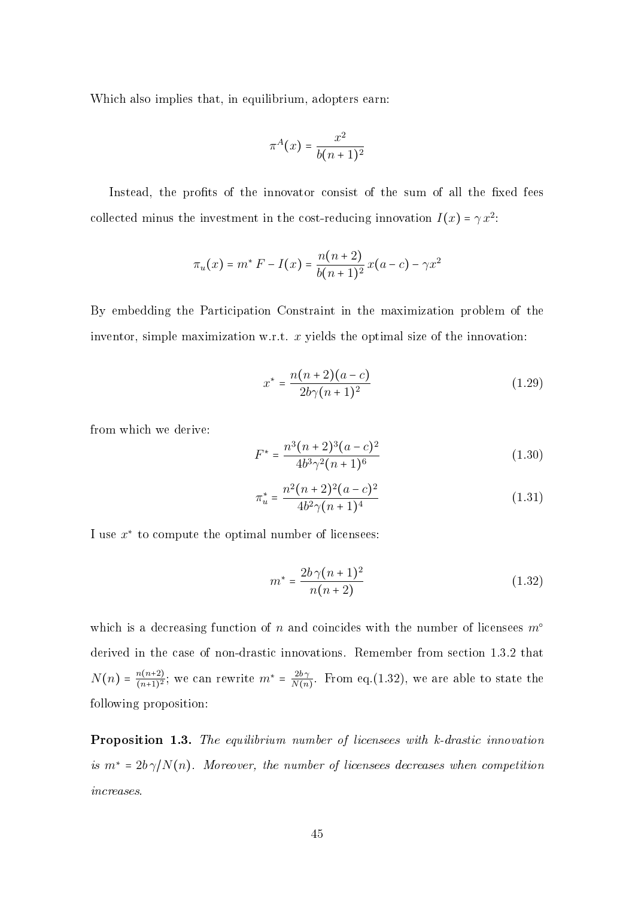Which also implies that, in equilibrium, adopters earn:

$$\pi^A(x) = \frac{x^2}{b(n+1)^2}$$

Instead, the profits of the innovator consist of the sum of all the fixed fees collected minus the investment in the cost-reducing innovation $I(x) = \gamma x^2$:

$$\pi_u(x) = m^* F - I(x) = \frac{n(n+2)}{b(n+1)^2} x(a-c) - \gamma x^2$$

By embedding the Participation Constraint in the maximization problem of the inventor, simple maximization w.r.t. $x$ yields the optimal size of the innovation:

$$x^* = \frac{n(n+2)(a-c)}{2b\gamma(n+1)^2} \tag{1.29}$$

from which we derive:

$$F^* = \frac{n^3(n+2)^3(a-c)^2}{4b^3\gamma^2(n+1)^6} \tag{1.30}$$

$$\pi_u^* = \frac{n^2(n+2)^2(a-c)^2}{4b^2\gamma(n+1)^4} \tag{1.31}$$

I use $x^*$ to compute the optimal number of licensees:

$$m^* = \frac{2b\gamma(n+1)^2}{n(n+2)} \tag{1.32}$$

which is a decreasing function of $n$ and coincides with the number of licensees $m^\circ$ derived in the case of non-drastic innovations. Remember from section 1.3.2 that $N(n) = \frac{n(n+2)}{(n+1)^2}$; we can rewrite $m^* = \frac{2b\gamma}{N(n)}$. From eq.(1.32), we are able to state the following proposition:

**Proposition 1.3.** *The equilibrium number of licensees with k-drastic innovation is* $m^* = 2b\gamma/N(n)$*. Moreover, the number of licensees decreases when competition increases.*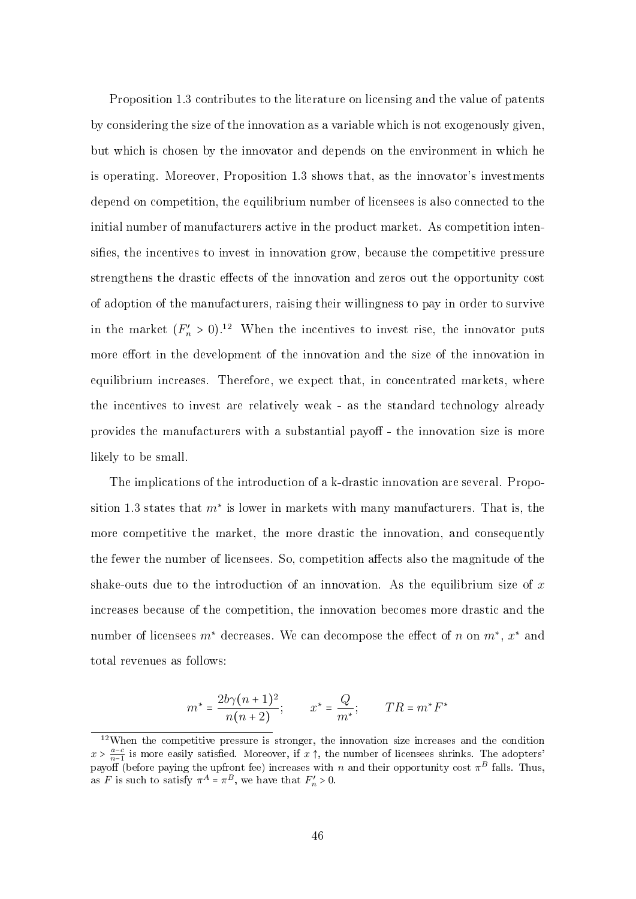Proposition 1.3 contributes to the literature on licensing and the value of patents by considering the size of the innovation as a variable which is not exogenously given, but which is chosen by the innovator and depends on the environment in which he is operating. Moreover, Proposition 1.3 shows that, as the innovator's investments depend on competition, the equilibrium number of licensees is also connected to the initial number of manufacturers active in the product market. As competition intensifies, the incentives to invest in innovation grow, because the competitive pressure strengthens the drastic effects of the innovation and zeros out the opportunity cost of adoption of the manufacturers, raising their willingness to pay in order to survive in the market ($F_n' > 0$).[12] When the incentives to invest rise, the innovator puts more effort in the development of the innovation and the size of the innovation in equilibrium increases. Therefore, we expect that, in concentrated markets, where the incentives to invest are relatively weak - as the standard technology already provides the manufacturers with a substantial payoff - the innovation size is more likely to be small.

The implications of the introduction of a k-drastic innovation are several. Proposition 1.3 states that $m^*$ is lower in markets with many manufacturers. That is, the more competitive the market, the more drastic the innovation, and consequently the fewer the number of licensees. So, competition affects also the magnitude of the shake-outs due to the introduction of an innovation. As the equilibrium size of $x$ increases because of the competition, the innovation becomes more drastic and the number of licensees $m^*$ decreases. We can decompose the effect of $n$ on $m^*$, $x^*$ and total revenues as follows:

$$m^* = \frac{2b\gamma(n+1)^2}{n(n+2)}; \qquad x^* = \frac{Q}{m^*}; \qquad TR = m^* F^*$$

[12] When the competitive pressure is stronger, the innovation size increases and the condition $x > \frac{a-c}{n-1}$ is more easily satisfied. Moreover, if $x \uparrow$, the number of licensees shrinks. The adopters' payoff (before paying the upfront fee) increases with $n$ and their opportunity cost $\pi^B$ falls. Thus, as $F$ is such to satisfy $\pi^A = \pi^B$, we have that $F_n' > 0$.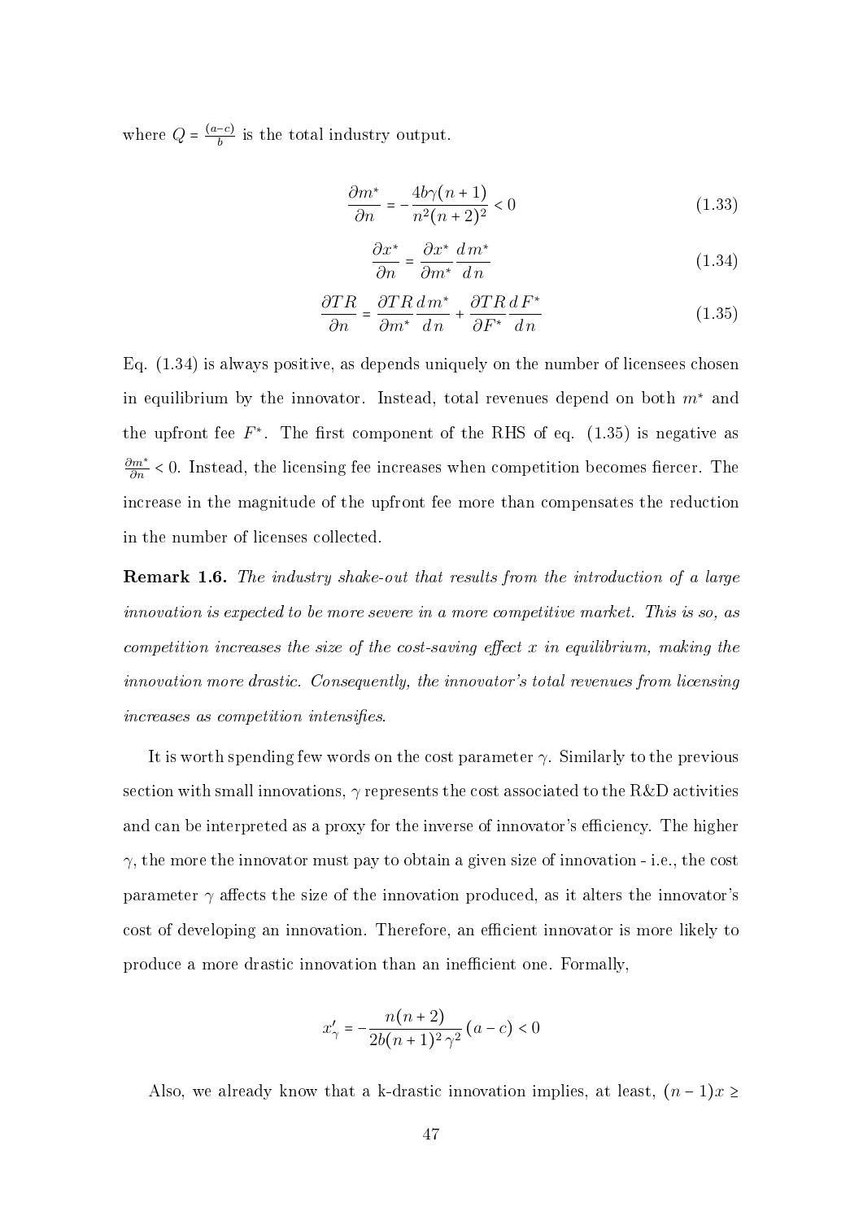where $Q = \frac{(a-c)}{b}$ is the total industry output.

$$\frac{\partial m^*}{\partial n} = -\frac{4b\gamma(n+1)}{n^2(n+2)^2} < 0 \tag{1.33}$$

$$\frac{\partial x^*}{\partial n} = \frac{\partial x^*}{\partial m^*}\frac{dm^*}{dn} \tag{1.34}$$

$$\frac{\partial TR}{\partial n} = \frac{\partial TR}{\partial m^*}\frac{dm^*}{dn} + \frac{\partial TR}{\partial F^*}\frac{dF^*}{dn} \tag{1.35}$$

Eq. (1.34) is always positive, as depends uniquely on the number of licensees chosen in equilibrium by the innovator. Instead, total revenues depend on both $m^*$ and the upfront fee $F^*$. The first component of the RHS of eq. (1.35) is negative as $\frac{\partial m^*}{\partial n} < 0$. Instead, the licensing fee increases when competition becomes fiercer. The increase in the magnitude of the upfront fee more than compensates the reduction in the number of licenses collected.

**Remark 1.6.** *The industry shake-out that results from the introduction of a large innovation is expected to be more severe in a more competitive market. This is so, as competition increases the size of the cost-saving effect $x$ in equilibrium, making the innovation more drastic. Consequently, the innovator's total revenues from licensing increases as competition intensifies.*

It is worth spending few words on the cost parameter $\gamma$. Similarly to the previous section with small innovations, $\gamma$ represents the cost associated to the R&D activities and can be interpreted as a proxy for the inverse of innovator's efficiency. The higher $\gamma$, the more the innovator must pay to obtain a given size of innovation - i.e., the cost parameter $\gamma$ affects the size of the innovation produced, as it alters the innovator's cost of developing an innovation. Therefore, an efficient innovator is more likely to produce a more drastic innovation than an inefficient one. Formally,

$$x'_\gamma = -\frac{n(n+2)}{2b(n+1)^2\gamma^2}(a-c) < 0$$

Also, we already know that a k-drastic innovation implies, at least, $(n-1)x \geq$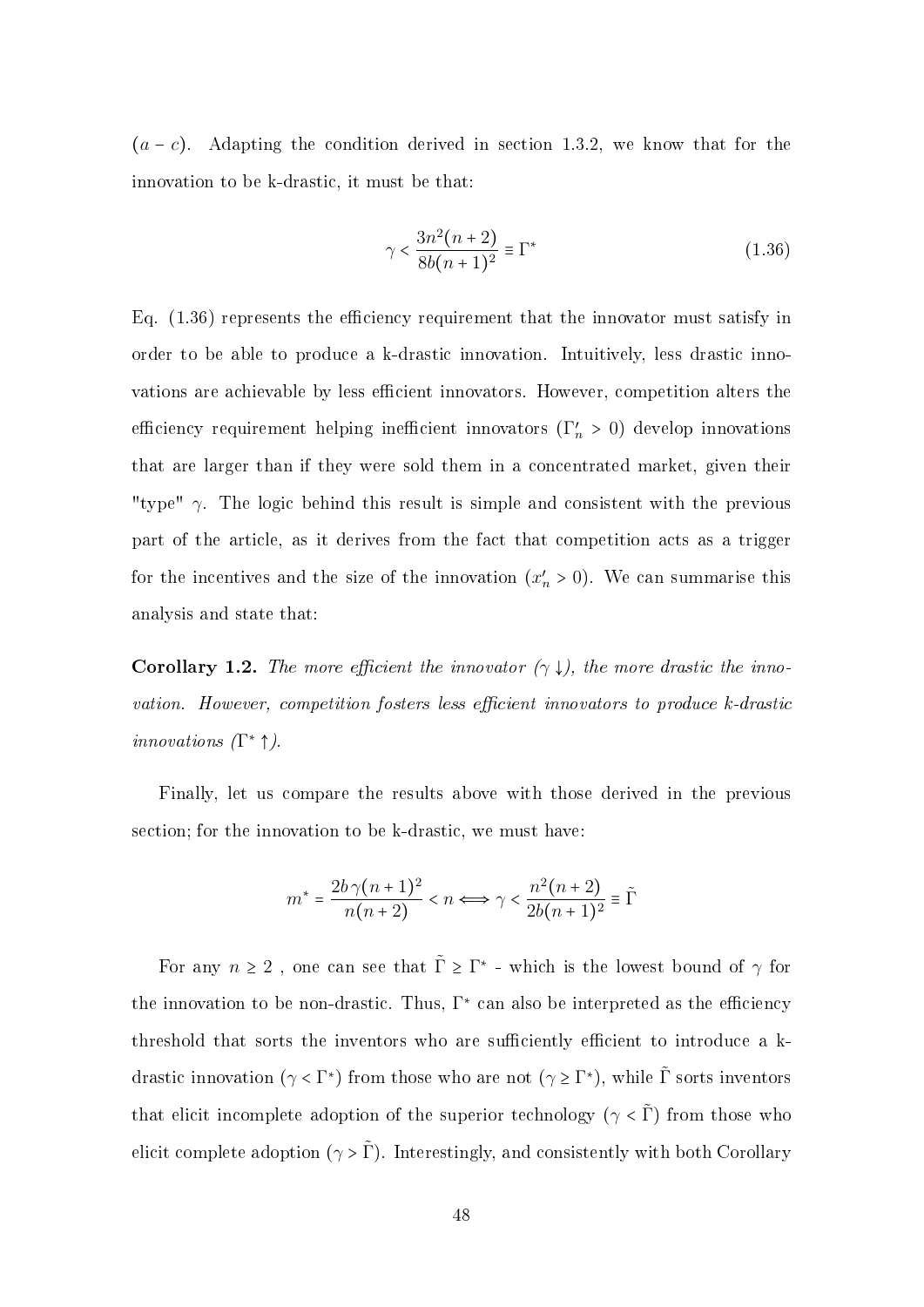$(a - c)$. Adapting the condition derived in section 1.3.2, we know that for the innovation to be k-drastic, it must be that:

$$\gamma < \frac{3n^2(n+2)}{8b(n+1)^2} \equiv \Gamma^* \tag{1.36}$$

Eq. (1.36) represents the efficiency requirement that the innovator must satisfy in order to be able to produce a k-drastic innovation. Intuitively, less drastic innovations are achievable by less efficient innovators. However, competition alters the efficiency requirement helping inefficient innovators ($\Gamma_n' > 0$) develop innovations that are larger than if they were sold them in a concentrated market, given their "type" $\gamma$. The logic behind this result is simple and consistent with the previous part of the article, as it derives from the fact that competition acts as a trigger for the incentives and the size of the innovation ($x_n' > 0$). We can summarise this analysis and state that:

**Corollary 1.2.** *The more efficient the innovator ($\gamma \downarrow$), the more drastic the innovation. However, competition fosters less efficient innovators to produce k-drastic innovations ($\Gamma^* \uparrow$).*

Finally, let us compare the results above with those derived in the previous section; for the innovation to be k-drastic, we must have:

$$m^* = \frac{2b\gamma(n+1)^2}{n(n+2)} < n \Longleftrightarrow \gamma < \frac{n^2(n+2)}{2b(n+1)^2} \equiv \tilde{\Gamma}$$

For any $n \geq 2$ , one can see that $\tilde{\Gamma} \geq \Gamma^*$ - which is the lowest bound of $\gamma$ for the innovation to be non-drastic. Thus, $\Gamma^*$ can also be interpreted as the efficiency threshold that sorts the inventors who are sufficiently efficient to introduce a k-drastic innovation ($\gamma < \Gamma^*$) from those who are not ($\gamma \geq \Gamma^*$), while $\tilde{\Gamma}$ sorts inventors that elicit incomplete adoption of the superior technology ($\gamma < \tilde{\Gamma}$) from those who elicit complete adoption ($\gamma > \tilde{\Gamma}$). Interestingly, and consistently with both Corollary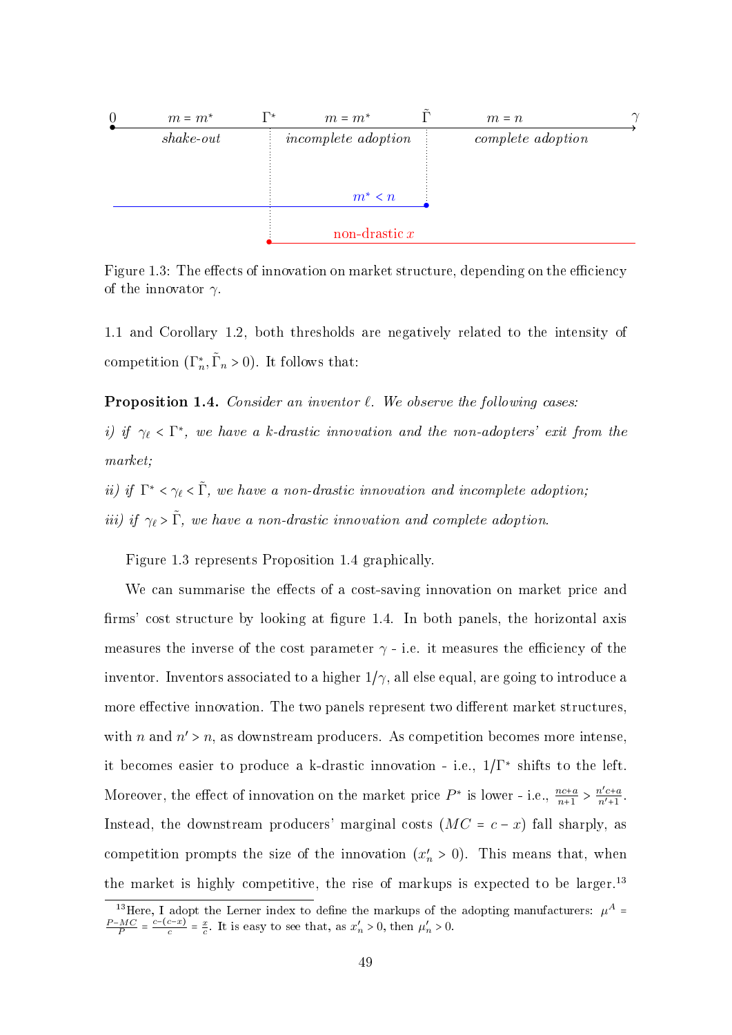0

$m = m^*$

$\Gamma^*$

$m = m^*$

$\tilde{\Gamma}$

$m = n$

$\gamma$

*shake-out*

*incomplete adoption*

*complete adoption*

$m^* < n$

non-drastic $x$

Figure 1.3: The effects of innovation on market structure, depending on the efficiency of the innovator $\gamma$.

1.1 and Corollary 1.2, both thresholds are negatively related to the intensity of competition ($\Gamma^*_n, \tilde{\Gamma}_n > 0$). It follows that:

**Proposition 1.4.** *Consider an inventor $\ell$. We observe the following cases:*

*i) if $\gamma_\ell < \Gamma^*$, we have a k-drastic innovation and the non-adopters' exit from the market;*

*ii) if $\Gamma^* < \gamma_\ell < \tilde{\Gamma}$, we have a non-drastic innovation and incomplete adoption;*

*iii) if $\gamma_\ell > \tilde{\Gamma}$, we have a non-drastic innovation and complete adoption.*

Figure 1.3 represents Proposition 1.4 graphically.

We can summarise the effects of a cost-saving innovation on market price and firms' cost structure by looking at figure 1.4. In both panels, the horizontal axis measures the inverse of the cost parameter $\gamma$ - i.e. it measures the efficiency of the inventor. Inventors associated to a higher $1/\gamma$, all else equal, are going to introduce a more effective innovation. The two panels represent two different market structures, with $n$ and $n' > n$, as downstream producers. As competition becomes more intense, it becomes easier to produce a k-drastic innovation - i.e., $1/\Gamma^*$ shifts to the left. Moreover, the effect of innovation on the market price $P^*$ is lower - i.e., $\frac{nc+a}{n+1} > \frac{n'c+a}{n'+1}$. Instead, the downstream producers' marginal costs ($MC = c - x$) fall sharply, as competition prompts the size of the innovation ($x'_n > 0$). This means that, when the market is highly competitive, the rise of markups is expected to be larger.[13]

[13] Here, I adopt the Lerner index to define the markups of the adopting manufacturers: $\mu^A = \frac{P-MC}{P} = \frac{c-(c-x)}{c} = \frac{x}{c}$. It is easy to see that, as $x'_n > 0$, then $\mu'_n > 0$.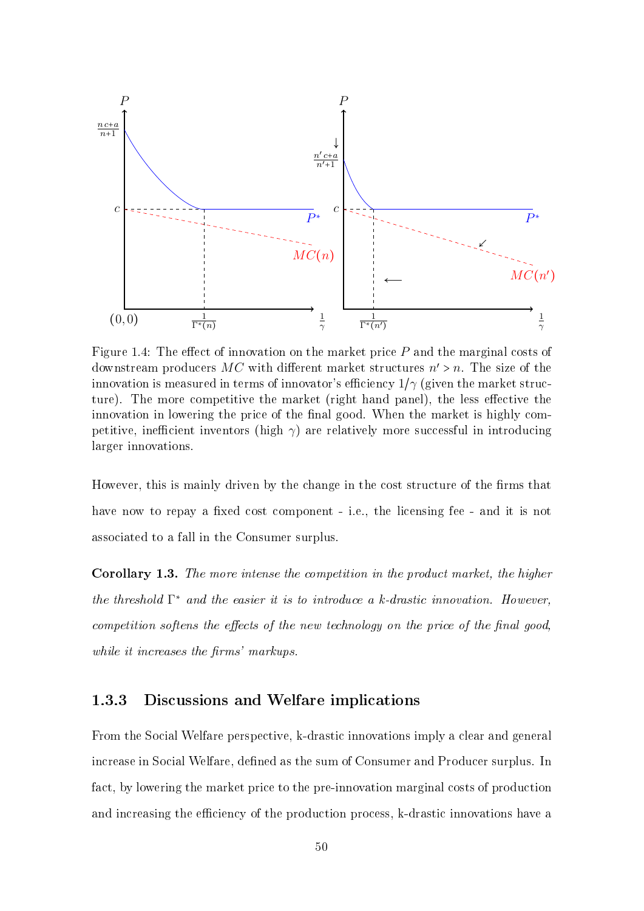$P$

$\frac{n\,c+a}{n+1}$

$c$

$P^*$

$MC(n)$

$(0,0)$

$\frac{1}{\Gamma^*(n)}$

$\frac{1}{\gamma}$

$P$

$\downarrow$

$\frac{n'\,c+a}{n'+1}$

$c$

$P^*$

$\swarrow$

$MC(n')$

$\longleftarrow$

$\frac{1}{\Gamma^*(n')}$

$\frac{1}{\gamma}$

Figure 1.4: The effect of innovation on the market price $P$ and the marginal costs of downstream producers $MC$ with different market structures $n' > n$. The size of the innovation is measured in terms of innovator's efficiency $1/\gamma$ (given the market structure). The more competitive the market (right hand panel), the less effective the innovation in lowering the price of the final good. When the market is highly competitive, inefficient inventors (high $\gamma$) are relatively more successful in introducing larger innovations.

However, this is mainly driven by the change in the cost structure of the firms that have now to repay a fixed cost component - i.e., the licensing fee - and it is not associated to a fall in the Consumer surplus.

**Corollary 1.3.** *The more intense the competition in the product market, the higher the threshold $\Gamma^*$ and the easier it is to introduce a k-drastic innovation. However, competition softens the effects of the new technology on the price of the final good, while it increases the firms' markups.*

### 1.3.3 Discussions and Welfare implications

From the Social Welfare perspective, k-drastic innovations imply a clear and general increase in Social Welfare, defined as the sum of Consumer and Producer surplus. In fact, by lowering the market price to the pre-innovation marginal costs of production and increasing the efficiency of the production process, k-drastic innovations have a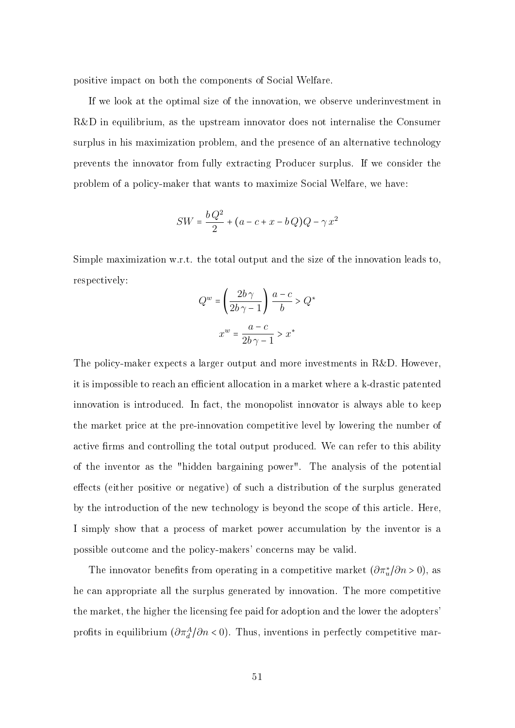positive impact on both the components of Social Welfare.

If we look at the optimal size of the innovation, we observe underinvestment in R&D in equilibrium, as the upstream innovator does not internalise the Consumer surplus in his maximization problem, and the presence of an alternative technology prevents the innovator from fully extracting Producer surplus. If we consider the problem of a policy-maker that wants to maximize Social Welfare, we have:

$$SW = \frac{bQ^2}{2} + (a - c + x - bQ)Q - \gamma x^2$$

Simple maximization w.r.t. the total output and the size of the innovation leads to, respectively:

$$Q^w = \left(\frac{2b\gamma}{2b\gamma - 1}\right)\frac{a-c}{b} > Q^*$$

$$x^w = \frac{a-c}{2b\gamma - 1} > x^*$$

The policy-maker expects a larger output and more investments in R&D. However, it is impossible to reach an efficient allocation in a market where a k-drastic patented innovation is introduced. In fact, the monopolist innovator is always able to keep the market price at the pre-innovation competitive level by lowering the number of active firms and controlling the total output produced. We can refer to this ability of the inventor as the "hidden bargaining power". The analysis of the potential effects (either positive or negative) of such a distribution of the surplus generated by the introduction of the new technology is beyond the scope of this article. Here, I simply show that a process of market power accumulation by the inventor is a possible outcome and the policy-makers' concerns may be valid.

The innovator benefits from operating in a competitive market ($\partial\pi_u^*/\partial n > 0$), as he can appropriate all the surplus generated by innovation. The more competitive the market, the higher the licensing fee paid for adoption and the lower the adopters' profits in equilibrium ($\partial\pi_d^A/\partial n < 0$). Thus, inventions in perfectly competitive mar-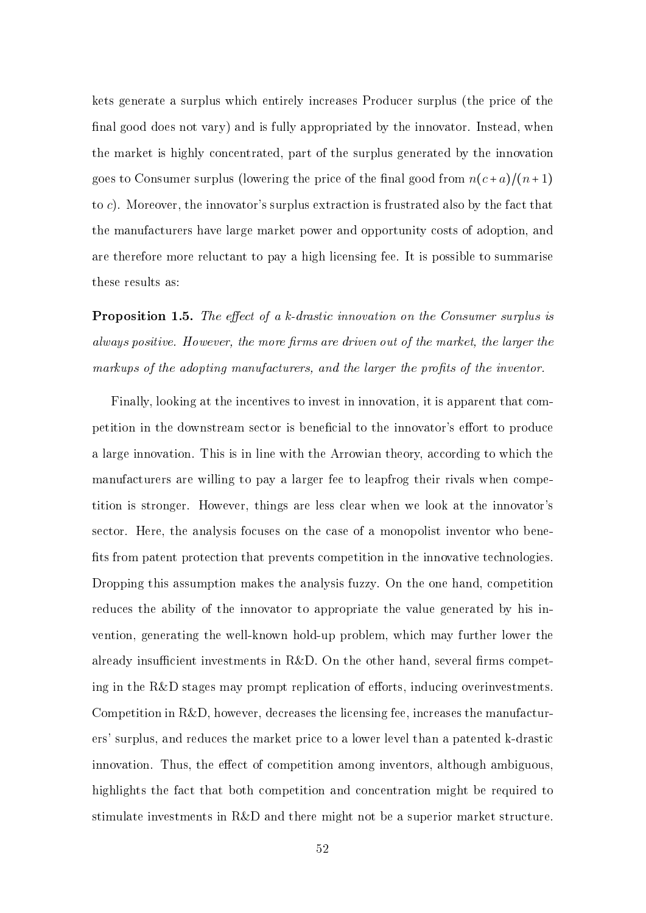kets generate a surplus which entirely increases Producer surplus (the price of the final good does not vary) and is fully appropriated by the innovator. Instead, when the market is highly concentrated, part of the surplus generated by the innovation goes to Consumer surplus (lowering the price of the final good from $n(c+a)/(n+1)$ to $c$). Moreover, the innovator's surplus extraction is frustrated also by the fact that the manufacturers have large market power and opportunity costs of adoption, and are therefore more reluctant to pay a high licensing fee. It is possible to summarise these results as:

**Proposition 1.5.** *The effect of a k-drastic innovation on the Consumer surplus is always positive. However, the more firms are driven out of the market, the larger the markups of the adopting manufacturers, and the larger the profits of the inventor.*

Finally, looking at the incentives to invest in innovation, it is apparent that competition in the downstream sector is beneficial to the innovator's effort to produce a large innovation. This is in line with the Arrowian theory, according to which the manufacturers are willing to pay a larger fee to leapfrog their rivals when competition is stronger. However, things are less clear when we look at the innovator's sector. Here, the analysis focuses on the case of a monopolist inventor who benefits from patent protection that prevents competition in the innovative technologies. Dropping this assumption makes the analysis fuzzy. On the one hand, competition reduces the ability of the innovator to appropriate the value generated by his invention, generating the well-known hold-up problem, which may further lower the already insufficient investments in R&D. On the other hand, several firms competing in the R&D stages may prompt replication of efforts, inducing overinvestments. Competition in R&D, however, decreases the licensing fee, increases the manufacturers' surplus, and reduces the market price to a lower level than a patented k-drastic innovation. Thus, the effect of competition among inventors, although ambiguous, highlights the fact that both competition and concentration might be required to stimulate investments in R&D and there might not be a superior market structure.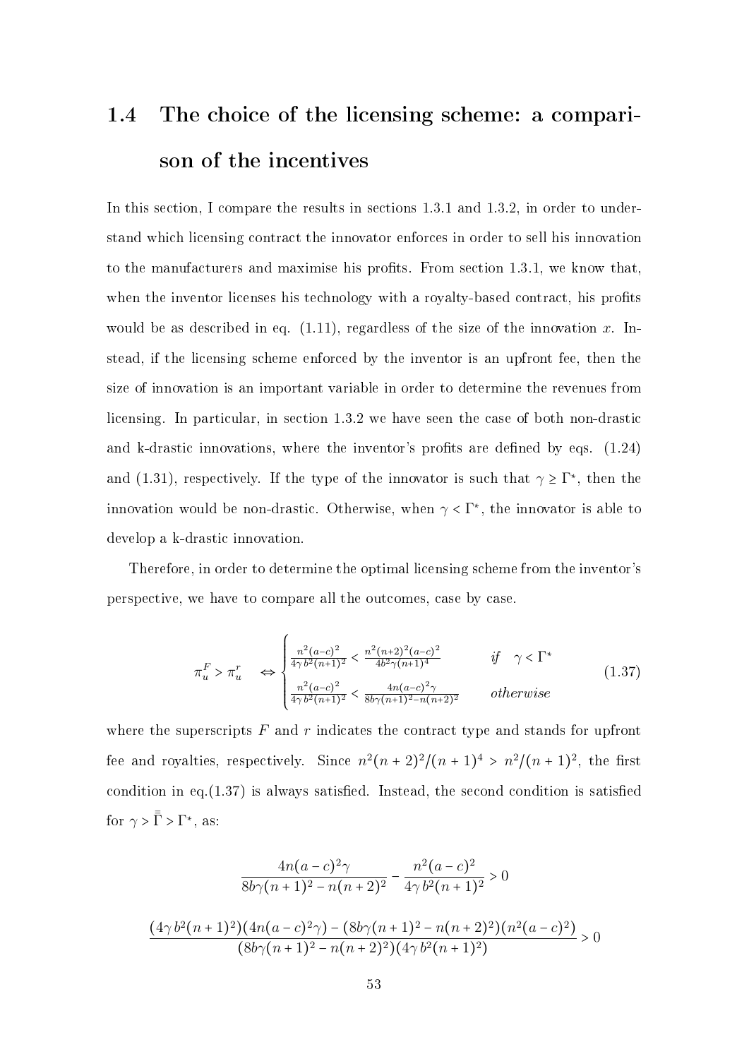## 1.4 The choice of the licensing scheme: a comparison of the incentives

In this section, I compare the results in sections 1.3.1 and 1.3.2, in order to understand which licensing contract the innovator enforces in order to sell his innovation to the manufacturers and maximise his profits. From section 1.3.1, we know that, when the inventor licenses his technology with a royalty-based contract, his profits would be as described in eq. (1.11), regardless of the size of the innovation $x$. Instead, if the licensing scheme enforced by the inventor is an upfront fee, then the size of innovation is an important variable in order to determine the revenues from licensing. In particular, in section 1.3.2 we have seen the case of both non-drastic and k-drastic innovations, where the inventor's profits are defined by eqs. (1.24) and (1.31), respectively. If the type of the innovator is such that $\gamma \geq \Gamma^*$, then the innovation would be non-drastic. Otherwise, when $\gamma < \Gamma^*$, the innovator is able to develop a k-drastic innovation.

Therefore, in order to determine the optimal licensing scheme from the inventor's perspective, we have to compare all the outcomes, case by case.

$$\pi_u^F > \pi_u^r \quad \Leftrightarrow \begin{cases} \frac{n^2(a-c)^2}{4\gamma b^2(n+1)^2} < \frac{n^2(n+2)^2(a-c)^2}{4b^2\gamma(n+1)^4} & \textit{if} \quad \gamma < \Gamma^* \\ \frac{n^2(a-c)^2}{4\gamma b^2(n+1)^2} < \frac{4n(a-c)^2\gamma}{8b\gamma(n+1)^2 - n(n+2)^2} & \textit{otherwise} \end{cases} \tag{1.37}$$

where the superscripts $F$ and $r$ indicates the contract type and stands for upfront fee and royalties, respectively. Since $n^2(n+2)^2/(n+1)^4 > n^2/(n+1)^2$, the first condition in eq.(1.37) is always satisfied. Instead, the second condition is satisfied for $\gamma > \bar{\bar{\Gamma}} > \Gamma^*$, as:

$$\frac{4n(a-c)^2\gamma}{8b\gamma(n+1)^2 - n(n+2)^2} - \frac{n^2(a-c)^2}{4\gamma b^2(n+1)^2} > 0$$

$$\frac{(4\gamma b^2(n+1)^2)(4n(a-c)^2\gamma) - (8b\gamma(n+1)^2 - n(n+2)^2)(n^2(a-c)^2)}{(8b\gamma(n+1)^2 - n(n+2)^2)(4\gamma b^2(n+1)^2)} > 0$$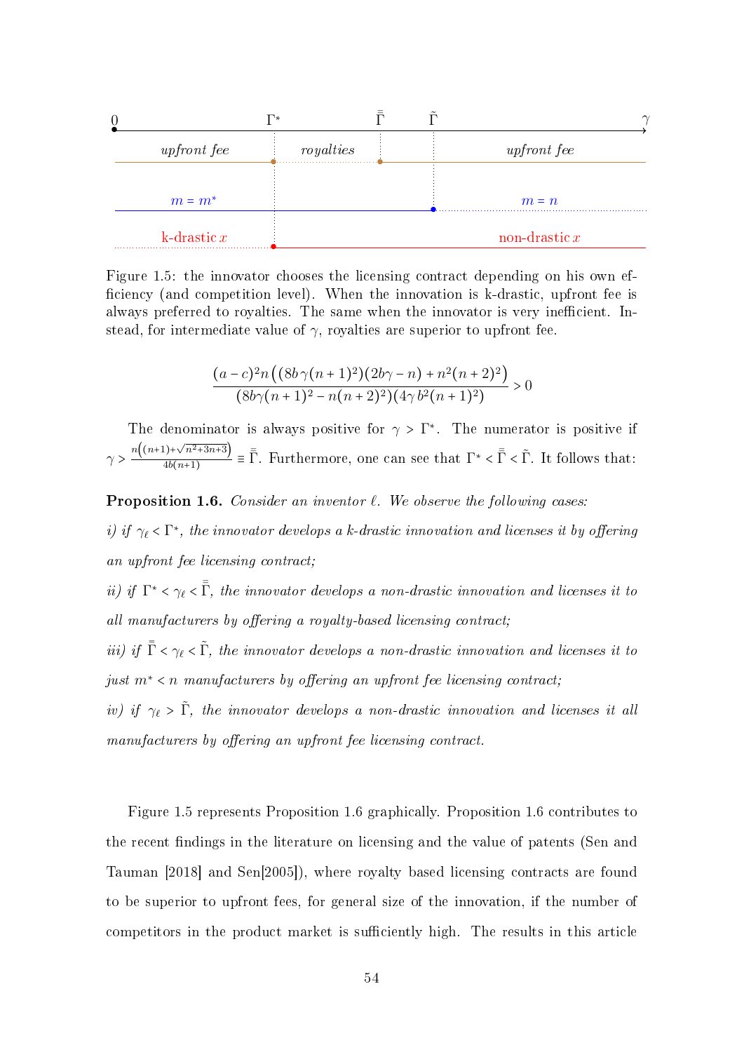0 $\Gamma^*$ $\bar{\bar{\Gamma}}$ $\tilde{\Gamma}$ $\gamma$

*upfront fee* *royalties* *upfront fee*

$m = m^*$ $m = n$

k-drastic $x$ non-drastic $x$

Figure 1.5: the innovator chooses the licensing contract depending on his own efficiency (and competition level). When the innovation is k-drastic, upfront fee is always preferred to royalties. The same when the innovator is very inefficient. Instead, for intermediate value of $\gamma$, royalties are superior to upfront fee.

$$\frac{(a-c)^2 n\left((8b\gamma(n+1)^2)(2b\gamma - n) + n^2(n+2)^2\right)}{(8b\gamma(n+1)^2 - n(n+2)^2)(4\gamma b^2(n+1)^2)} > 0$$

The denominator is always positive for $\gamma > \Gamma^*$. The numerator is positive if $\gamma > \frac{n\left((n+1)+\sqrt{n^2+3n+3}\right)}{4b(n+1)} \equiv \bar{\bar{\Gamma}}$. Furthermore, one can see that $\Gamma^* < \bar{\bar{\Gamma}} < \tilde{\Gamma}$. It follows that:

**Proposition 1.6.** *Consider an inventor $\ell$. We observe the following cases:*

*i) if $\gamma_\ell < \Gamma^*$, the innovator develops a k-drastic innovation and licenses it by offering an upfront fee licensing contract;*

*ii) if $\Gamma^* < \gamma_\ell < \bar{\bar{\Gamma}}$, the innovator develops a non-drastic innovation and licenses it to all manufacturers by offering a royalty-based licensing contract;*

*iii) if $\bar{\bar{\Gamma}} < \gamma_\ell < \tilde{\Gamma}$, the innovator develops a non-drastic innovation and licenses it to just $m^* < n$ manufacturers by offering an upfront fee licensing contract;*

*iv) if $\gamma_\ell > \tilde{\Gamma}$, the innovator develops a non-drastic innovation and licenses it all manufacturers by offering an upfront fee licensing contract.*

Figure 1.5 represents Proposition 1.6 graphically. Proposition 1.6 contributes to the recent findings in the literature on licensing and the value of patents (Sen and Tauman [2018] and Sen[2005]), where royalty based licensing contracts are found to be superior to upfront fees, for general size of the innovation, if the number of competitors in the product market is sufficiently high. The results in this article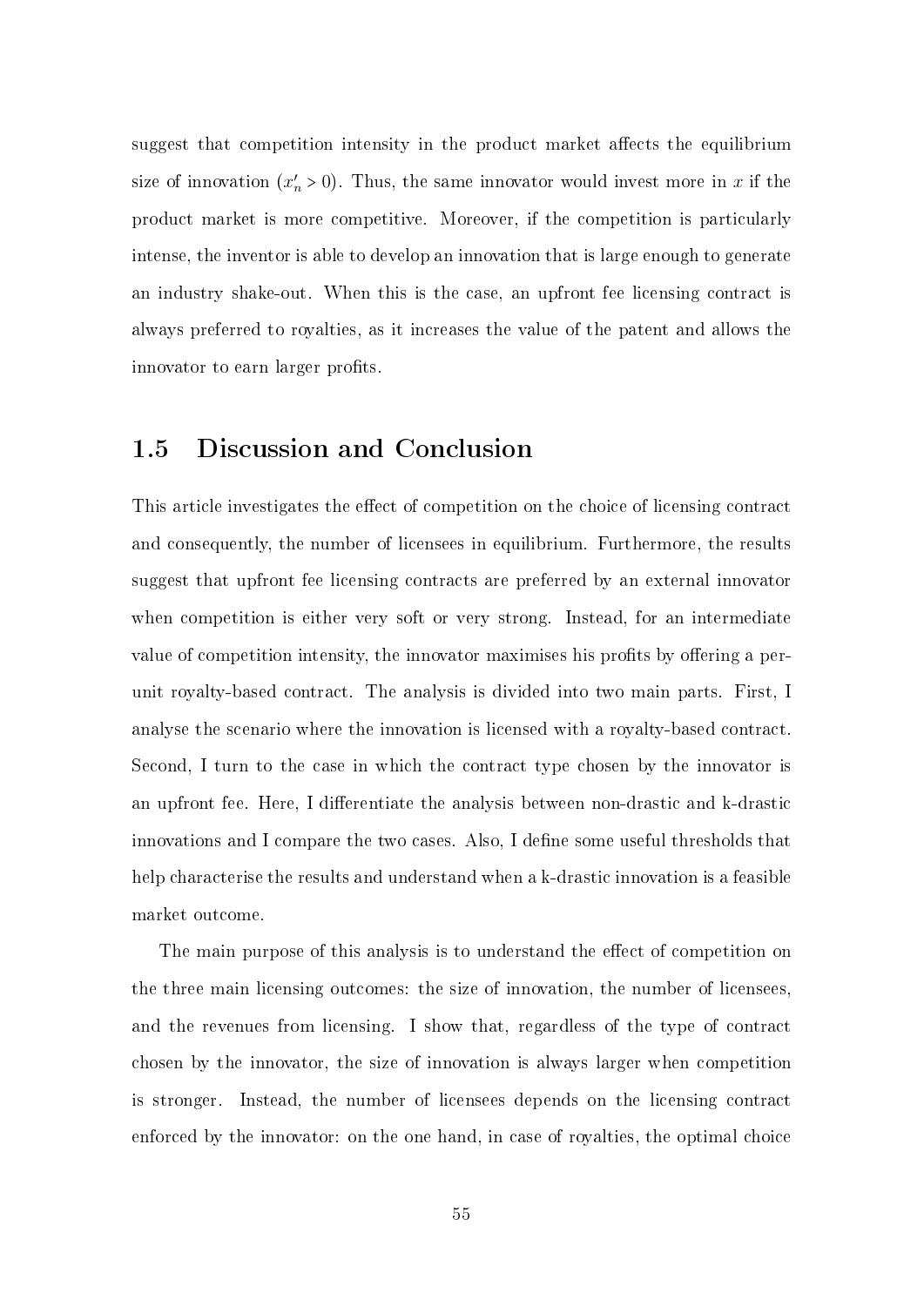suggest that competition intensity in the product market affects the equilibrium size of innovation ($x'_n > 0$). Thus, the same innovator would invest more in $x$ if the product market is more competitive. Moreover, if the competition is particularly intense, the inventor is able to develop an innovation that is large enough to generate an industry shake-out. When this is the case, an upfront fee licensing contract is always preferred to royalties, as it increases the value of the patent and allows the innovator to earn larger profits.

## 1.5 Discussion and Conclusion

This article investigates the effect of competition on the choice of licensing contract and consequently, the number of licensees in equilibrium. Furthermore, the results suggest that upfront fee licensing contracts are preferred by an external innovator when competition is either very soft or very strong. Instead, for an intermediate value of competition intensity, the innovator maximises his profits by offering a per-unit royalty-based contract. The analysis is divided into two main parts. First, I analyse the scenario where the innovation is licensed with a royalty-based contract. Second, I turn to the case in which the contract type chosen by the innovator is an upfront fee. Here, I differentiate the analysis between non-drastic and k-drastic innovations and I compare the two cases. Also, I define some useful thresholds that help characterise the results and understand when a k-drastic innovation is a feasible market outcome.

The main purpose of this analysis is to understand the effect of competition on the three main licensing outcomes: the size of innovation, the number of licensees, and the revenues from licensing. I show that, regardless of the type of contract chosen by the innovator, the size of innovation is always larger when competition is stronger. Instead, the number of licensees depends on the licensing contract enforced by the innovator: on the one hand, in case of royalties, the optimal choice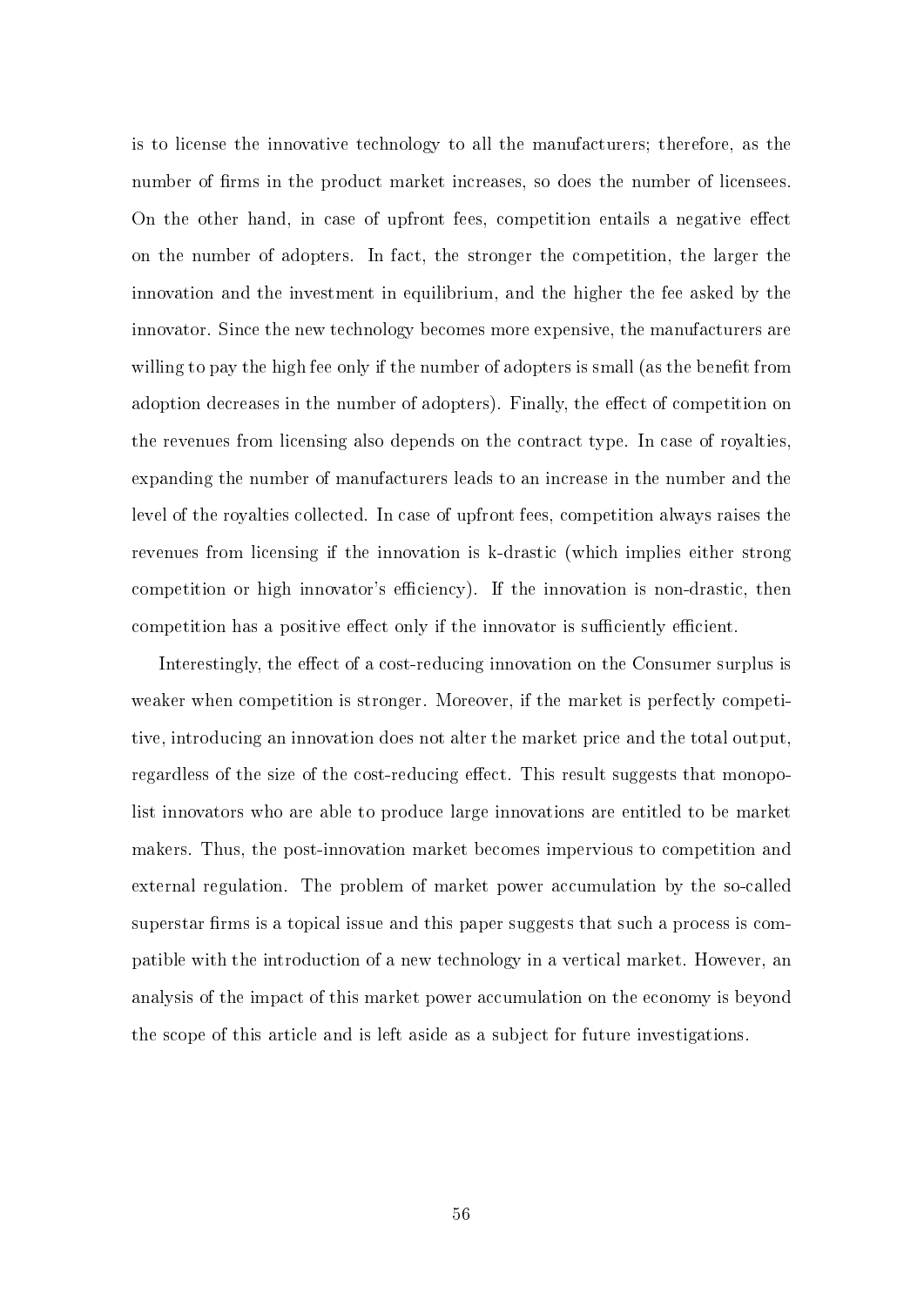is to license the innovative technology to all the manufacturers; therefore, as the number of firms in the product market increases, so does the number of licensees. On the other hand, in case of upfront fees, competition entails a negative effect on the number of adopters. In fact, the stronger the competition, the larger the innovation and the investment in equilibrium, and the higher the fee asked by the innovator. Since the new technology becomes more expensive, the manufacturers are willing to pay the high fee only if the number of adopters is small (as the benefit from adoption decreases in the number of adopters). Finally, the effect of competition on the revenues from licensing also depends on the contract type. In case of royalties, expanding the number of manufacturers leads to an increase in the number and the level of the royalties collected. In case of upfront fees, competition always raises the revenues from licensing if the innovation is k-drastic (which implies either strong competition or high innovator's efficiency). If the innovation is non-drastic, then competition has a positive effect only if the innovator is sufficiently efficient.

Interestingly, the effect of a cost-reducing innovation on the Consumer surplus is weaker when competition is stronger. Moreover, if the market is perfectly competitive, introducing an innovation does not alter the market price and the total output, regardless of the size of the cost-reducing effect. This result suggests that monopolist innovators who are able to produce large innovations are entitled to be market makers. Thus, the post-innovation market becomes impervious to competition and external regulation. The problem of market power accumulation by the so-called superstar firms is a topical issue and this paper suggests that such a process is compatible with the introduction of a new technology in a vertical market. However, an analysis of the impact of this market power accumulation on the economy is beyond the scope of this article and is left aside as a subject for future investigations.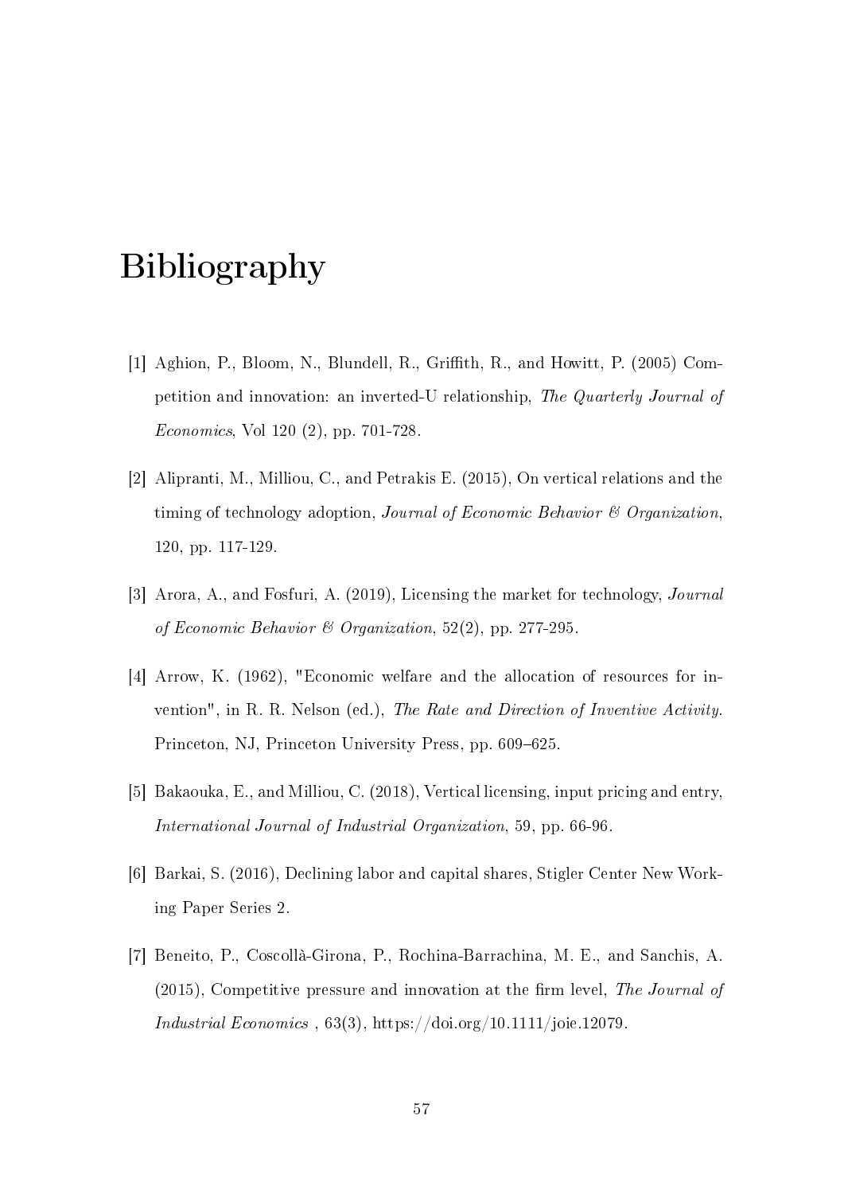# Bibliography

[1] Aghion, P., Bloom, N., Blundell, R., Griffith, R., and Howitt, P. (2005) Competition and innovation: an inverted-U relationship, *The Quarterly Journal of Economics*, Vol 120 (2), pp. 701-728.

[2] Alipranti, M., Milliou, C., and Petrakis E. (2015), On vertical relations and the timing of technology adoption, *Journal of Economic Behavior & Organization*, 120, pp. 117-129.

[3] Arora, A., and Fosfuri, A. (2019), Licensing the market for technology, *Journal of Economic Behavior & Organization*, 52(2), pp. 277-295.

[4] Arrow, K. (1962), "Economic welfare and the allocation of resources for invention", in R. R. Nelson (ed.), *The Rate and Direction of Inventive Activity*. Princeton, NJ, Princeton University Press, pp. 609–625.

[5] Bakaouka, E., and Milliou, C. (2018), Vertical licensing, input pricing and entry, *International Journal of Industrial Organization*, 59, pp. 66-96.

[6] Barkai, S. (2016), Declining labor and capital shares, Stigler Center New Working Paper Series 2.

[7] Beneito, P., Coscollà-Girona, P., Rochina-Barrachina, M. E., and Sanchis, A. (2015), Competitive pressure and innovation at the firm level, *The Journal of Industrial Economics* , 63(3), https://doi.org/10.1111/joie.12079.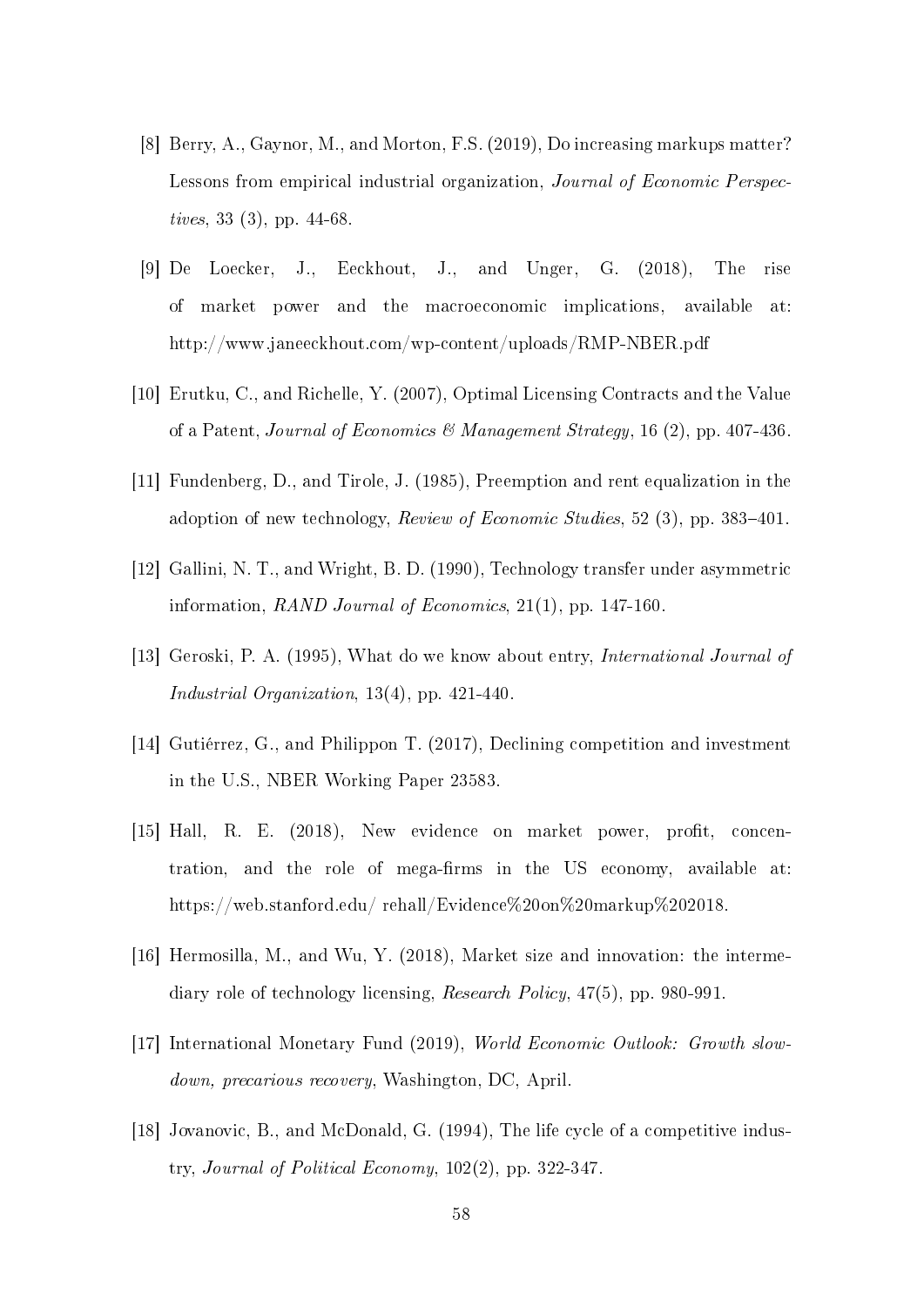[8] Berry, A., Gaynor, M., and Morton, F.S. (2019), Do increasing markups matter? Lessons from empirical industrial organization, *Journal of Economic Perspectives*, 33 (3), pp. 44-68.

[9] De Loecker, J., Eeckhout, J., and Unger, G. (2018), The rise of market power and the macroeconomic implications, available at: http://www.janeeckhout.com/wp-content/uploads/RMP-NBER.pdf

[10] Erutku, C., and Richelle, Y. (2007), Optimal Licensing Contracts and the Value of a Patent, *Journal of Economics & Management Strategy*, 16 (2), pp. 407-436.

[11] Fundenberg, D., and Tirole, J. (1985), Preemption and rent equalization in the adoption of new technology, *Review of Economic Studies*, 52 (3), pp. 383–401.

[12] Gallini, N. T., and Wright, B. D. (1990), Technology transfer under asymmetric information, *RAND Journal of Economics*, 21(1), pp. 147-160.

[13] Geroski, P. A. (1995), What do we know about entry, *International Journal of Industrial Organization*, 13(4), pp. 421-440.

[14] Gutiérrez, G., and Philippon T. (2017), Declining competition and investment in the U.S., NBER Working Paper 23583.

[15] Hall, R. E. (2018), New evidence on market power, profit, concentration, and the role of mega-firms in the US economy, available at: https://web.stanford.edu/ rehall/Evidence%20on%20markup%202018.

[16] Hermosilla, M., and Wu, Y. (2018), Market size and innovation: the intermediary role of technology licensing, *Research Policy*, 47(5), pp. 980-991.

[17] International Monetary Fund (2019), *World Economic Outlook: Growth slowdown, precarious recovery*, Washington, DC, April.

[18] Jovanovic, B., and McDonald, G. (1994), The life cycle of a competitive industry, *Journal of Political Economy*, 102(2), pp. 322-347.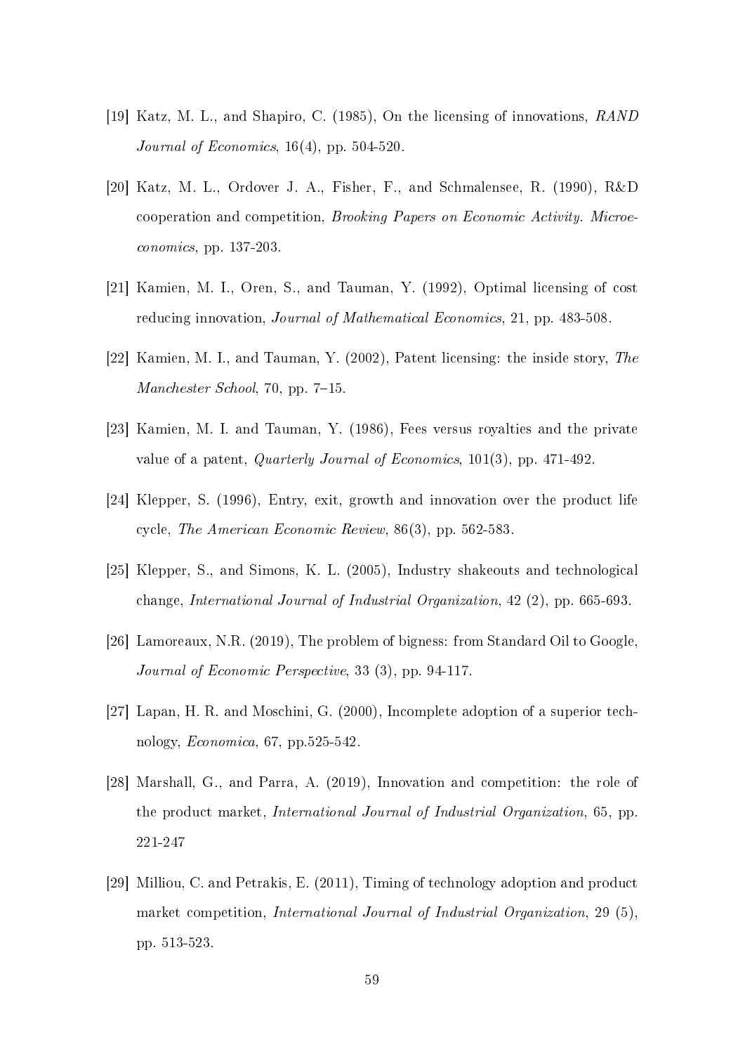[19] Katz, M. L., and Shapiro, C. (1985), On the licensing of innovations, *RAND Journal of Economics*, 16(4), pp. 504-520.

[20] Katz, M. L., Ordover J. A., Fisher, F., and Schmalensee, R. (1990), R&D cooperation and competition, *Brooking Papers on Economic Activity. Microeconomics*, pp. 137-203.

[21] Kamien, M. I., Oren, S., and Tauman, Y. (1992), Optimal licensing of cost reducing innovation, *Journal of Mathematical Economics*, 21, pp. 483-508.

[22] Kamien, M. I., and Tauman, Y. (2002), Patent licensing: the inside story, *The Manchester School*, 70, pp. 7–15.

[23] Kamien, M. I. and Tauman, Y. (1986), Fees versus royalties and the private value of a patent, *Quarterly Journal of Economics*, 101(3), pp. 471-492.

[24] Klepper, S. (1996), Entry, exit, growth and innovation over the product life cycle, *The American Economic Review*, 86(3), pp. 562-583.

[25] Klepper, S., and Simons, K. L. (2005), Industry shakeouts and technological change, *International Journal of Industrial Organization*, 42 (2), pp. 665-693.

[26] Lamoreaux, N.R. (2019), The problem of bigness: from Standard Oil to Google, *Journal of Economic Perspective*, 33 (3), pp. 94-117.

[27] Lapan, H. R. and Moschini, G. (2000), Incomplete adoption of a superior technology, *Economica*, 67, pp.525-542.

[28] Marshall, G., and Parra, A. (2019), Innovation and competition: the role of the product market, *International Journal of Industrial Organization*, 65, pp. 221-247

[29] Milliou, C. and Petrakis, E. (2011), Timing of technology adoption and product market competition, *International Journal of Industrial Organization*, 29 (5), pp. 513-523.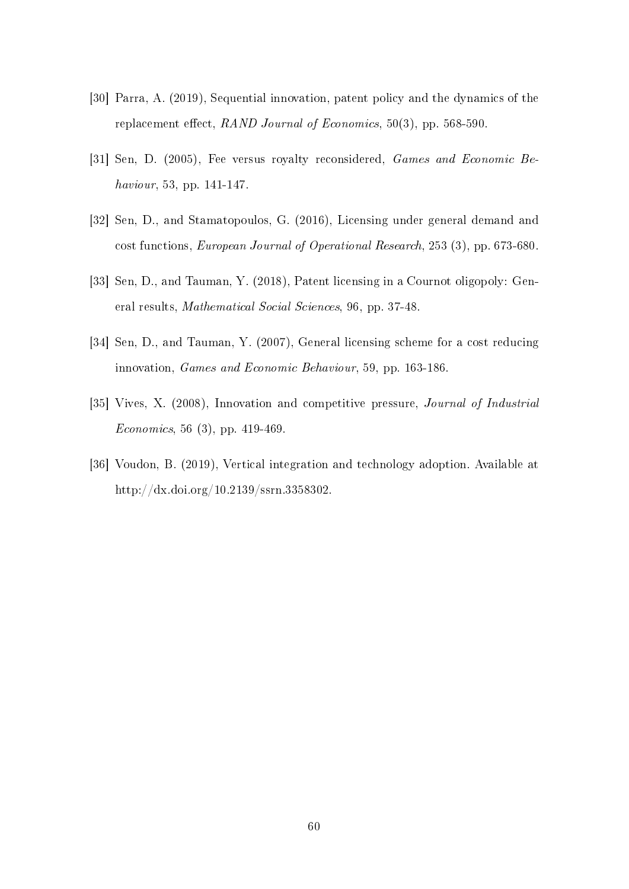[30] Parra, A. (2019), Sequential innovation, patent policy and the dynamics of the replacement effect, *RAND Journal of Economics*, 50(3), pp. 568-590.

[31] Sen, D. (2005), Fee versus royalty reconsidered, *Games and Economic Behaviour*, 53, pp. 141-147.

[32] Sen, D., and Stamatopoulos, G. (2016), Licensing under general demand and cost functions, *European Journal of Operational Research*, 253 (3), pp. 673-680.

[33] Sen, D., and Tauman, Y. (2018), Patent licensing in a Cournot oligopoly: General results, *Mathematical Social Sciences*, 96, pp. 37-48.

[34] Sen, D., and Tauman, Y. (2007), General licensing scheme for a cost reducing innovation, *Games and Economic Behaviour*, 59, pp. 163-186.

[35] Vives, X. (2008), Innovation and competitive pressure, *Journal of Industrial Economics*, 56 (3), pp. 419-469.

[36] Voudon, B. (2019), Vertical integration and technology adoption. Available at http://dx.doi.org/10.2139/ssrn.3358302.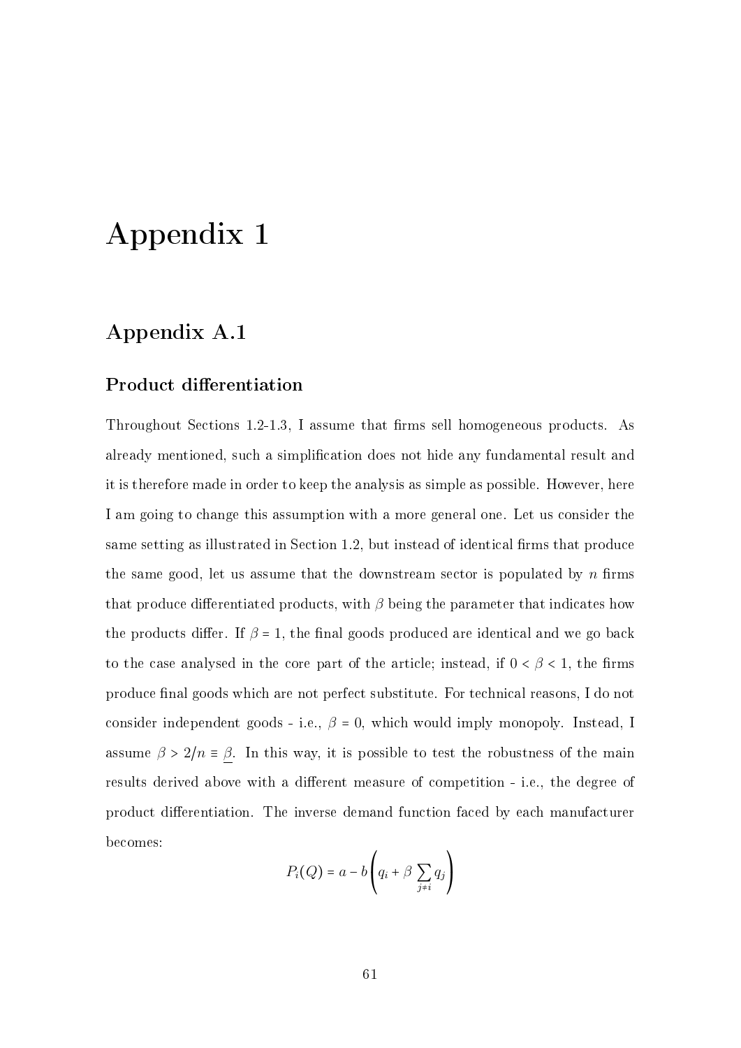# Appendix 1

## Appendix A.1

### Product differentiation

Throughout Sections 1.2-1.3, I assume that firms sell homogeneous products. As already mentioned, such a simplification does not hide any fundamental result and it is therefore made in order to keep the analysis as simple as possible. However, here I am going to change this assumption with a more general one. Let us consider the same setting as illustrated in Section 1.2, but instead of identical firms that produce the same good, let us assume that the downstream sector is populated by $n$ firms that produce differentiated products, with $\beta$ being the parameter that indicates how the products differ. If $\beta = 1$, the final goods produced are identical and we go back to the case analysed in the core part of the article; instead, if $0 < \beta < 1$, the firms produce final goods which are not perfect substitute. For technical reasons, I do not consider independent goods - i.e., $\beta = 0$, which would imply monopoly. Instead, I assume $\beta > 2/n \equiv \underline{\beta}$. In this way, it is possible to test the robustness of the main results derived above with a different measure of competition - i.e., the degree of product differentiation. The inverse demand function faced by each manufacturer becomes:

$$P_i(Q) = a - b\left(q_i + \beta \sum_{j \neq i} q_j\right)$$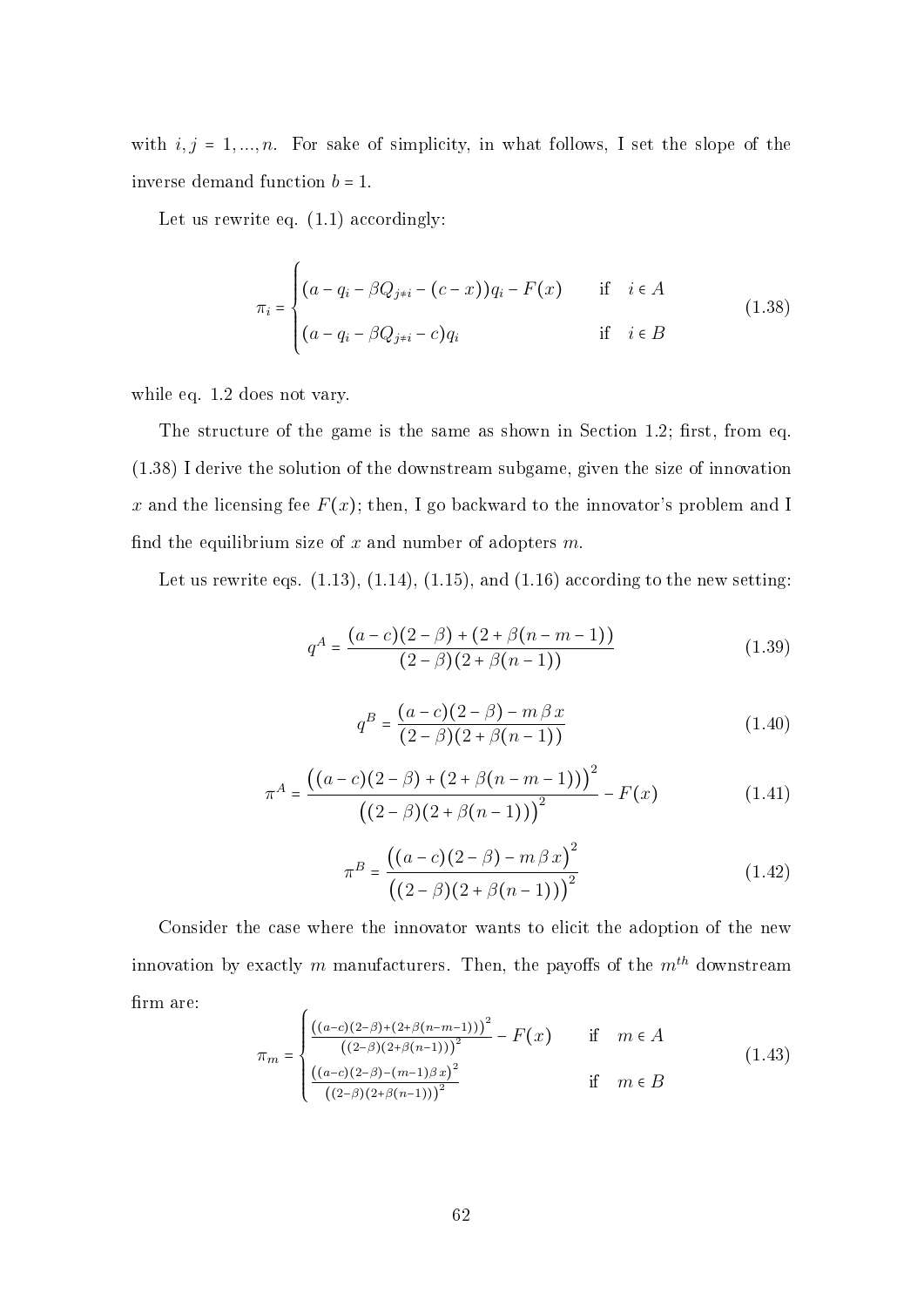with $i, j = 1, ..., n$. For sake of simplicity, in what follows, I set the slope of the inverse demand function $b = 1$.

Let us rewrite eq. (1.1) accordingly:

$$\pi_i = \begin{cases} (a - q_i - \beta Q_{j \neq i} - (c - x))q_i - F(x) & \text{if} \quad i \in A \\ (a - q_i - \beta Q_{j \neq i} - c)q_i & \text{if} \quad i \in B \end{cases} \tag{1.38}$$

while eq. 1.2 does not vary.

The structure of the game is the same as shown in Section 1.2; first, from eq. (1.38) I derive the solution of the downstream subgame, given the size of innovation $x$ and the licensing fee $F(x)$; then, I go backward to the innovator's problem and I find the equilibrium size of $x$ and number of adopters $m$.

Let us rewrite eqs. (1.13), (1.14), (1.15), and (1.16) according to the new setting:

$$q^A = \frac{(a-c)(2-\beta) + (2 + \beta(n-m-1))}{(2-\beta)(2+\beta(n-1))} \tag{1.39}$$

$$q^B = \frac{(a-c)(2-\beta) - m\,\beta\,x}{(2-\beta)(2+\beta(n-1))} \tag{1.40}$$

$$\pi^A = \frac{\left((a-c)(2-\beta) + (2+\beta(n-m-1))\right)^2}{\left((2-\beta)(2+\beta(n-1))\right)^2} - F(x) \tag{1.41}$$

$$\pi^B = \frac{\left((a-c)(2-\beta) - m\,\beta\,x\right)^2}{\left((2-\beta)(2+\beta(n-1))\right)^2} \tag{1.42}$$

Consider the case where the innovator wants to elicit the adoption of the new innovation by exactly $m$ manufacturers. Then, the payoffs of the $m^{th}$ downstream firm are:

$$\pi_m = \begin{cases} \frac{\left((a-c)(2-\beta)+(2+\beta(n-m-1))\right)^2}{\left((2-\beta)(2+\beta(n-1))\right)^2} - F(x) & \text{if} \quad m \in A \\ \frac{\left((a-c)(2-\beta)-(m-1)\beta\,x\right)^2}{\left((2-\beta)(2+\beta(n-1))\right)^2} & \text{if} \quad m \in B \end{cases} \tag{1.43}$$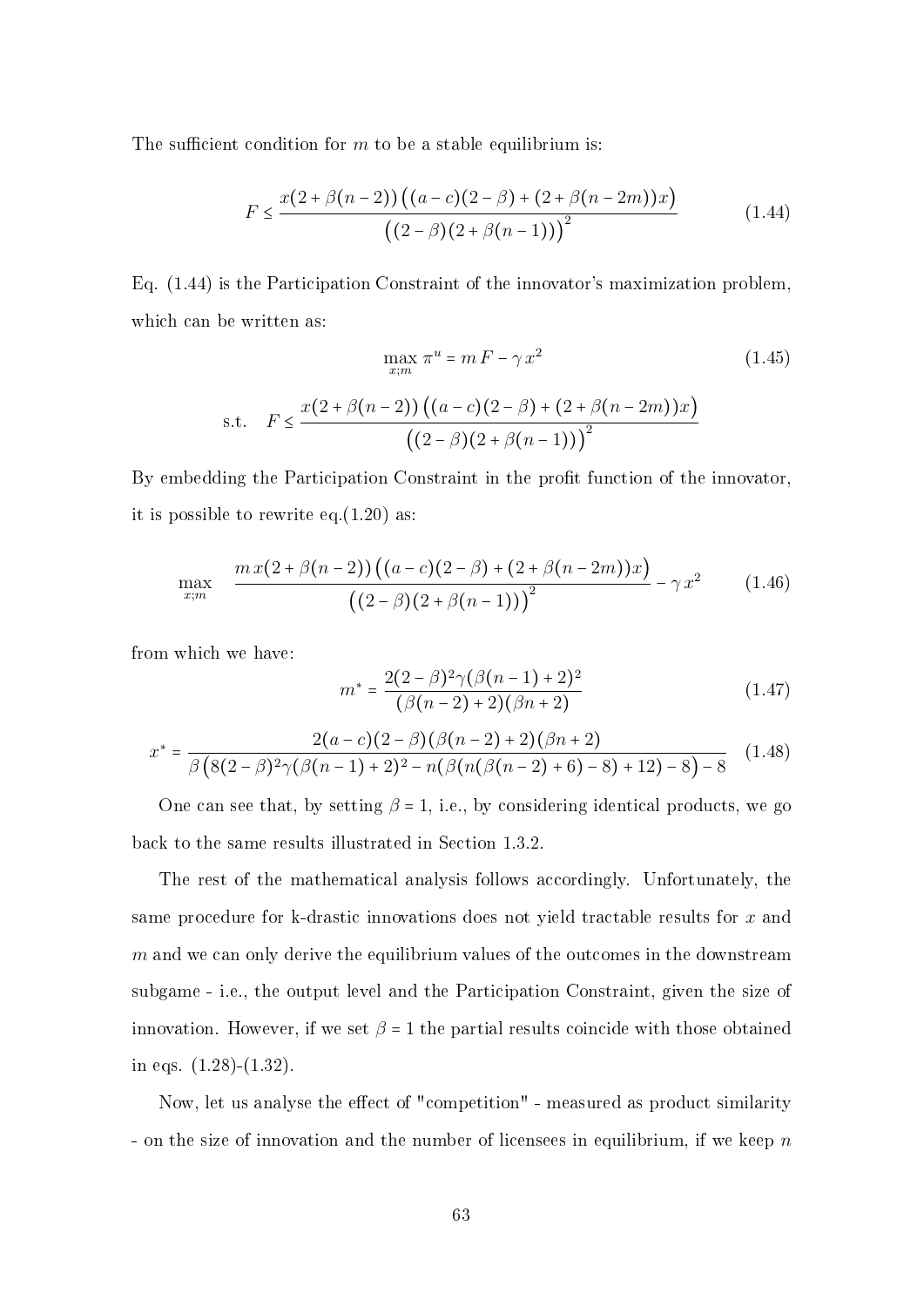The sufficient condition for $m$ to be a stable equilibrium is:

$$F \leq \frac{x(2+\beta(n-2))\big((a-c)(2-\beta)+(2+\beta(n-2m))x\big)}{\big((2-\beta)(2+\beta(n-1))\big)^2} \tag{1.44}$$

Eq. (1.44) is the Participation Constraint of the innovator's maximization problem, which can be written as:

$$\max_{x;m} \pi^u = m\,F - \gamma\,x^2 \tag{1.45}$$

$$\text{s.t.} \quad F \leq \frac{x(2+\beta(n-2))\big((a-c)(2-\beta)+(2+\beta(n-2m))x\big)}{\big((2-\beta)(2+\beta(n-1))\big)^2}$$

By embedding the Participation Constraint in the profit function of the innovator, it is possible to rewrite eq.(1.20) as:

$$\max_{x;m} \quad \frac{m\,x(2+\beta(n-2))\big((a-c)(2-\beta)+(2+\beta(n-2m))x\big)}{\big((2-\beta)(2+\beta(n-1))\big)^2} - \gamma\,x^2 \tag{1.46}$$

from which we have:

$$m^* = \frac{2(2-\beta)^2\gamma(\beta(n-1)+2)^2}{(\beta(n-2)+2)(\beta n+2)} \tag{1.47}$$

$$x^* = \frac{2(a-c)(2-\beta)(\beta(n-2)+2)(\beta n+2)}{\beta\big(8(2-\beta)^2\gamma(\beta(n-1)+2)^2 - n(\beta(n(\beta(n-2)+6)-8)+12)-8\big)-8} \tag{1.48}$$

One can see that, by setting $\beta = 1$, i.e., by considering identical products, we go back to the same results illustrated in Section 1.3.2.

The rest of the mathematical analysis follows accordingly. Unfortunately, the same procedure for k-drastic innovations does not yield tractable results for $x$ and $m$ and we can only derive the equilibrium values of the outcomes in the downstream subgame - i.e., the output level and the Participation Constraint, given the size of innovation. However, if we set $\beta = 1$ the partial results coincide with those obtained in eqs. (1.28)-(1.32).

Now, let us analyse the effect of "competition" - measured as product similarity - on the size of innovation and the number of licensees in equilibrium, if we keep $n$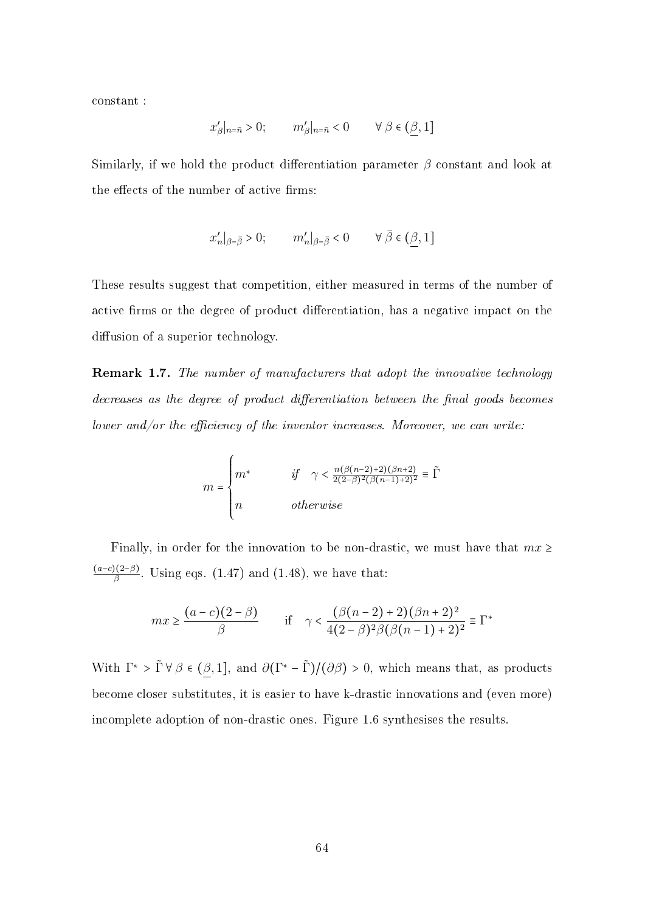constant :

$$x'_{\beta}|_{n=\bar{n}} > 0; \qquad m'_{\beta}|_{n=\bar{n}} < 0 \qquad \forall\, \beta \in (\underline{\beta}, 1]$$

Similarly, if we hold the product differentiation parameter $\beta$ constant and look at the effects of the number of active firms:

$$x'_{n}|_{\beta=\bar{\beta}} > 0; \qquad m'_{n}|_{\beta=\bar{\beta}} < 0 \qquad \forall\, \bar{\beta} \in (\underline{\beta}, 1]$$

These results suggest that competition, either measured in terms of the number of active firms or the degree of product differentiation, has a negative impact on the diffusion of a superior technology.

**Remark 1.7.** *The number of manufacturers that adopt the innovative technology decreases as the degree of product differentiation between the final goods becomes lower and/or the efficiency of the inventor increases. Moreover, we can write:*

$$m = \begin{cases} m^* & \text{if} \quad \gamma < \frac{n(\beta(n-2)+2)(\beta n+2)}{2(2-\beta)^2(\beta(n-1)+2)^2} \equiv \tilde{\Gamma} \\ n & \text{otherwise} \end{cases}$$

Finally, in order for the innovation to be non-drastic, we must have that $mx \geq \frac{(a-c)(2-\beta)}{\beta}$. Using eqs. (1.47) and (1.48), we have that:

$$mx \geq \frac{(a-c)(2-\beta)}{\beta} \qquad \text{if} \quad \gamma < \frac{(\beta(n-2)+2)(\beta n+2)^2}{4(2-\beta)^2\beta(\beta(n-1)+2)^2} \equiv \Gamma^*$$

With $\Gamma^* > \tilde{\Gamma}\ \forall\, \beta \in (\underline{\beta}, 1]$, and $\partial(\Gamma^* - \tilde{\Gamma})/(\partial\beta) > 0$, which means that, as products become closer substitutes, it is easier to have k-drastic innovations and (even more) incomplete adoption of non-drastic ones. Figure 1.6 synthesises the results.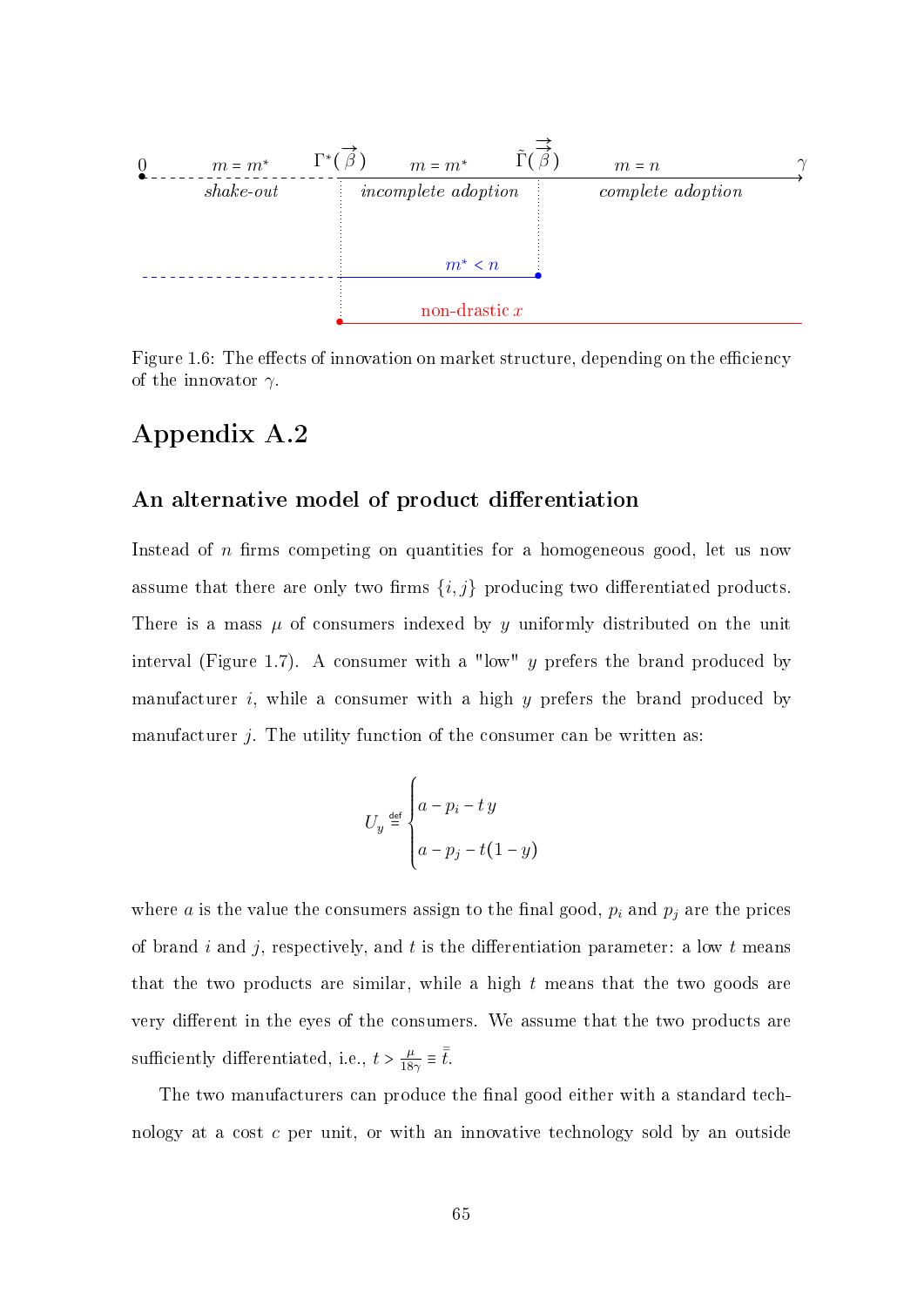0

$m = m^*$

$\Gamma^*(\overrightarrow{\beta})$

$m = m^*$

$\tilde{\Gamma}(\overrightarrow{\beta})$

$m = n$

$\gamma$

*shake-out*

*incomplete adoption*

*complete adoption*

$m^* < n$

non-drastic $x$

Figure 1.6: The effects of innovation on market structure, depending on the efficiency of the innovator $\gamma$.

# Appendix A.2

### An alternative model of product differentiation

Instead of $n$ firms competing on quantities for a homogeneous good, let us now assume that there are only two firms $\{i, j\}$ producing two differentiated products. There is a mass $\mu$ of consumers indexed by $y$ uniformly distributed on the unit interval (Figure 1.7). A consumer with a "low" $y$ prefers the brand produced by manufacturer $i$, while a consumer with a high $y$ prefers the brand produced by manufacturer $j$. The utility function of the consumer can be written as:

$$U_y \stackrel{\text{def}}{=} \begin{cases} a - p_i - t\,y \\ a - p_j - t(1-y) \end{cases}$$

where $a$ is the value the consumers assign to the final good, $p_i$ and $p_j$ are the prices of brand $i$ and $j$, respectively, and $t$ is the differentiation parameter: a low $t$ means that the two products are similar, while a high $t$ means that the two goods are very different in the eyes of the consumers. We assume that the two products are sufficiently differentiated, i.e., $t > \frac{\mu}{18\gamma} \equiv \bar{\bar{t}}$.

The two manufacturers can produce the final good either with a standard technology at a cost $c$ per unit, or with an innovative technology sold by an outside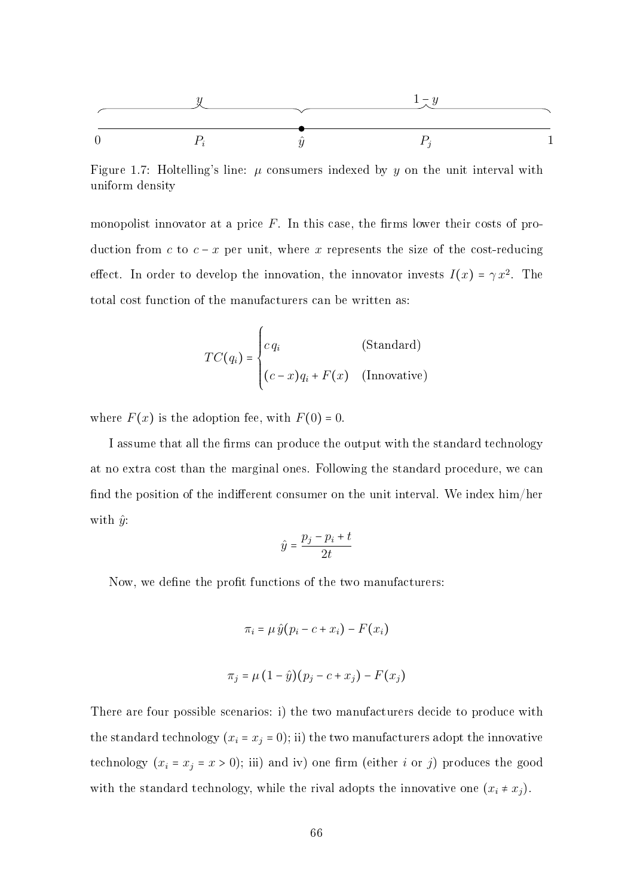$y$

$1 - y$

0 $P_i$ $\hat{y}$ $P_j$ 1

Figure 1.7: Holtelling's line: $\mu$ consumers indexed by $y$ on the unit interval with uniform density

monopolist innovator at a price $F$. In this case, the firms lower their costs of production from $c$ to $c - x$ per unit, where $x$ represents the size of the cost-reducing effect. In order to develop the innovation, the innovator invests $I(x) = \gamma x^2$. The total cost function of the manufacturers can be written as:

$$TC(q_i) = \begin{cases} c\,q_i & \text{(Standard)} \\ (c - x)q_i + F(x) & \text{(Innovative)} \end{cases}$$

where $F(x)$ is the adoption fee, with $F(0) = 0$.

I assume that all the firms can produce the output with the standard technology at no extra cost than the marginal ones. Following the standard procedure, we can find the position of the indifferent consumer on the unit interval. We index him/her with $\hat{y}$:

$$\hat{y} = \frac{p_j - p_i + t}{2t}$$

Now, we define the profit functions of the two manufacturers:

$$\pi_i = \mu\,\hat{y}(p_i - c + x_i) - F(x_i)$$

$$\pi_j = \mu\,(1 - \hat{y})(p_j - c + x_j) - F(x_j)$$

There are four possible scenarios: i) the two manufacturers decide to produce with the standard technology ($x_i = x_j = 0$); ii) the two manufacturers adopt the innovative technology ($x_i = x_j = x > 0$); iii) and iv) one firm (either $i$ or $j$) produces the good with the standard technology, while the rival adopts the innovative one ($x_i \neq x_j$).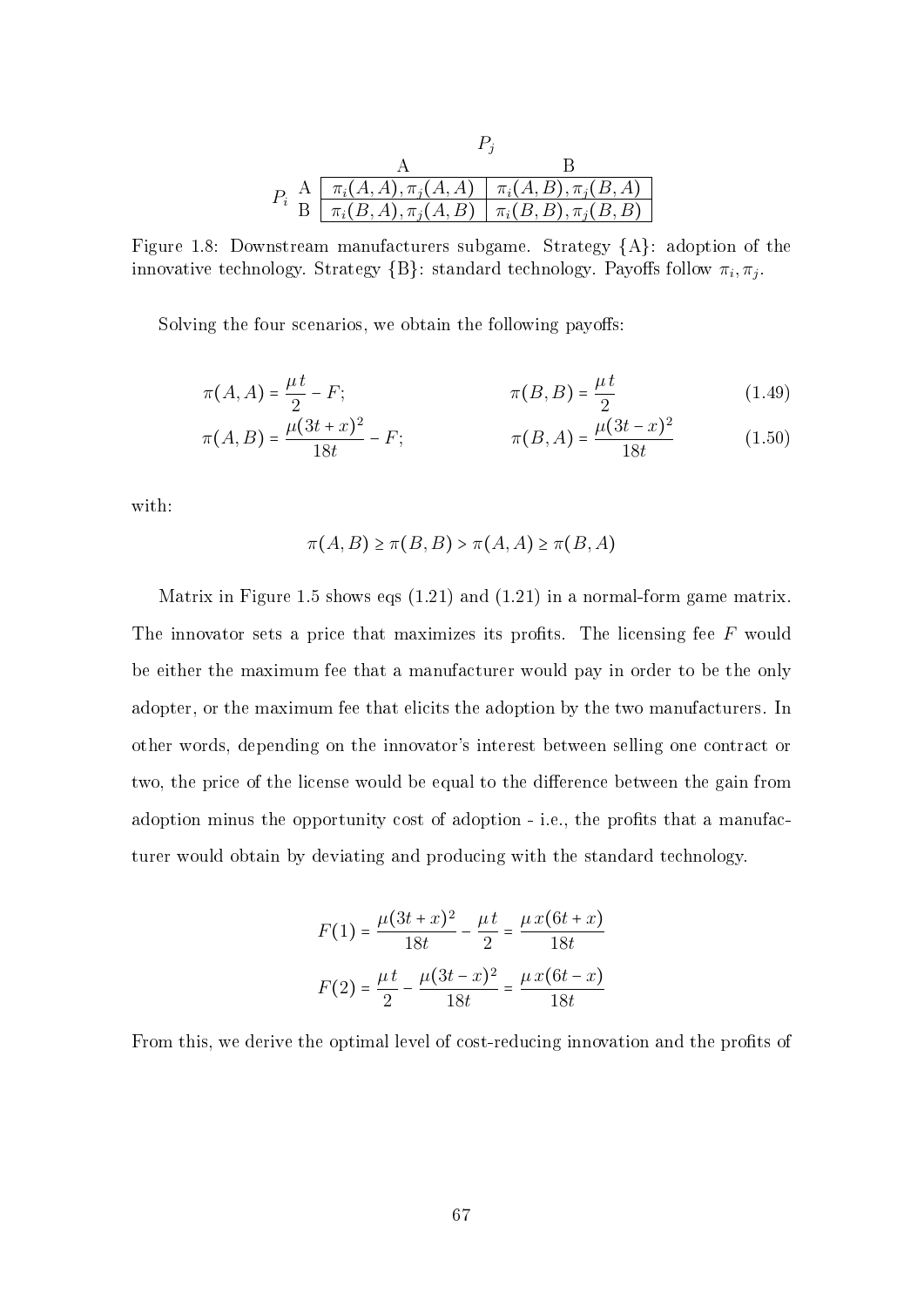|  |  | $P_j$ |  |
|---|---|---|---|
|  |  | A | B |
| $P_i$ | A | $\pi_i(A,A), \pi_j(A,A)$ | $\pi_i(A,B), \pi_j(B,A)$ |
|  | B | $\pi_i(B,A), \pi_j(A,B)$ | $\pi_i(B,B), \pi_j(B,B)$ |

Figure 1.8: Downstream manufacturers subgame. Strategy {A}: adoption of the innovative technology. Strategy {B}: standard technology. Payoffs follow $\pi_i, \pi_j$.

Solving the four scenarios, we obtain the following payoffs:

$$\pi(A,A) = \frac{\mu t}{2} - F; \qquad \pi(B,B) = \frac{\mu t}{2} \tag{1.49}$$

$$\pi(A,B) = \frac{\mu(3t+x)^2}{18t} - F; \qquad \pi(B,A) = \frac{\mu(3t-x)^2}{18t} \tag{1.50}$$

with:

$$\pi(A,B) \geq \pi(B,B) > \pi(A,A) \geq \pi(B,A)$$

Matrix in Figure 1.5 shows eqs (1.21) and (1.21) in a normal-form game matrix. The innovator sets a price that maximizes its profits. The licensing fee $F$ would be either the maximum fee that a manufacturer would pay in order to be the only adopter, or the maximum fee that elicits the adoption by the two manufacturers. In other words, depending on the innovator's interest between selling one contract or two, the price of the license would be equal to the difference between the gain from adoption minus the opportunity cost of adoption - i.e., the profits that a manufacturer would obtain by deviating and producing with the standard technology.

$$F(1) = \frac{\mu(3t+x)^2}{18t} - \frac{\mu t}{2} = \frac{\mu x(6t+x)}{18t}$$

$$F(2) = \frac{\mu t}{2} - \frac{\mu(3t-x)^2}{18t} = \frac{\mu x(6t-x)}{18t}$$

From this, we derive the optimal level of cost-reducing innovation and the profits of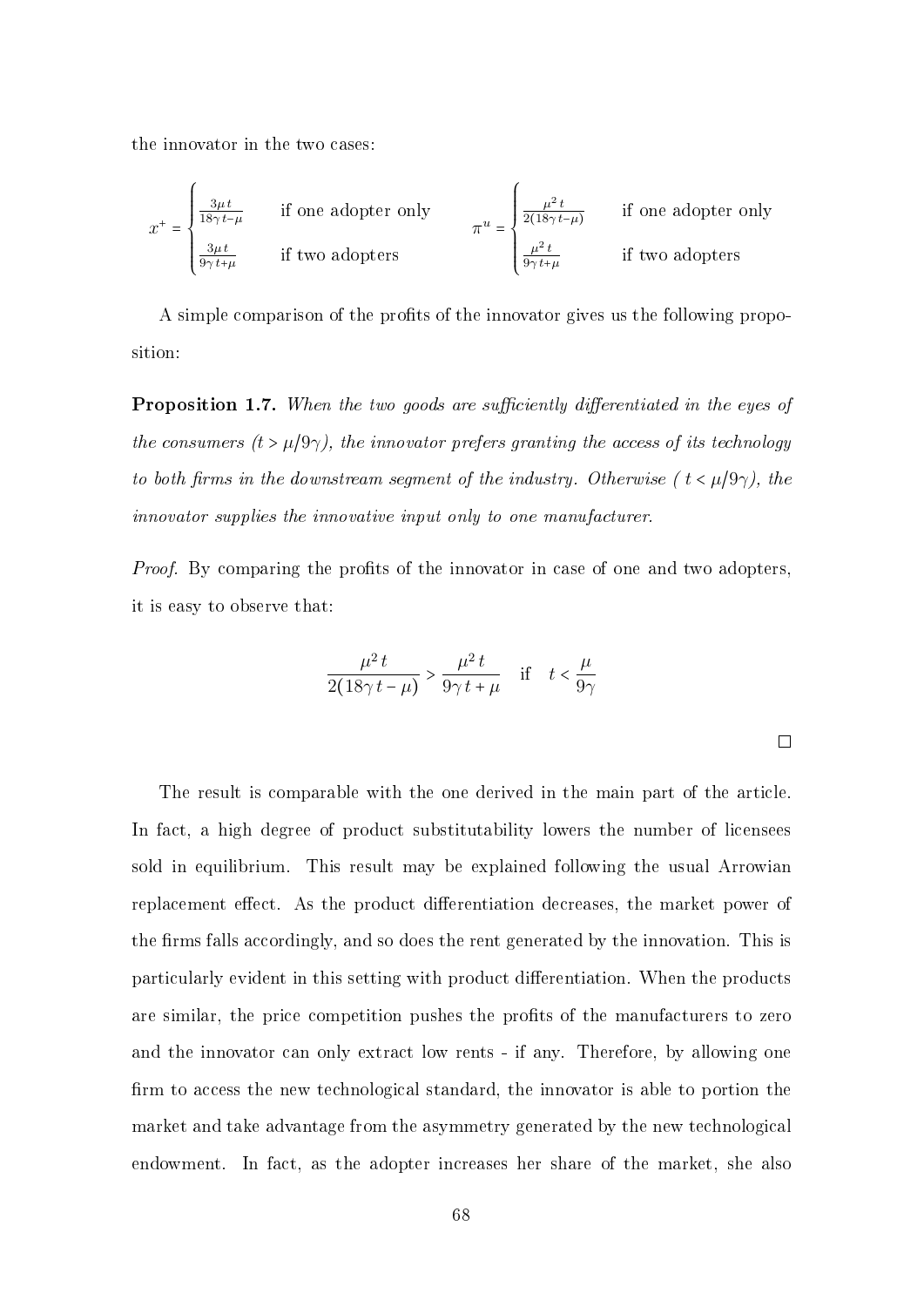the innovator in the two cases:

$$x^+ = \begin{cases} \frac{3\mu t}{18\gamma t - \mu} & \text{if one adopter only} \\ \frac{3\mu t}{9\gamma t + \mu} & \text{if two adopters} \end{cases} \qquad \pi^u = \begin{cases} \frac{\mu^2 t}{2(18\gamma t - \mu)} & \text{if one adopter only} \\ \frac{\mu^2 t}{9\gamma t + \mu} & \text{if two adopters} \end{cases}$$

A simple comparison of the profits of the innovator gives us the following proposition:

**Proposition 1.7.** *When the two goods are sufficiently differentiated in the eyes of the consumers ($t > \mu/9\gamma$), the innovator prefers granting the access of its technology to both firms in the downstream segment of the industry. Otherwise ( $t < \mu/9\gamma$), the innovator supplies the innovative input only to one manufacturer.*

*Proof.* By comparing the profits of the innovator in case of one and two adopters, it is easy to observe that:

$$\frac{\mu^2 t}{2(18\gamma t - \mu)} > \frac{\mu^2 t}{9\gamma t + \mu} \quad \text{if} \quad t < \frac{\mu}{9\gamma}$$

□

The result is comparable with the one derived in the main part of the article. In fact, a high degree of product substitutability lowers the number of licensees sold in equilibrium. This result may be explained following the usual Arrowian replacement effect. As the product differentiation decreases, the market power of the firms falls accordingly, and so does the rent generated by the innovation. This is particularly evident in this setting with product differentiation. When the products are similar, the price competition pushes the profits of the manufacturers to zero and the innovator can only extract low rents - if any. Therefore, by allowing one firm to access the new technological standard, the innovator is able to portion the market and take advantage from the asymmetry generated by the new technological endowment. In fact, as the adopter increases her share of the market, she also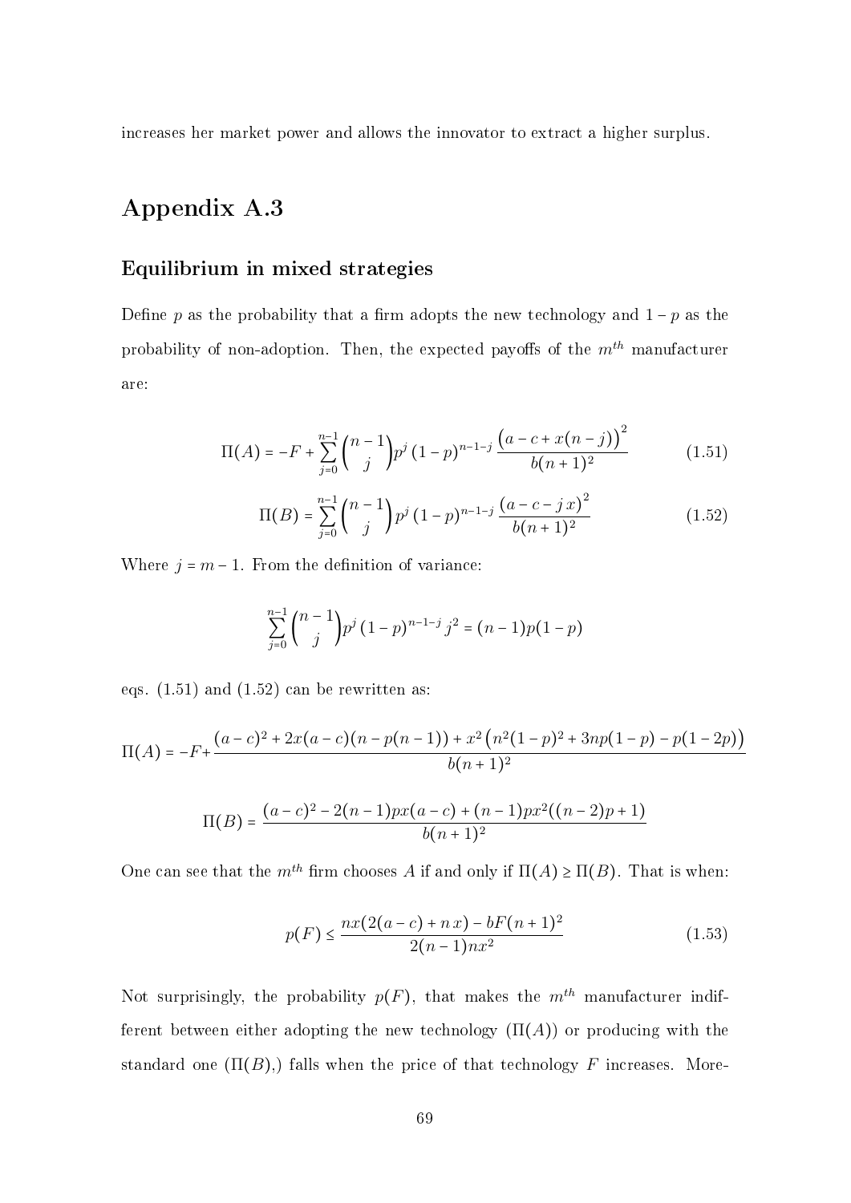increases her market power and allows the innovator to extract a higher surplus.

## Appendix A.3

### Equilibrium in mixed strategies

Define $p$ as the probability that a firm adopts the new technology and $1-p$ as the probability of non-adoption. Then, the expected payoffs of the $m^{th}$ manufacturer are:

$$\Pi(A) = -F + \sum_{j=0}^{n-1} \binom{n-1}{j} p^j (1-p)^{n-1-j} \frac{\left(a-c+x(n-j)\right)^2}{b(n+1)^2} \tag{1.51}$$

$$\Pi(B) = \sum_{j=0}^{n-1} \binom{n-1}{j} p^j (1-p)^{n-1-j} \frac{\left(a-c-j\,x\right)^2}{b(n+1)^2} \tag{1.52}$$

Where $j = m-1$. From the definition of variance:

$$\sum_{j=0}^{n-1} \binom{n-1}{j} p^j (1-p)^{n-1-j} j^2 = (n-1)p(1-p)$$

eqs. (1.51) and (1.52) can be rewritten as:

$$\Pi(A) = -F + \frac{(a-c)^2 + 2x(a-c)(n-p(n-1)) + x^2\left(n^2(1-p)^2 + 3np(1-p) - p(1-2p)\right)}{b(n+1)^2}$$

$$\Pi(B) = \frac{(a-c)^2 - 2(n-1)px(a-c) + (n-1)px^2((n-2)p+1)}{b(n+1)^2}$$

One can see that the $m^{th}$ firm chooses $A$ if and only if $\Pi(A) \geq \Pi(B)$. That is when:

$$p(F) \leq \frac{nx(2(a-c)+n\,x) - bF(n+1)^2}{2(n-1)nx^2} \tag{1.53}$$

Not surprisingly, the probability $p(F)$, that makes the $m^{th}$ manufacturer indifferent between either adopting the new technology ($\Pi(A)$) or producing with the standard one ($\Pi(B)$,) falls when the price of that technology $F$ increases. More-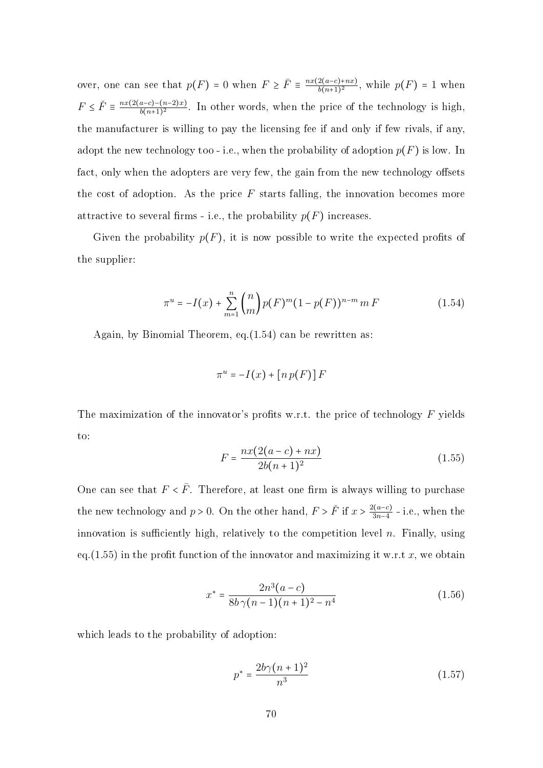over, one can see that $p(F) = 0$ when $F \geq \bar{F} \equiv \frac{nx(2(a-c)+nx)}{b(n+1)^2}$, while $p(F) = 1$ when $F \leq \check{F} \equiv \frac{nx(2(a-c)-(n-2)x)}{b(n+1)^2}$. In other words, when the price of the technology is high, the manufacturer is willing to pay the licensing fee if and only if few rivals, if any, adopt the new technology too - i.e., when the probability of adoption $p(F)$ is low. In fact, only when the adopters are very few, the gain from the new technology offsets the cost of adoption. As the price $F$ starts falling, the innovation becomes more attractive to several firms - i.e., the probability $p(F)$ increases.

Given the probability $p(F)$, it is now possible to write the expected profits of the supplier:

$$\pi^u = -I(x) + \sum_{m=1}^{n} \binom{n}{m} p(F)^m (1-p(F))^{n-m}\, m\, F \tag{1.54}$$

Again, by Binomial Theorem, eq.(1.54) can be rewritten as:

$$\pi^u = -I(x) + [n\, p(F)]\, F$$

The maximization of the innovator's profits w.r.t. the price of technology $F$ yields to:

$$F = \frac{nx(2(a-c)+nx)}{2b(n+1)^2} \tag{1.55}$$

One can see that $F < \bar{F}$. Therefore, at least one firm is always willing to purchase the new technology and $p > 0$. On the other hand, $F > \check{F}$ if $x > \frac{2(a-c)}{3n-4}$ - i.e., when the innovation is sufficiently high, relatively to the competition level $n$. Finally, using eq.(1.55) in the profit function of the innovator and maximizing it w.r.t $x$, we obtain

$$x^* = \frac{2n^3(a-c)}{8b\,\gamma(n-1)(n+1)^2 - n^4} \tag{1.56}$$

which leads to the probability of adoption:

$$p^* = \frac{2b\gamma(n+1)^2}{n^3} \tag{1.57}$$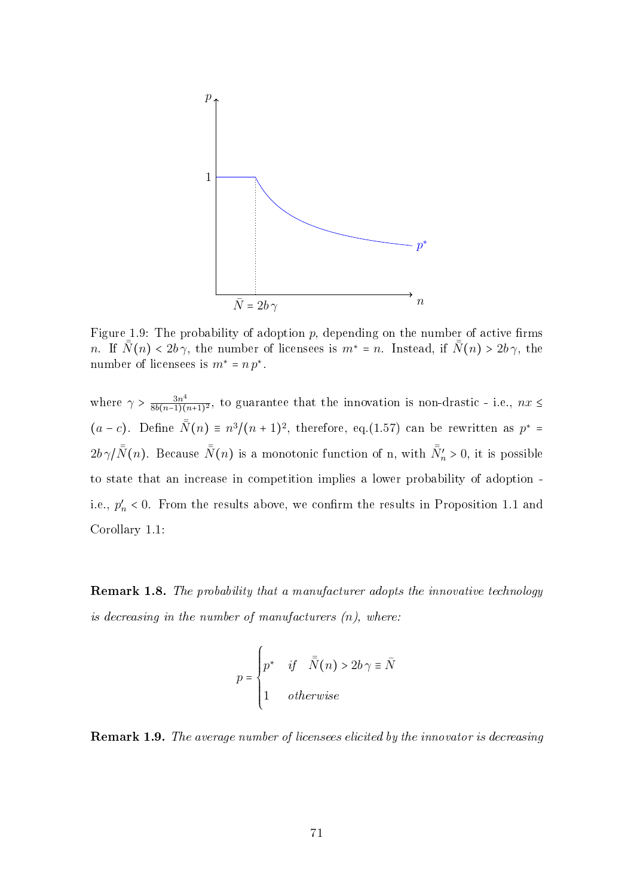p

1

$p^*$

n

$\bar{N} = 2b\gamma$

Figure 1.9: The probability of adoption $p$, depending on the number of active firms $n$. If $\bar{\bar{N}}(n) < 2b\gamma$, the number of licensees is $m^* = n$. Instead, if $\bar{\bar{N}}(n) > 2b\gamma$, the number of licensees is $m^* = n\,p^*$.

where $\gamma > \frac{3n^4}{8b(n-1)(n+1)^2}$, to guarantee that the innovation is non-drastic - i.e., $nx \leq (a-c)$. Define $\bar{\bar{N}}(n) \equiv n^3/(n+1)^2$, therefore, eq.(1.57) can be rewritten as $p^* = 2b\gamma/\bar{\bar{N}}(n)$. Because $\bar{\bar{N}}(n)$ is a monotonic function of n, with $\bar{\bar{N}}'_n > 0$, it is possible to state that an increase in competition implies a lower probability of adoption - i.e., $p'_n < 0$. From the results above, we confirm the results in Proposition 1.1 and Corollary 1.1:

**Remark 1.8.** *The probability that a manufacturer adopts the innovative technology is decreasing in the number of manufacturers (n), where:*

$$p = \begin{cases} p^* & if \quad \bar{\bar{N}}(n) > 2b\gamma \equiv \bar{N} \\ 1 & otherwise \end{cases}$$

**Remark 1.9.** *The average number of licensees elicited by the innovator is decreasing*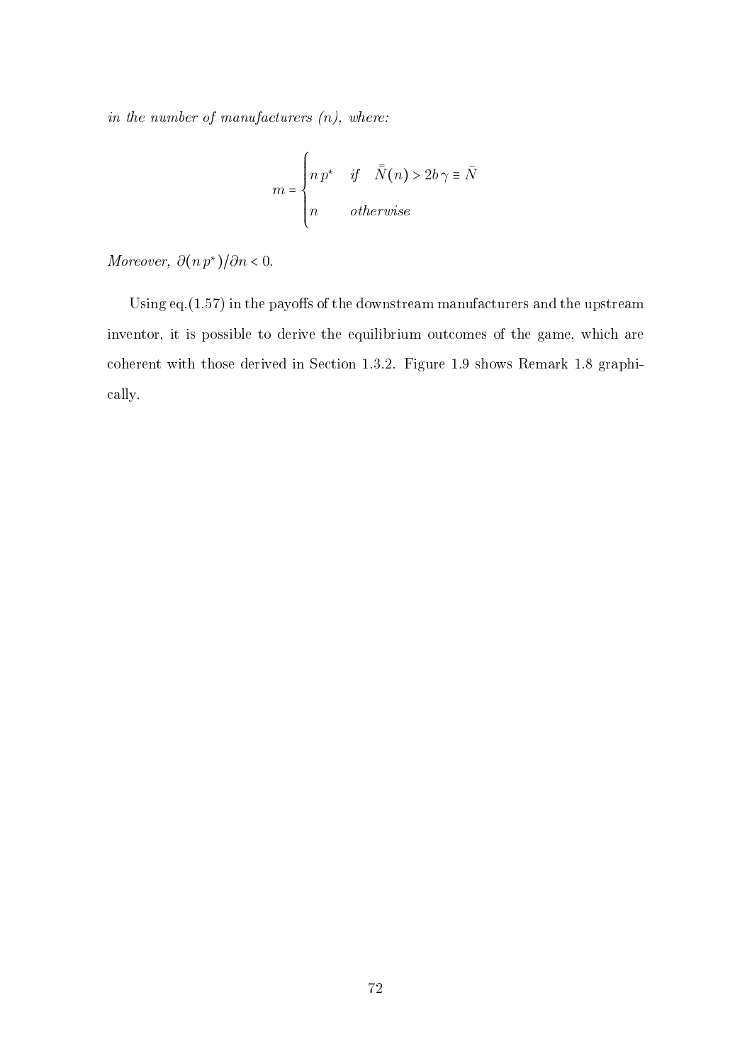*in the number of manufacturers ($n$), where:*

$$m = \begin{cases} n\,p^{*} & \text{if} \quad \bar{\bar{N}}(n) > 2b\,\gamma \equiv \bar{N} \\ n & \text{otherwise} \end{cases}$$

*Moreover,* $\partial(n\,p^{*})/\partial n < 0$.

Using eq.(1.57) in the payoffs of the downstream manufacturers and the upstream inventor, it is possible to derive the equilibrium outcomes of the game, which are coherent with those derived in Section 1.3.2. Figure 1.9 shows Remark 1.8 graphically.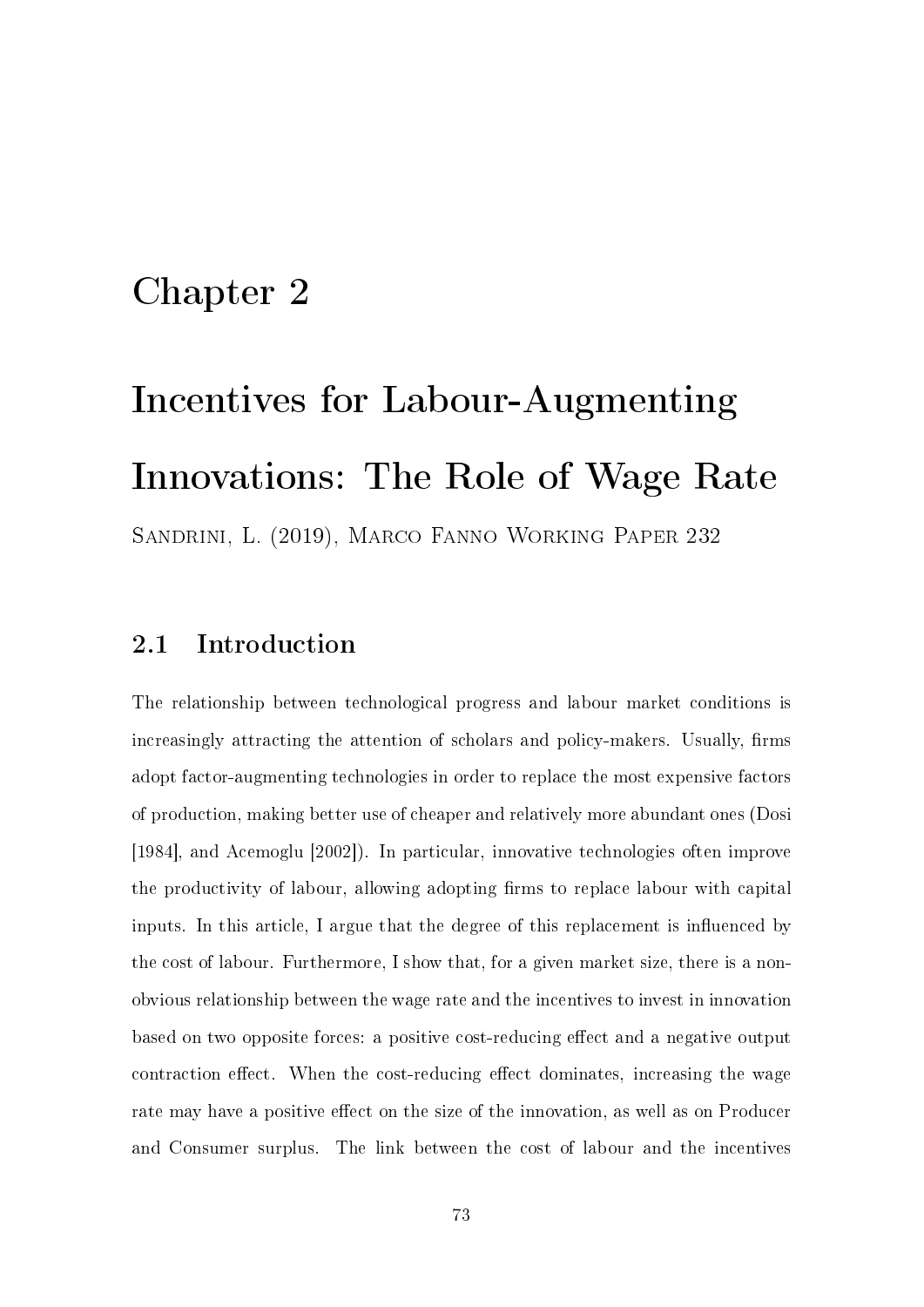# Chapter 2

# Incentives for Labour-Augmenting Innovations: The Role of Wage Rate

Sandrini, L. (2019), Marco Fanno Working Paper 232

## 2.1 Introduction

The relationship between technological progress and labour market conditions is increasingly attracting the attention of scholars and policy-makers. Usually, firms adopt factor-augmenting technologies in order to replace the most expensive factors of production, making better use of cheaper and relatively more abundant ones (Dosi [1984], and Acemoglu [2002]). In particular, innovative technologies often improve the productivity of labour, allowing adopting firms to replace labour with capital inputs. In this article, I argue that the degree of this replacement is influenced by the cost of labour. Furthermore, I show that, for a given market size, there is a non-obvious relationship between the wage rate and the incentives to invest in innovation based on two opposite forces: a positive cost-reducing effect and a negative output contraction effect. When the cost-reducing effect dominates, increasing the wage rate may have a positive effect on the size of the innovation, as well as on Producer and Consumer surplus. The link between the cost of labour and the incentives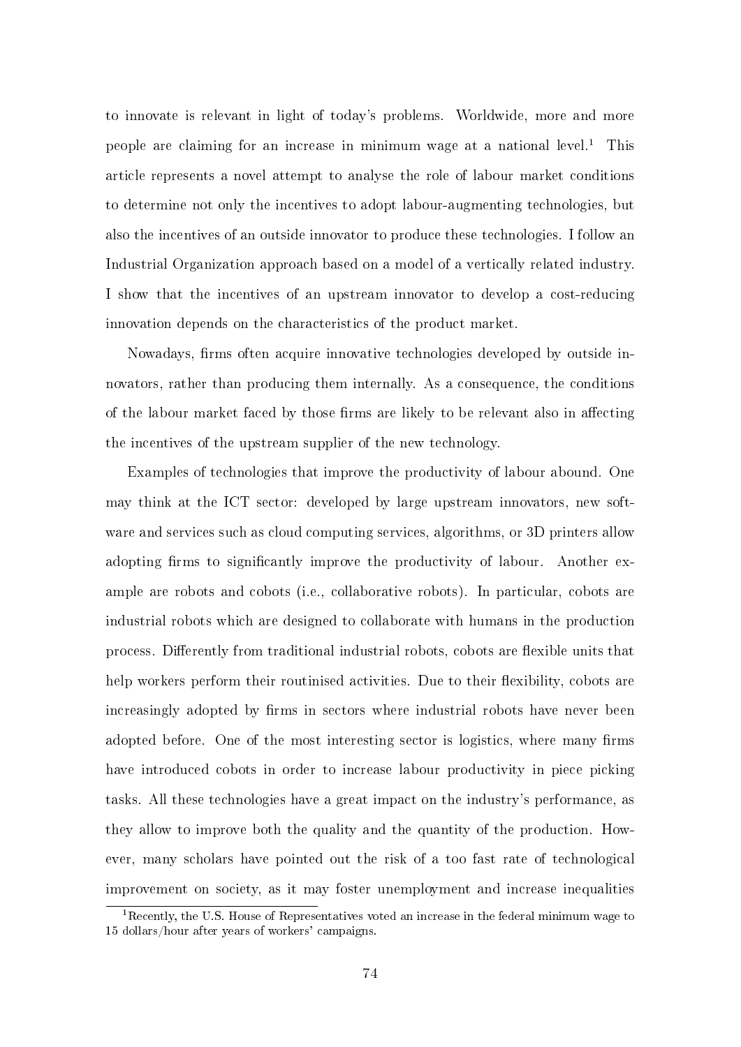to innovate is relevant in light of today's problems. Worldwide, more and more people are claiming for an increase in minimum wage at a national level.[1] This article represents a novel attempt to analyse the role of labour market conditions to determine not only the incentives to adopt labour-augmenting technologies, but also the incentives of an outside innovator to produce these technologies. I follow an Industrial Organization approach based on a model of a vertically related industry. I show that the incentives of an upstream innovator to develop a cost-reducing innovation depends on the characteristics of the product market.

Nowadays, firms often acquire innovative technologies developed by outside innovators, rather than producing them internally. As a consequence, the conditions of the labour market faced by those firms are likely to be relevant also in affecting the incentives of the upstream supplier of the new technology.

Examples of technologies that improve the productivity of labour abound. One may think at the ICT sector: developed by large upstream innovators, new software and services such as cloud computing services, algorithms, or 3D printers allow adopting firms to significantly improve the productivity of labour. Another example are robots and cobots (i.e., collaborative robots). In particular, cobots are industrial robots which are designed to collaborate with humans in the production process. Differently from traditional industrial robots, cobots are flexible units that help workers perform their routinised activities. Due to their flexibility, cobots are increasingly adopted by firms in sectors where industrial robots have never been adopted before. One of the most interesting sector is logistics, where many firms have introduced cobots in order to increase labour productivity in piece picking tasks. All these technologies have a great impact on the industry's performance, as they allow to improve both the quality and the quantity of the production. However, many scholars have pointed out the risk of a too fast rate of technological improvement on society, as it may foster unemployment and increase inequalities

[1] Recently, the U.S. House of Representatives voted an increase in the federal minimum wage to 15 dollars/hour after years of workers' campaigns.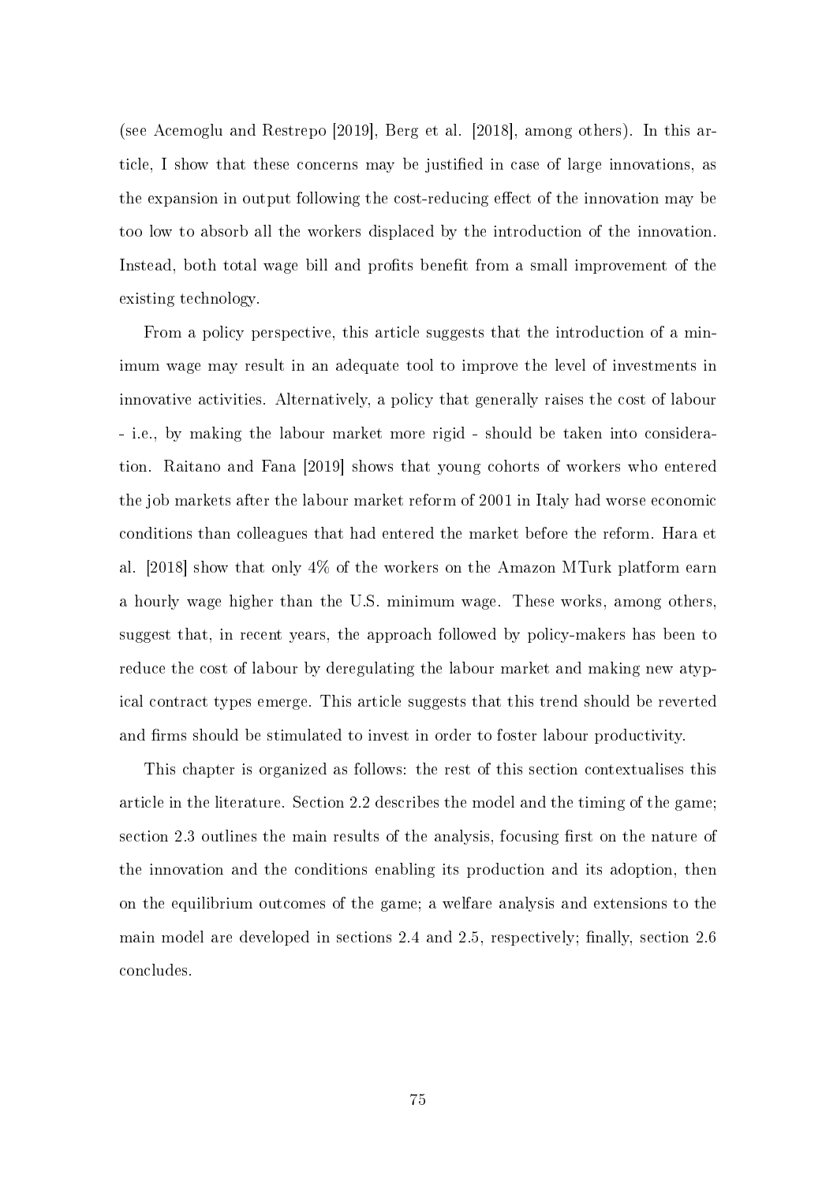(see Acemoglu and Restrepo [2019], Berg et al. [2018], among others). In this article, I show that these concerns may be justified in case of large innovations, as the expansion in output following the cost-reducing effect of the innovation may be too low to absorb all the workers displaced by the introduction of the innovation. Instead, both total wage bill and profits benefit from a small improvement of the existing technology.

From a policy perspective, this article suggests that the introduction of a minimum wage may result in an adequate tool to improve the level of investments in innovative activities. Alternatively, a policy that generally raises the cost of labour - i.e., by making the labour market more rigid - should be taken into consideration. Raitano and Fana [2019] shows that young cohorts of workers who entered the job markets after the labour market reform of 2001 in Italy had worse economic conditions than colleagues that had entered the market before the reform. Hara et al. [2018] show that only 4% of the workers on the Amazon MTurk platform earn a hourly wage higher than the U.S. minimum wage. These works, among others, suggest that, in recent years, the approach followed by policy-makers has been to reduce the cost of labour by deregulating the labour market and making new atypical contract types emerge. This article suggests that this trend should be reverted and firms should be stimulated to invest in order to foster labour productivity.

This chapter is organized as follows: the rest of this section contextualises this article in the literature. Section 2.2 describes the model and the timing of the game; section 2.3 outlines the main results of the analysis, focusing first on the nature of the innovation and the conditions enabling its production and its adoption, then on the equilibrium outcomes of the game; a welfare analysis and extensions to the main model are developed in sections 2.4 and 2.5, respectively; finally, section 2.6 concludes.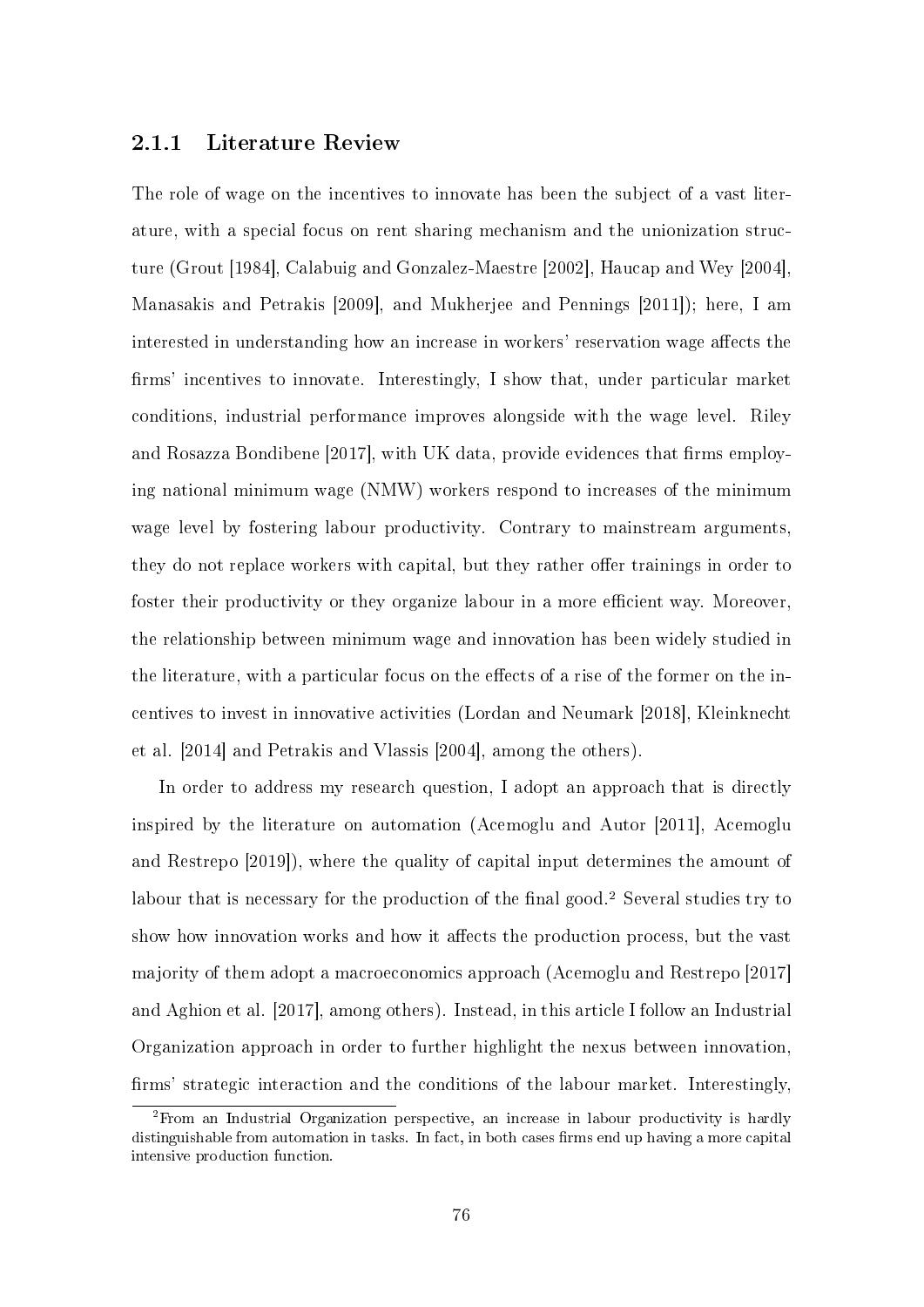### 2.1.1 Literature Review

The role of wage on the incentives to innovate has been the subject of a vast literature, with a special focus on rent sharing mechanism and the unionization structure (Grout [1984], Calabuig and Gonzalez-Maestre [2002], Haucap and Wey [2004], Manasakis and Petrakis [2009], and Mukherjee and Pennings [2011]); here, I am interested in understanding how an increase in workers' reservation wage affects the firms' incentives to innovate. Interestingly, I show that, under particular market conditions, industrial performance improves alongside with the wage level. Riley and Rosazza Bondibene [2017], with UK data, provide evidences that firms employing national minimum wage (NMW) workers respond to increases of the minimum wage level by fostering labour productivity. Contrary to mainstream arguments, they do not replace workers with capital, but they rather offer trainings in order to foster their productivity or they organize labour in a more efficient way. Moreover, the relationship between minimum wage and innovation has been widely studied in the literature, with a particular focus on the effects of a rise of the former on the incentives to invest in innovative activities (Lordan and Neumark [2018], Kleinknecht et al. [2014] and Petrakis and Vlassis [2004], among the others).

In order to address my research question, I adopt an approach that is directly inspired by the literature on automation (Acemoglu and Autor [2011], Acemoglu and Restrepo [2019]), where the quality of capital input determines the amount of labour that is necessary for the production of the final good.[2] Several studies try to show how innovation works and how it affects the production process, but the vast majority of them adopt a macroeconomics approach (Acemoglu and Restrepo [2017] and Aghion et al. [2017], among others). Instead, in this article I follow an Industrial Organization approach in order to further highlight the nexus between innovation, firms' strategic interaction and the conditions of the labour market. Interestingly,

[2] From an Industrial Organization perspective, an increase in labour productivity is hardly distinguishable from automation in tasks. In fact, in both cases firms end up having a more capital intensive production function.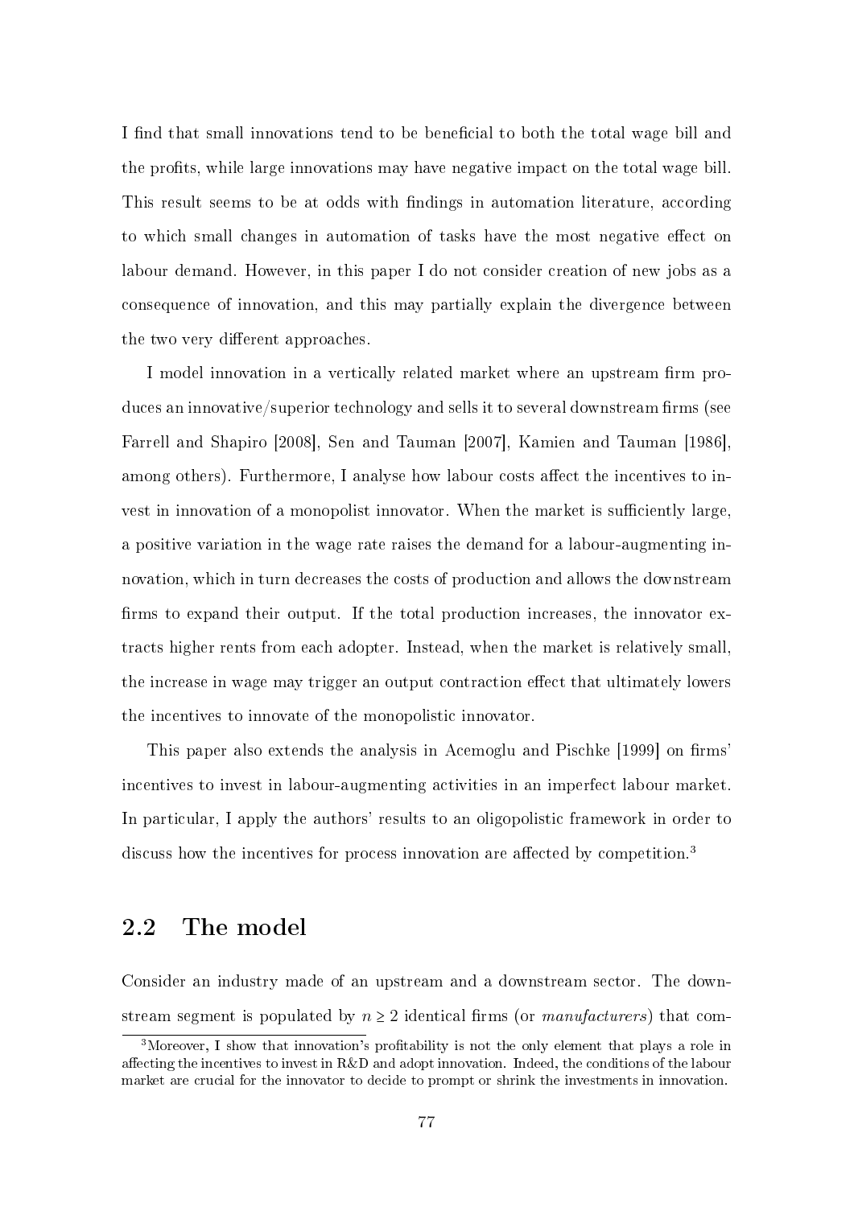I find that small innovations tend to be beneficial to both the total wage bill and the profits, while large innovations may have negative impact on the total wage bill. This result seems to be at odds with findings in automation literature, according to which small changes in automation of tasks have the most negative effect on labour demand. However, in this paper I do not consider creation of new jobs as a consequence of innovation, and this may partially explain the divergence between the two very different approaches.

I model innovation in a vertically related market where an upstream firm produces an innovative/superior technology and sells it to several downstream firms (see Farrell and Shapiro [2008], Sen and Tauman [2007], Kamien and Tauman [1986], among others). Furthermore, I analyse how labour costs affect the incentives to invest in innovation of a monopolist innovator. When the market is sufficiently large, a positive variation in the wage rate raises the demand for a labour-augmenting innovation, which in turn decreases the costs of production and allows the downstream firms to expand their output. If the total production increases, the innovator extracts higher rents from each adopter. Instead, when the market is relatively small, the increase in wage may trigger an output contraction effect that ultimately lowers the incentives to innovate of the monopolistic innovator.

This paper also extends the analysis in Acemoglu and Pischke [1999] on firms' incentives to invest in labour-augmenting activities in an imperfect labour market. In particular, I apply the authors' results to an oligopolistic framework in order to discuss how the incentives for process innovation are affected by competition.[3]

## 2.2 The model

Consider an industry made of an upstream and a downstream sector. The downstream segment is populated by $n \geq 2$ identical firms (or *manufacturers*) that com-

[3] Moreover, I show that innovation's profitability is not the only element that plays a role in affecting the incentives to invest in R&D and adopt innovation. Indeed, the conditions of the labour market are crucial for the innovator to decide to prompt or shrink the investments in innovation.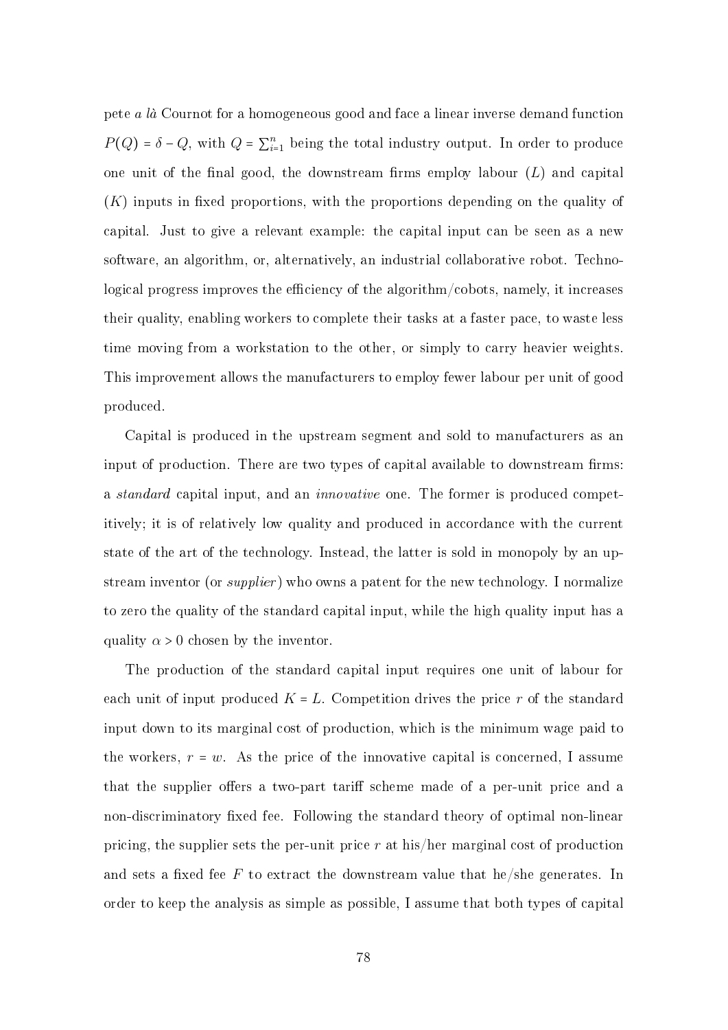pete *a là* Cournot for a homogeneous good and face a linear inverse demand function $P(Q) = \delta - Q$, with $Q = \sum_{i=1}^{n}$ being the total industry output. In order to produce one unit of the final good, the downstream firms employ labour ($L$) and capital ($K$) inputs in fixed proportions, with the proportions depending on the quality of capital. Just to give a relevant example: the capital input can be seen as a new software, an algorithm, or, alternatively, an industrial collaborative robot. Technological progress improves the efficiency of the algorithm/cobots, namely, it increases their quality, enabling workers to complete their tasks at a faster pace, to waste less time moving from a workstation to the other, or simply to carry heavier weights. This improvement allows the manufacturers to employ fewer labour per unit of good produced.

Capital is produced in the upstream segment and sold to manufacturers as an input of production. There are two types of capital available to downstream firms: a *standard* capital input, and an *innovative* one. The former is produced competitively; it is of relatively low quality and produced in accordance with the current state of the art of the technology. Instead, the latter is sold in monopoly by an upstream inventor (or *supplier*) who owns a patent for the new technology. I normalize to zero the quality of the standard capital input, while the high quality input has a quality $\alpha > 0$ chosen by the inventor.

The production of the standard capital input requires one unit of labour for each unit of input produced $K = L$. Competition drives the price $r$ of the standard input down to its marginal cost of production, which is the minimum wage paid to the workers, $r = w$. As the price of the innovative capital is concerned, I assume that the supplier offers a two-part tariff scheme made of a per-unit price and a non-discriminatory fixed fee. Following the standard theory of optimal non-linear pricing, the supplier sets the per-unit price $r$ at his/her marginal cost of production and sets a fixed fee $F$ to extract the downstream value that he/she generates. In order to keep the analysis as simple as possible, I assume that both types of capital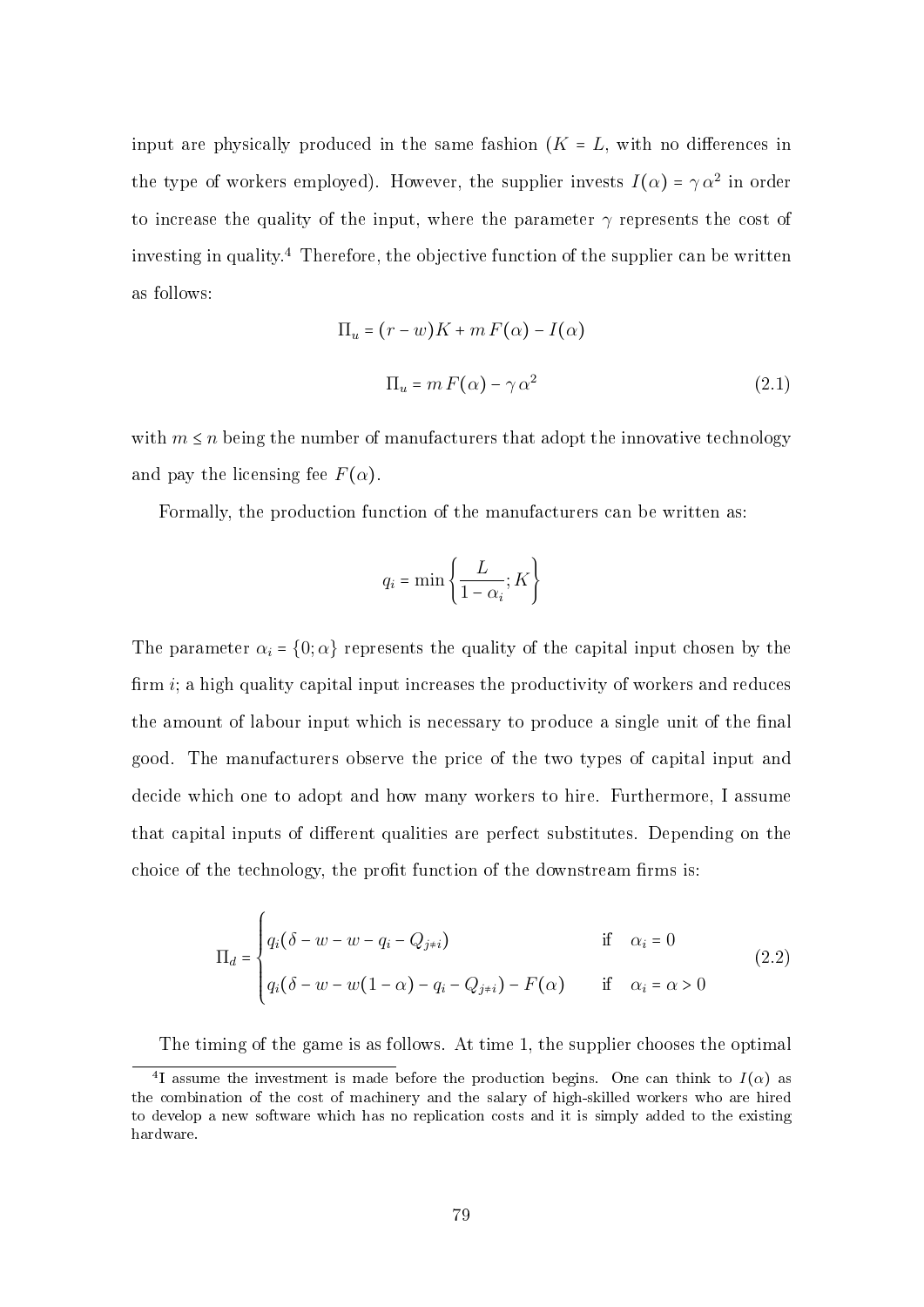input are physically produced in the same fashion ($K = L$, with no differences in the type of workers employed). However, the supplier invests $I(\alpha) = \gamma\,\alpha^2$ in order to increase the quality of the input, where the parameter $\gamma$ represents the cost of investing in quality.[4] Therefore, the objective function of the supplier can be written as follows:

$$\Pi_u = (r - w)K + m\,F(\alpha) - I(\alpha)$$

$$\Pi_u = m\,F(\alpha) - \gamma\,\alpha^2 \tag{2.1}$$

with $m \leq n$ being the number of manufacturers that adopt the innovative technology and pay the licensing fee $F(\alpha)$.

Formally, the production function of the manufacturers can be written as:

$$q_i = \min\left\{\frac{L}{1-\alpha_i}; K\right\}$$

The parameter $\alpha_i = \{0; \alpha\}$ represents the quality of the capital input chosen by the firm $i$; a high quality capital input increases the productivity of workers and reduces the amount of labour input which is necessary to produce a single unit of the final good. The manufacturers observe the price of the two types of capital input and decide which one to adopt and how many workers to hire. Furthermore, I assume that capital inputs of different qualities are perfect substitutes. Depending on the choice of the technology, the profit function of the downstream firms is:

$$\Pi_d = \begin{cases} q_i(\delta - w - w - q_i - Q_{j\neq i}) & \text{if} \quad \alpha_i = 0 \\ q_i(\delta - w - w(1-\alpha) - q_i - Q_{j\neq i}) - F(\alpha) & \text{if} \quad \alpha_i = \alpha > 0 \end{cases} \tag{2.2}$$

The timing of the game is as follows. At time 1, the supplier chooses the optimal

[4] I assume the investment is made before the production begins. One can think to $I(\alpha)$ as the combination of the cost of machinery and the salary of high-skilled workers who are hired to develop a new software which has no replication costs and it is simply added to the existing hardware.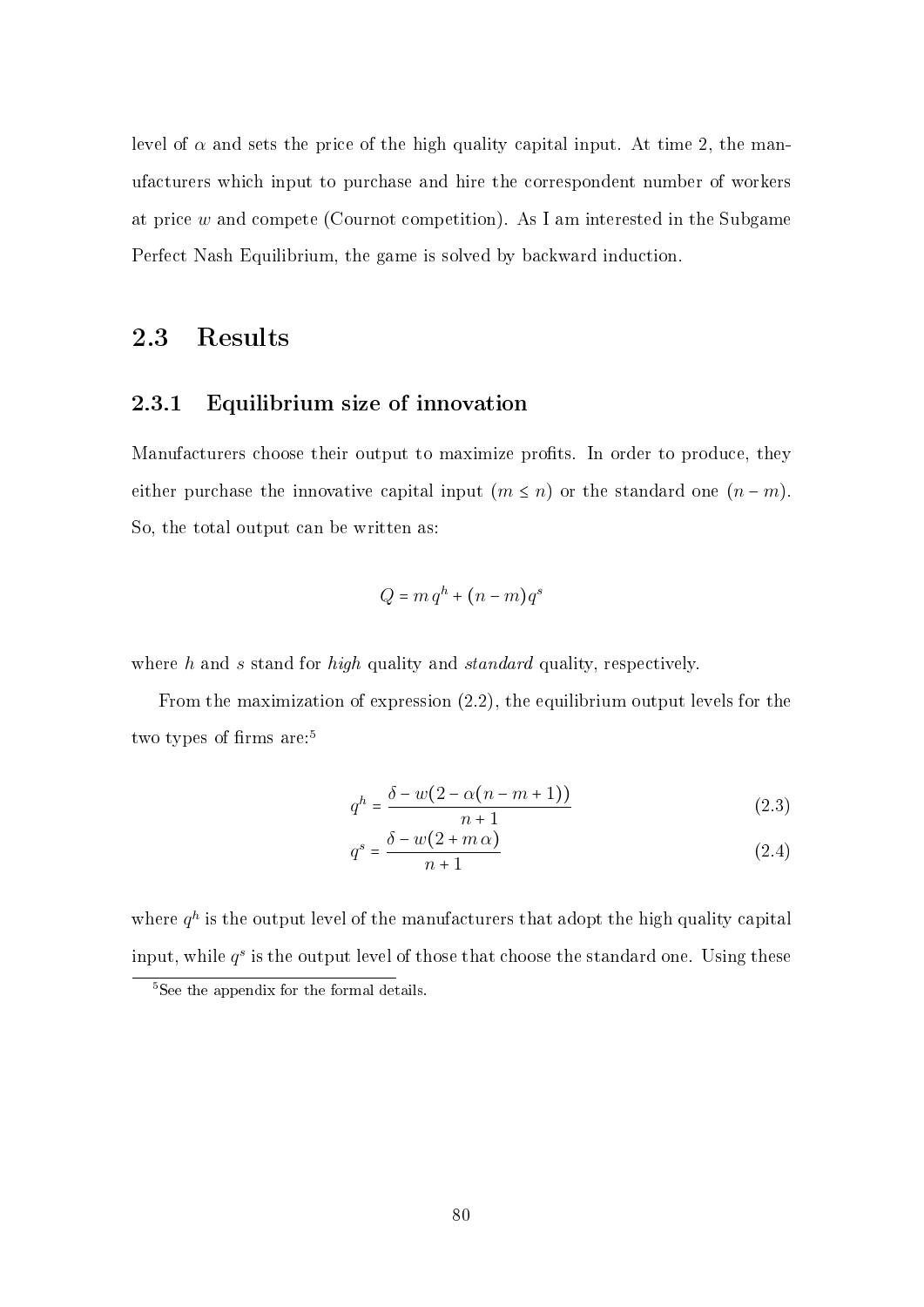level of $\alpha$ and sets the price of the high quality capital input. At time 2, the manufacturers which input to purchase and hire the correspondent number of workers at price $w$ and compete (Cournot competition). As I am interested in the Subgame Perfect Nash Equilibrium, the game is solved by backward induction.

## 2.3 Results

### 2.3.1 Equilibrium size of innovation

Manufacturers choose their output to maximize profits. In order to produce, they either purchase the innovative capital input ($m \leq n$) or the standard one ($n - m$). So, the total output can be written as:

$$Q = m\,q^h + (n - m)q^s$$

where $h$ and $s$ stand for *high* quality and *standard* quality, respectively.

From the maximization of expression (2.2), the equilibrium output levels for the two types of firms are:[5]

$$q^h = \frac{\delta - w(2 - \alpha(n - m + 1))}{n + 1} \tag{2.3}$$

$$q^s = \frac{\delta - w(2 + m\,\alpha)}{n + 1} \tag{2.4}$$

where $q^h$ is the output level of the manufacturers that adopt the high quality capital input, while $q^s$ is the output level of those that choose the standard one. Using these

[5] See the appendix for the formal details.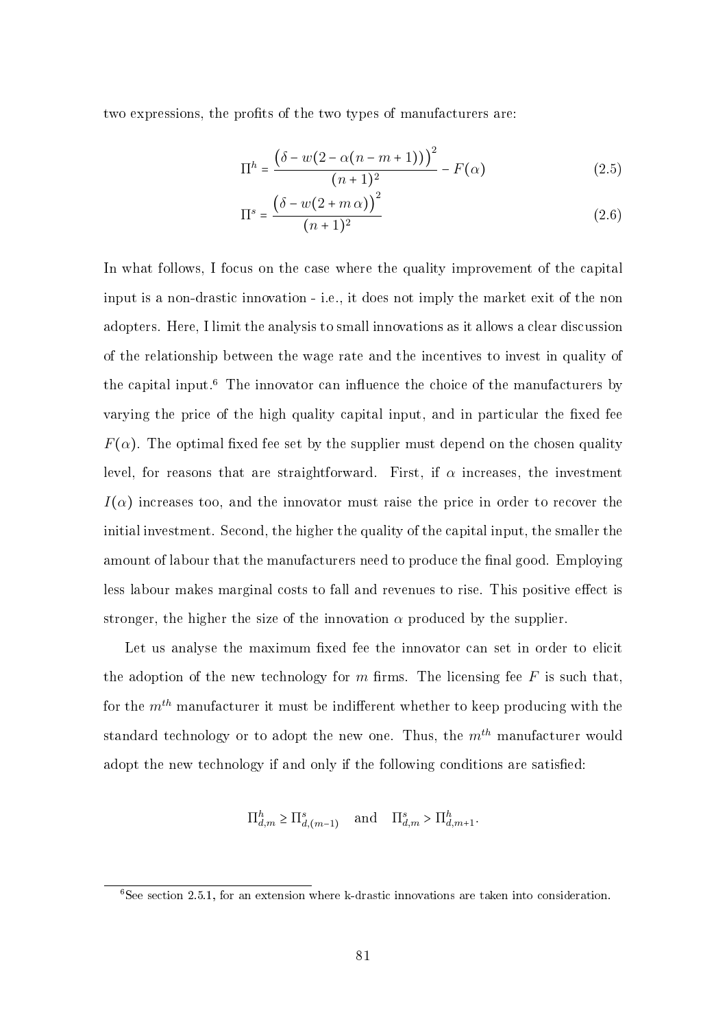two expressions, the profits of the two types of manufacturers are:

$$\Pi^h = \frac{\left(\delta - w(2 - \alpha(n - m + 1))\right)^2}{(n+1)^2} - F(\alpha) \tag{2.5}$$

$$\Pi^s = \frac{\left(\delta - w(2 + m\,\alpha)\right)^2}{(n+1)^2} \tag{2.6}$$

In what follows, I focus on the case where the quality improvement of the capital input is a non-drastic innovation - i.e., it does not imply the market exit of the non adopters. Here, I limit the analysis to small innovations as it allows a clear discussion of the relationship between the wage rate and the incentives to invest in quality of the capital input.[6] The innovator can influence the choice of the manufacturers by varying the price of the high quality capital input, and in particular the fixed fee $F(\alpha)$. The optimal fixed fee set by the supplier must depend on the chosen quality level, for reasons that are straightforward. First, if $\alpha$ increases, the investment $I(\alpha)$ increases too, and the innovator must raise the price in order to recover the initial investment. Second, the higher the quality of the capital input, the smaller the amount of labour that the manufacturers need to produce the final good. Employing less labour makes marginal costs to fall and revenues to rise. This positive effect is stronger, the higher the size of the innovation $\alpha$ produced by the supplier.

Let us analyse the maximum fixed fee the innovator can set in order to elicit the adoption of the new technology for $m$ firms. The licensing fee $F$ is such that, for the $m^{th}$ manufacturer it must be indifferent whether to keep producing with the standard technology or to adopt the new one. Thus, the $m^{th}$ manufacturer would adopt the new technology if and only if the following conditions are satisfied:

$$\Pi^h_{d,m} \geq \Pi^s_{d,(m-1)} \quad \text{and} \quad \Pi^s_{d,m} > \Pi^h_{d,m+1}.$$

[6] See section 2.5.1, for an extension where k-drastic innovations are taken into consideration.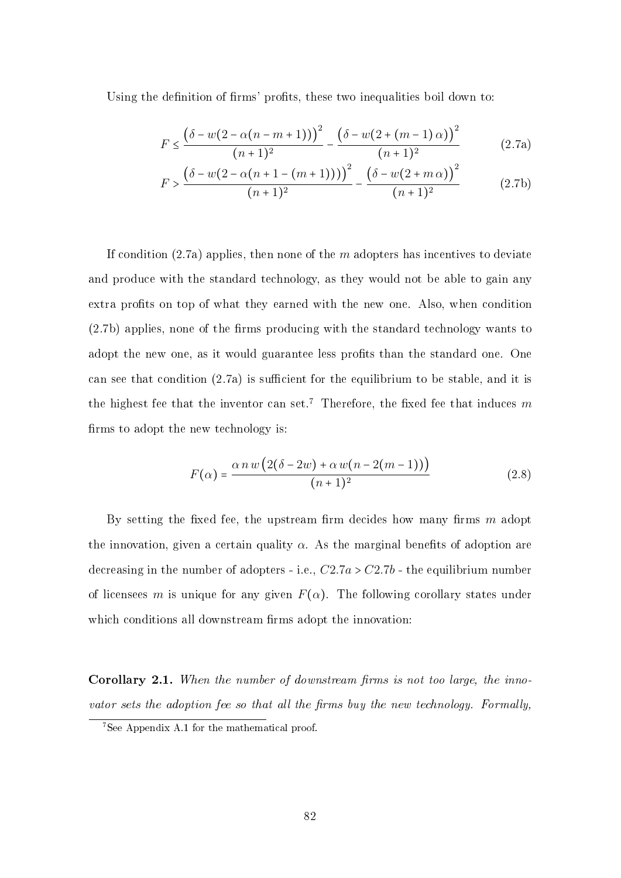Using the definition of firms' profits, these two inequalities boil down to:

$$F \leq \frac{\big(\delta - w(2 - \alpha(n - m + 1))\big)^2}{(n+1)^2} - \frac{\big(\delta - w(2 + (m-1)\,\alpha)\big)^2}{(n+1)^2} \tag{2.7a}$$

$$F > \frac{\big(\delta - w(2 - \alpha(n + 1 - (m + 1)))\big)^2}{(n+1)^2} - \frac{\big(\delta - w(2 + m\,\alpha)\big)^2}{(n+1)^2} \tag{2.7b}$$

If condition (2.7a) applies, then none of the $m$ adopters has incentives to deviate and produce with the standard technology, as they would not be able to gain any extra profits on top of what they earned with the new one. Also, when condition (2.7b) applies, none of the firms producing with the standard technology wants to adopt the new one, as it would guarantee less profits than the standard one. One can see that condition (2.7a) is sufficient for the equilibrium to be stable, and it is the highest fee that the inventor can set.[7] Therefore, the fixed fee that induces $m$ firms to adopt the new technology is:

$$F(\alpha) = \frac{\alpha\, n\, w\big(2(\delta - 2w) + \alpha\, w(n - 2(m-1))\big)}{(n+1)^2} \tag{2.8}$$

By setting the fixed fee, the upstream firm decides how many firms $m$ adopt the innovation, given a certain quality $\alpha$. As the marginal benefits of adoption are decreasing in the number of adopters - i.e., $C2.7a > C2.7b$ - the equilibrium number of licensees $m$ is unique for any given $F(\alpha)$. The following corollary states under which conditions all downstream firms adopt the innovation:

**Corollary 2.1.** *When the number of downstream firms is not too large, the innovator sets the adoption fee so that all the firms buy the new technology. Formally,*

[7] See Appendix A.1 for the mathematical proof.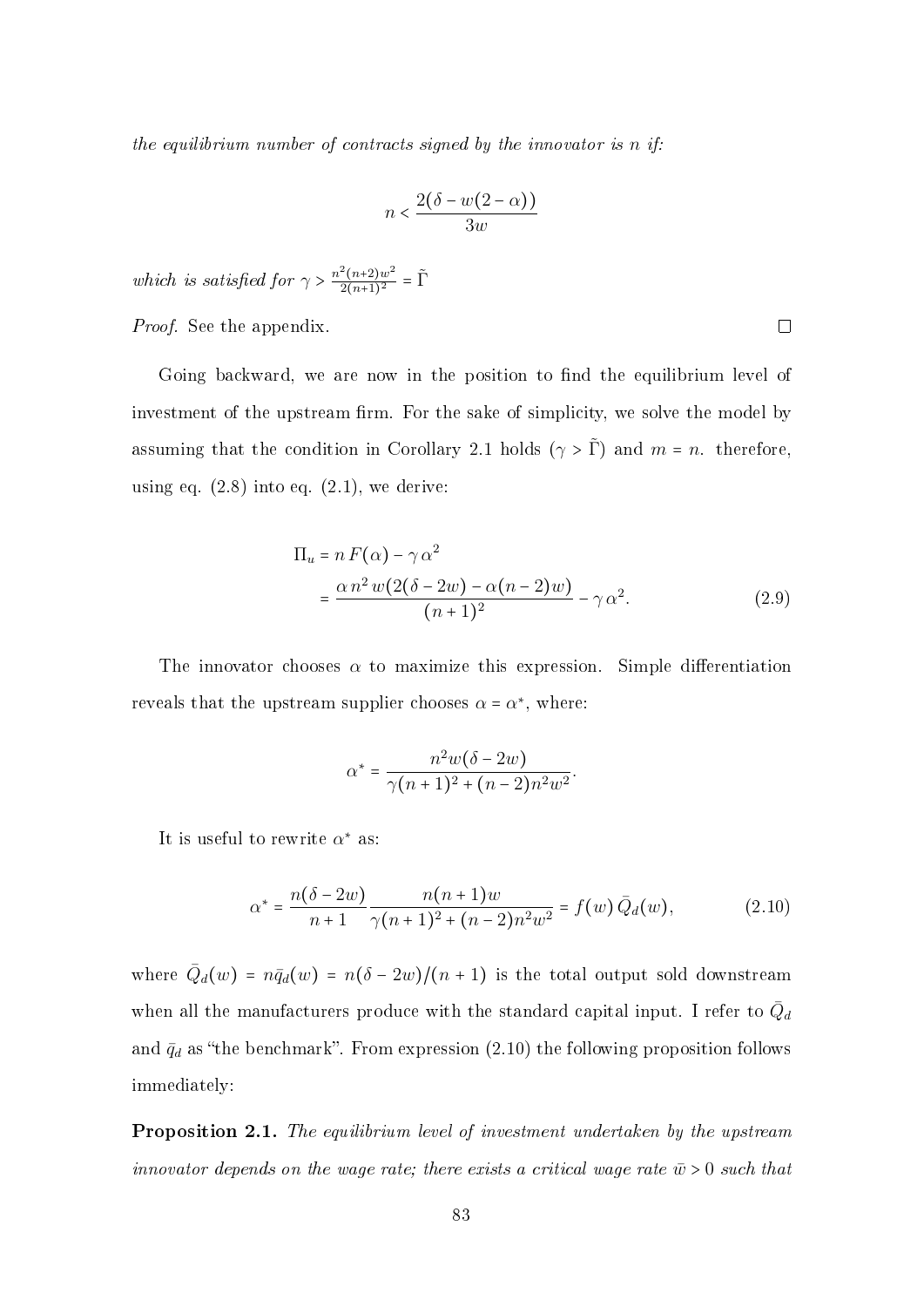*the equilibrium number of contracts signed by the innovator is n if:*

$$n < \frac{2(\delta - w(2-\alpha))}{3w}$$

*which is satisfied for* $\gamma > \frac{n^2(n+2)w^2}{2(n+1)^2} = \tilde{\Gamma}$

*Proof.* See the appendix. □

Going backward, we are now in the position to find the equilibrium level of investment of the upstream firm. For the sake of simplicity, we solve the model by assuming that the condition in Corollary 2.1 holds ($\gamma > \tilde{\Gamma}$) and $m = n$. therefore, using eq. (2.8) into eq. (2.1), we derive:

$$\begin{aligned}\Pi_u &= n\,F(\alpha) - \gamma\,\alpha^2 \\ &= \frac{\alpha\,n^2\,w(2(\delta - 2w) - \alpha(n-2)w)}{(n+1)^2} - \gamma\,\alpha^2. \end{aligned} \tag{2.9}$$

The innovator chooses $\alpha$ to maximize this expression. Simple differentiation reveals that the upstream supplier chooses $\alpha = \alpha^*$, where:

$$\alpha^* = \frac{n^2 w(\delta - 2w)}{\gamma(n+1)^2 + (n-2)n^2 w^2}.$$

It is useful to rewrite $\alpha^*$ as:

$$\alpha^* = \frac{n(\delta - 2w)}{n+1}\,\frac{n(n+1)w}{\gamma(n+1)^2 + (n-2)n^2 w^2} = f(w)\,\bar{Q}_d(w), \tag{2.10}$$

where $\bar{Q}_d(w) = n\bar{q}_d(w) = n(\delta - 2w)/(n+1)$ is the total output sold downstream when all the manufacturers produce with the standard capital input. I refer to $\bar{Q}_d$ and $\bar{q}_d$ as "the benchmark". From expression (2.10) the following proposition follows immediately:

**Proposition 2.1.** *The equilibrium level of investment undertaken by the upstream innovator depends on the wage rate; there exists a critical wage rate* $\bar{w} > 0$ *such that*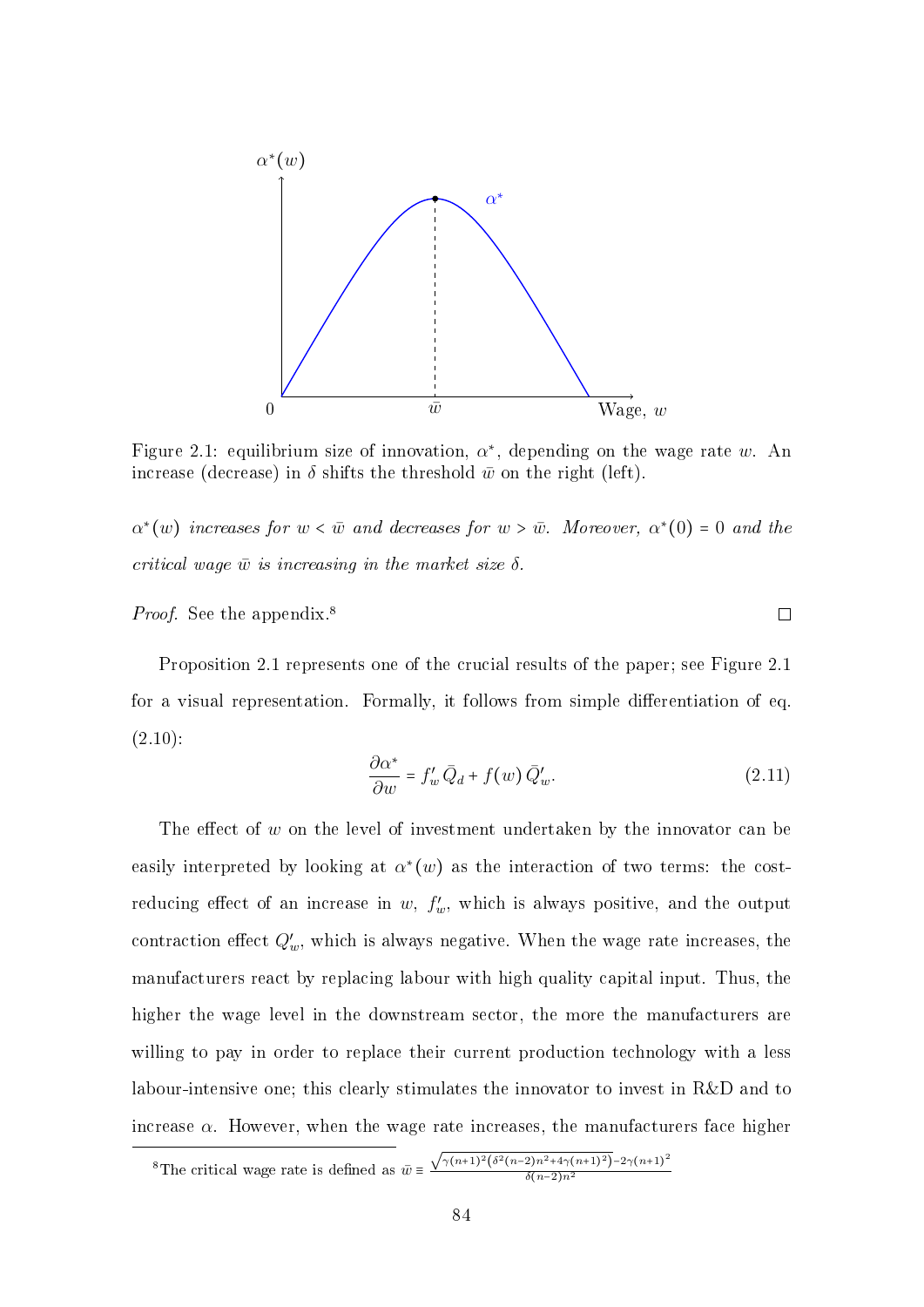$\alpha^*(w)$

$\alpha^*$

0

$\bar{w}$

Wage, $w$

Figure 2.1: equilibrium size of innovation, $\alpha^*$, depending on the wage rate $w$. An increase (decrease) in $\delta$ shifts the threshold $\bar{w}$ on the right (left).

*$\alpha^*(w)$ increases for $w < \bar{w}$ and decreases for $w > \bar{w}$. Moreover, $\alpha^*(0) = 0$ and the critical wage $\bar{w}$ is increasing in the market size $\delta$.*

*Proof.* See the appendix.[8] □

Proposition 2.1 represents one of the crucial results of the paper; see Figure 2.1 for a visual representation. Formally, it follows from simple differentiation of eq. (2.10):

$$\frac{\partial \alpha^*}{\partial w} = f'_w \, \bar{Q}_d + f(w) \, \bar{Q}'_w. \tag{2.11}$$

The effect of $w$ on the level of investment undertaken by the innovator can be easily interpreted by looking at $\alpha^*(w)$ as the interaction of two terms: the cost-reducing effect of an increase in $w$, $f'_w$, which is always positive, and the output contraction effect $Q'_w$, which is always negative. When the wage rate increases, the manufacturers react by replacing labour with high quality capital input. Thus, the higher the wage level in the downstream sector, the more the manufacturers are willing to pay in order to replace their current production technology with a less labour-intensive one; this clearly stimulates the innovator to invest in R&D and to increase $\alpha$. However, when the wage rate increases, the manufacturers face higher

[8] The critical wage rate is defined as $\bar{w} \equiv \frac{\sqrt{\gamma(n+1)^2\left(\delta^2(n-2)n^2+4\gamma(n+1)^2\right)}-2\gamma(n+1)^2}{\delta(n-2)n^2}$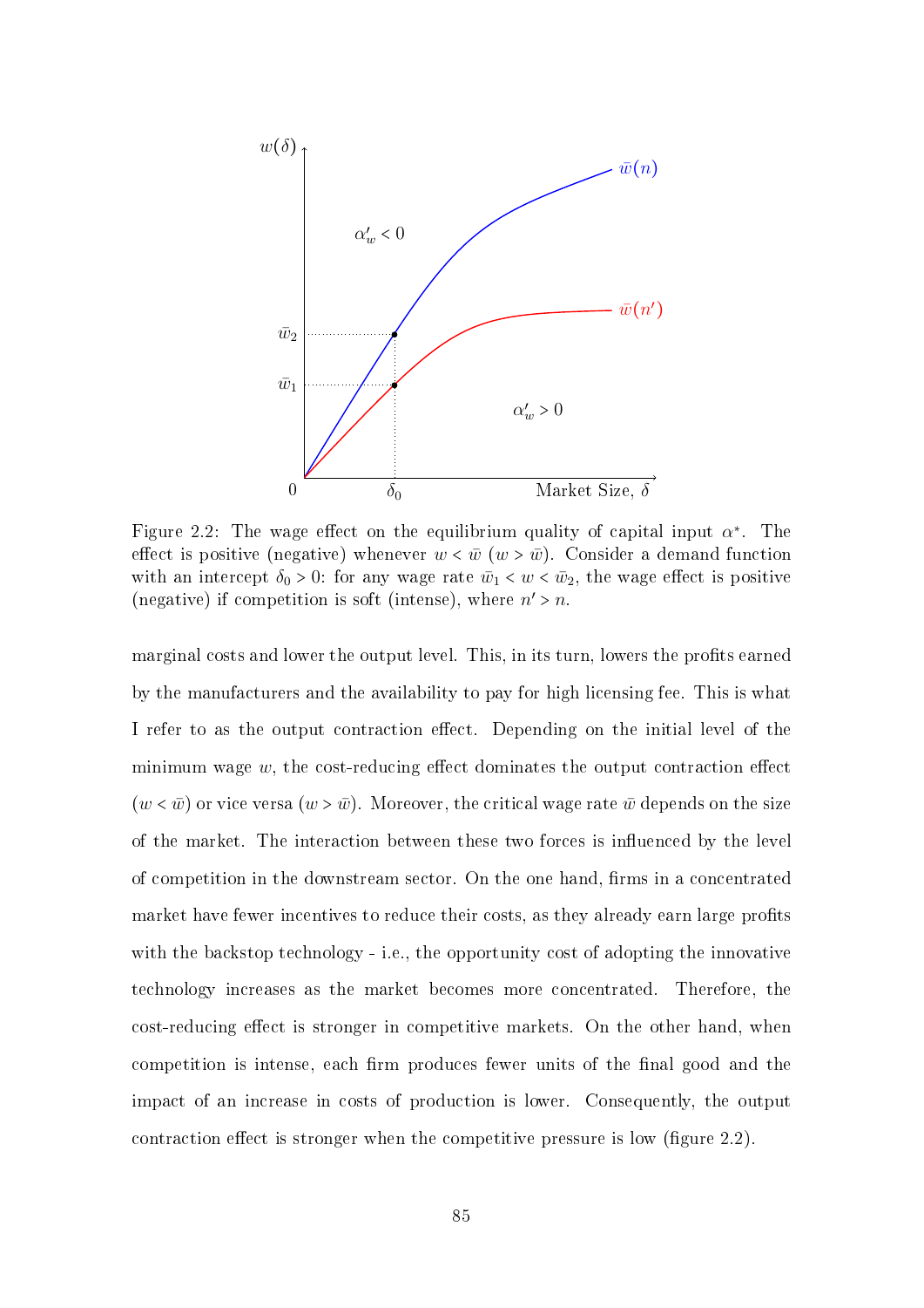$w(\delta)$

$\bar{w}(n)$

$\alpha'_w < 0$

$\bar{w}(n')$

$\bar{w}_2$

$\bar{w}_1$

$\alpha'_w > 0$

0

$\delta_0$

Market Size, $\delta$

Figure 2.2: The wage effect on the equilibrium quality of capital input $\alpha^*$. The effect is positive (negative) whenever $w < \bar{w}$ ($w > \bar{w}$). Consider a demand function with an intercept $\delta_0 > 0$: for any wage rate $\bar{w}_1 < w < \bar{w}_2$, the wage effect is positive (negative) if competition is soft (intense), where $n' > n$.

marginal costs and lower the output level. This, in its turn, lowers the profits earned by the manufacturers and the availability to pay for high licensing fee. This is what I refer to as the output contraction effect. Depending on the initial level of the minimum wage $w$, the cost-reducing effect dominates the output contraction effect ($w < \bar{w}$) or vice versa ($w > \bar{w}$). Moreover, the critical wage rate $\bar{w}$ depends on the size of the market. The interaction between these two forces is influenced by the level of competition in the downstream sector. On the one hand, firms in a concentrated market have fewer incentives to reduce their costs, as they already earn large profits with the backstop technology - i.e., the opportunity cost of adopting the innovative technology increases as the market becomes more concentrated. Therefore, the cost-reducing effect is stronger in competitive markets. On the other hand, when competition is intense, each firm produces fewer units of the final good and the impact of an increase in costs of production is lower. Consequently, the output contraction effect is stronger when the competitive pressure is low (figure 2.2).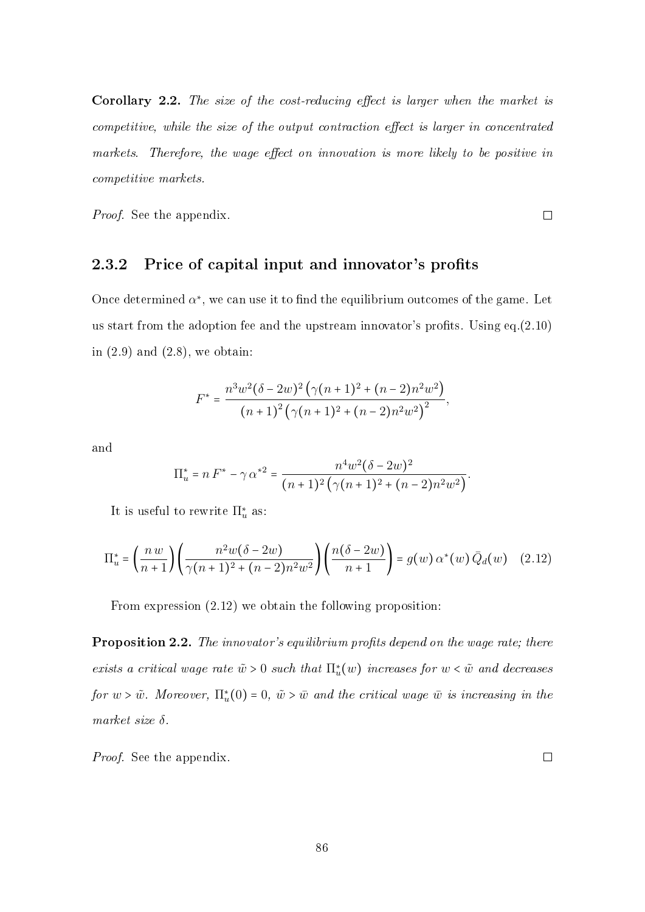**Corollary 2.2.** *The size of the cost-reducing effect is larger when the market is competitive, while the size of the output contraction effect is larger in concentrated markets. Therefore, the wage effect on innovation is more likely to be positive in competitive markets.*

*Proof.* See the appendix. □

### 2.3.2 Price of capital input and innovator's profits

Once determined $\alpha^*$, we can use it to find the equilibrium outcomes of the game. Let us start from the adoption fee and the upstream innovator's profits. Using eq.(2.10) in (2.9) and (2.8), we obtain:

$$F^* = \frac{n^3 w^2(\delta - 2w)^2 \left(\gamma(n+1)^2 + (n-2)n^2w^2\right)}{(n+1)^2\left(\gamma(n+1)^2 + (n-2)n^2w^2\right)^2},$$

and

$$\Pi_u^* = n\,F^* - \gamma\,\alpha^{*2} = \frac{n^4 w^2(\delta - 2w)^2}{(n+1)^2\left(\gamma(n+1)^2 + (n-2)n^2w^2\right)}.$$

It is useful to rewrite $\Pi_u^*$ as:

$$\Pi_u^* = \left(\frac{n\,w}{n+1}\right)\left(\frac{n^2 w(\delta - 2w)}{\gamma(n+1)^2 + (n-2)n^2w^2}\right)\left(\frac{n(\delta - 2w)}{n+1}\right) = g(w)\,\alpha^*(w)\,\bar{Q}_d(w) \quad (2.12)$$

From expression (2.12) we obtain the following proposition:

**Proposition 2.2.** *The innovator's equilibrium profits depend on the wage rate; there exists a critical wage rate $\tilde{w} > 0$ such that $\Pi_u^*(w)$ increases for $w < \tilde{w}$ and decreases for $w > \tilde{w}$. Moreover, $\Pi_u^*(0) = 0$, $\tilde{w} > \bar{w}$ and the critical wage $\bar{w}$ is increasing in the market size $\delta$.*

*Proof.* See the appendix. □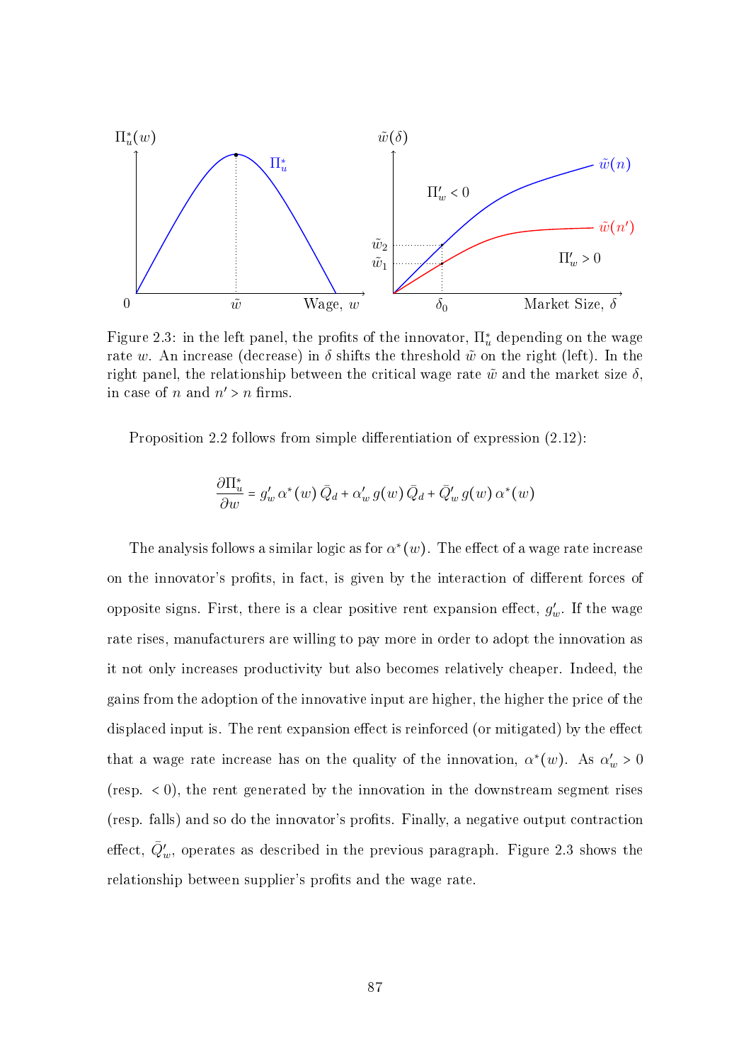$\Pi_u^*(w)$

$\Pi_u^*$

0

$\tilde{w}$

Wage, $w$

$\tilde{w}(\delta)$

$\tilde{w}(n)$

$\Pi'_w < 0$

$\tilde{w}(n')$

$\tilde{w}_2$

$\tilde{w}_1$

$\Pi'_w > 0$

$\delta_0$

Market Size, $\delta$

Figure 2.3: in the left panel, the profits of the innovator, $\Pi_u^*$ depending on the wage rate $w$. An increase (decrease) in $\delta$ shifts the threshold $\tilde{w}$ on the right (left). In the right panel, the relationship between the critical wage rate $\tilde{w}$ and the market size $\delta$, in case of $n$ and $n' > n$ firms.

Proposition 2.2 follows from simple differentiation of expression (2.12):

$$\frac{\partial \Pi_u^*}{\partial w} = g'_w \, \alpha^*(w) \, \bar{Q}_d + \alpha'_w \, g(w) \, \bar{Q}_d + \bar{Q}'_w \, g(w) \, \alpha^*(w)$$

The analysis follows a similar logic as for $\alpha^*(w)$. The effect of a wage rate increase on the innovator's profits, in fact, is given by the interaction of different forces of opposite signs. First, there is a clear positive rent expansion effect, $g'_w$. If the wage rate rises, manufacturers are willing to pay more in order to adopt the innovation as it not only increases productivity but also becomes relatively cheaper. Indeed, the gains from the adoption of the innovative input are higher, the higher the price of the displaced input is. The rent expansion effect is reinforced (or mitigated) by the effect that a wage rate increase has on the quality of the innovation, $\alpha^*(w)$. As $\alpha'_w > 0$ (resp. $< 0$), the rent generated by the innovation in the downstream segment rises (resp. falls) and so do the innovator's profits. Finally, a negative output contraction effect, $\bar{Q}'_w$, operates as described in the previous paragraph. Figure 2.3 shows the relationship between supplier's profits and the wage rate.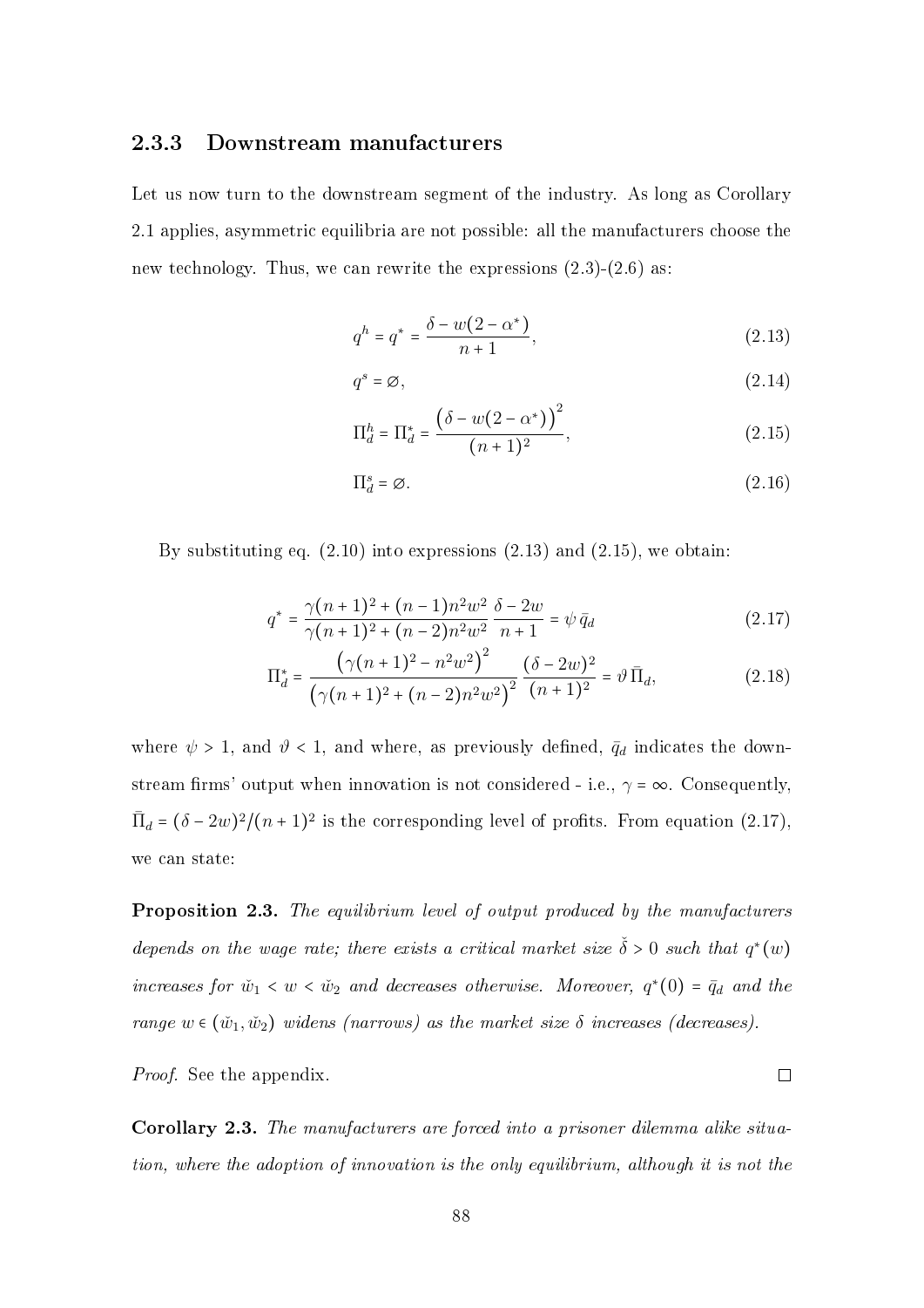### 2.3.3 Downstream manufacturers

Let us now turn to the downstream segment of the industry. As long as Corollary 2.1 applies, asymmetric equilibria are not possible: all the manufacturers choose the new technology. Thus, we can rewrite the expressions (2.3)-(2.6) as:

$$q^h = q^* = \frac{\delta - w(2-\alpha^*)}{n+1}, \tag{2.13}$$

$$q^s = \varnothing, \tag{2.14}$$

$$\Pi_d^h = \Pi_d^* = \frac{\left(\delta - w(2-\alpha^*)\right)^2}{(n+1)^2}, \tag{2.15}$$

$$\Pi_d^s = \varnothing. \tag{2.16}$$

By substituting eq. (2.10) into expressions (2.13) and (2.15), we obtain:

$$q^* = \frac{\gamma(n+1)^2 + (n-1)n^2w^2}{\gamma(n+1)^2 + (n-2)n^2w^2}\,\frac{\delta - 2w}{n+1} = \psi\,\bar{q}_d \tag{2.17}$$

$$\Pi_d^* = \frac{\left(\gamma(n+1)^2 - n^2w^2\right)^2}{\left(\gamma(n+1)^2 + (n-2)n^2w^2\right)^2}\,\frac{(\delta - 2w)^2}{(n+1)^2} = \vartheta\,\bar{\Pi}_d, \tag{2.18}$$

where $\psi > 1$, and $\vartheta < 1$, and where, as previously defined, $\bar{q}_d$ indicates the downstream firms' output when innovation is not considered - i.e., $\gamma = \infty$. Consequently, $\bar{\Pi}_d = (\delta - 2w)^2/(n+1)^2$ is the corresponding level of profits. From equation (2.17), we can state:

**Proposition 2.3.** *The equilibrium level of output produced by the manufacturers depends on the wage rate; there exists a critical market size $\check{\delta} > 0$ such that $q^*(w)$ increases for $\check{w}_1 < w < \check{w}_2$ and decreases otherwise. Moreover, $q^*(0) = \bar{q}_d$ and the range $w \in (\check{w}_1, \check{w}_2)$ widens (narrows) as the market size $\delta$ increases (decreases).*

*Proof.* See the appendix. $\square$

**Corollary 2.3.** *The manufacturers are forced into a prisoner dilemma alike situation, where the adoption of innovation is the only equilibrium, although it is not the*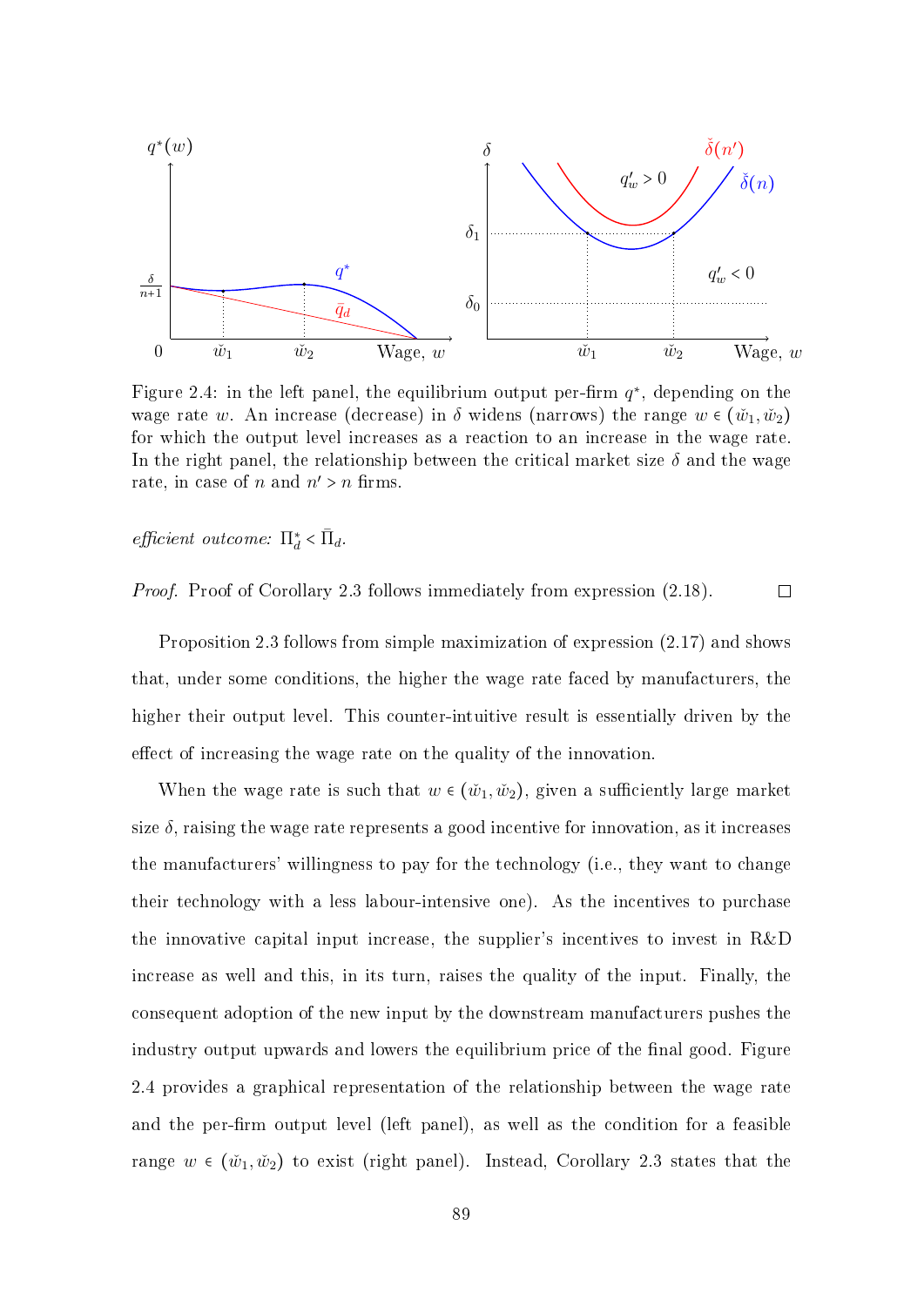Figure 2.4: in the left panel, the equilibrium output per-firm $q^*$, depending on the wage rate $w$. An increase (decrease) in $\delta$ widens (narrows) the range $w \in (\breve{w}_1, \breve{w}_2)$ for which the output level increases as a reaction to an increase in the wage rate. In the right panel, the relationship between the critical market size $\delta$ and the wage rate, in case of $n$ and $n' > n$ firms.

*efficient outcome:* $\Pi_d^* < \bar{\Pi}_d$.

*Proof.* Proof of Corollary 2.3 follows immediately from expression (2.18). □

Proposition 2.3 follows from simple maximization of expression (2.17) and shows that, under some conditions, the higher the wage rate faced by manufacturers, the higher their output level. This counter-intuitive result is essentially driven by the effect of increasing the wage rate on the quality of the innovation.

When the wage rate is such that $w \in (\breve{w}_1, \breve{w}_2)$, given a sufficiently large market size $\delta$, raising the wage rate represents a good incentive for innovation, as it increases the manufacturers' willingness to pay for the technology (i.e., they want to change their technology with a less labour-intensive one). As the incentives to purchase the innovative capital input increase, the supplier's incentives to invest in R&D increase as well and this, in its turn, raises the quality of the input. Finally, the consequent adoption of the new input by the downstream manufacturers pushes the industry output upwards and lowers the equilibrium price of the final good. Figure 2.4 provides a graphical representation of the relationship between the wage rate and the per-firm output level (left panel), as well as the condition for a feasible range $w \in (\breve{w}_1, \breve{w}_2)$ to exist (right panel). Instead, Corollary 2.3 states that the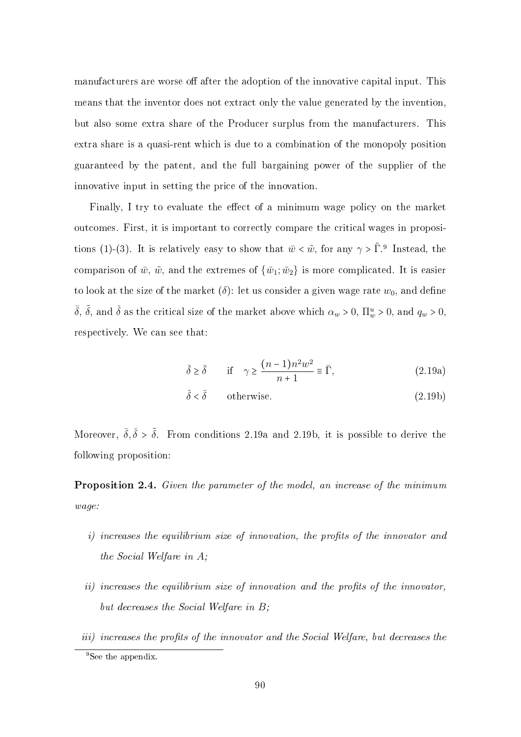manufacturers are worse off after the adoption of the innovative capital input. This means that the inventor does not extract only the value generated by the invention, but also some extra share of the Producer surplus from the manufacturers. This extra share is a quasi-rent which is due to a combination of the monopoly position guaranteed by the patent, and the full bargaining power of the supplier of the innovative input in setting the price of the innovation.

Finally, I try to evaluate the effect of a minimum wage policy on the market outcomes. First, it is important to correctly compare the critical wages in propositions (1)-(3). It is relatively easy to show that $\bar{w} < \tilde{w}$, for any $\gamma > \tilde{\Gamma}$.[9] Instead, the comparison of $\bar{w}$, $\tilde{w}$, and the extremes of $\{\breve{w}_1; \breve{w}_2\}$ is more complicated. It is easier to look at the size of the market ($\delta$): let us consider a given wage rate $w_0$, and define $\bar{\delta}$, $\tilde{\delta}$, and $\check{\delta}$ as the critical size of the market above which $\alpha_w > 0$, $\Pi^u_w > 0$, and $q_w > 0$, respectively. We can see that:

$$\check{\delta} \geq \bar{\delta} \qquad \text{if} \quad \gamma \geq \frac{(n-1)n^2 w^2}{n+1} \equiv \bar{\Gamma}, \tag{2.19a}$$

$$\check{\delta} < \bar{\delta} \qquad \text{otherwise.} \tag{2.19b}$$

Moreover, $\bar{\delta}, \check{\delta} > \tilde{\delta}$. From conditions 2.19a and 2.19b, it is possible to derive the following proposition:

**Proposition 2.4.** *Given the parameter of the model, an increase of the minimum wage:*

- *i) increases the equilibrium size of innovation, the profits of the innovator and the Social Welfare in A;*
- *ii) increases the equilibrium size of innovation and the profits of the innovator, but decreases the Social Welfare in B;*
- *iii) increases the profits of the innovator and the Social Welfare, but decreases the*

[9] See the appendix.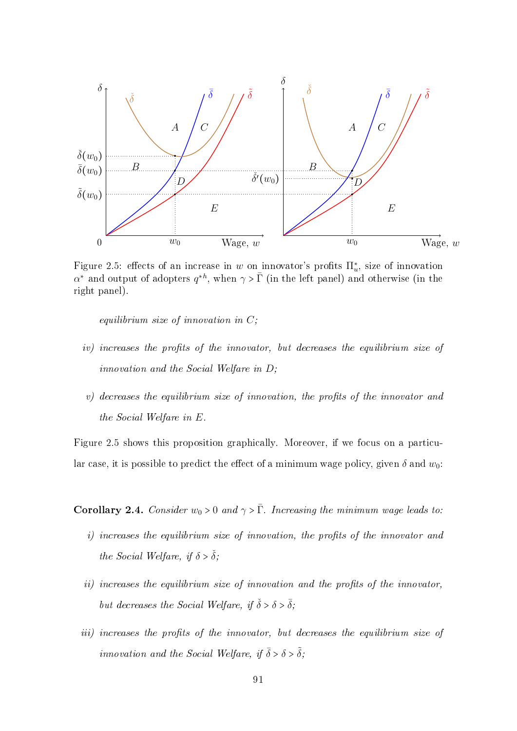δ
$\check{\delta}$
$\bar{\delta}$
$\tilde{\delta}$
A
C
$\check{\delta}(w_0)$
$\bar{\delta}(w_0)$
B
D
$\tilde{\delta}(w_0)$
E
0
$w_0$
Wage, $w$

δ
$\check{\delta}$
$\bar{\delta}$
$\tilde{\delta}$
A
C
B
$\check{\delta}'(w_0)$
D
E
$w_0$
Wage, $w$

Figure 2.5: effects of an increase in $w$ on innovator's profits $\Pi_u^*$, size of innovation $\alpha^*$ and output of adopters $q^{*h}$, when $\gamma > \bar{\Gamma}$ (in the left panel) and otherwise (in the right panel).

*equilibrium size of innovation in C;*

*iv) increases the profits of the innovator, but decreases the equilibrium size of innovation and the Social Welfare in D;*

*v) decreases the equilibrium size of innovation, the profits of the innovator and the Social Welfare in E.*

Figure 2.5 shows this proposition graphically. Moreover, if we focus on a particular case, it is possible to predict the effect of a minimum wage policy, given $\delta$ and $w_0$:

**Corollary 2.4.** *Consider $w_0 > 0$ and $\gamma > \bar{\Gamma}$. Increasing the minimum wage leads to:*

*i) increases the equilibrium size of innovation, the profits of the innovator and the Social Welfare, if $\delta > \check{\delta}$;*

*ii) increases the equilibrium size of innovation and the profits of the innovator, but decreases the Social Welfare, if $\check{\delta} > \delta > \bar{\delta}$;*

*iii) increases the profits of the innovator, but decreases the equilibrium size of innovation and the Social Welfare, if $\bar{\delta} > \delta > \tilde{\delta}$;*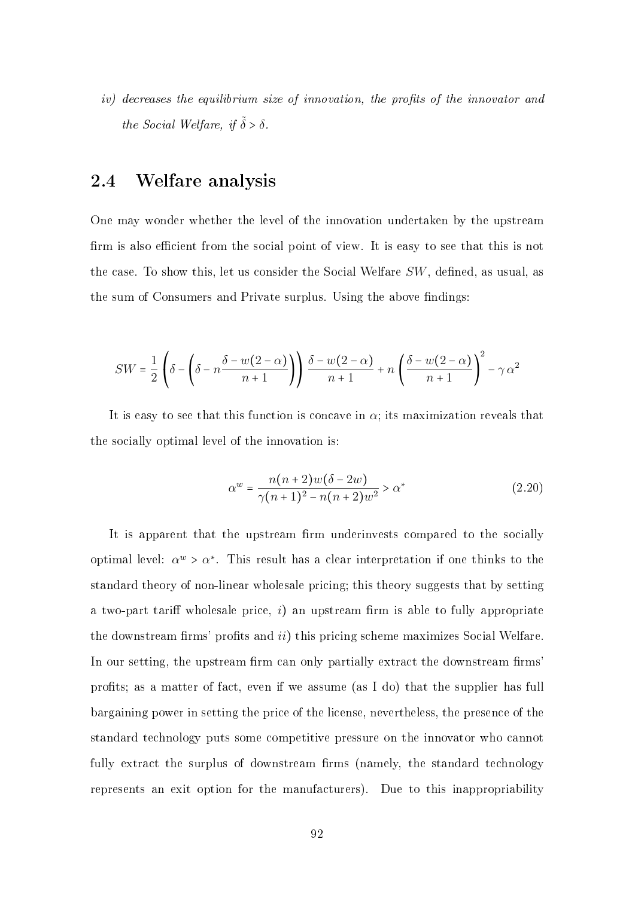*iv) decreases the equilibrium size of innovation, the profits of the innovator and the Social Welfare, if $\tilde{\delta} > \delta$.*

## 2.4 Welfare analysis

One may wonder whether the level of the innovation undertaken by the upstream firm is also efficient from the social point of view. It is easy to see that this is not the case. To show this, let us consider the Social Welfare $SW$, defined, as usual, as the sum of Consumers and Private surplus. Using the above findings:

$$SW = \frac{1}{2}\left(\delta - \left(\delta - n\frac{\delta - w(2-\alpha)}{n+1}\right)\right)\frac{\delta - w(2-\alpha)}{n+1} + n\left(\frac{\delta - w(2-\alpha)}{n+1}\right)^2 - \gamma\,\alpha^2$$

It is easy to see that this function is concave in $\alpha$; its maximization reveals that the socially optimal level of the innovation is:

$$\alpha^w = \frac{n(n+2)w(\delta - 2w)}{\gamma(n+1)^2 - n(n+2)w^2} > \alpha^* \tag{2.20}$$

It is apparent that the upstream firm underinvests compared to the socially optimal level: $\alpha^w > \alpha^*$. This result has a clear interpretation if one thinks to the standard theory of non-linear wholesale pricing; this theory suggests that by setting a two-part tariff wholesale price, *i)* an upstream firm is able to fully appropriate the downstream firms' profits and *ii)* this pricing scheme maximizes Social Welfare. In our setting, the upstream firm can only partially extract the downstream firms' profits; as a matter of fact, even if we assume (as I do) that the supplier has full bargaining power in setting the price of the license, nevertheless, the presence of the standard technology puts some competitive pressure on the innovator who cannot fully extract the surplus of downstream firms (namely, the standard technology represents an exit option for the manufacturers). Due to this inappropriability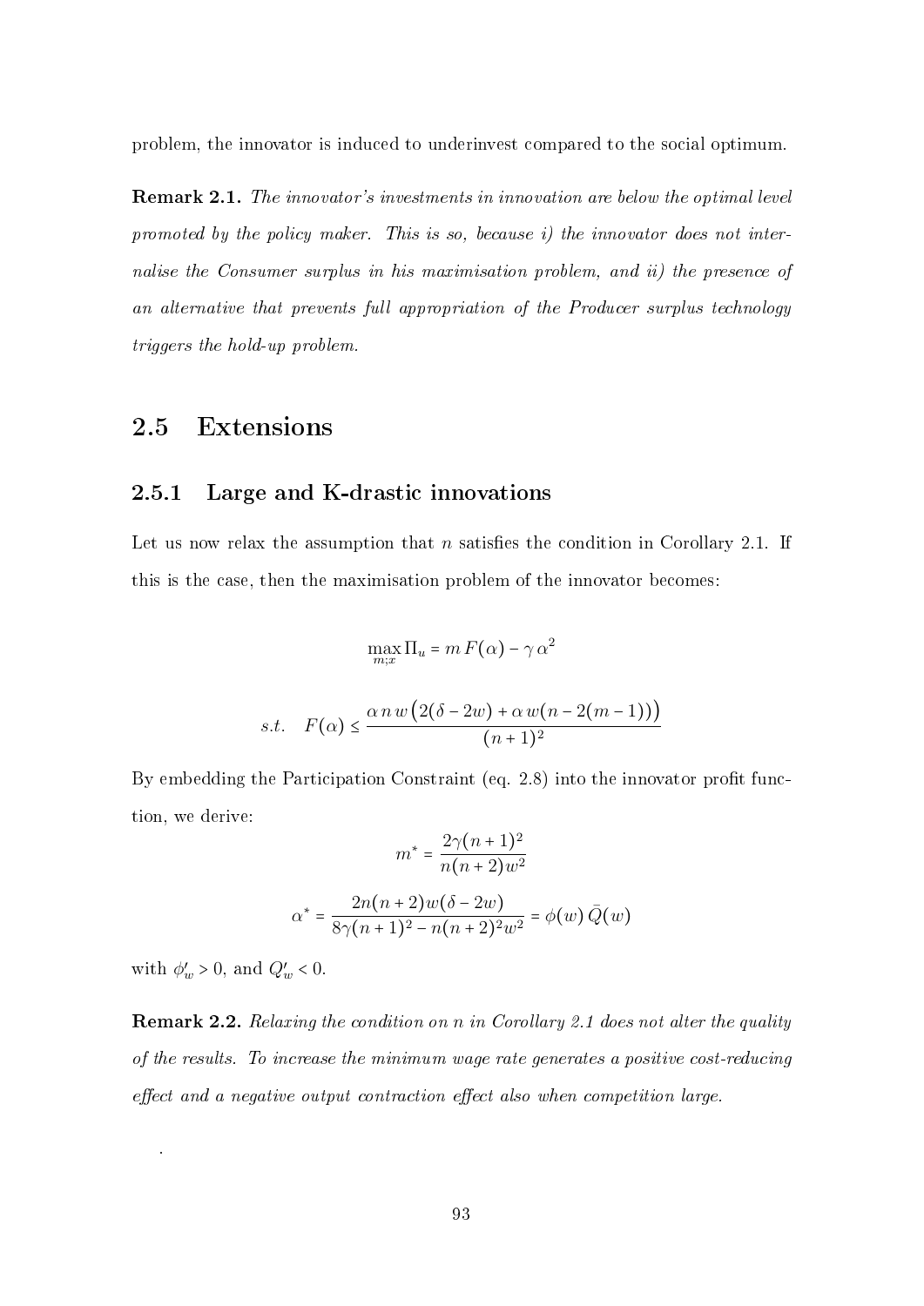problem, the innovator is induced to underinvest compared to the social optimum.

**Remark 2.1.** *The innovator's investments in innovation are below the optimal level promoted by the policy maker. This is so, because i) the innovator does not internalise the Consumer surplus in his maximisation problem, and ii) the presence of an alternative that prevents full appropriation of the Producer surplus technology triggers the hold-up problem.*

## 2.5 Extensions

### 2.5.1 Large and K-drastic innovations

Let us now relax the assumption that $n$ satisfies the condition in Corollary 2.1. If this is the case, then the maximisation problem of the innovator becomes:

$$\max_{m;x} \Pi_u = m\,F(\alpha) - \gamma\,\alpha^2$$

$$s.t. \quad F(\alpha) \leq \frac{\alpha\, n\, w\left(2(\delta - 2w) + \alpha\, w(n - 2(m-1))\right)}{(n+1)^2}$$

By embedding the Participation Constraint (eq. 2.8) into the innovator profit function, we derive:

$$m^* = \frac{2\gamma(n+1)^2}{n(n+2)w^2}$$

$$\alpha^* = \frac{2n(n+2)w(\delta - 2w)}{8\gamma(n+1)^2 - n(n+2)^2 w^2} = \phi(w)\,\bar{Q}(w)$$

with $\phi'_w > 0$, and $Q'_w < 0$.

**Remark 2.2.** *Relaxing the condition on n in Corollary 2.1 does not alter the quality of the results. To increase the minimum wage rate generates a positive cost-reducing effect and a negative output contraction effect also when competition large.*

.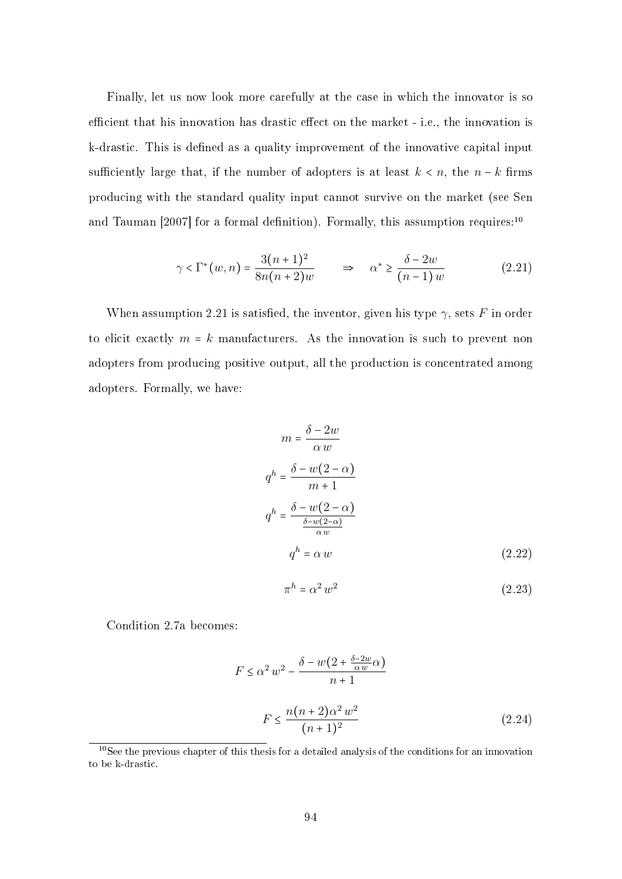Finally, let us now look more carefully at the case in which the innovator is so efficient that his innovation has drastic effect on the market - i.e., the innovation is k-drastic. This is defined as a quality improvement of the innovative capital input sufficiently large that, if the number of adopters is at least $k < n$, the $n - k$ firms producing with the standard quality input cannot survive on the market (see Sen and Tauman [2007] for a formal definition). Formally, this assumption requires:[10]

$$\gamma < \Gamma^*(w, n) = \frac{3(n+1)^2}{8n(n+2)w} \qquad \Rightarrow \qquad \alpha^* \geq \frac{\delta - 2w}{(n-1)\,w} \tag{2.21}$$

When assumption 2.21 is satisfied, the inventor, given his type $\gamma$, sets $F$ in order to elicit exactly $m = k$ manufacturers. As the innovation is such to prevent non adopters from producing positive output, all the production is concentrated among adopters. Formally, we have:

$$m = \frac{\delta - 2w}{\alpha\, w}$$

$$q^h = \frac{\delta - w(2-\alpha)}{m+1}$$

$$q^h = \frac{\delta - w(2-\alpha)}{\frac{\delta - w(2-\alpha)}{\alpha\, w}}$$

$$q^h = \alpha\, w \tag{2.22}$$

$$\pi^h = \alpha^2\, w^2 \tag{2.23}$$

Condition 2.7a becomes:

$$F \leq \alpha^2\, w^2 - \frac{\delta - w(2 + \frac{\delta - 2w}{\alpha\, w}\alpha)}{n+1}$$

$$F \leq \frac{n(n+2)\alpha^2\, w^2}{(n+1)^2} \tag{2.24}$$

[10] See the previous chapter of this thesis for a detailed analysis of the conditions for an innovation to be k-drastic.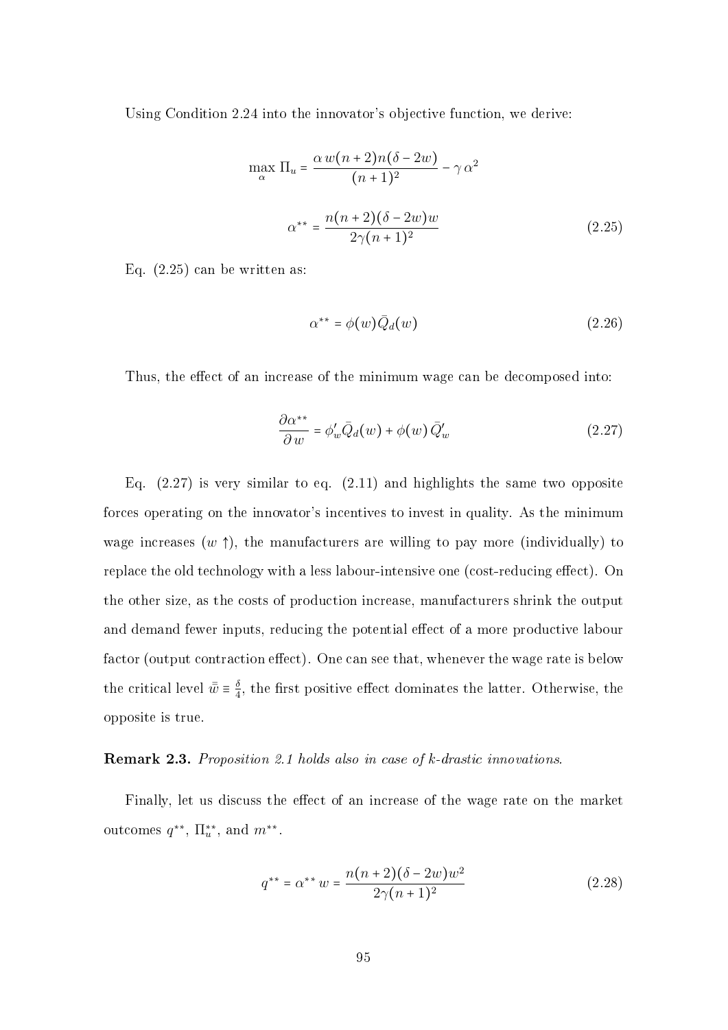Using Condition 2.24 into the innovator's objective function, we derive:

$$\max_{\alpha} \Pi_u = \frac{\alpha\, w(n+2)n(\delta - 2w)}{(n+1)^2} - \gamma\, \alpha^2$$

$$\alpha^{**} = \frac{n(n+2)(\delta - 2w)w}{2\gamma(n+1)^2} \tag{2.25}$$

Eq. (2.25) can be written as:

$$\alpha^{**} = \phi(w)\bar{Q}_d(w) \tag{2.26}$$

Thus, the effect of an increase of the minimum wage can be decomposed into:

$$\frac{\partial \alpha^{**}}{\partial w} = \phi'_w \bar{Q}_d(w) + \phi(w)\, \bar{Q}'_w \tag{2.27}$$

Eq. (2.27) is very similar to eq. (2.11) and highlights the same two opposite forces operating on the innovator's incentives to invest in quality. As the minimum wage increases ($w \uparrow$), the manufacturers are willing to pay more (individually) to replace the old technology with a less labour-intensive one (cost-reducing effect). On the other size, as the costs of production increase, manufacturers shrink the output and demand fewer inputs, reducing the potential effect of a more productive labour factor (output contraction effect). One can see that, whenever the wage rate is below the critical level $\bar{\bar{w}} \equiv \frac{\delta}{4}$, the first positive effect dominates the latter. Otherwise, the opposite is true.

**Remark 2.3.** *Proposition 2.1 holds also in case of k-drastic innovations.*

Finally, let us discuss the effect of an increase of the wage rate on the market outcomes $q^{**}$, $\Pi_u^{**}$, and $m^{**}$.

$$q^{**} = \alpha^{**}\, w = \frac{n(n+2)(\delta - 2w)w^2}{2\gamma(n+1)^2} \tag{2.28}$$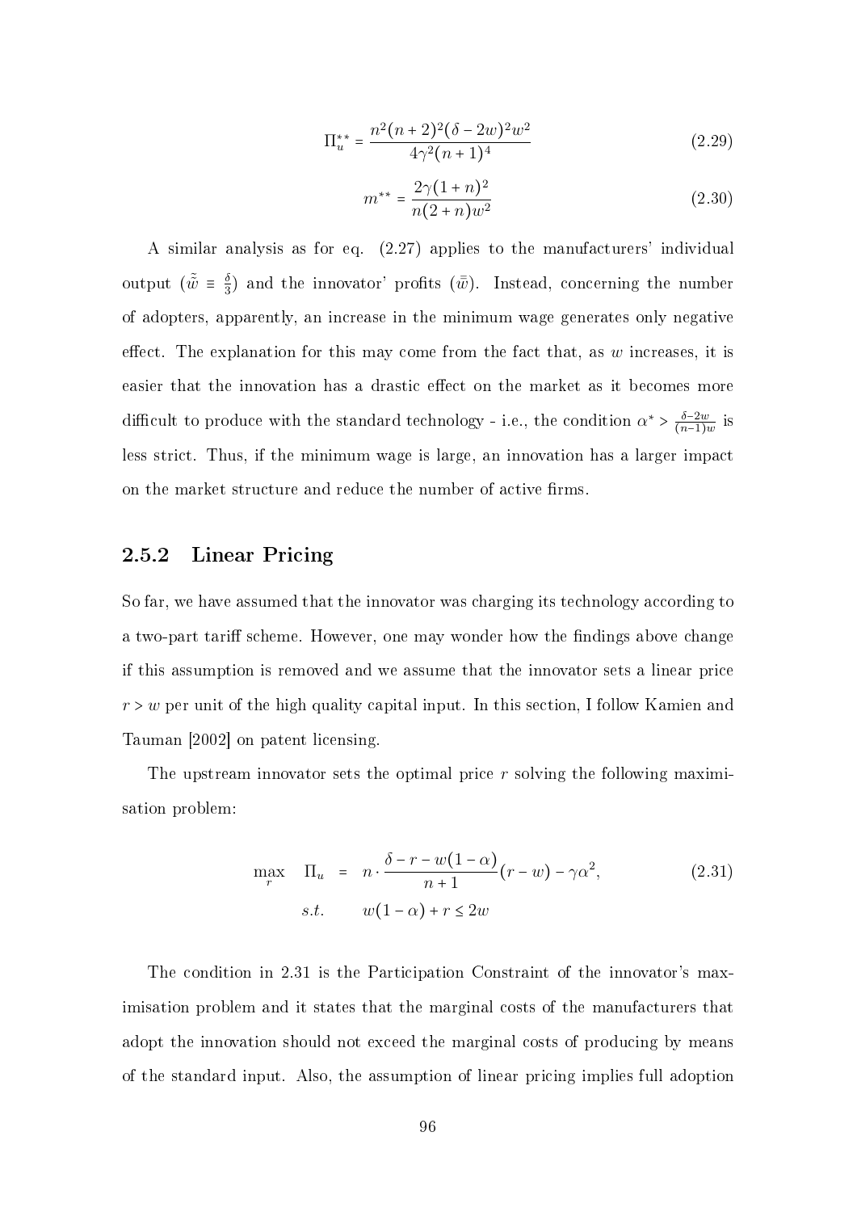$$\Pi_u^{**} = \frac{n^2(n+2)^2(\delta - 2w)^2 w^2}{4\gamma^2(n+1)^4} \tag{2.29}$$

$$m^{**} = \frac{2\gamma(1+n)^2}{n(2+n)w^2} \tag{2.30}$$

A similar analysis as for eq. (2.27) applies to the manufacturers' individual output ($\tilde{\tilde{w}} \equiv \frac{\delta}{3}$) and the innovator' profits ($\bar{\bar{w}}$). Instead, concerning the number of adopters, apparently, an increase in the minimum wage generates only negative effect. The explanation for this may come from the fact that, as $w$ increases, it is easier that the innovation has a drastic effect on the market as it becomes more difficult to produce with the standard technology - i.e., the condition $\alpha^* > \frac{\delta - 2w}{(n-1)w}$ is less strict. Thus, if the minimum wage is large, an innovation has a larger impact on the market structure and reduce the number of active firms.

### 2.5.2 Linear Pricing

So far, we have assumed that the innovator was charging its technology according to a two-part tariff scheme. However, one may wonder how the findings above change if this assumption is removed and we assume that the innovator sets a linear price $r > w$ per unit of the high quality capital input. In this section, I follow Kamien and Tauman [2002] on patent licensing.

The upstream innovator sets the optimal price $r$ solving the following maximisation problem:

$$\begin{aligned} \max_{r} \quad \Pi_u &= n \cdot \frac{\delta - r - w(1-\alpha)}{n+1}(r - w) - \gamma\alpha^2, \\ s.t. \quad & w(1-\alpha) + r \leq 2w \end{aligned} \tag{2.31}$$

The condition in 2.31 is the Participation Constraint of the innovator's maximisation problem and it states that the marginal costs of the manufacturers that adopt the innovation should not exceed the marginal costs of producing by means of the standard input. Also, the assumption of linear pricing implies full adoption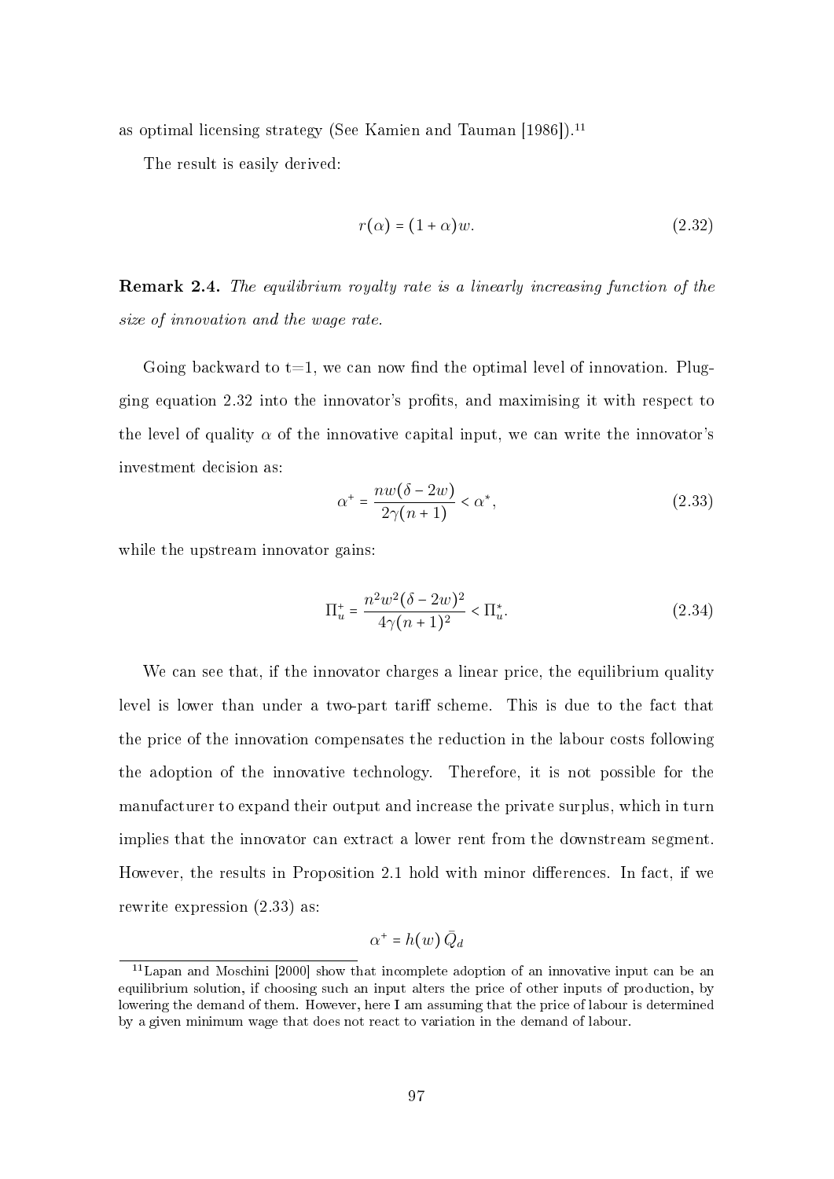as optimal licensing strategy (See Kamien and Tauman [1986]).[11]

The result is easily derived:

$$r(\alpha) = (1 + \alpha)w. \tag{2.32}$$

**Remark 2.4.** *The equilibrium royalty rate is a linearly increasing function of the size of innovation and the wage rate.*

Going backward to t=1, we can now find the optimal level of innovation. Plugging equation 2.32 into the innovator's profits, and maximising it with respect to the level of quality $\alpha$ of the innovative capital input, we can write the innovator's investment decision as:

$$\alpha^+ = \frac{nw(\delta - 2w)}{2\gamma(n+1)} < \alpha^*, \tag{2.33}$$

while the upstream innovator gains:

$$\Pi_u^+ = \frac{n^2w^2(\delta - 2w)^2}{4\gamma(n+1)^2} < \Pi_u^*. \tag{2.34}$$

We can see that, if the innovator charges a linear price, the equilibrium quality level is lower than under a two-part tariff scheme. This is due to the fact that the price of the innovation compensates the reduction in the labour costs following the adoption of the innovative technology. Therefore, it is not possible for the manufacturer to expand their output and increase the private surplus, which in turn implies that the innovator can extract a lower rent from the downstream segment. However, the results in Proposition 2.1 hold with minor differences. In fact, if we rewrite expression (2.33) as:

$$\alpha^+ = h(w)\,\bar{Q}_d$$

[11] Lapan and Moschini [2000] show that incomplete adoption of an innovative input can be an equilibrium solution, if choosing such an input alters the price of other inputs of production, by lowering the demand of them. However, here I am assuming that the price of labour is determined by a given minimum wage that does not react to variation in the demand of labour.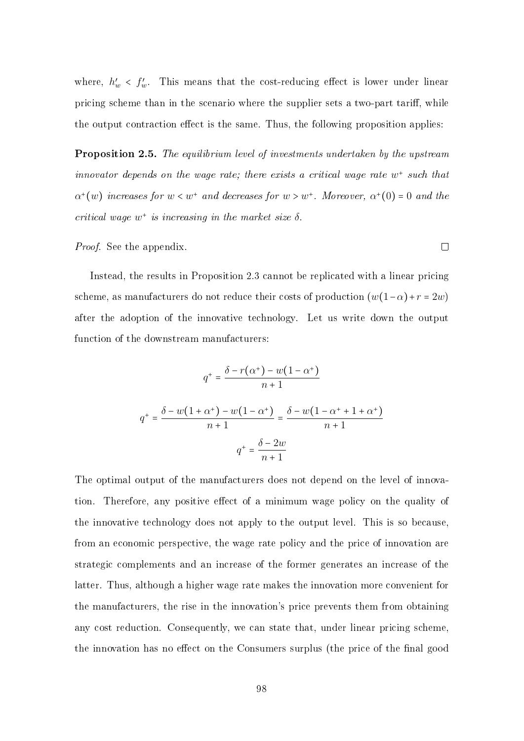where, $h'_w < f'_w$. This means that the cost-reducing effect is lower under linear pricing scheme than in the scenario where the supplier sets a two-part tariff, while the output contraction effect is the same. Thus, the following proposition applies:

**Proposition 2.5.** *The equilibrium level of investments undertaken by the upstream innovator depends on the wage rate; there exists a critical wage rate $w^+$ such that $\alpha^+(w)$ increases for $w < w^+$ and decreases for $w > w^+$. Moreover, $\alpha^+(0) = 0$ and the critical wage $w^+$ is increasing in the market size $\delta$.*

*Proof.* See the appendix. □

Instead, the results in Proposition 2.3 cannot be replicated with a linear pricing scheme, as manufacturers do not reduce their costs of production ($w(1-\alpha)+r = 2w$) after the adoption of the innovative technology. Let us write down the output function of the downstream manufacturers:

$$q^+ = \frac{\delta - r(\alpha^+) - w(1-\alpha^+)}{n+1}$$

$$q^+ = \frac{\delta - w(1+\alpha^+) - w(1-\alpha^+)}{n+1} = \frac{\delta - w(1-\alpha^+ + 1 + \alpha^+)}{n+1}$$

$$q^+ = \frac{\delta - 2w}{n+1}$$

The optimal output of the manufacturers does not depend on the level of innovation. Therefore, any positive effect of a minimum wage policy on the quality of the innovative technology does not apply to the output level. This is so because, from an economic perspective, the wage rate policy and the price of innovation are strategic complements and an increase of the former generates an increase of the latter. Thus, although a higher wage rate makes the innovation more convenient for the manufacturers, the rise in the innovation's price prevents them from obtaining any cost reduction. Consequently, we can state that, under linear pricing scheme, the innovation has no effect on the Consumers surplus (the price of the final good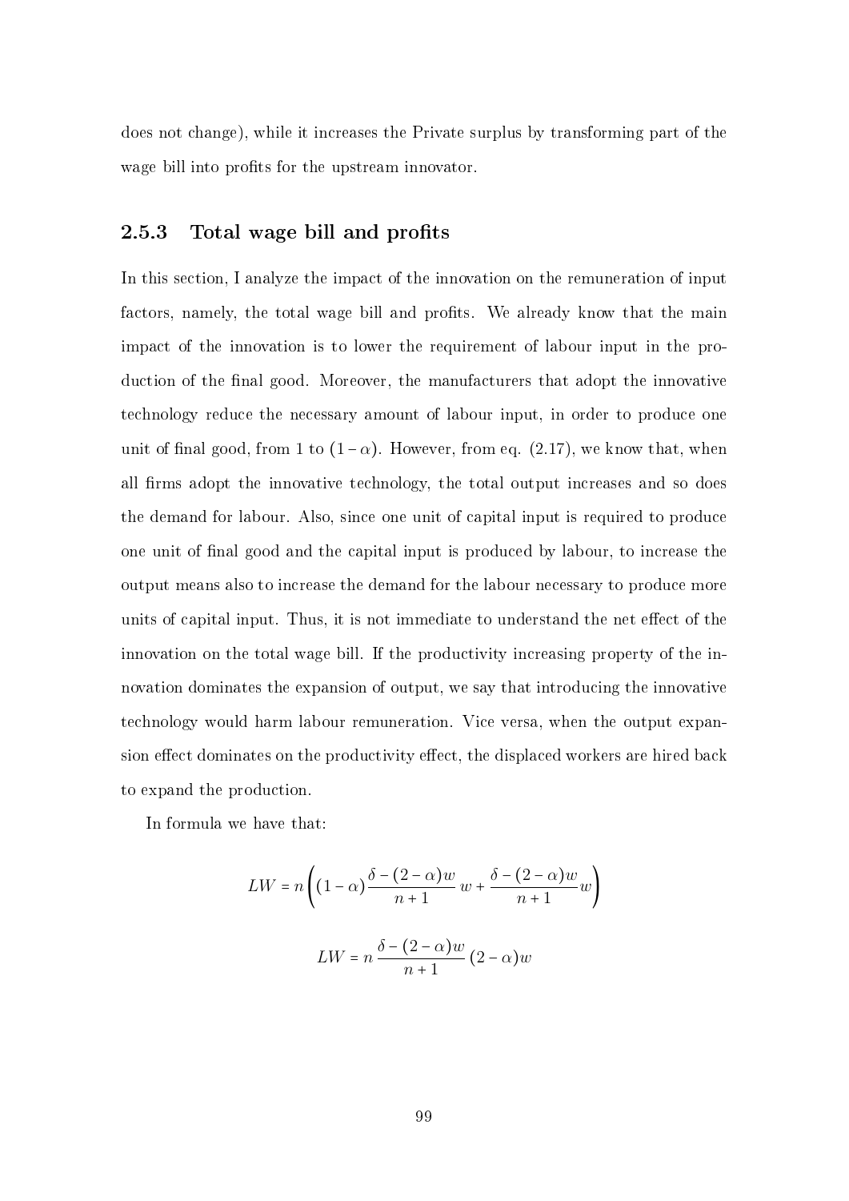does not change), while it increases the Private surplus by transforming part of the wage bill into profits for the upstream innovator.

### 2.5.3 Total wage bill and profits

In this section, I analyze the impact of the innovation on the remuneration of input factors, namely, the total wage bill and profits. We already know that the main impact of the innovation is to lower the requirement of labour input in the production of the final good. Moreover, the manufacturers that adopt the innovative technology reduce the necessary amount of labour input, in order to produce one unit of final good, from 1 to $(1-\alpha)$. However, from eq. (2.17), we know that, when all firms adopt the innovative technology, the total output increases and so does the demand for labour. Also, since one unit of capital input is required to produce one unit of final good and the capital input is produced by labour, to increase the output means also to increase the demand for the labour necessary to produce more units of capital input. Thus, it is not immediate to understand the net effect of the innovation on the total wage bill. If the productivity increasing property of the innovation dominates the expansion of output, we say that introducing the innovative technology would harm labour remuneration. Vice versa, when the output expansion effect dominates on the productivity effect, the displaced workers are hired back to expand the production.

In formula we have that:

$$LW = n\left((1-\alpha)\frac{\delta-(2-\alpha)w}{n+1}\,w + \frac{\delta-(2-\alpha)w}{n+1}w\right)$$

$$LW = n\,\frac{\delta-(2-\alpha)w}{n+1}\,(2-\alpha)w$$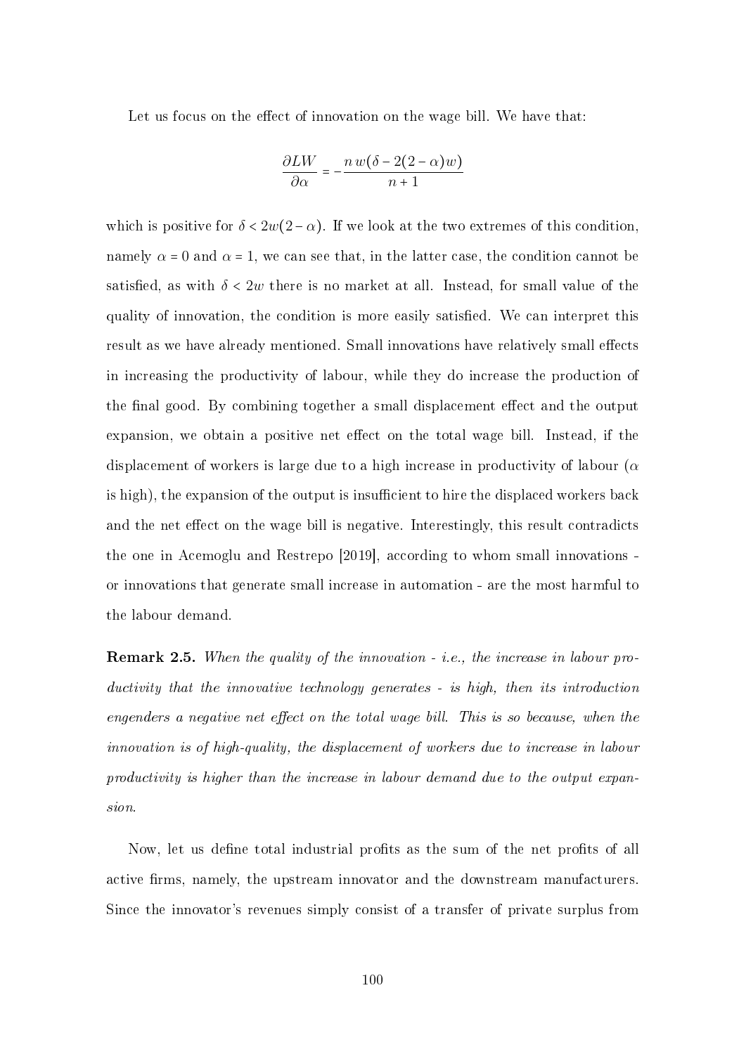Let us focus on the effect of innovation on the wage bill. We have that:

$$\frac{\partial LW}{\partial \alpha} = -\frac{n\,w(\delta - 2(2-\alpha)w)}{n+1}$$

which is positive for $\delta < 2w(2-\alpha)$. If we look at the two extremes of this condition, namely $\alpha = 0$ and $\alpha = 1$, we can see that, in the latter case, the condition cannot be satisfied, as with $\delta < 2w$ there is no market at all. Instead, for small value of the quality of innovation, the condition is more easily satisfied. We can interpret this result as we have already mentioned. Small innovations have relatively small effects in increasing the productivity of labour, while they do increase the production of the final good. By combining together a small displacement effect and the output expansion, we obtain a positive net effect on the total wage bill. Instead, if the displacement of workers is large due to a high increase in productivity of labour ($\alpha$ is high), the expansion of the output is insufficient to hire the displaced workers back and the net effect on the wage bill is negative. Interestingly, this result contradicts the one in Acemoglu and Restrepo [2019], according to whom small innovations - or innovations that generate small increase in automation - are the most harmful to the labour demand.

**Remark 2.5.** *When the quality of the innovation - i.e., the increase in labour productivity that the innovative technology generates - is high, then its introduction engenders a negative net effect on the total wage bill. This is so because, when the innovation is of high-quality, the displacement of workers due to increase in labour productivity is higher than the increase in labour demand due to the output expansion.*

Now, let us define total industrial profits as the sum of the net profits of all active firms, namely, the upstream innovator and the downstream manufacturers. Since the innovator's revenues simply consist of a transfer of private surplus from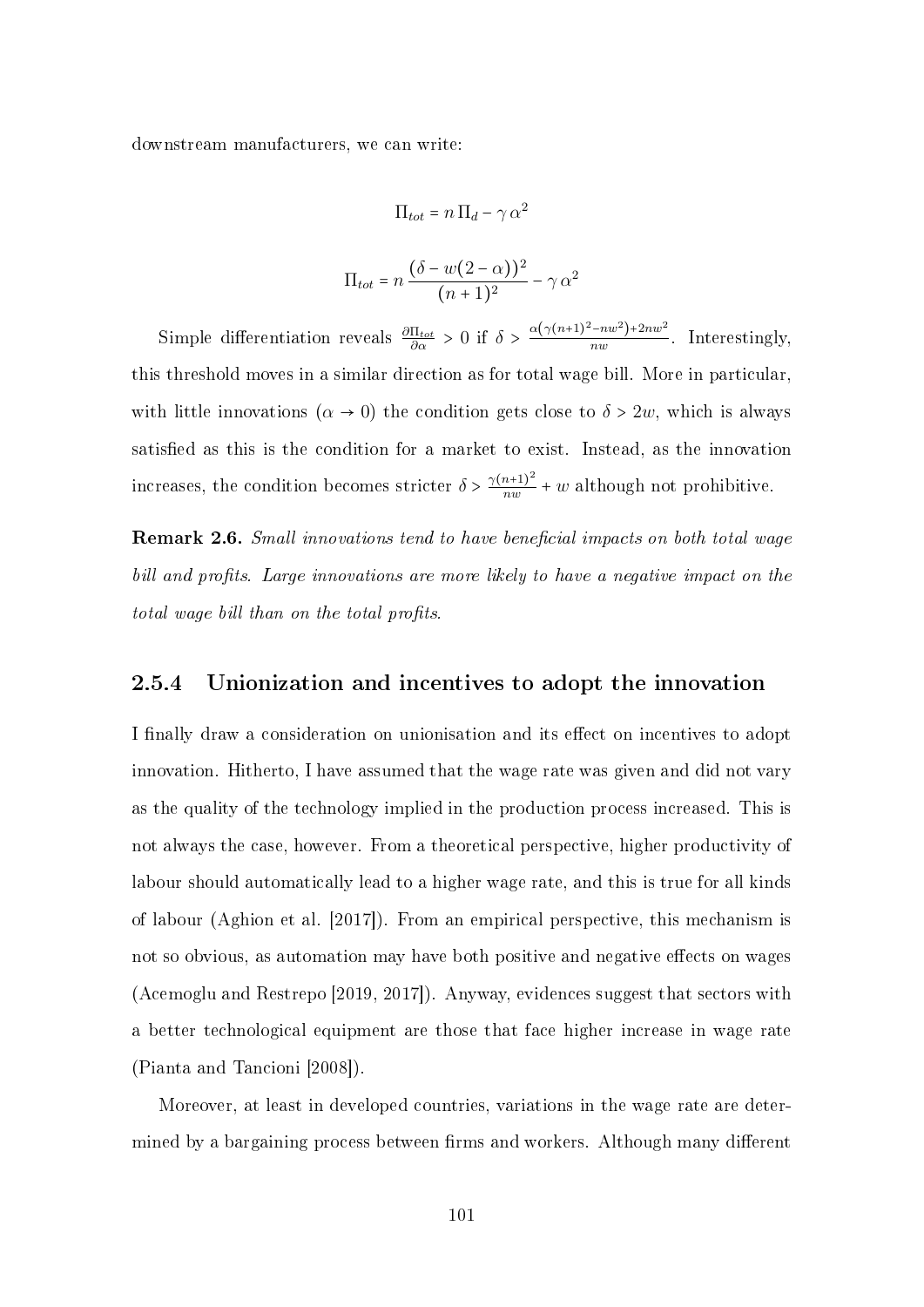downstream manufacturers, we can write:

$$\Pi_{tot} = n\,\Pi_d - \gamma\,\alpha^2$$

$$\Pi_{tot} = n\,\frac{(\delta - w(2-\alpha))^2}{(n+1)^2} - \gamma\,\alpha^2$$

Simple differentiation reveals $\frac{\partial \Pi_{tot}}{\partial \alpha} > 0$ if $\delta > \frac{\alpha\left(\gamma(n+1)^2 - nw^2\right) + 2nw^2}{nw}$. Interestingly, this threshold moves in a similar direction as for total wage bill. More in particular, with little innovations ($\alpha \to 0$) the condition gets close to $\delta > 2w$, which is always satisfied as this is the condition for a market to exist. Instead, as the innovation increases, the condition becomes stricter $\delta > \frac{\gamma(n+1)^2}{nw} + w$ although not prohibitive.

**Remark 2.6.** *Small innovations tend to have beneficial impacts on both total wage bill and profits. Large innovations are more likely to have a negative impact on the total wage bill than on the total profits.*

### 2.5.4 Unionization and incentives to adopt the innovation

I finally draw a consideration on unionisation and its effect on incentives to adopt innovation. Hitherto, I have assumed that the wage rate was given and did not vary as the quality of the technology implied in the production process increased. This is not always the case, however. From a theoretical perspective, higher productivity of labour should automatically lead to a higher wage rate, and this is true for all kinds of labour (Aghion et al. [2017]). From an empirical perspective, this mechanism is not so obvious, as automation may have both positive and negative effects on wages (Acemoglu and Restrepo [2019, 2017]). Anyway, evidences suggest that sectors with a better technological equipment are those that face higher increase in wage rate (Pianta and Tancioni [2008]).

Moreover, at least in developed countries, variations in the wage rate are determined by a bargaining process between firms and workers. Although many different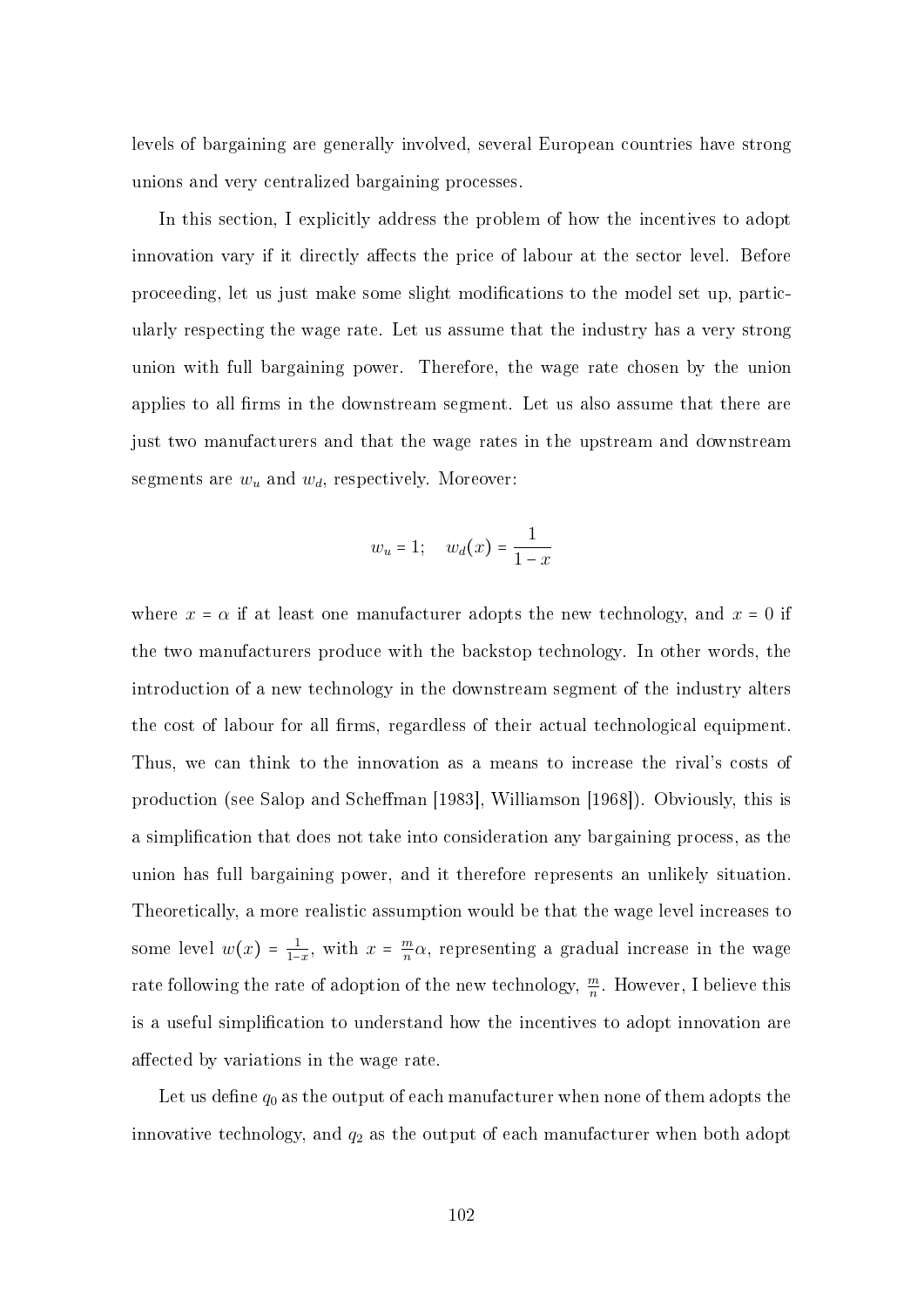levels of bargaining are generally involved, several European countries have strong unions and very centralized bargaining processes.

In this section, I explicitly address the problem of how the incentives to adopt innovation vary if it directly affects the price of labour at the sector level. Before proceeding, let us just make some slight modifications to the model set up, particularly respecting the wage rate. Let us assume that the industry has a very strong union with full bargaining power. Therefore, the wage rate chosen by the union applies to all firms in the downstream segment. Let us also assume that there are just two manufacturers and that the wage rates in the upstream and downstream segments are $w_u$ and $w_d$, respectively. Moreover:

$$w_u = 1; \quad w_d(x) = \frac{1}{1-x}$$

where $x = \alpha$ if at least one manufacturer adopts the new technology, and $x = 0$ if the two manufacturers produce with the backstop technology. In other words, the introduction of a new technology in the downstream segment of the industry alters the cost of labour for all firms, regardless of their actual technological equipment. Thus, we can think to the innovation as a means to increase the rival's costs of production (see Salop and Scheffman [1983], Williamson [1968]). Obviously, this is a simplification that does not take into consideration any bargaining process, as the union has full bargaining power, and it therefore represents an unlikely situation. Theoretically, a more realistic assumption would be that the wage level increases to some level $w(x) = \frac{1}{1-x}$, with $x = \frac{m}{n}\alpha$, representing a gradual increase in the wage rate following the rate of adoption of the new technology, $\frac{m}{n}$. However, I believe this is a useful simplification to understand how the incentives to adopt innovation are affected by variations in the wage rate.

Let us define $q_0$ as the output of each manufacturer when none of them adopts the innovative technology, and $q_2$ as the output of each manufacturer when both adopt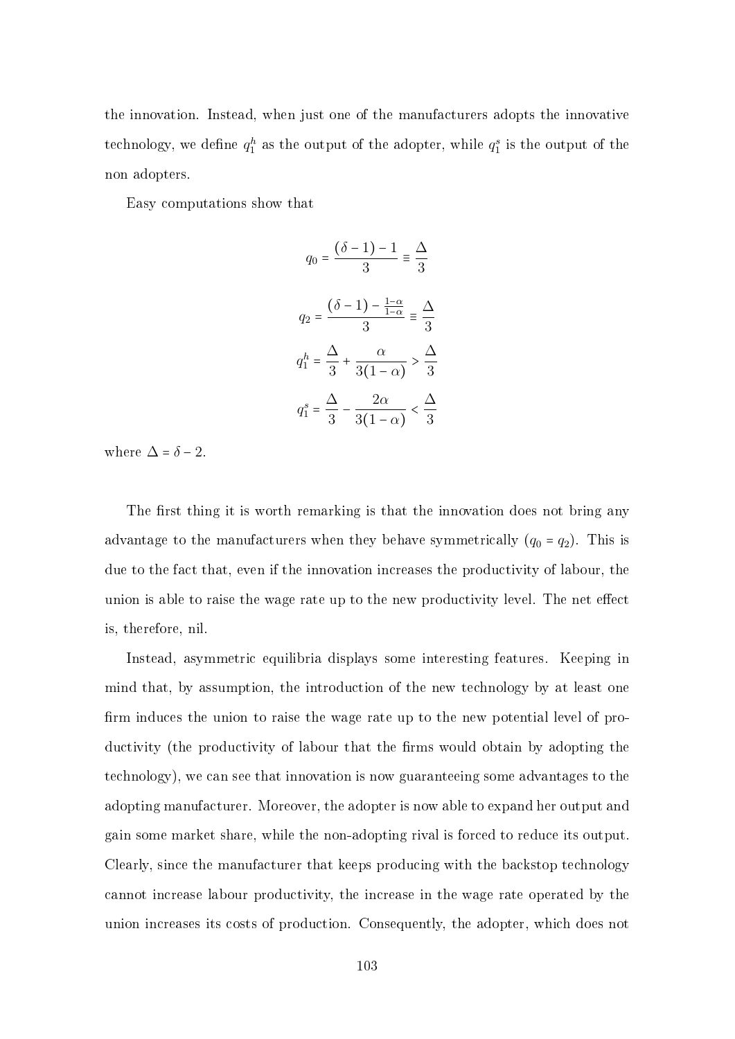the innovation. Instead, when just one of the manufacturers adopts the innovative technology, we define $q_1^h$ as the output of the adopter, while $q_1^s$ is the output of the non adopters.

Easy computations show that

$$q_0 = \frac{(\delta - 1) - 1}{3} \equiv \frac{\Delta}{3}$$

$$q_2 = \frac{(\delta - 1) - \frac{1-\alpha}{1-\alpha}}{3} \equiv \frac{\Delta}{3}$$

$$q_1^h = \frac{\Delta}{3} + \frac{\alpha}{3(1-\alpha)} > \frac{\Delta}{3}$$

$$q_1^s = \frac{\Delta}{3} - \frac{2\alpha}{3(1-\alpha)} < \frac{\Delta}{3}$$

where $\Delta = \delta - 2$.

The first thing it is worth remarking is that the innovation does not bring any advantage to the manufacturers when they behave symmetrically ($q_0 = q_2$). This is due to the fact that, even if the innovation increases the productivity of labour, the union is able to raise the wage rate up to the new productivity level. The net effect is, therefore, nil.

Instead, asymmetric equilibria displays some interesting features. Keeping in mind that, by assumption, the introduction of the new technology by at least one firm induces the union to raise the wage rate up to the new potential level of productivity (the productivity of labour that the firms would obtain by adopting the technology), we can see that innovation is now guaranteeing some advantages to the adopting manufacturer. Moreover, the adopter is now able to expand her output and gain some market share, while the non-adopting rival is forced to reduce its output. Clearly, since the manufacturer that keeps producing with the backstop technology cannot increase labour productivity, the increase in the wage rate operated by the union increases its costs of production. Consequently, the adopter, which does not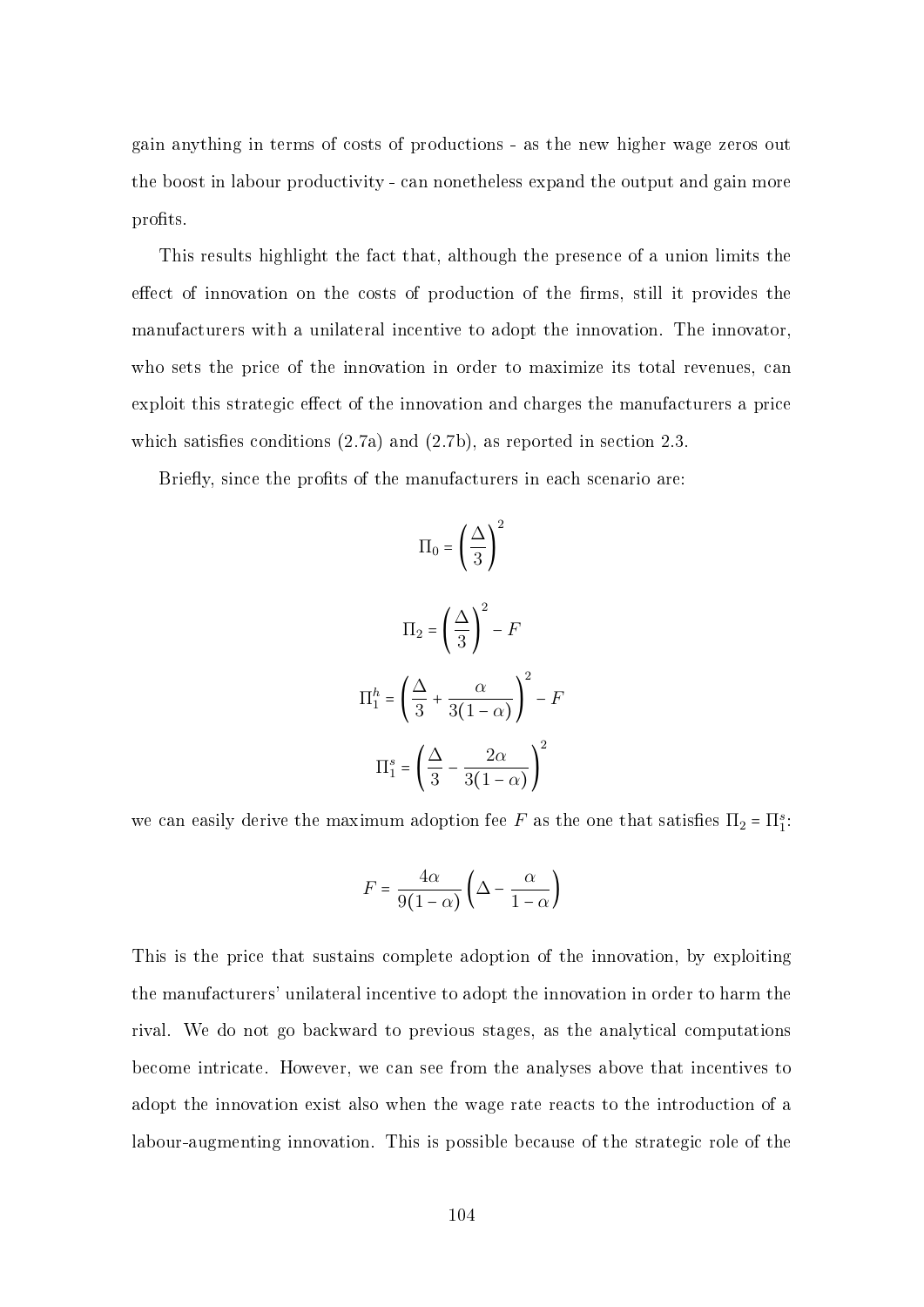gain anything in terms of costs of productions - as the new higher wage zeros out the boost in labour productivity - can nonetheless expand the output and gain more profits.

This results highlight the fact that, although the presence of a union limits the effect of innovation on the costs of production of the firms, still it provides the manufacturers with a unilateral incentive to adopt the innovation. The innovator, who sets the price of the innovation in order to maximize its total revenues, can exploit this strategic effect of the innovation and charges the manufacturers a price which satisfies conditions (2.7a) and (2.7b), as reported in section 2.3.

Briefly, since the profits of the manufacturers in each scenario are:

$$\Pi_0 = \left(\frac{\Delta}{3}\right)^2$$

$$\Pi_2 = \left(\frac{\Delta}{3}\right)^2 - F$$

$$\Pi_1^h = \left(\frac{\Delta}{3} + \frac{\alpha}{3(1-\alpha)}\right)^2 - F$$

$$\Pi_1^s = \left(\frac{\Delta}{3} - \frac{2\alpha}{3(1-\alpha)}\right)^2$$

we can easily derive the maximum adoption fee $F$ as the one that satisfies $\Pi_2 = \Pi_1^s$:

$$F = \frac{4\alpha}{9(1-\alpha)}\left(\Delta - \frac{\alpha}{1-\alpha}\right)$$

This is the price that sustains complete adoption of the innovation, by exploiting the manufacturers' unilateral incentive to adopt the innovation in order to harm the rival. We do not go backward to previous stages, as the analytical computations become intricate. However, we can see from the analyses above that incentives to adopt the innovation exist also when the wage rate reacts to the introduction of a labour-augmenting innovation. This is possible because of the strategic role of the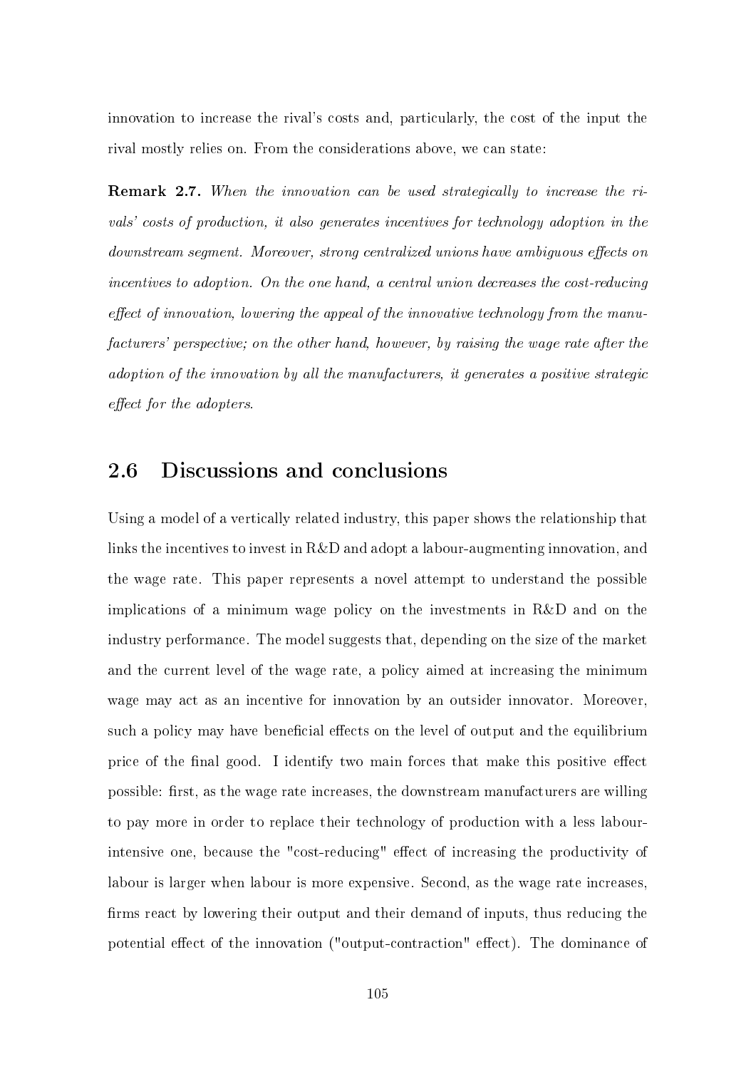innovation to increase the rival's costs and, particularly, the cost of the input the rival mostly relies on. From the considerations above, we can state:

**Remark 2.7.** *When the innovation can be used strategically to increase the rivals' costs of production, it also generates incentives for technology adoption in the downstream segment. Moreover, strong centralized unions have ambiguous effects on incentives to adoption. On the one hand, a central union decreases the cost-reducing effect of innovation, lowering the appeal of the innovative technology from the manufacturers' perspective; on the other hand, however, by raising the wage rate after the adoption of the innovation by all the manufacturers, it generates a positive strategic effect for the adopters.*

## 2.6 Discussions and conclusions

Using a model of a vertically related industry, this paper shows the relationship that links the incentives to invest in R&D and adopt a labour-augmenting innovation, and the wage rate. This paper represents a novel attempt to understand the possible implications of a minimum wage policy on the investments in R&D and on the industry performance. The model suggests that, depending on the size of the market and the current level of the wage rate, a policy aimed at increasing the minimum wage may act as an incentive for innovation by an outsider innovator. Moreover, such a policy may have beneficial effects on the level of output and the equilibrium price of the final good. I identify two main forces that make this positive effect possible: first, as the wage rate increases, the downstream manufacturers are willing to pay more in order to replace their technology of production with a less labour-intensive one, because the "cost-reducing" effect of increasing the productivity of labour is larger when labour is more expensive. Second, as the wage rate increases, firms react by lowering their output and their demand of inputs, thus reducing the potential effect of the innovation ("output-contraction" effect). The dominance of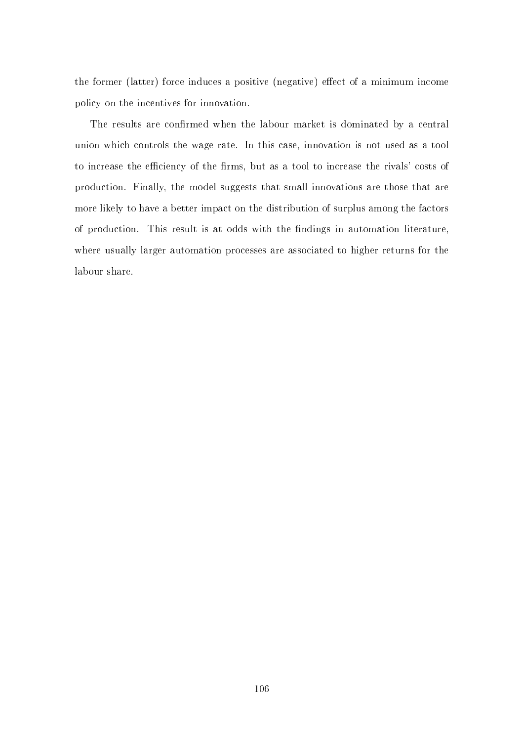the former (latter) force induces a positive (negative) effect of a minimum income policy on the incentives for innovation.

The results are confirmed when the labour market is dominated by a central union which controls the wage rate. In this case, innovation is not used as a tool to increase the efficiency of the firms, but as a tool to increase the rivals' costs of production. Finally, the model suggests that small innovations are those that are more likely to have a better impact on the distribution of surplus among the factors of production. This result is at odds with the findings in automation literature, where usually larger automation processes are associated to higher returns for the labour share.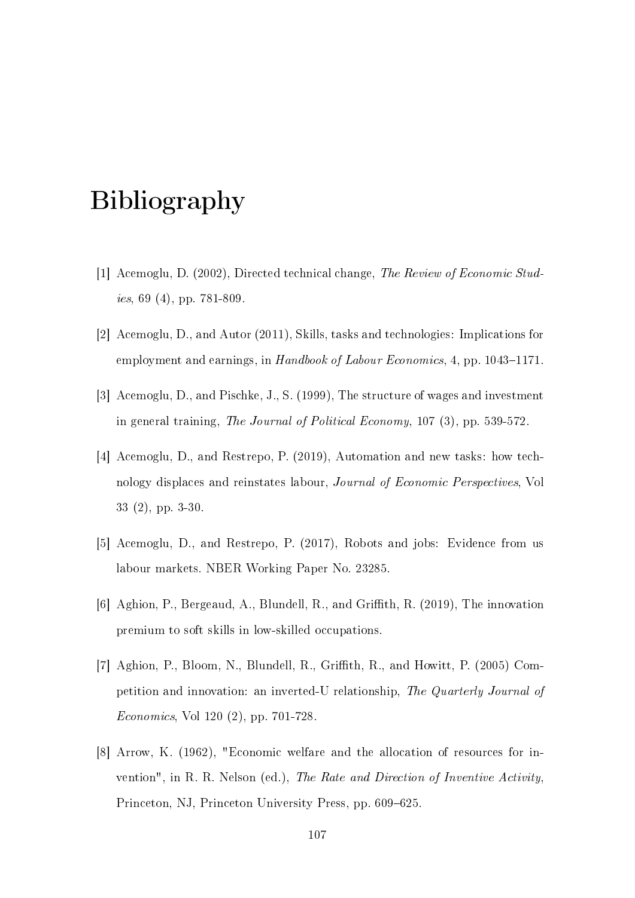# Bibliography

[1] Acemoglu, D. (2002), Directed technical change, *The Review of Economic Studies*, 69 (4), pp. 781-809.

[2] Acemoglu, D., and Autor (2011), Skills, tasks and technologies: Implications for employment and earnings, in *Handbook of Labour Economics*, 4, pp. 1043–1171.

[3] Acemoglu, D., and Pischke, J., S. (1999), The structure of wages and investment in general training, *The Journal of Political Economy*, 107 (3), pp. 539-572.

[4] Acemoglu, D., and Restrepo, P. (2019), Automation and new tasks: how technology displaces and reinstates labour, *Journal of Economic Perspectives*, Vol 33 (2), pp. 3-30.

[5] Acemoglu, D., and Restrepo, P. (2017), Robots and jobs: Evidence from us labour markets. NBER Working Paper No. 23285.

[6] Aghion, P., Bergeaud, A., Blundell, R., and Griffith, R. (2019), The innovation premium to soft skills in low-skilled occupations.

[7] Aghion, P., Bloom, N., Blundell, R., Griffith, R., and Howitt, P. (2005) Competition and innovation: an inverted-U relationship, *The Quarterly Journal of Economics*, Vol 120 (2), pp. 701-728.

[8] Arrow, K. (1962), "Economic welfare and the allocation of resources for invention", in R. R. Nelson (ed.), *The Rate and Direction of Inventive Activity*, Princeton, NJ, Princeton University Press, pp. 609–625.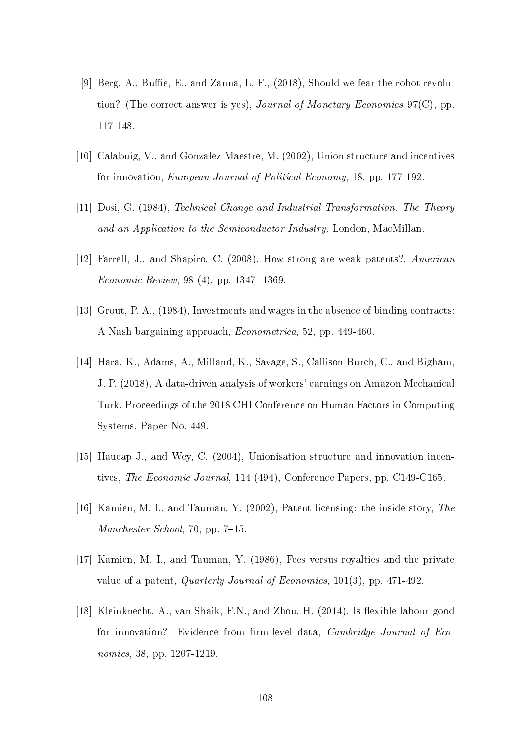[9] Berg, A., Buffie, E., and Zanna, L. F., (2018), Should we fear the robot revolution? (The correct answer is yes), *Journal of Monetary Economics* 97(C), pp. 117-148.

[10] Calabuig, V., and Gonzalez-Maestre, M. (2002), Union structure and incentives for innovation, *European Journal of Political Economy*, 18, pp. 177-192.

[11] Dosi, G. (1984), *Technical Change and Industrial Transformation. The Theory and an Application to the Semiconductor Industry*. London, MacMillan.

[12] Farrell, J., and Shapiro, C. (2008), How strong are weak patents?, *American Economic Review*, 98 (4), pp. 1347 -1369.

[13] Grout, P. A., (1984), Investments and wages in the absence of binding contracts: A Nash bargaining approach, *Econometrica*, 52, pp. 449-460.

[14] Hara, K., Adams, A., Milland, K., Savage, S., Callison-Burch, C., and Bigham, J. P. (2018), A data-driven analysis of workers' earnings on Amazon Mechanical Turk. Proceedings of the 2018 CHI Conference on Human Factors in Computing Systems, Paper No. 449.

[15] Haucap J., and Wey, C. (2004), Unionisation structure and innovation incentives, *The Economic Journal*, 114 (494), Conference Papers, pp. C149-C165.

[16] Kamien, M. I., and Tauman, Y. (2002), Patent licensing: the inside story, *The Manchester School*, 70, pp. 7–15.

[17] Kamien, M. I., and Tauman, Y. (1986), Fees versus royalties and the private value of a patent, *Quarterly Journal of Economics*, 101(3), pp. 471-492.

[18] Kleinknecht, A., van Shaik, F.N., and Zhou, H. (2014), Is flexible labour good for innovation? Evidence from firm-level data, *Cambridge Journal of Economics*, 38, pp. 1207-1219.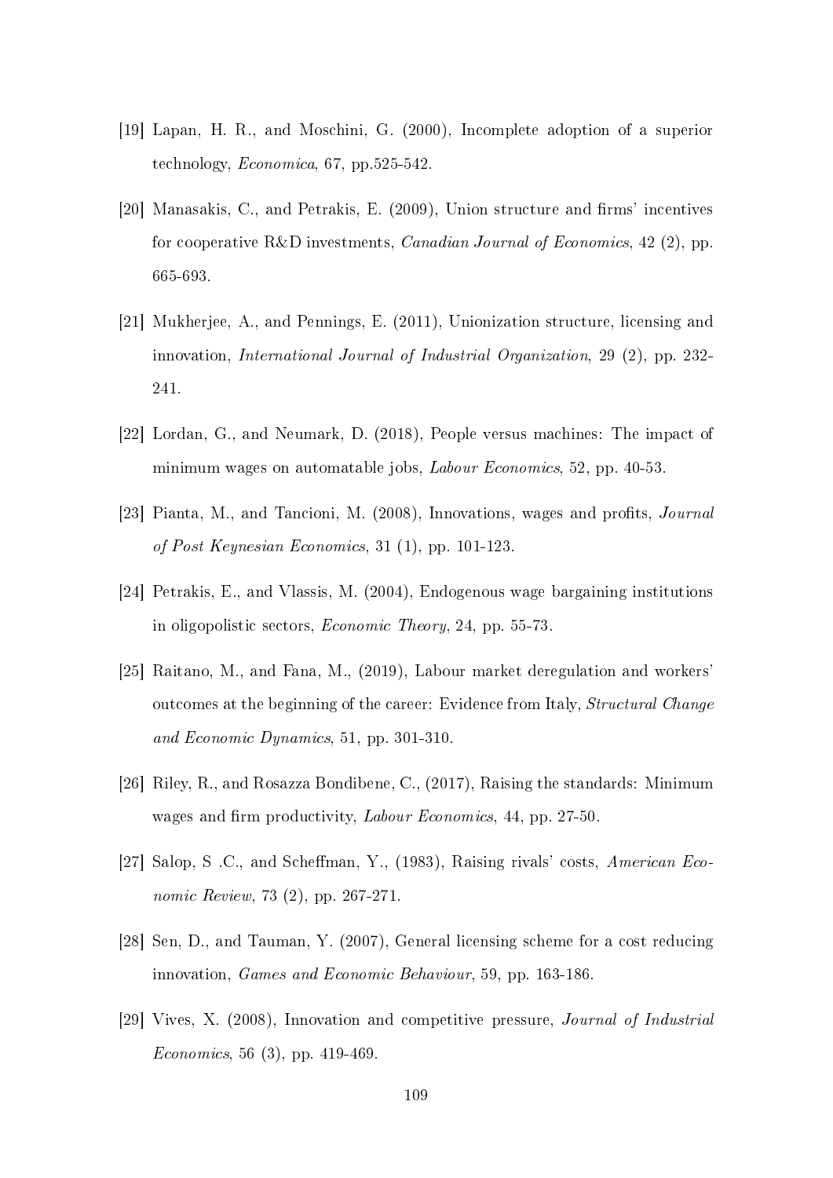[19] Lapan, H. R., and Moschini, G. (2000), Incomplete adoption of a superior technology, *Economica*, 67, pp.525-542.

[20] Manasakis, C., and Petrakis, E. (2009), Union structure and firms' incentives for cooperative R&D investments, *Canadian Journal of Economics*, 42 (2), pp. 665-693.

[21] Mukherjee, A., and Pennings, E. (2011), Unionization structure, licensing and innovation, *International Journal of Industrial Organization*, 29 (2), pp. 232-241.

[22] Lordan, G., and Neumark, D. (2018), People versus machines: The impact of minimum wages on automatable jobs, *Labour Economics*, 52, pp. 40-53.

[23] Pianta, M., and Tancioni, M. (2008), Innovations, wages and profits, *Journal of Post Keynesian Economics*, 31 (1), pp. 101-123.

[24] Petrakis, E., and Vlassis, M. (2004), Endogenous wage bargaining institutions in oligopolistic sectors, *Economic Theory*, 24, pp. 55-73.

[25] Raitano, M., and Fana, M., (2019), Labour market deregulation and workers' outcomes at the beginning of the career: Evidence from Italy, *Structural Change and Economic Dynamics*, 51, pp. 301-310.

[26] Riley, R., and Rosazza Bondibene, C., (2017), Raising the standards: Minimum wages and firm productivity, *Labour Economics*, 44, pp. 27-50.

[27] Salop, S .C., and Scheffman, Y., (1983), Raising rivals' costs, *American Economic Review*, 73 (2), pp. 267-271.

[28] Sen, D., and Tauman, Y. (2007), General licensing scheme for a cost reducing innovation, *Games and Economic Behaviour*, 59, pp. 163-186.

[29] Vives, X. (2008), Innovation and competitive pressure, *Journal of Industrial Economics*, 56 (3), pp. 419-469.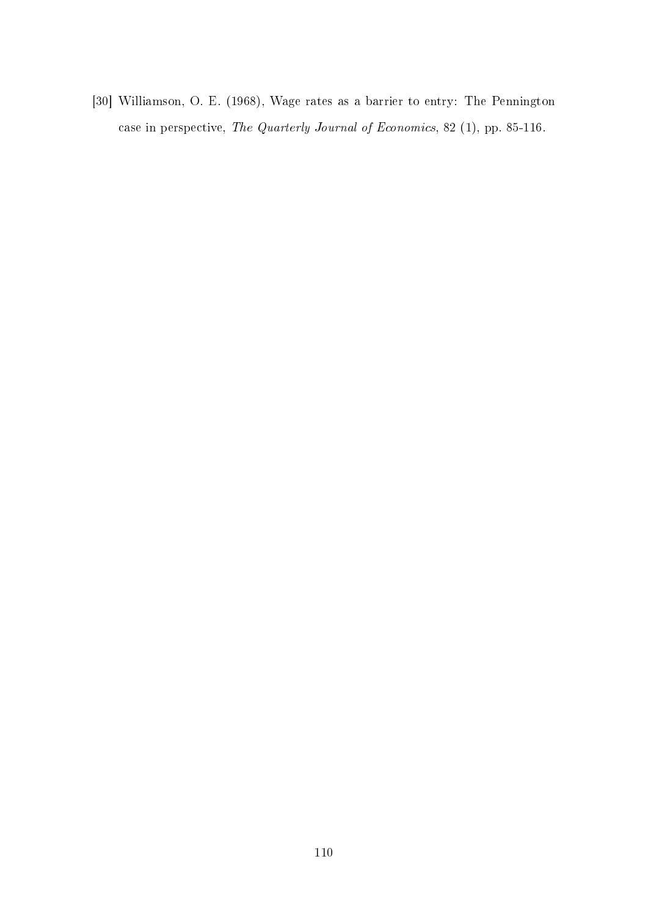[30] Williamson, O. E. (1968), Wage rates as a barrier to entry: The Pennington case in perspective, *The Quarterly Journal of Economics*, 82 (1), pp. 85-116.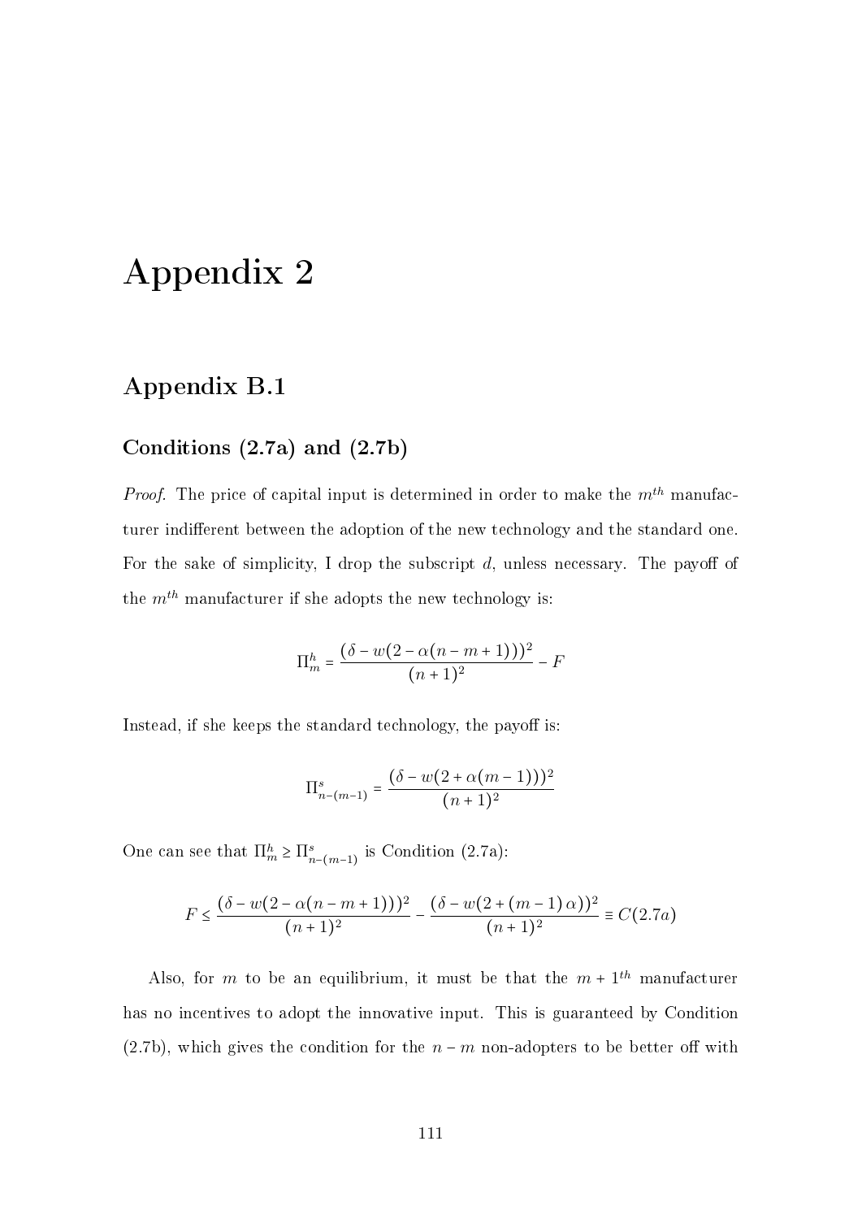# Appendix 2

## Appendix B.1

### Conditions (2.7a) and (2.7b)

*Proof.* The price of capital input is determined in order to make the $m^{th}$ manufacturer indifferent between the adoption of the new technology and the standard one. For the sake of simplicity, I drop the subscript $d$, unless necessary. The payoff of the $m^{th}$ manufacturer if she adopts the new technology is:

$$\Pi_m^h = \frac{(\delta - w(2 - \alpha(n - m + 1)))^2}{(n+1)^2} - F$$

Instead, if she keeps the standard technology, the payoff is:

$$\Pi_{n-(m-1)}^s = \frac{(\delta - w(2 + \alpha(m-1)))^2}{(n+1)^2}$$

One can see that $\Pi_m^h \geq \Pi_{n-(m-1)}^s$ is Condition (2.7a):

$$F \leq \frac{(\delta - w(2 - \alpha(n - m + 1)))^2}{(n+1)^2} - \frac{(\delta - w(2 + (m-1)\,\alpha))^2}{(n+1)^2} \equiv C(2.7a)$$

Also, for $m$ to be an equilibrium, it must be that the $m + 1^{th}$ manufacturer has no incentives to adopt the innovative input. This is guaranteed by Condition (2.7b), which gives the condition for the $n - m$ non-adopters to be better off with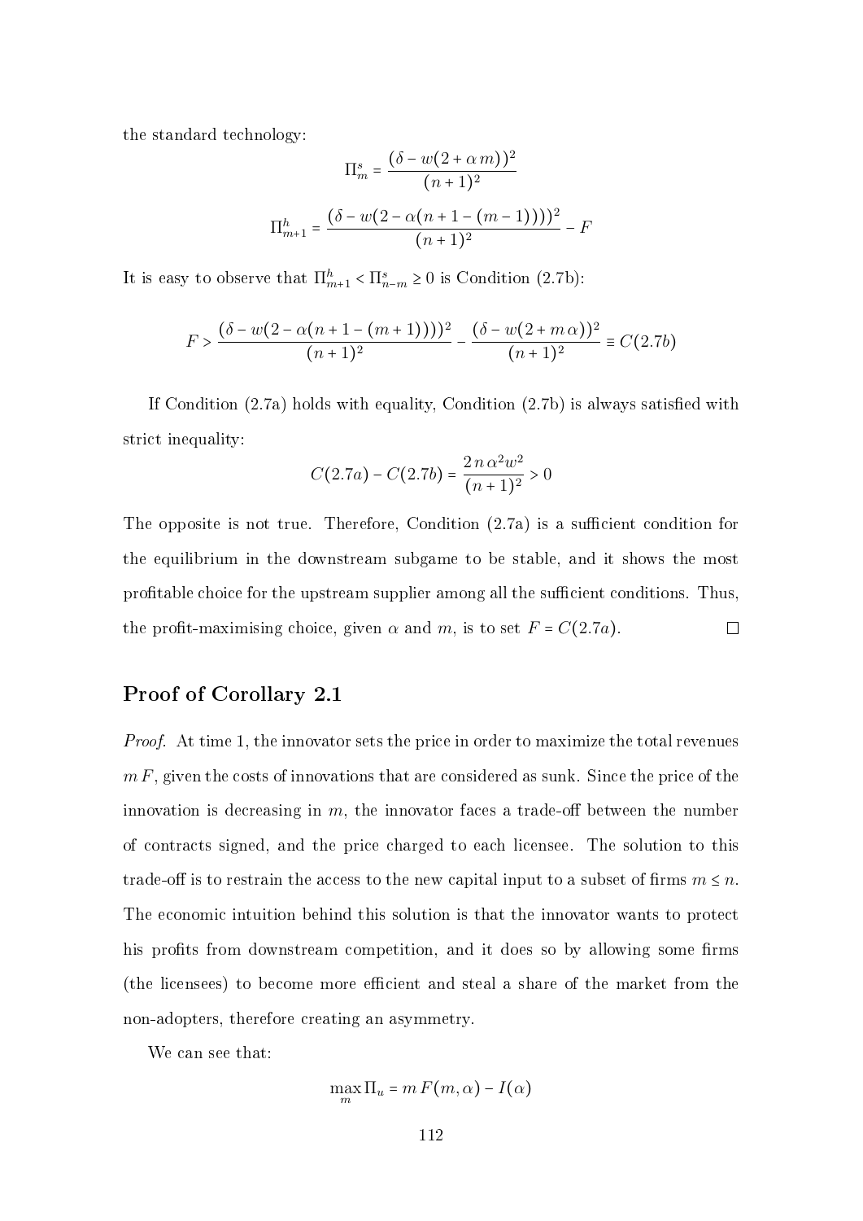the standard technology:

$$\Pi^s_m = \frac{(\delta - w(2 + \alpha\, m))^2}{(n+1)^2}$$

$$\Pi^h_{m+1} = \frac{(\delta - w(2 - \alpha(n + 1 - (m-1))))^2}{(n+1)^2} - F$$

It is easy to observe that $\Pi^h_{m+1} < \Pi^s_{n-m} \geq 0$ is Condition (2.7b):

$$F > \frac{(\delta - w(2 - \alpha(n + 1 - (m+1))))^2}{(n+1)^2} - \frac{(\delta - w(2 + m\,\alpha))^2}{(n+1)^2} \equiv C(2.7b)$$

If Condition (2.7a) holds with equality, Condition (2.7b) is always satisfied with strict inequality:

$$C(2.7a) - C(2.7b) = \frac{2\,n\,\alpha^2 w^2}{(n+1)^2} > 0$$

The opposite is not true. Therefore, Condition (2.7a) is a sufficient condition for the equilibrium in the downstream subgame to be stable, and it shows the most profitable choice for the upstream supplier among all the sufficient conditions. Thus, the profit-maximising choice, given $\alpha$ and $m$, is to set $F = C(2.7a)$. □

## Proof of Corollary 2.1

*Proof.* At time 1, the innovator sets the price in order to maximize the total revenues $m\,F$, given the costs of innovations that are considered as sunk. Since the price of the innovation is decreasing in $m$, the innovator faces a trade-off between the number of contracts signed, and the price charged to each licensee. The solution to this trade-off is to restrain the access to the new capital input to a subset of firms $m \leq n$. The economic intuition behind this solution is that the innovator wants to protect his profits from downstream competition, and it does so by allowing some firms (the licensees) to become more efficient and steal a share of the market from the non-adopters, therefore creating an asymmetry.

We can see that:

$$\max_m \Pi_u = m\,F(m, \alpha) - I(\alpha)$$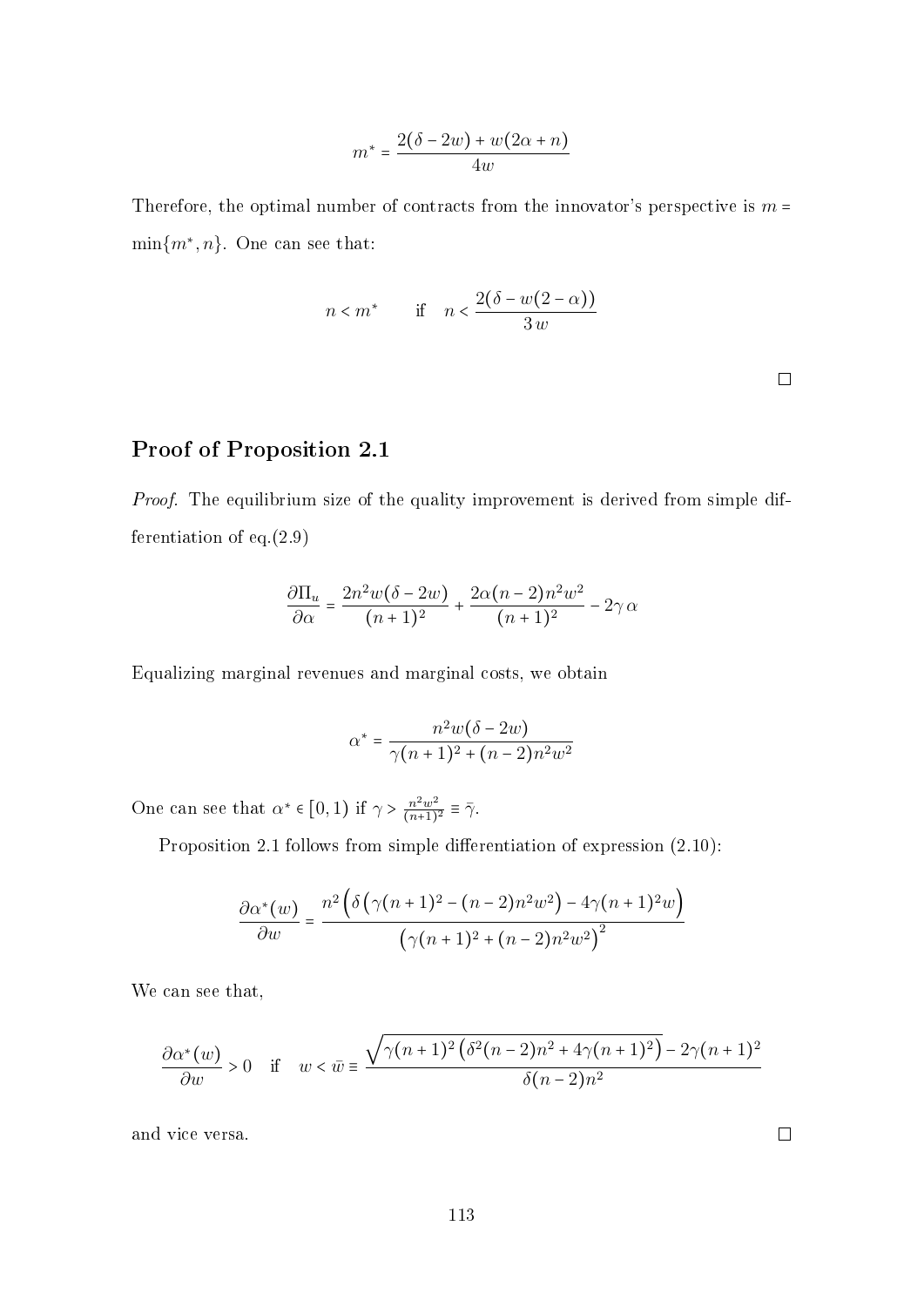$$m^* = \frac{2(\delta - 2w) + w(2\alpha + n)}{4w}$$

Therefore, the optimal number of contracts from the innovator's perspective is $m = \min\{m^*, n\}$. One can see that:

$$n < m^* \qquad \text{if} \quad n < \frac{2(\delta - w(2-\alpha))}{3\,w}$$

□

## Proof of Proposition 2.1

*Proof.* The equilibrium size of the quality improvement is derived from simple differentiation of eq.(2.9)

$$\frac{\partial \Pi_u}{\partial \alpha} = \frac{2n^2 w(\delta - 2w)}{(n+1)^2} + \frac{2\alpha(n-2)n^2 w^2}{(n+1)^2} - 2\gamma\,\alpha$$

Equalizing marginal revenues and marginal costs, we obtain

$$\alpha^* = \frac{n^2 w(\delta - 2w)}{\gamma(n+1)^2 + (n-2)n^2 w^2}$$

One can see that $\alpha^* \in [0, 1)$ if $\gamma > \frac{n^2 w^2}{(n+1)^2} \equiv \bar{\gamma}$.

Proposition 2.1 follows from simple differentiation of expression (2.10):

$$\frac{\partial \alpha^*(w)}{\partial w} = \frac{n^2\left(\delta\left(\gamma(n+1)^2 - (n-2)n^2 w^2\right) - 4\gamma(n+1)^2 w\right)}{\left(\gamma(n+1)^2 + (n-2)n^2 w^2\right)^2}$$

We can see that,

$$\frac{\partial \alpha^*(w)}{\partial w} > 0 \quad \text{if} \quad w < \bar{w} \equiv \frac{\sqrt{\gamma(n+1)^2\left(\delta^2(n-2)n^2 + 4\gamma(n+1)^2\right)} - 2\gamma(n+1)^2}{\delta(n-2)n^2}$$

and vice versa. □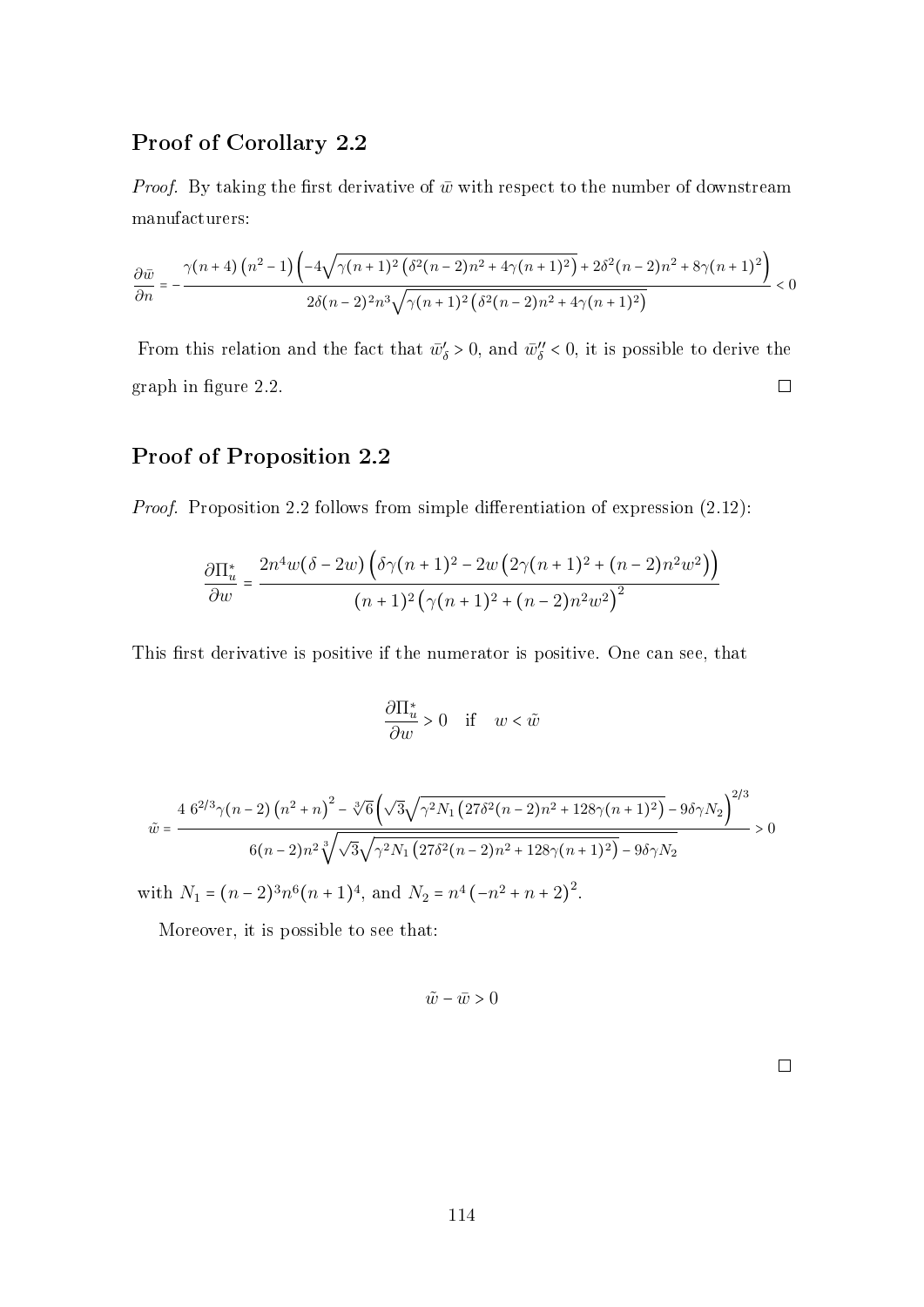## Proof of Corollary 2.2

*Proof.* By taking the first derivative of $\bar{w}$ with respect to the number of downstream manufacturers:

$$\frac{\partial \bar{w}}{\partial n} = -\frac{\gamma(n+4)\left(n^2-1\right)\left(-4\sqrt{\gamma(n+1)^2\left(\delta^2(n-2)n^2+4\gamma(n+1)^2\right)}+2\delta^2(n-2)n^2+8\gamma(n+1)^2\right)}{2\delta(n-2)^2n^3\sqrt{\gamma(n+1)^2\left(\delta^2(n-2)n^2+4\gamma(n+1)^2\right)}} < 0$$

From this relation and the fact that $\bar{w}'_\delta > 0$, and $\bar{w}''_\delta < 0$, it is possible to derive the graph in figure 2.2. □

## Proof of Proposition 2.2

*Proof.* Proposition 2.2 follows from simple differentiation of expression (2.12):

$$\frac{\partial \Pi_u^*}{\partial w} = \frac{2n^4w(\delta-2w)\left(\delta\gamma(n+1)^2-2w\left(2\gamma(n+1)^2+(n-2)n^2w^2\right)\right)}{(n+1)^2\left(\gamma(n+1)^2+(n-2)n^2w^2\right)^2}$$

This first derivative is positive if the numerator is positive. One can see, that

$$\frac{\partial \Pi_u^*}{\partial w} > 0 \quad \text{if} \quad w < \tilde{w}$$

$$\tilde{w} = \frac{4\,6^{2/3}\gamma(n-2)\left(n^2+n\right)^2-\sqrt[3]{6}\left(\sqrt{3}\sqrt{\gamma^2N_1\left(27\delta^2(n-2)n^2+128\gamma(n+1)^2\right)}-9\delta\gamma N_2\right)^{2/3}}{6(n-2)n^2\sqrt[3]{\sqrt{3}\sqrt{\gamma^2N_1\left(27\delta^2(n-2)n^2+128\gamma(n+1)^2\right)}-9\delta\gamma N_2}} > 0$$

with $N_1 = (n-2)^3n^6(n+1)^4$, and $N_2 = n^4\left(-n^2+n+2\right)^2$.

Moreover, it is possible to see that:

$$\tilde{w} - \bar{w} > 0$$

□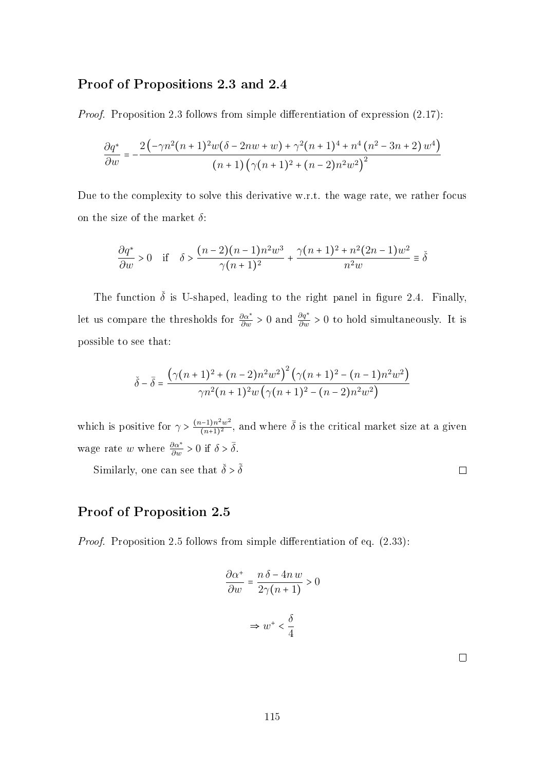## Proof of Propositions 2.3 and 2.4

*Proof.* Proposition 2.3 follows from simple differentiation of expression (2.17):

$$\frac{\partial q^*}{\partial w} = -\frac{2\left(-\gamma n^2(n+1)^2 w(\delta - 2nw + w) + \gamma^2(n+1)^4 + n^4\left(n^2 - 3n + 2\right)w^4\right)}{(n+1)\left(\gamma(n+1)^2 + (n-2)n^2w^2\right)^2}$$

Due to the complexity to solve this derivative w.r.t. the wage rate, we rather focus on the size of the market $\delta$:

$$\frac{\partial q^*}{\partial w} > 0 \quad \text{if} \quad \delta > \frac{(n-2)(n-1)n^2w^3}{\gamma(n+1)^2} + \frac{\gamma(n+1)^2 + n^2(2n-1)w^2}{n^2 w} \equiv \check{\delta}$$

The function $\check{\delta}$ is U-shaped, leading to the right panel in figure 2.4. Finally, let us compare the thresholds for $\frac{\partial \alpha^*}{\partial w} > 0$ and $\frac{\partial q^*}{\partial w} > 0$ to hold simultaneously. It is possible to see that:

$$\check{\delta} - \bar{\delta} = \frac{\left(\gamma(n+1)^2 + (n-2)n^2w^2\right)^2\left(\gamma(n+1)^2 - (n-1)n^2w^2\right)}{\gamma n^2(n+1)^2 w\left(\gamma(n+1)^2 - (n-2)n^2w^2\right)}$$

which is positive for $\gamma > \frac{(n-1)n^2w^2}{(n+1)^2}$, and where $\bar{\delta}$ is the critical market size at a given wage rate $w$ where $\frac{\partial \alpha^*}{\partial w} > 0$ if $\delta > \bar{\delta}$.

Similarly, one can see that $\check{\delta} > \tilde{\delta}$ □

## Proof of Proposition 2.5

*Proof.* Proposition 2.5 follows from simple differentiation of eq. (2.33):

$$\frac{\partial \alpha^+}{\partial w} = \frac{n\,\delta - 4n\,w}{2\gamma(n+1)} > 0$$

$$\Rightarrow w^+ < \frac{\delta}{4}$$

□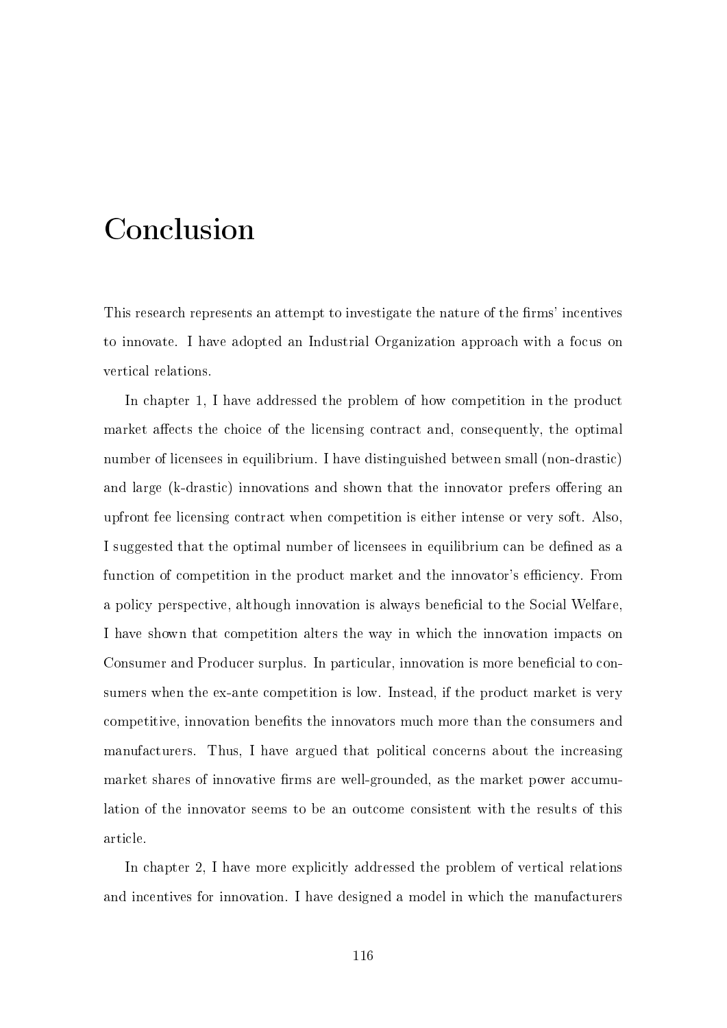# Conclusion

This research represents an attempt to investigate the nature of the firms' incentives to innovate. I have adopted an Industrial Organization approach with a focus on vertical relations.

In chapter 1, I have addressed the problem of how competition in the product market affects the choice of the licensing contract and, consequently, the optimal number of licensees in equilibrium. I have distinguished between small (non-drastic) and large (k-drastic) innovations and shown that the innovator prefers offering an upfront fee licensing contract when competition is either intense or very soft. Also, I suggested that the optimal number of licensees in equilibrium can be defined as a function of competition in the product market and the innovator's efficiency. From a policy perspective, although innovation is always beneficial to the Social Welfare, I have shown that competition alters the way in which the innovation impacts on Consumer and Producer surplus. In particular, innovation is more beneficial to consumers when the ex-ante competition is low. Instead, if the product market is very competitive, innovation benefits the innovators much more than the consumers and manufacturers. Thus, I have argued that political concerns about the increasing market shares of innovative firms are well-grounded, as the market power accumulation of the innovator seems to be an outcome consistent with the results of this article.

In chapter 2, I have more explicitly addressed the problem of vertical relations and incentives for innovation. I have designed a model in which the manufacturers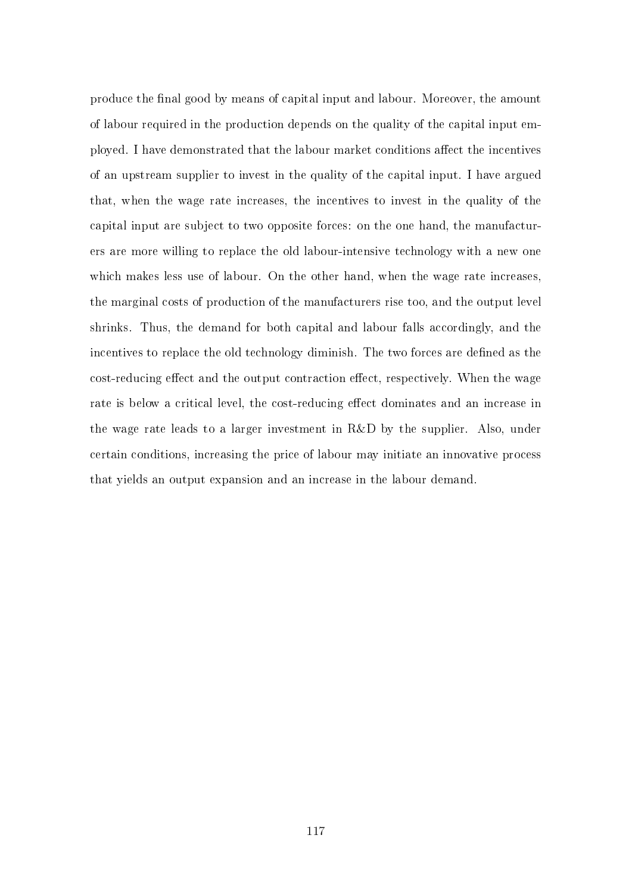produce the final good by means of capital input and labour. Moreover, the amount of labour required in the production depends on the quality of the capital input employed. I have demonstrated that the labour market conditions affect the incentives of an upstream supplier to invest in the quality of the capital input. I have argued that, when the wage rate increases, the incentives to invest in the quality of the capital input are subject to two opposite forces: on the one hand, the manufacturers are more willing to replace the old labour-intensive technology with a new one which makes less use of labour. On the other hand, when the wage rate increases, the marginal costs of production of the manufacturers rise too, and the output level shrinks. Thus, the demand for both capital and labour falls accordingly, and the incentives to replace the old technology diminish. The two forces are defined as the cost-reducing effect and the output contraction effect, respectively. When the wage rate is below a critical level, the cost-reducing effect dominates and an increase in the wage rate leads to a larger investment in R&D by the supplier. Also, under certain conditions, increasing the price of labour may initiate an innovative process that yields an output expansion and an increase in the labour demand.